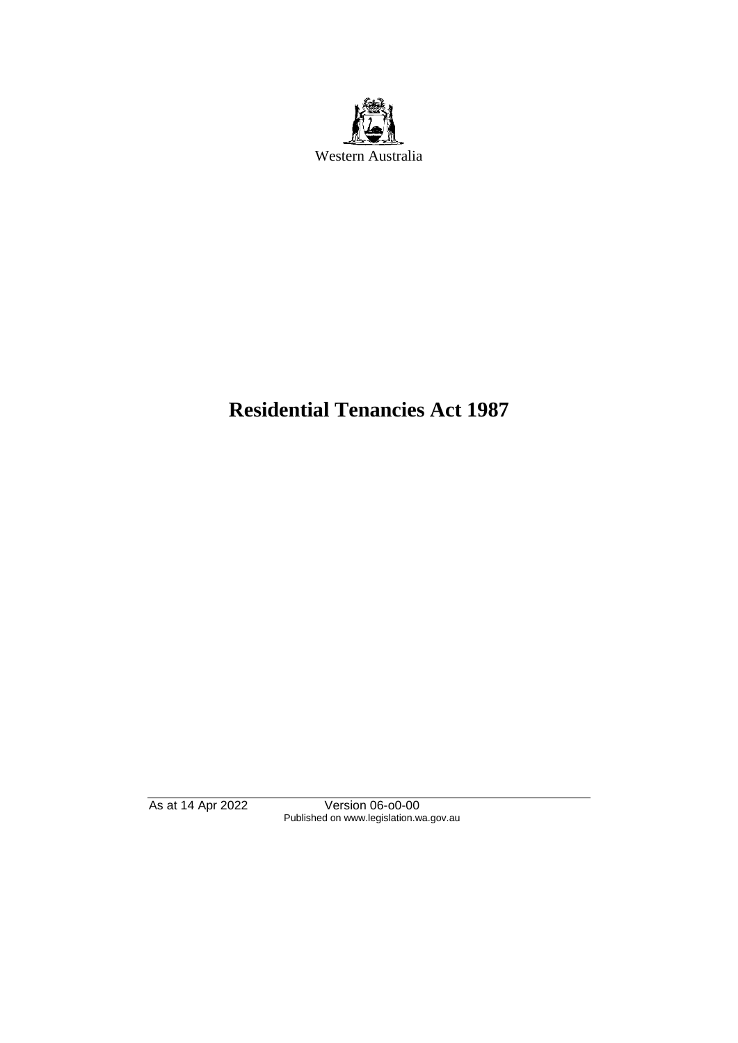Western Australia

# Residential Tenancies Act 1987

As at 14 Apr 2022 Version 06-o0-00
Published on www.legislation.wa.gov.au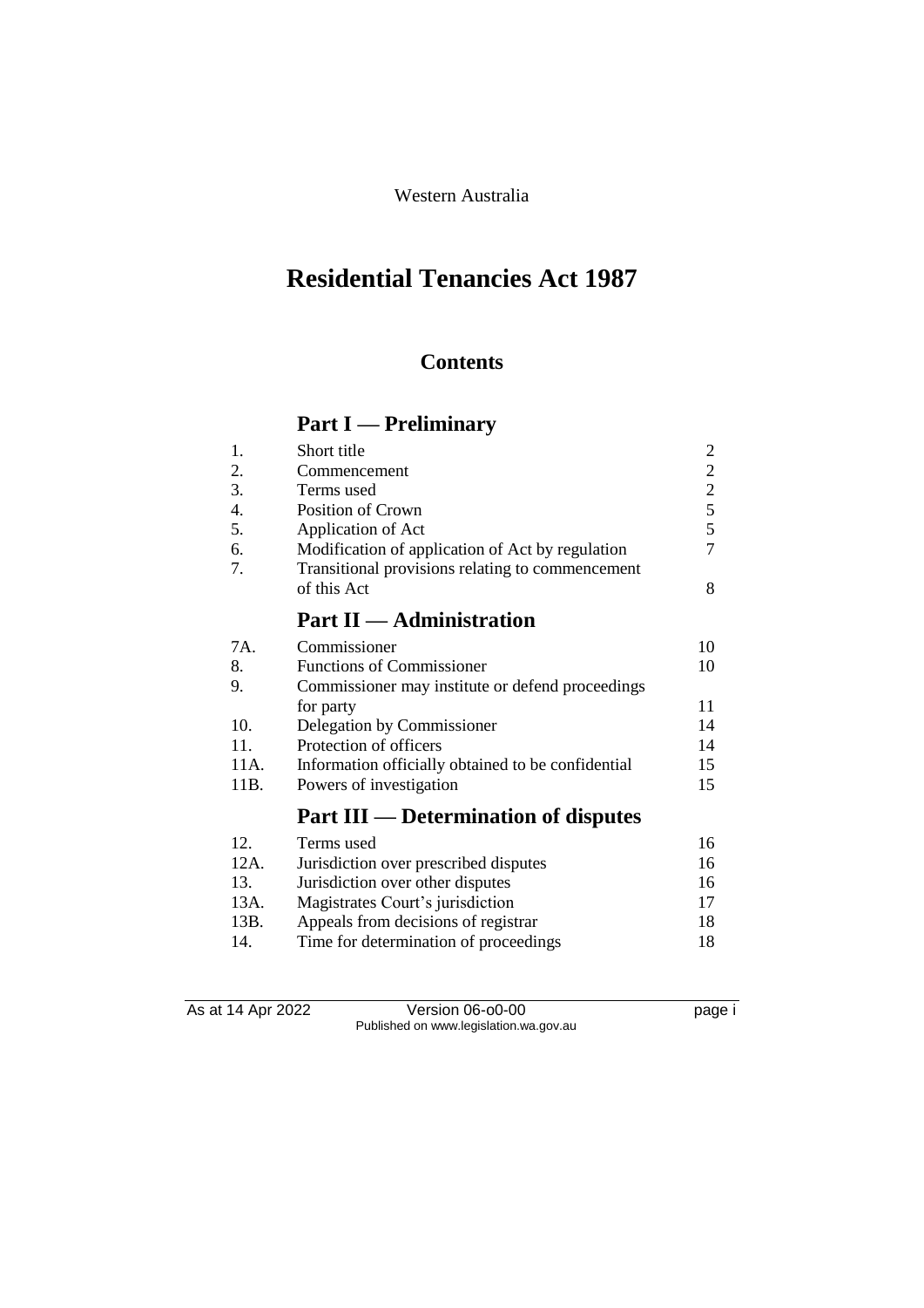Western Australia

# Residential Tenancies Act 1987

## Contents

## Part I — Preliminary

| | | |
|---|---|---|
| 1. | Short title | 2 |
| 2. | Commencement | 2 |
| 3. | Terms used | 2 |
| 4. | Position of Crown | 5 |
| 5. | Application of Act | 5 |
| 6. | Modification of application of Act by regulation | 7 |
| 7. | Transitional provisions relating to commencement of this Act | 8 |

## Part II — Administration

| | | |
|---|---|---|
| 7A. | Commissioner | 10 |
| 8. | Functions of Commissioner | 10 |
| 9. | Commissioner may institute or defend proceedings for party | 11 |
| 10. | Delegation by Commissioner | 14 |
| 11. | Protection of officers | 14 |
| 11A. | Information officially obtained to be confidential | 15 |
| 11B. | Powers of investigation | 15 |

## Part III — Determination of disputes

| | | |
|---|---|---|
| 12. | Terms used | 16 |
| 12A. | Jurisdiction over prescribed disputes | 16 |
| 13. | Jurisdiction over other disputes | 16 |
| 13A. | Magistrates Court's jurisdiction | 17 |
| 13B. | Appeals from decisions of registrar | 18 |
| 14. | Time for determination of proceedings | 18 |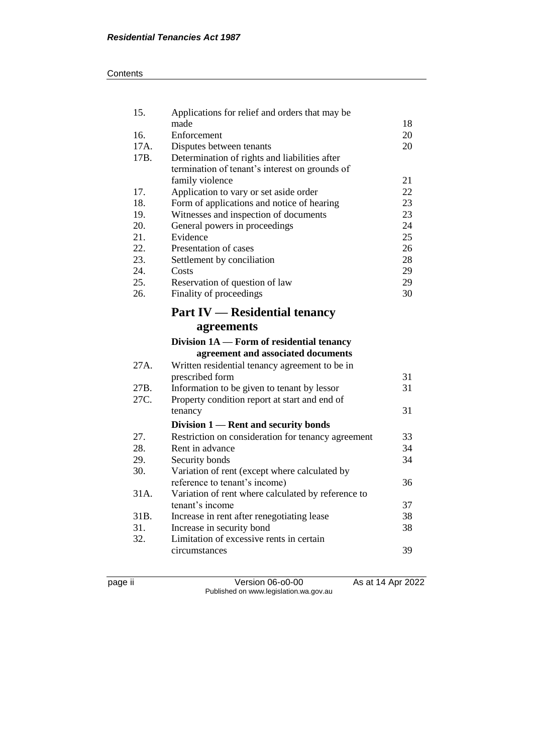| | | |
|---|---|---|
| 15. | Applications for relief and orders that may be made | 18 |
| 16. | Enforcement | 20 |
| 17A. | Disputes between tenants | 20 |
| 17B. | Determination of rights and liabilities after termination of tenant's interest on grounds of family violence | 21 |
| 17. | Application to vary or set aside order | 22 |
| 18. | Form of applications and notice of hearing | 23 |
| 19. | Witnesses and inspection of documents | 23 |
| 20. | General powers in proceedings | 24 |
| 21. | Evidence | 25 |
| 22. | Presentation of cases | 26 |
| 23. | Settlement by conciliation | 28 |
| 24. | Costs | 29 |
| 25. | Reservation of question of law | 29 |
| 26. | Finality of proceedings | 30 |

## Part IV — Residential tenancy agreements

### Division 1A — Form of residential tenancy agreement and associated documents

| | | |
|---|---|---|
| 27A. | Written residential tenancy agreement to be in prescribed form | 31 |
| 27B. | Information to be given to tenant by lessor | 31 |
| 27C. | Property condition report at start and end of tenancy | 31 |

### Division 1 — Rent and security bonds

| | | |
|---|---|---|
| 27. | Restriction on consideration for tenancy agreement | 33 |
| 28. | Rent in advance | 34 |
| 29. | Security bonds | 34 |
| 30. | Variation of rent (except where calculated by reference to tenant's income) | 36 |
| 31A. | Variation of rent where calculated by reference to tenant's income | 37 |
| 31B. | Increase in rent after renegotiating lease | 38 |
| 31. | Increase in security bond | 38 |
| 32. | Limitation of excessive rents in certain circumstances | 39 |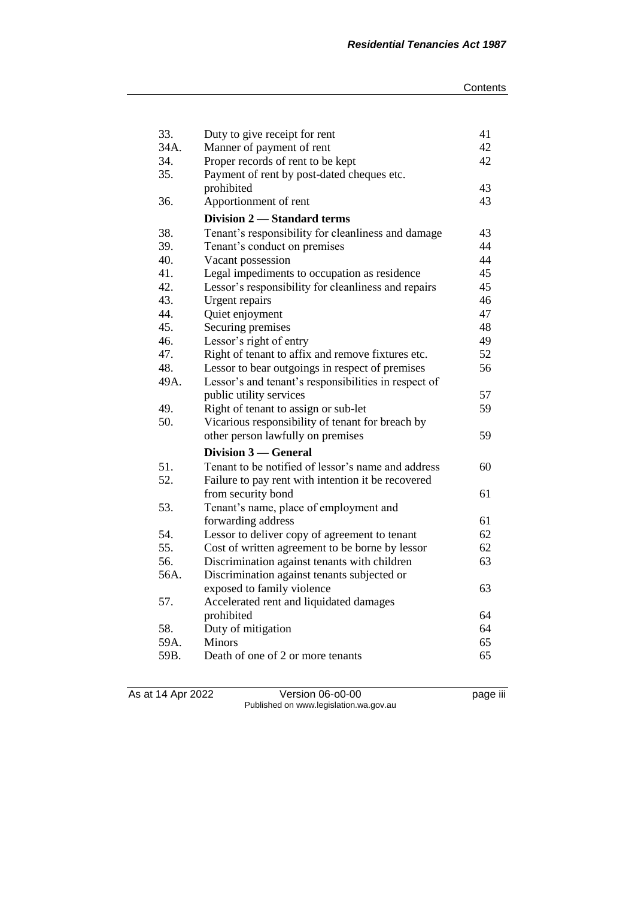| | | |
|---|---|---|
| 33. | Duty to give receipt for rent | 41 |
| 34A. | Manner of payment of rent | 42 |
| 34. | Proper records of rent to be kept | 42 |
| 35. | Payment of rent by post-dated cheques etc. prohibited | 43 |
| 36. | Apportionment of rent | 43 |
| | **Division 2 — Standard terms** | |
| 38. | Tenant's responsibility for cleanliness and damage | 43 |
| 39. | Tenant's conduct on premises | 44 |
| 40. | Vacant possession | 44 |
| 41. | Legal impediments to occupation as residence | 45 |
| 42. | Lessor's responsibility for cleanliness and repairs | 45 |
| 43. | Urgent repairs | 46 |
| 44. | Quiet enjoyment | 47 |
| 45. | Securing premises | 48 |
| 46. | Lessor's right of entry | 49 |
| 47. | Right of tenant to affix and remove fixtures etc. | 52 |
| 48. | Lessor to bear outgoings in respect of premises | 56 |
| 49A. | Lessor's and tenant's responsibilities in respect of public utility services | 57 |
| 49. | Right of tenant to assign or sub-let | 59 |
| 50. | Vicarious responsibility of tenant for breach by other person lawfully on premises | 59 |
| | **Division 3 — General** | |
| 51. | Tenant to be notified of lessor's name and address | 60 |
| 52. | Failure to pay rent with intention it be recovered from security bond | 61 |
| 53. | Tenant's name, place of employment and forwarding address | 61 |
| 54. | Lessor to deliver copy of agreement to tenant | 62 |
| 55. | Cost of written agreement to be borne by lessor | 62 |
| 56. | Discrimination against tenants with children | 63 |
| 56A. | Discrimination against tenants subjected or exposed to family violence | 63 |
| 57. | Accelerated rent and liquidated damages prohibited | 64 |
| 58. | Duty of mitigation | 64 |
| 59A. | Minors | 65 |
| 59B. | Death of one of 2 or more tenants | 65 |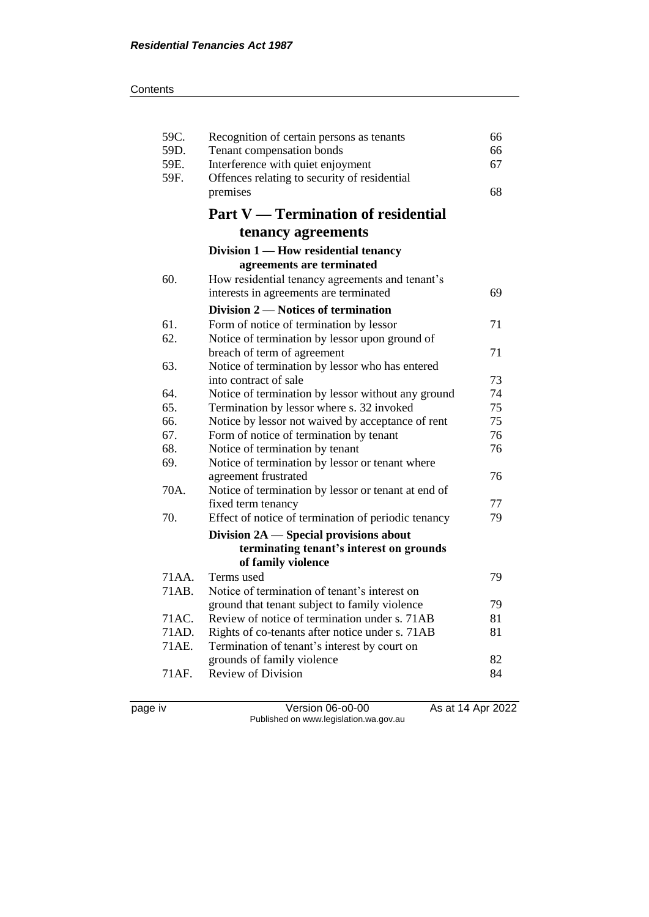| | | |
|---|---|---|
| 59C. | Recognition of certain persons as tenants | 66 |
| 59D. | Tenant compensation bonds | 66 |
| 59E. | Interference with quiet enjoyment | 67 |
| 59F. | Offences relating to security of residential premises | 68 |

## Part V — Termination of residential tenancy agreements

### Division 1 — How residential tenancy agreements are terminated

| | | |
|---|---|---|
| 60. | How residential tenancy agreements and tenant's interests in agreements are terminated | 69 |

### Division 2 — Notices of termination

| | | |
|---|---|---|
| 61. | Form of notice of termination by lessor | 71 |
| 62. | Notice of termination by lessor upon ground of breach of term of agreement | 71 |
| 63. | Notice of termination by lessor who has entered into contract of sale | 73 |
| 64. | Notice of termination by lessor without any ground | 74 |
| 65. | Termination by lessor where s. 32 invoked | 75 |
| 66. | Notice by lessor not waived by acceptance of rent | 75 |
| 67. | Form of notice of termination by tenant | 76 |
| 68. | Notice of termination by tenant | 76 |
| 69. | Notice of termination by lessor or tenant where agreement frustrated | 76 |
| 70A. | Notice of termination by lessor or tenant at end of fixed term tenancy | 77 |
| 70. | Effect of notice of termination of periodic tenancy | 79 |

### Division 2A — Special provisions about terminating tenant's interest on grounds of family violence

| | | |
|---|---|---|
| 71AA. | Terms used | 79 |
| 71AB. | Notice of termination of tenant's interest on ground that tenant subject to family violence | 79 |
| 71AC. | Review of notice of termination under s. 71AB | 81 |
| 71AD. | Rights of co-tenants after notice under s. 71AB | 81 |
| 71AE. | Termination of tenant's interest by court on grounds of family violence | 82 |
| 71AF. | Review of Division | 84 |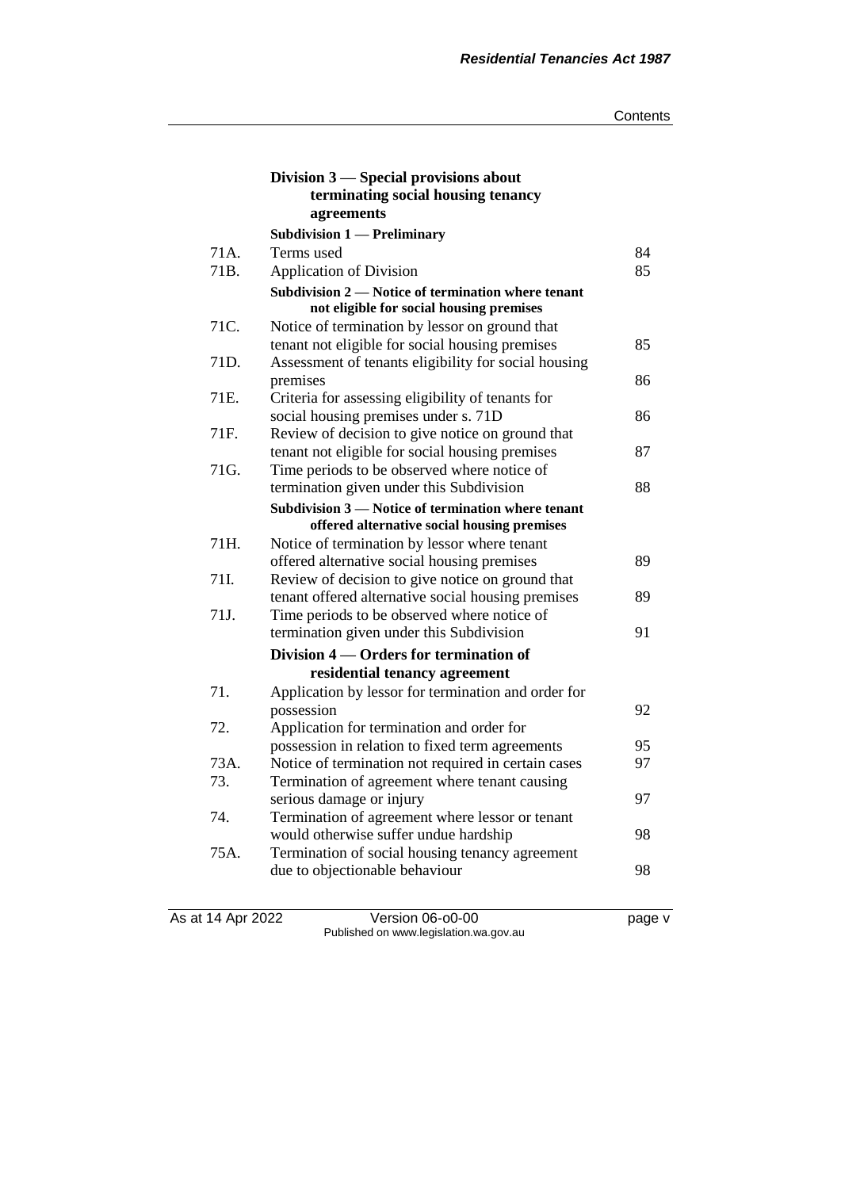### Division 3 — Special provisions about terminating social housing tenancy agreements

#### Subdivision 1 — Preliminary

| | | |
|---|---|---|
| 71A. | Terms used | 84 |
| 71B. | Application of Division | 85 |

#### Subdivision 2 — Notice of termination where tenant not eligible for social housing premises

| | | |
|---|---|---|
| 71C. | Notice of termination by lessor on ground that tenant not eligible for social housing premises | 85 |
| 71D. | Assessment of tenants eligibility for social housing premises | 86 |
| 71E. | Criteria for assessing eligibility of tenants for social housing premises under s. 71D | 86 |
| 71F. | Review of decision to give notice on ground that tenant not eligible for social housing premises | 87 |
| 71G. | Time periods to be observed where notice of termination given under this Subdivision | 88 |

#### Subdivision 3 — Notice of termination where tenant offered alternative social housing premises

| | | |
|---|---|---|
| 71H. | Notice of termination by lessor where tenant offered alternative social housing premises | 89 |
| 71I. | Review of decision to give notice on ground that tenant offered alternative social housing premises | 89 |
| 71J. | Time periods to be observed where notice of termination given under this Subdivision | 91 |

### Division 4 — Orders for termination of residential tenancy agreement

| | | |
|---|---|---|
| 71. | Application by lessor for termination and order for possession | 92 |
| 72. | Application for termination and order for possession in relation to fixed term agreements | 95 |
| 73A. | Notice of termination not required in certain cases | 97 |
| 73. | Termination of agreement where tenant causing serious damage or injury | 97 |
| 74. | Termination of agreement where lessor or tenant would otherwise suffer undue hardship | 98 |
| 75A. | Termination of social housing tenancy agreement due to objectionable behaviour | 98 |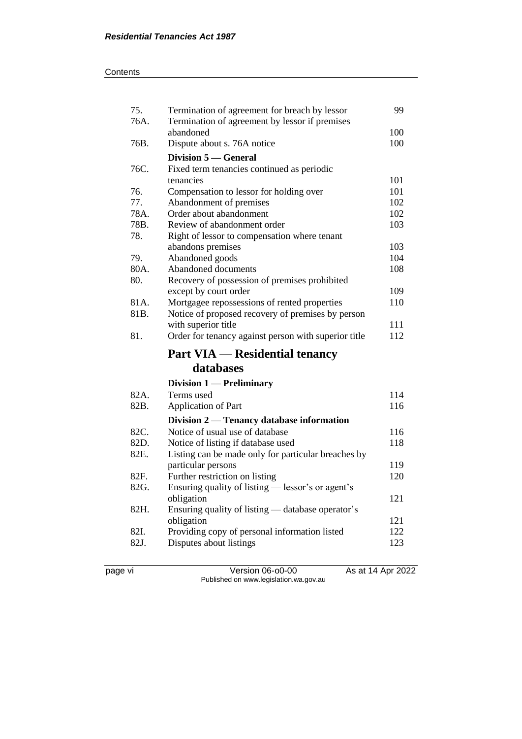| | | |
|---|---|---|
| 75. | Termination of agreement for breach by lessor | 99 |
| 76A. | Termination of agreement by lessor if premises abandoned | 100 |
| 76B. | Dispute about s. 76A notice | 100 |
| | **Division 5 — General** | |
| 76C. | Fixed term tenancies continued as periodic tenancies | 101 |
| 76. | Compensation to lessor for holding over | 101 |
| 77. | Abandonment of premises | 102 |
| 78A. | Order about abandonment | 102 |
| 78B. | Review of abandonment order | 103 |
| 78. | Right of lessor to compensation where tenant abandons premises | 103 |
| 79. | Abandoned goods | 104 |
| 80A. | Abandoned documents | 108 |
| 80. | Recovery of possession of premises prohibited except by court order | 109 |
| 81A. | Mortgagee repossessions of rented properties | 110 |
| 81B. | Notice of proposed recovery of premises by person with superior title | 111 |
| 81. | Order for tenancy against person with superior title | 112 |

## Part VIA — Residential tenancy databases

| | | |
|---|---|---|
| | **Division 1 — Preliminary** | |
| 82A. | Terms used | 114 |
| 82B. | Application of Part | 116 |
| | **Division 2 — Tenancy database information** | |
| 82C. | Notice of usual use of database | 116 |
| 82D. | Notice of listing if database used | 118 |
| 82E. | Listing can be made only for particular breaches by particular persons | 119 |
| 82F. | Further restriction on listing | 120 |
| 82G. | Ensuring quality of listing — lessor's or agent's obligation | 121 |
| 82H. | Ensuring quality of listing — database operator's obligation | 121 |
| 82I. | Providing copy of personal information listed | 122 |
| 82J. | Disputes about listings | 123 |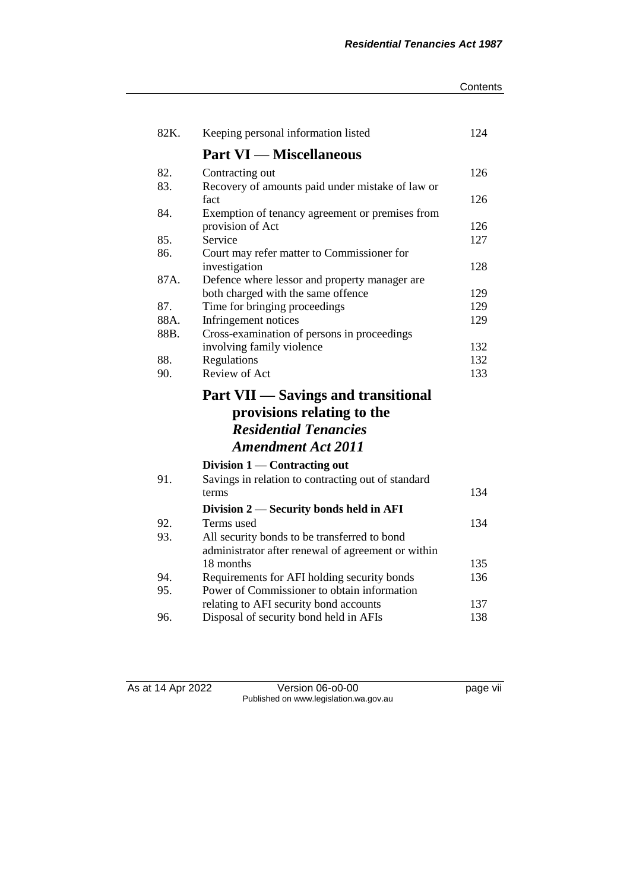| | | |
|---|---|---|
| 82K. | Keeping personal information listed | 124 |

## Part VI — Miscellaneous

| | | |
|---|---|---|
| 82. | Contracting out | 126 |
| 83. | Recovery of amounts paid under mistake of law or fact | 126 |
| 84. | Exemption of tenancy agreement or premises from provision of Act | 126 |
| 85. | Service | 127 |
| 86. | Court may refer matter to Commissioner for investigation | 128 |
| 87A. | Defence where lessor and property manager are both charged with the same offence | 129 |
| 87. | Time for bringing proceedings | 129 |
| 88A. | Infringement notices | 129 |
| 88B. | Cross-examination of persons in proceedings involving family violence | 132 |
| 88. | Regulations | 132 |
| 90. | Review of Act | 133 |

## Part VII — Savings and transitional provisions relating to the *Residential Tenancies Amendment Act 2011*

### Division 1 — Contracting out

| | | |
|---|---|---|
| 91. | Savings in relation to contracting out of standard terms | 134 |

### Division 2 — Security bonds held in AFI

| | | |
|---|---|---|
| 92. | Terms used | 134 |
| 93. | All security bonds to be transferred to bond administrator after renewal of agreement or within 18 months | 135 |
| 94. | Requirements for AFI holding security bonds | 136 |
| 95. | Power of Commissioner to obtain information relating to AFI security bond accounts | 137 |
| 96. | Disposal of security bond held in AFIs | 138 |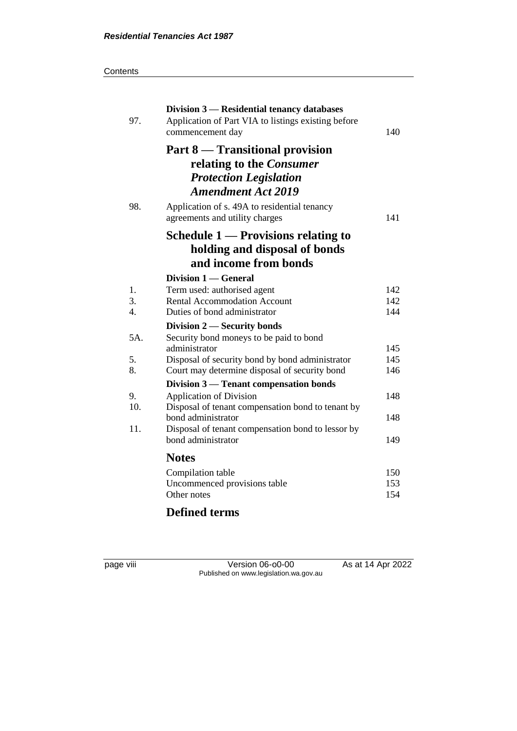**Division 3 — Residential tenancy databases**

| | | |
|---|---|---|
| 97. | Application of Part VIA to listings existing before commencement day | 140 |

## Part 8 — Transitional provision relating to the *Consumer Protection Legislation Amendment Act 2019*

| | | |
|---|---|---|
| 98. | Application of s. 49A to residential tenancy agreements and utility charges | 141 |

## Schedule 1 — Provisions relating to holding and disposal of bonds and income from bonds

**Division 1 — General**

| | | |
|---|---|---|
| 1. | Term used: authorised agent | 142 |
| 3. | Rental Accommodation Account | 142 |
| 4. | Duties of bond administrator | 144 |

**Division 2 — Security bonds**

| | | |
|---|---|---|
| 5A. | Security bond moneys to be paid to bond administrator | 145 |
| 5. | Disposal of security bond by bond administrator | 145 |
| 8. | Court may determine disposal of security bond | 146 |

**Division 3 — Tenant compensation bonds**

| | | |
|---|---|---|
| 9. | Application of Division | 148 |
| 10. | Disposal of tenant compensation bond to tenant by bond administrator | 148 |
| 11. | Disposal of tenant compensation bond to lessor by bond administrator | 149 |

## Notes

| | |
|---|---|
| Compilation table | 150 |
| Uncommenced provisions table | 153 |
| Other notes | 154 |

## Defined terms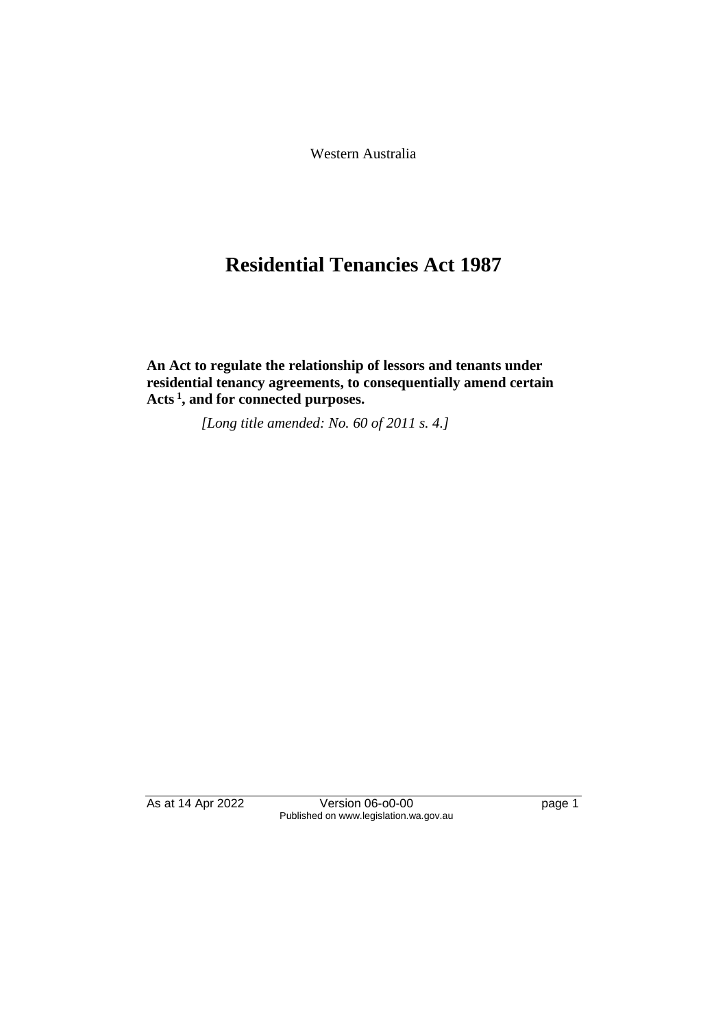Western Australia

# Residential Tenancies Act 1987

**An Act to regulate the relationship of lessors and tenants under residential tenancy agreements, to consequentially amend certain Acts [1], and for connected purposes.**

*[Long title amended: No. 60 of 2011 s. 4.]*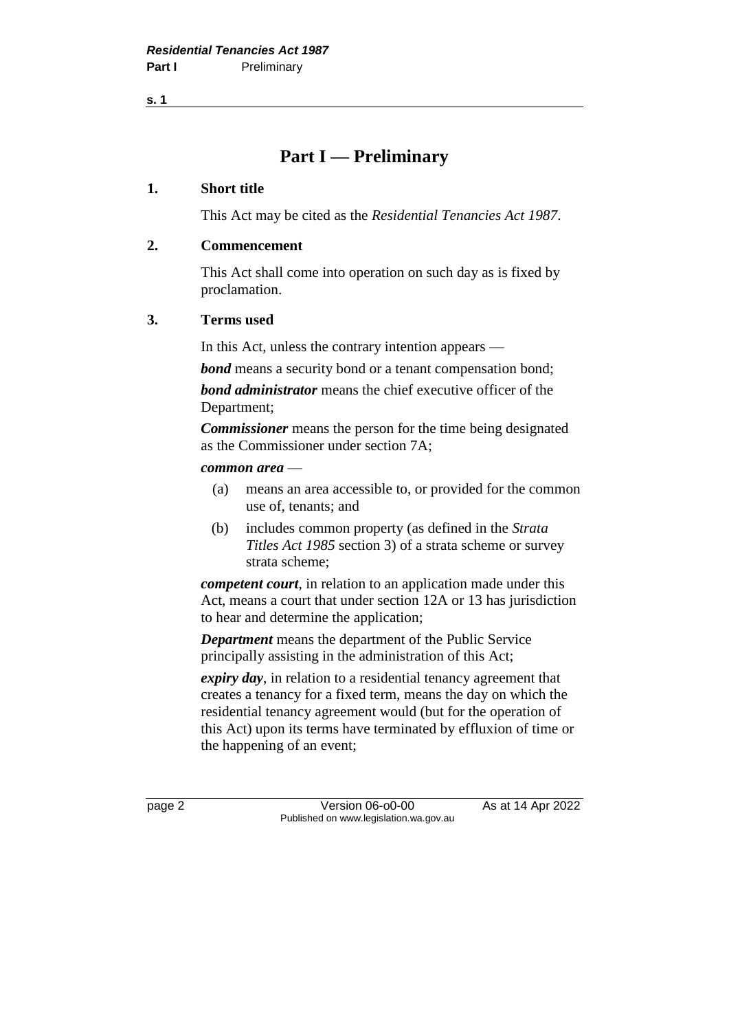# Part I — Preliminary

## 1. Short title

This Act may be cited as the *Residential Tenancies Act 1987*.

## 2. Commencement

This Act shall come into operation on such day as is fixed by proclamation.

## 3. Terms used

In this Act, unless the contrary intention appears —

***bond*** means a security bond or a tenant compensation bond;

***bond administrator*** means the chief executive officer of the Department;

***Commissioner*** means the person for the time being designated as the Commissioner under section 7A;

***common area*** —

- (a) means an area accessible to, or provided for the common use of, tenants; and
- (b) includes common property (as defined in the *Strata Titles Act 1985* section 3) of a strata scheme or survey strata scheme;

***competent court***, in relation to an application made under this Act, means a court that under section 12A or 13 has jurisdiction to hear and determine the application;

***Department*** means the department of the Public Service principally assisting in the administration of this Act;

***expiry day***, in relation to a residential tenancy agreement that creates a tenancy for a fixed term, means the day on which the residential tenancy agreement would (but for the operation of this Act) upon its terms have terminated by effluxion of time or the happening of an event;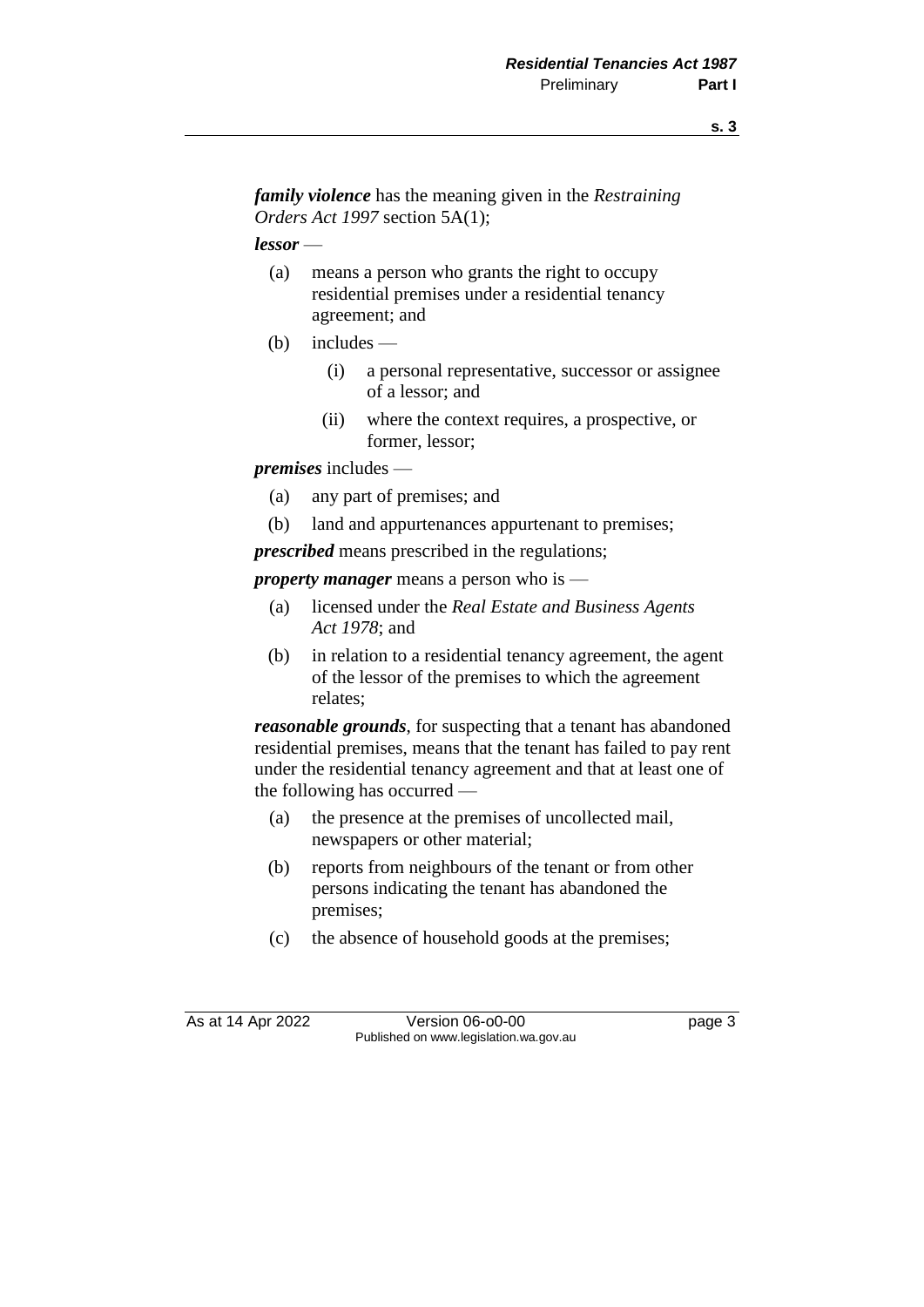***family violence*** has the meaning given in the *Restraining Orders Act 1997* section 5A(1);

***lessor*** —

- (a) means a person who grants the right to occupy residential premises under a residential tenancy agreement; and
- (b) includes —
  - (i) a personal representative, successor or assignee of a lessor; and
  - (ii) where the context requires, a prospective, or former, lessor;

***premises*** includes —

- (a) any part of premises; and
- (b) land and appurtenances appurtenant to premises;

***prescribed*** means prescribed in the regulations;

***property manager*** means a person who is —

- (a) licensed under the *Real Estate and Business Agents Act 1978*; and
- (b) in relation to a residential tenancy agreement, the agent of the lessor of the premises to which the agreement relates;

***reasonable grounds***, for suspecting that a tenant has abandoned residential premises, means that the tenant has failed to pay rent under the residential tenancy agreement and that at least one of the following has occurred —

- (a) the presence at the premises of uncollected mail, newspapers or other material;
- (b) reports from neighbours of the tenant or from other persons indicating the tenant has abandoned the premises;
- (c) the absence of household goods at the premises;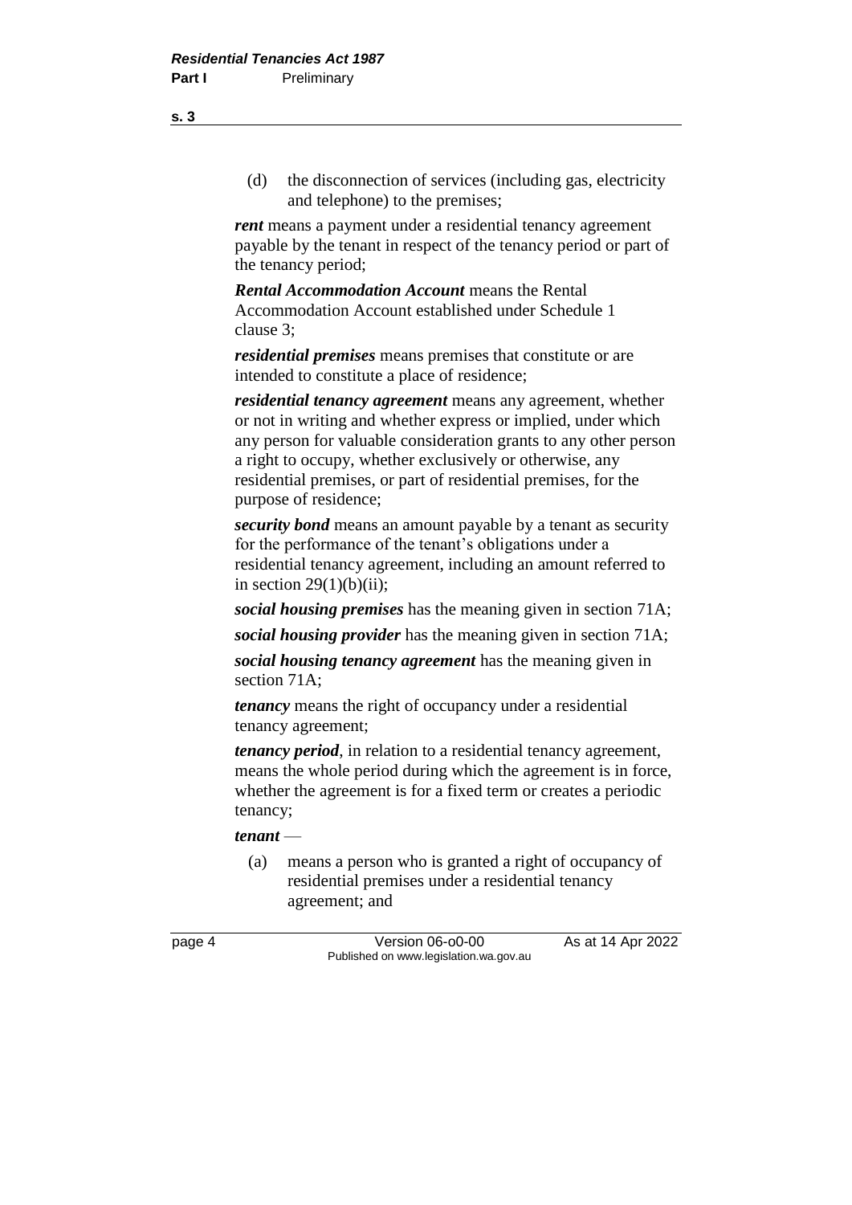(d) the disconnection of services (including gas, electricity and telephone) to the premises;

***rent*** means a payment under a residential tenancy agreement payable by the tenant in respect of the tenancy period or part of the tenancy period;

***Rental Accommodation Account*** means the Rental Accommodation Account established under Schedule 1 clause 3;

***residential premises*** means premises that constitute or are intended to constitute a place of residence;

***residential tenancy agreement*** means any agreement, whether or not in writing and whether express or implied, under which any person for valuable consideration grants to any other person a right to occupy, whether exclusively or otherwise, any residential premises, or part of residential premises, for the purpose of residence;

***security bond*** means an amount payable by a tenant as security for the performance of the tenant's obligations under a residential tenancy agreement, including an amount referred to in section 29(1)(b)(ii);

***social housing premises*** has the meaning given in section 71A;

***social housing provider*** has the meaning given in section 71A;

***social housing tenancy agreement*** has the meaning given in section 71A;

***tenancy*** means the right of occupancy under a residential tenancy agreement;

***tenancy period***, in relation to a residential tenancy agreement, means the whole period during which the agreement is in force, whether the agreement is for a fixed term or creates a periodic tenancy;

***tenant*** —

(a) means a person who is granted a right of occupancy of residential premises under a residential tenancy agreement; and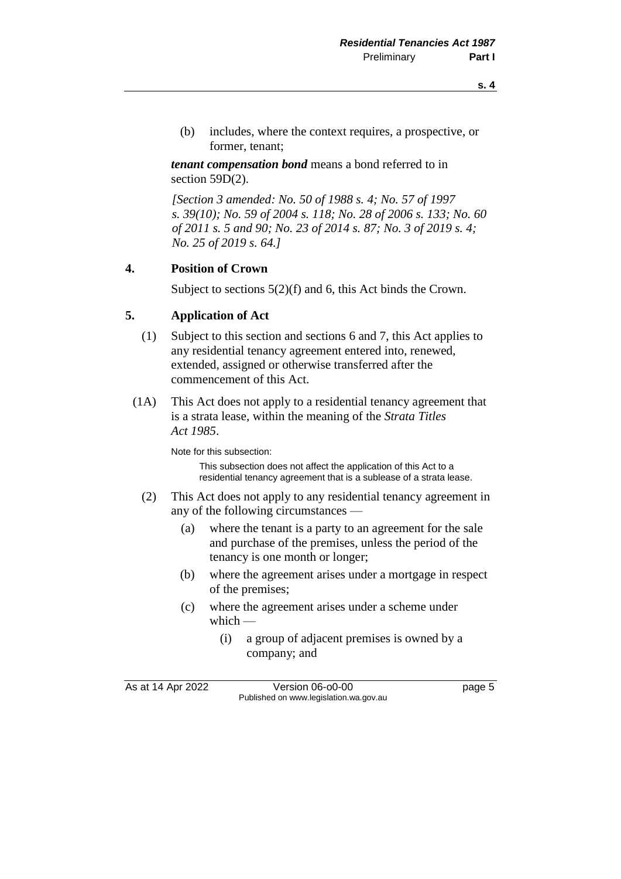(b) includes, where the context requires, a prospective, or former, tenant;

***tenant compensation bond*** means a bond referred to in section 59D(2).

*[Section 3 amended: No. 50 of 1988 s. 4; No. 57 of 1997 s. 39(10); No. 59 of 2004 s. 118; No. 28 of 2006 s. 133; No. 60 of 2011 s. 5 and 90; No. 23 of 2014 s. 87; No. 3 of 2019 s. 4; No. 25 of 2019 s. 64.]*

## 4. Position of Crown

Subject to sections 5(2)(f) and 6, this Act binds the Crown.

## 5. Application of Act

(1) Subject to this section and sections 6 and 7, this Act applies to any residential tenancy agreement entered into, renewed, extended, assigned or otherwise transferred after the commencement of this Act.

(1A) This Act does not apply to a residential tenancy agreement that is a strata lease, within the meaning of the *Strata Titles Act 1985*.

Note for this subsection:

This subsection does not affect the application of this Act to a residential tenancy agreement that is a sublease of a strata lease.

(2) This Act does not apply to any residential tenancy agreement in any of the following circumstances —

(a) where the tenant is a party to an agreement for the sale and purchase of the premises, unless the period of the tenancy is one month or longer;

(b) where the agreement arises under a mortgage in respect of the premises;

(c) where the agreement arises under a scheme under which —

(i) a group of adjacent premises is owned by a company; and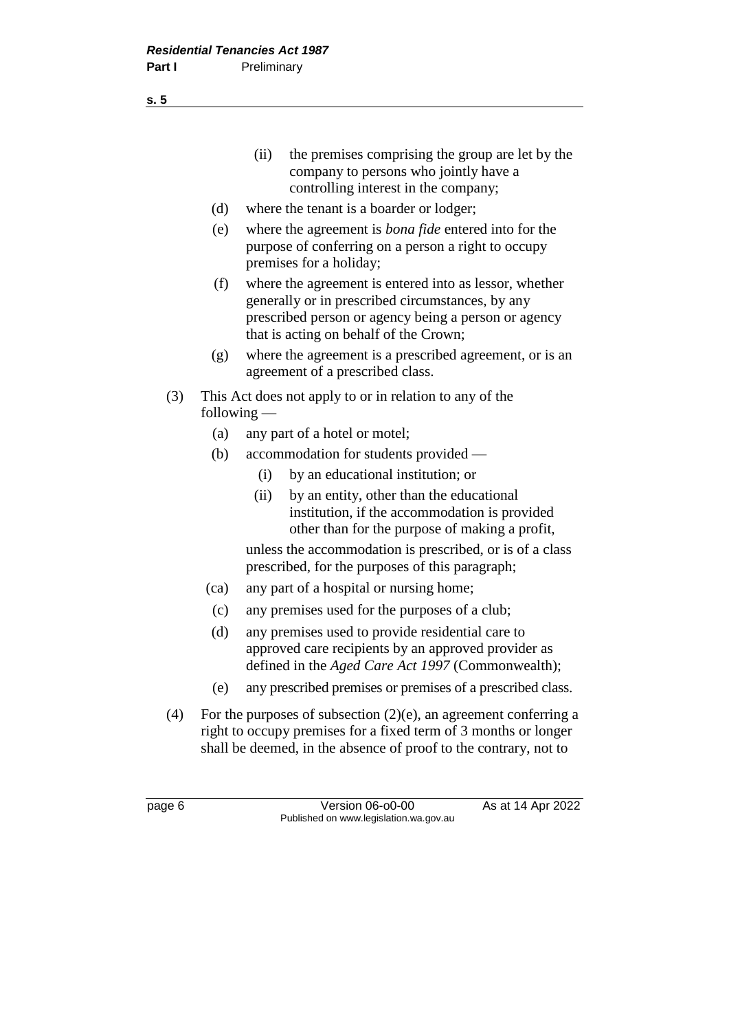(ii) the premises comprising the group are let by the company to persons who jointly have a controlling interest in the company;

(d) where the tenant is a boarder or lodger;

(e) where the agreement is *bona fide* entered into for the purpose of conferring on a person a right to occupy premises for a holiday;

(f) where the agreement is entered into as lessor, whether generally or in prescribed circumstances, by any prescribed person or agency being a person or agency that is acting on behalf of the Crown;

(g) where the agreement is a prescribed agreement, or is an agreement of a prescribed class.

(3) This Act does not apply to or in relation to any of the following —

(a) any part of a hotel or motel;

(b) accommodation for students provided —

(i) by an educational institution; or

(ii) by an entity, other than the educational institution, if the accommodation is provided other than for the purpose of making a profit,

unless the accommodation is prescribed, or is of a class prescribed, for the purposes of this paragraph;

(ca) any part of a hospital or nursing home;

(c) any premises used for the purposes of a club;

(d) any premises used to provide residential care to approved care recipients by an approved provider as defined in the *Aged Care Act 1997* (Commonwealth);

(e) any prescribed premises or premises of a prescribed class.

(4) For the purposes of subsection (2)(e), an agreement conferring a right to occupy premises for a fixed term of 3 months or longer shall be deemed, in the absence of proof to the contrary, not to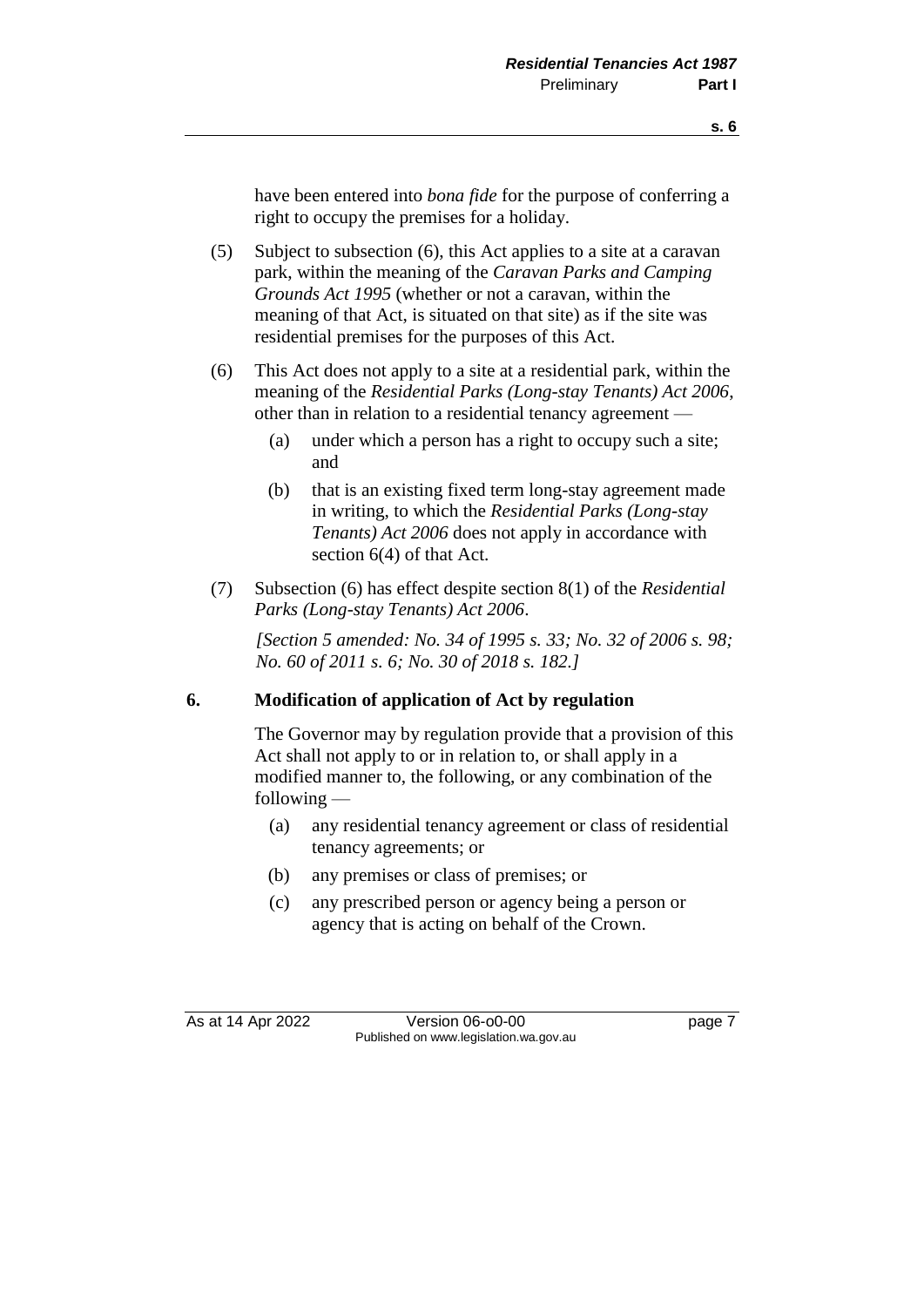have been entered into *bona fide* for the purpose of conferring a right to occupy the premises for a holiday.

(5) Subject to subsection (6), this Act applies to a site at a caravan park, within the meaning of the *Caravan Parks and Camping Grounds Act 1995* (whether or not a caravan, within the meaning of that Act, is situated on that site) as if the site was residential premises for the purposes of this Act.

(6) This Act does not apply to a site at a residential park, within the meaning of the *Residential Parks (Long-stay Tenants) Act 2006*, other than in relation to a residential tenancy agreement —

  (a) under which a person has a right to occupy such a site; and

  (b) that is an existing fixed term long-stay agreement made in writing, to which the *Residential Parks (Long-stay Tenants) Act 2006* does not apply in accordance with section 6(4) of that Act.

(7) Subsection (6) has effect despite section 8(1) of the *Residential Parks (Long-stay Tenants) Act 2006*.

*[Section 5 amended: No. 34 of 1995 s. 33; No. 32 of 2006 s. 98; No. 60 of 2011 s. 6; No. 30 of 2018 s. 182.]*

## 6. Modification of application of Act by regulation

The Governor may by regulation provide that a provision of this Act shall not apply to or in relation to, or shall apply in a modified manner to, the following, or any combination of the following —

  (a) any residential tenancy agreement or class of residential tenancy agreements; or

  (b) any premises or class of premises; or

  (c) any prescribed person or agency being a person or agency that is acting on behalf of the Crown.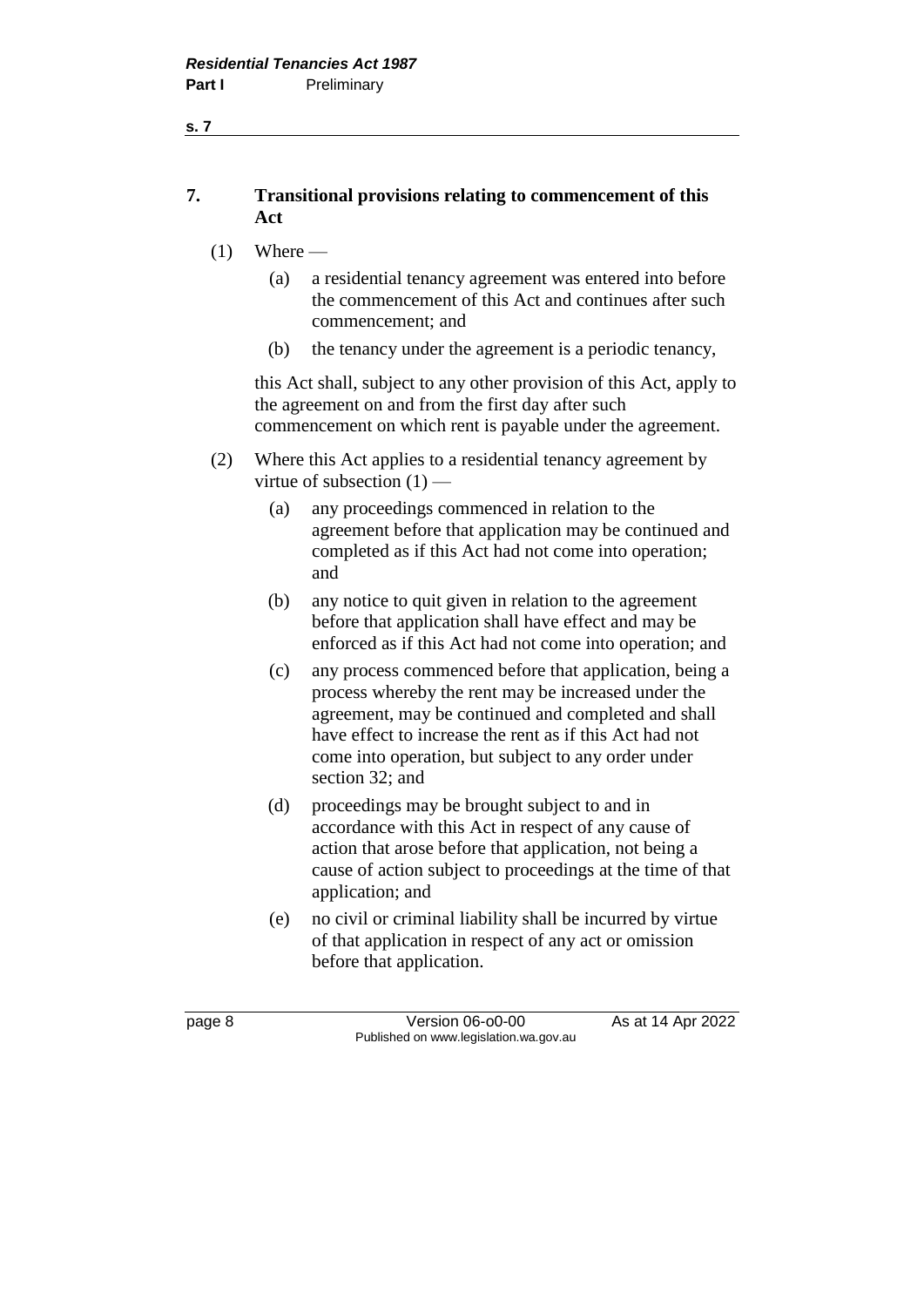## 7. Transitional provisions relating to commencement of this Act

(1) Where —

  (a) a residential tenancy agreement was entered into before the commencement of this Act and continues after such commencement; and

  (b) the tenancy under the agreement is a periodic tenancy,

this Act shall, subject to any other provision of this Act, apply to the agreement on and from the first day after such commencement on which rent is payable under the agreement.

(2) Where this Act applies to a residential tenancy agreement by virtue of subsection (1) —

  (a) any proceedings commenced in relation to the agreement before that application may be continued and completed as if this Act had not come into operation; and

  (b) any notice to quit given in relation to the agreement before that application shall have effect and may be enforced as if this Act had not come into operation; and

  (c) any process commenced before that application, being a process whereby the rent may be increased under the agreement, may be continued and completed and shall have effect to increase the rent as if this Act had not come into operation, but subject to any order under section 32; and

  (d) proceedings may be brought subject to and in accordance with this Act in respect of any cause of action that arose before that application, not being a cause of action subject to proceedings at the time of that application; and

  (e) no civil or criminal liability shall be incurred by virtue of that application in respect of any act or omission before that application.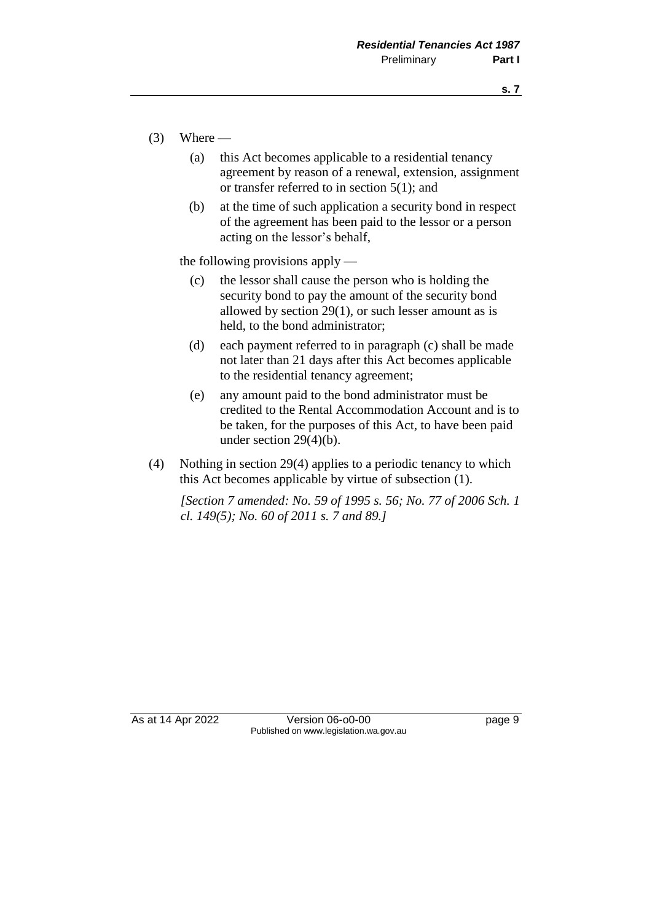(3) Where —

(a) this Act becomes applicable to a residential tenancy agreement by reason of a renewal, extension, assignment or transfer referred to in section 5(1); and

(b) at the time of such application a security bond in respect of the agreement has been paid to the lessor or a person acting on the lessor's behalf,

the following provisions apply —

(c) the lessor shall cause the person who is holding the security bond to pay the amount of the security bond allowed by section 29(1), or such lesser amount as is held, to the bond administrator;

(d) each payment referred to in paragraph (c) shall be made not later than 21 days after this Act becomes applicable to the residential tenancy agreement;

(e) any amount paid to the bond administrator must be credited to the Rental Accommodation Account and is to be taken, for the purposes of this Act, to have been paid under section 29(4)(b).

(4) Nothing in section 29(4) applies to a periodic tenancy to which this Act becomes applicable by virtue of subsection (1).

*[Section 7 amended: No. 59 of 1995 s. 56; No. 77 of 2006 Sch. 1 cl. 149(5); No. 60 of 2011 s. 7 and 89.]*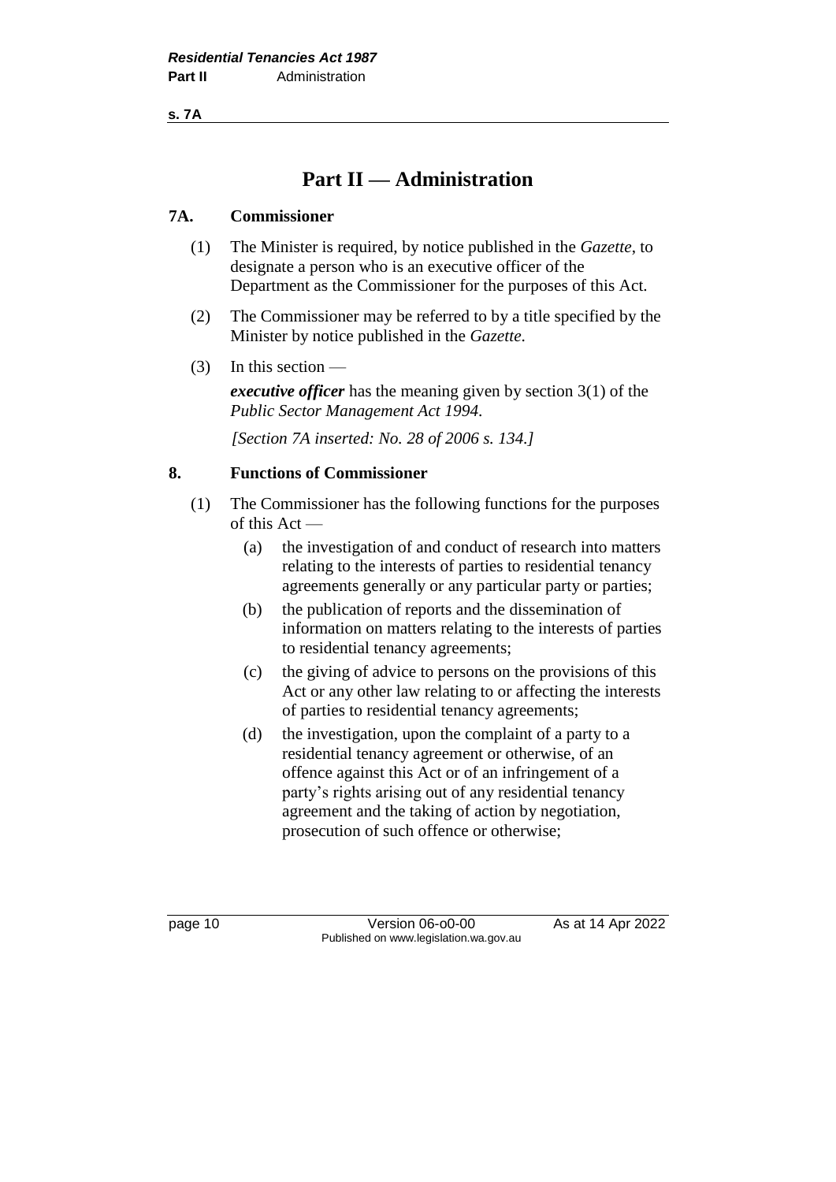# Part II — Administration

### 7A. Commissioner

(1) The Minister is required, by notice published in the *Gazette*, to designate a person who is an executive officer of the Department as the Commissioner for the purposes of this Act.

(2) The Commissioner may be referred to by a title specified by the Minister by notice published in the *Gazette*.

(3) In this section —

***executive officer*** has the meaning given by section 3(1) of the *Public Sector Management Act 1994*.

*[Section 7A inserted: No. 28 of 2006 s. 134.]*

### 8. Functions of Commissioner

(1) The Commissioner has the following functions for the purposes of this Act —

- (a) the investigation of and conduct of research into matters relating to the interests of parties to residential tenancy agreements generally or any particular party or parties;
- (b) the publication of reports and the dissemination of information on matters relating to the interests of parties to residential tenancy agreements;
- (c) the giving of advice to persons on the provisions of this Act or any other law relating to or affecting the interests of parties to residential tenancy agreements;
- (d) the investigation, upon the complaint of a party to a residential tenancy agreement or otherwise, of an offence against this Act or of an infringement of a party's rights arising out of any residential tenancy agreement and the taking of action by negotiation, prosecution of such offence or otherwise;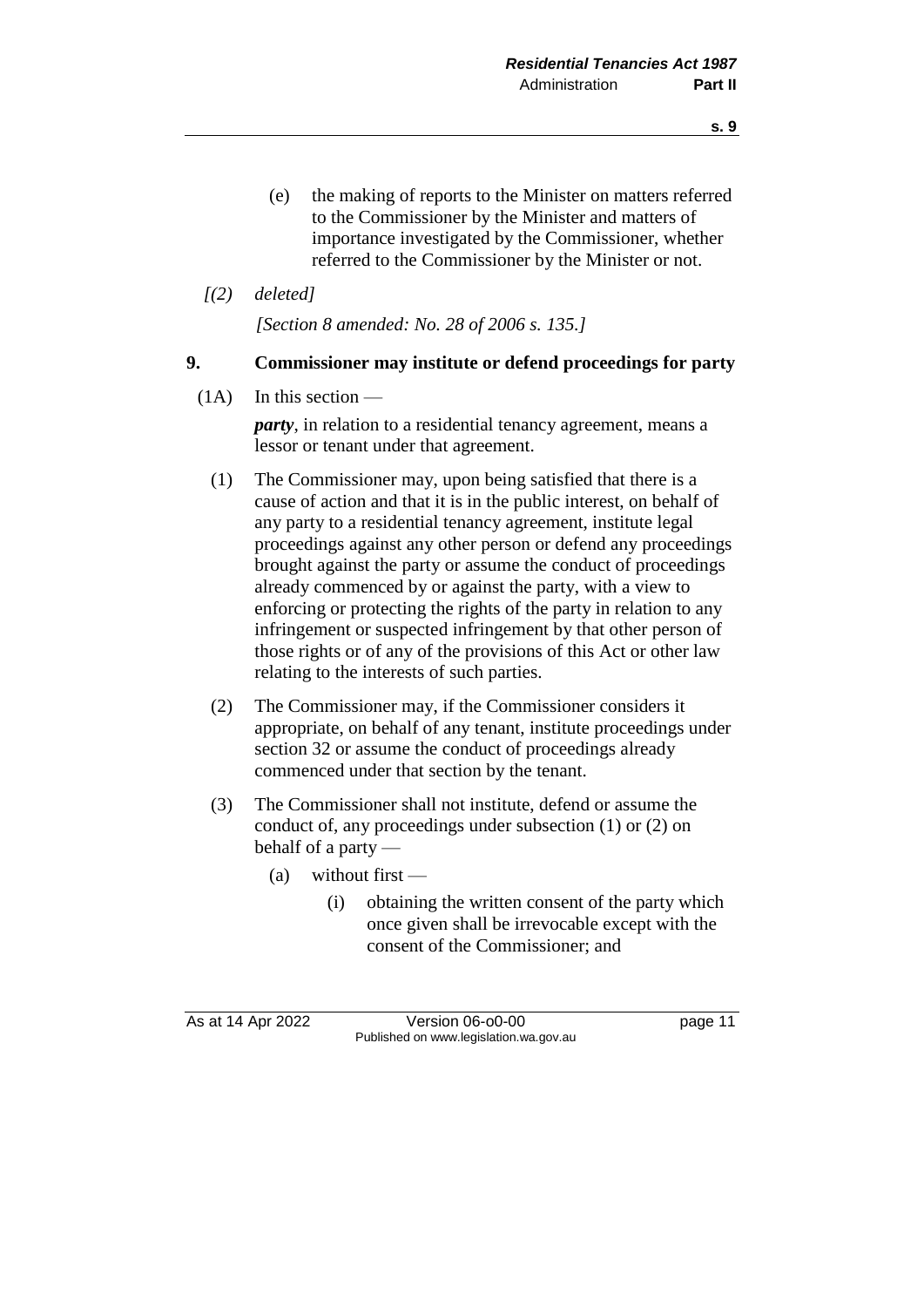(e) the making of reports to the Minister on matters referred to the Commissioner by the Minister and matters of importance investigated by the Commissioner, whether referred to the Commissioner by the Minister or not.

*[(2) deleted]*

*[Section 8 amended: No. 28 of 2006 s. 135.]*

## 9. Commissioner may institute or defend proceedings for party

(1A) In this section —

***party***, in relation to a residential tenancy agreement, means a lessor or tenant under that agreement.

(1) The Commissioner may, upon being satisfied that there is a cause of action and that it is in the public interest, on behalf of any party to a residential tenancy agreement, institute legal proceedings against any other person or defend any proceedings brought against the party or assume the conduct of proceedings already commenced by or against the party, with a view to enforcing or protecting the rights of the party in relation to any infringement or suspected infringement by that other person of those rights or of any of the provisions of this Act or other law relating to the interests of such parties.

(2) The Commissioner may, if the Commissioner considers it appropriate, on behalf of any tenant, institute proceedings under section 32 or assume the conduct of proceedings already commenced under that section by the tenant.

(3) The Commissioner shall not institute, defend or assume the conduct of, any proceedings under subsection (1) or (2) on behalf of a party —

(a) without first —

(i) obtaining the written consent of the party which once given shall be irrevocable except with the consent of the Commissioner; and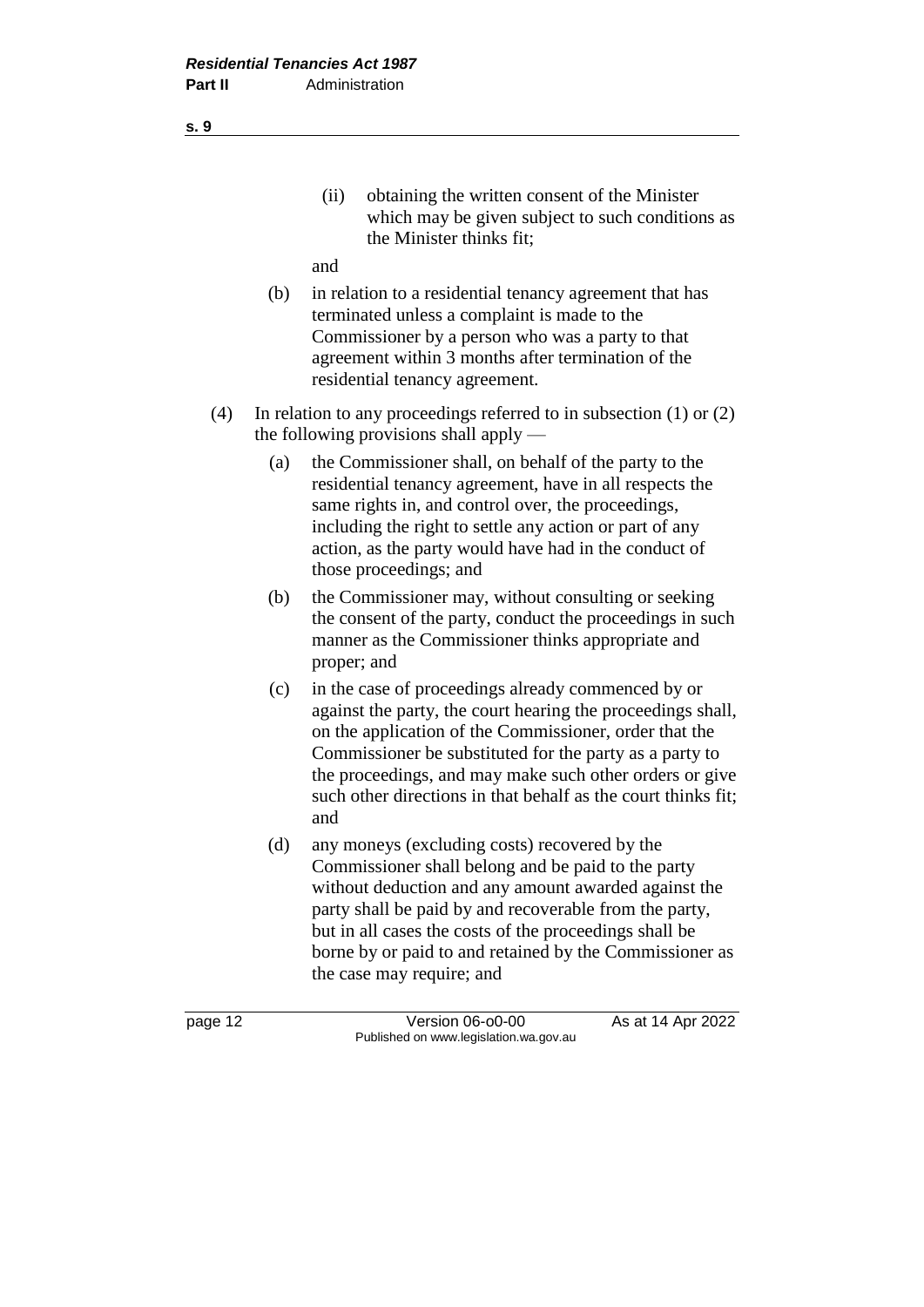(ii) obtaining the written consent of the Minister which may be given subject to such conditions as the Minister thinks fit;

and

(b) in relation to a residential tenancy agreement that has terminated unless a complaint is made to the Commissioner by a person who was a party to that agreement within 3 months after termination of the residential tenancy agreement.

(4) In relation to any proceedings referred to in subsection (1) or (2) the following provisions shall apply —

(a) the Commissioner shall, on behalf of the party to the residential tenancy agreement, have in all respects the same rights in, and control over, the proceedings, including the right to settle any action or part of any action, as the party would have had in the conduct of those proceedings; and

(b) the Commissioner may, without consulting or seeking the consent of the party, conduct the proceedings in such manner as the Commissioner thinks appropriate and proper; and

(c) in the case of proceedings already commenced by or against the party, the court hearing the proceedings shall, on the application of the Commissioner, order that the Commissioner be substituted for the party as a party to the proceedings, and may make such other orders or give such other directions in that behalf as the court thinks fit; and

(d) any moneys (excluding costs) recovered by the Commissioner shall belong and be paid to the party without deduction and any amount awarded against the party shall be paid by and recoverable from the party, but in all cases the costs of the proceedings shall be borne by or paid to and retained by the Commissioner as the case may require; and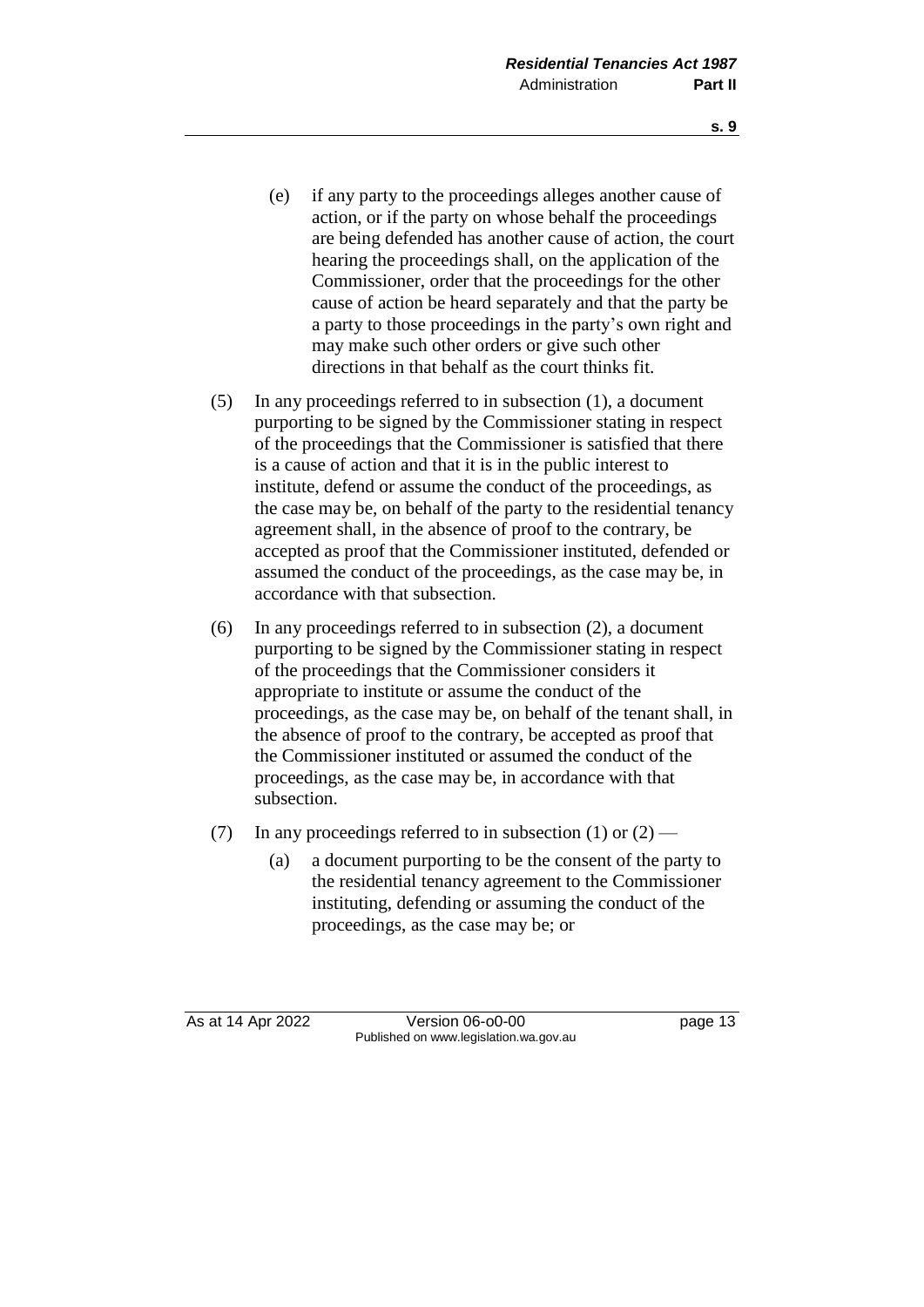(e) if any party to the proceedings alleges another cause of action, or if the party on whose behalf the proceedings are being defended has another cause of action, the court hearing the proceedings shall, on the application of the Commissioner, order that the proceedings for the other cause of action be heard separately and that the party be a party to those proceedings in the party's own right and may make such other orders or give such other directions in that behalf as the court thinks fit.

(5) In any proceedings referred to in subsection (1), a document purporting to be signed by the Commissioner stating in respect of the proceedings that the Commissioner is satisfied that there is a cause of action and that it is in the public interest to institute, defend or assume the conduct of the proceedings, as the case may be, on behalf of the party to the residential tenancy agreement shall, in the absence of proof to the contrary, be accepted as proof that the Commissioner instituted, defended or assumed the conduct of the proceedings, as the case may be, in accordance with that subsection.

(6) In any proceedings referred to in subsection (2), a document purporting to be signed by the Commissioner stating in respect of the proceedings that the Commissioner considers it appropriate to institute or assume the conduct of the proceedings, as the case may be, on behalf of the tenant shall, in the absence of proof to the contrary, be accepted as proof that the Commissioner instituted or assumed the conduct of the proceedings, as the case may be, in accordance with that subsection.

(7) In any proceedings referred to in subsection (1) or (2) —

(a) a document purporting to be the consent of the party to the residential tenancy agreement to the Commissioner instituting, defending or assuming the conduct of the proceedings, as the case may be; or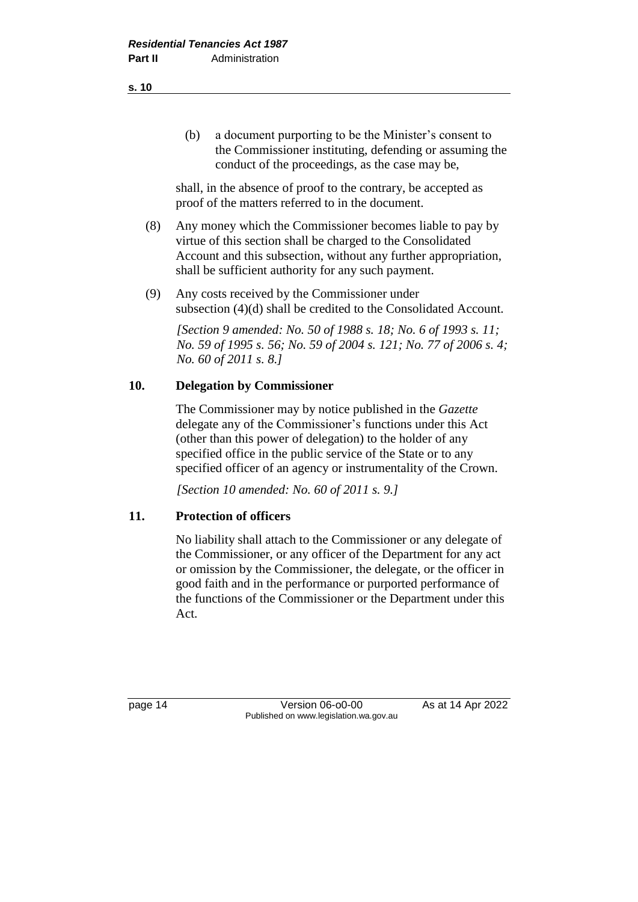(b) a document purporting to be the Minister's consent to the Commissioner instituting, defending or assuming the conduct of the proceedings, as the case may be,

shall, in the absence of proof to the contrary, be accepted as proof of the matters referred to in the document.

(8) Any money which the Commissioner becomes liable to pay by virtue of this section shall be charged to the Consolidated Account and this subsection, without any further appropriation, shall be sufficient authority for any such payment.

(9) Any costs received by the Commissioner under subsection (4)(d) shall be credited to the Consolidated Account.

*[Section 9 amended: No. 50 of 1988 s. 18; No. 6 of 1993 s. 11; No. 59 of 1995 s. 56; No. 59 of 2004 s. 121; No. 77 of 2006 s. 4; No. 60 of 2011 s. 8.]*

### 10. Delegation by Commissioner

The Commissioner may by notice published in the *Gazette* delegate any of the Commissioner's functions under this Act (other than this power of delegation) to the holder of any specified office in the public service of the State or to any specified officer of an agency or instrumentality of the Crown.

*[Section 10 amended: No. 60 of 2011 s. 9.]*

### 11. Protection of officers

No liability shall attach to the Commissioner or any delegate of the Commissioner, or any officer of the Department for any act or omission by the Commissioner, the delegate, or the officer in good faith and in the performance or purported performance of the functions of the Commissioner or the Department under this Act.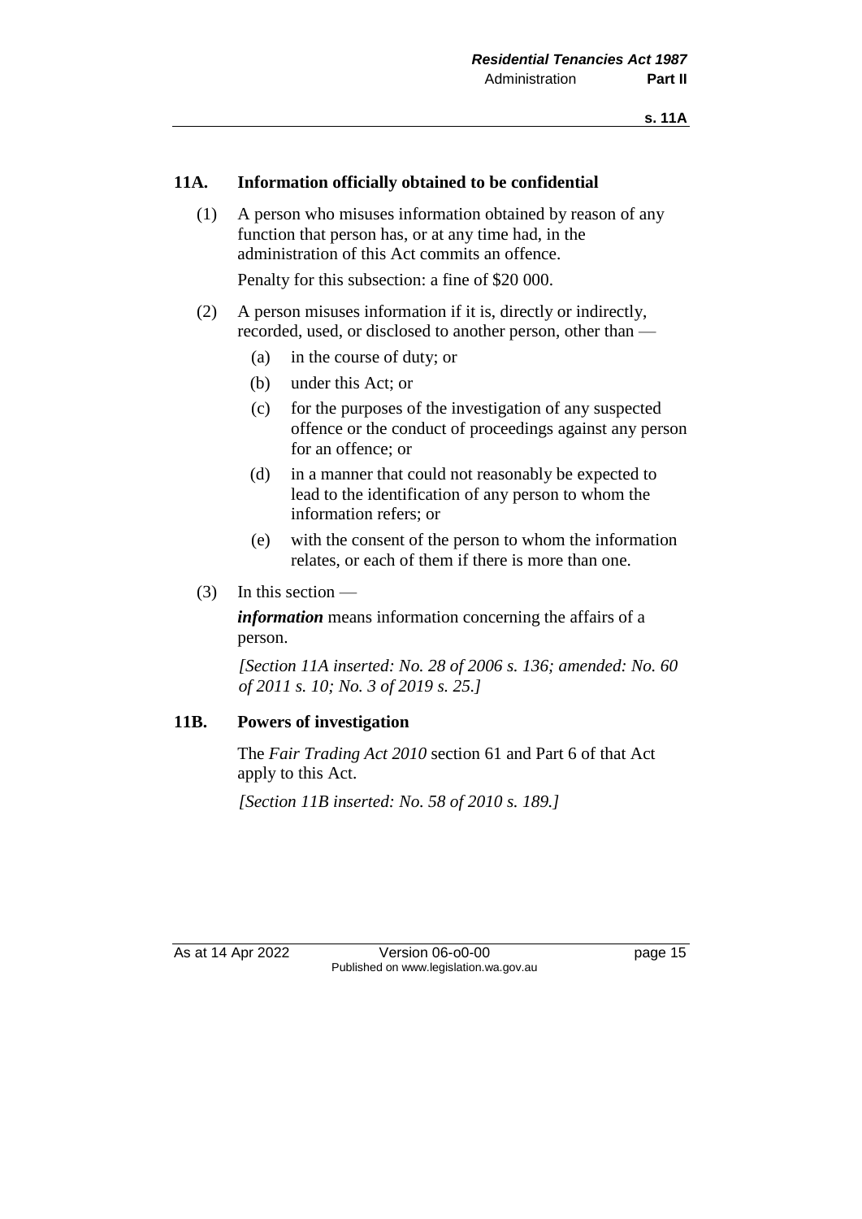## 11A. Information officially obtained to be confidential

(1) A person who misuses information obtained by reason of any function that person has, or at any time had, in the administration of this Act commits an offence.

Penalty for this subsection: a fine of $20 000.

(2) A person misuses information if it is, directly or indirectly, recorded, used, or disclosed to another person, other than —

- (a) in the course of duty; or
- (b) under this Act; or
- (c) for the purposes of the investigation of any suspected offence or the conduct of proceedings against any person for an offence; or
- (d) in a manner that could not reasonably be expected to lead to the identification of any person to whom the information refers; or
- (e) with the consent of the person to whom the information relates, or each of them if there is more than one.

(3) In this section —

***information*** means information concerning the affairs of a person.

*[Section 11A inserted: No. 28 of 2006 s. 136; amended: No. 60 of 2011 s. 10; No. 3 of 2019 s. 25.]*

## 11B. Powers of investigation

The *Fair Trading Act 2010* section 61 and Part 6 of that Act apply to this Act.

*[Section 11B inserted: No. 58 of 2010 s. 189.]*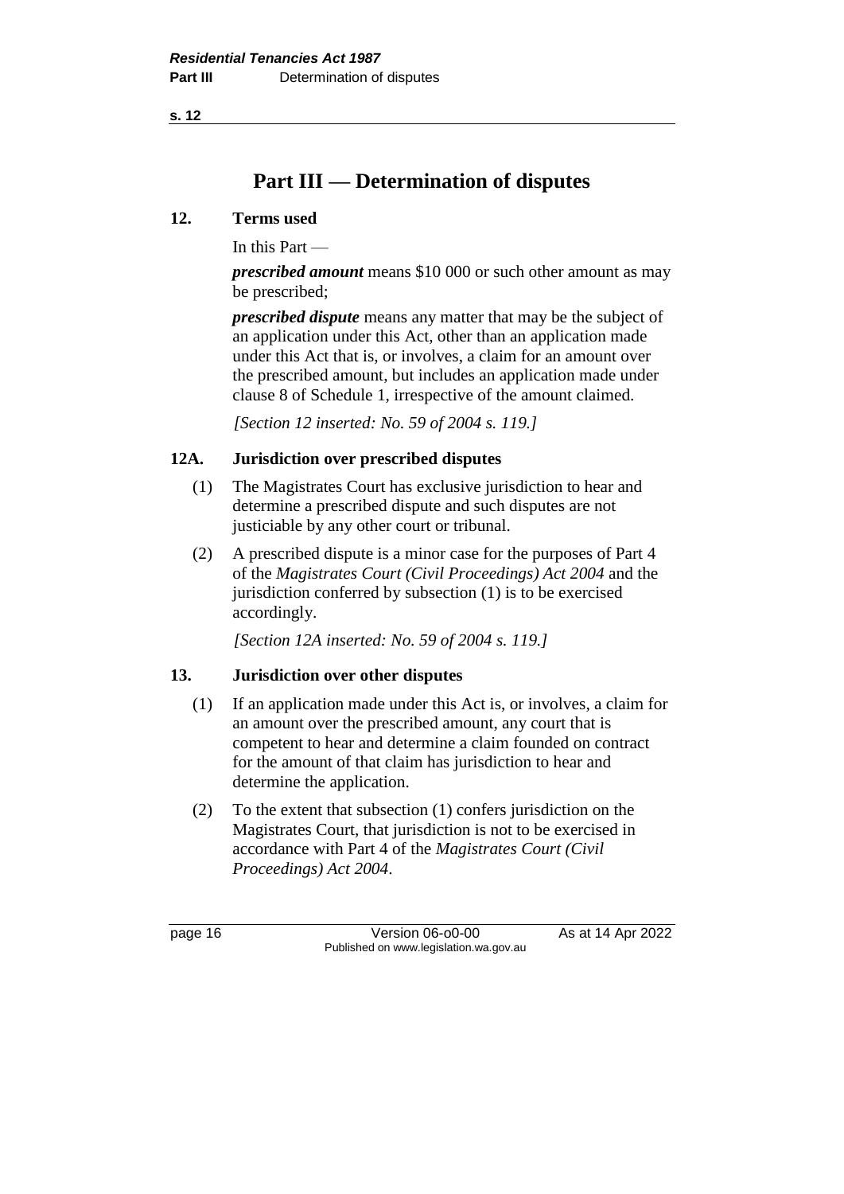# Part III — Determination of disputes

## 12. Terms used

In this Part —

***prescribed amount*** means $10 000 or such other amount as may be prescribed;

***prescribed dispute*** means any matter that may be the subject of an application under this Act, other than an application made under this Act that is, or involves, a claim for an amount over the prescribed amount, but includes an application made under clause 8 of Schedule 1, irrespective of the amount claimed.

*[Section 12 inserted: No. 59 of 2004 s. 119.]*

## 12A. Jurisdiction over prescribed disputes

(1) The Magistrates Court has exclusive jurisdiction to hear and determine a prescribed dispute and such disputes are not justiciable by any other court or tribunal.

(2) A prescribed dispute is a minor case for the purposes of Part 4 of the *Magistrates Court (Civil Proceedings) Act 2004* and the jurisdiction conferred by subsection (1) is to be exercised accordingly.

*[Section 12A inserted: No. 59 of 2004 s. 119.]*

## 13. Jurisdiction over other disputes

(1) If an application made under this Act is, or involves, a claim for an amount over the prescribed amount, any court that is competent to hear and determine a claim founded on contract for the amount of that claim has jurisdiction to hear and determine the application.

(2) To the extent that subsection (1) confers jurisdiction on the Magistrates Court, that jurisdiction is not to be exercised in accordance with Part 4 of the *Magistrates Court (Civil Proceedings) Act 2004*.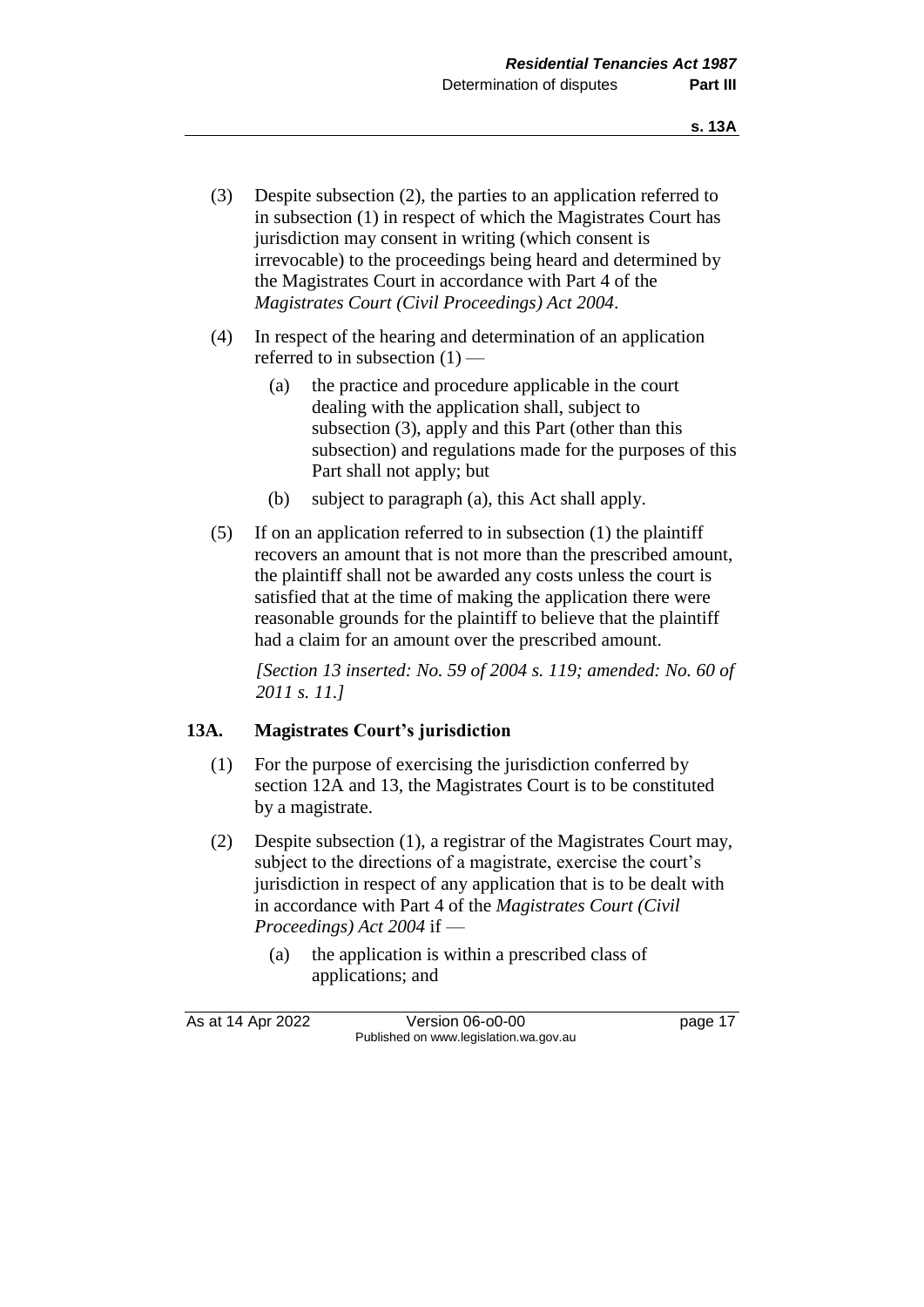(3) Despite subsection (2), the parties to an application referred to in subsection (1) in respect of which the Magistrates Court has jurisdiction may consent in writing (which consent is irrevocable) to the proceedings being heard and determined by the Magistrates Court in accordance with Part 4 of the *Magistrates Court (Civil Proceedings) Act 2004*.

(4) In respect of the hearing and determination of an application referred to in subsection (1) —

(a) the practice and procedure applicable in the court dealing with the application shall, subject to subsection (3), apply and this Part (other than this subsection) and regulations made for the purposes of this Part shall not apply; but

(b) subject to paragraph (a), this Act shall apply.

(5) If on an application referred to in subsection (1) the plaintiff recovers an amount that is not more than the prescribed amount, the plaintiff shall not be awarded any costs unless the court is satisfied that at the time of making the application there were reasonable grounds for the plaintiff to believe that the plaintiff had a claim for an amount over the prescribed amount.

*[Section 13 inserted: No. 59 of 2004 s. 119; amended: No. 60 of 2011 s. 11.]*

### 13A. Magistrates Court's jurisdiction

(1) For the purpose of exercising the jurisdiction conferred by section 12A and 13, the Magistrates Court is to be constituted by a magistrate.

(2) Despite subsection (1), a registrar of the Magistrates Court may, subject to the directions of a magistrate, exercise the court's jurisdiction in respect of any application that is to be dealt with in accordance with Part 4 of the *Magistrates Court (Civil Proceedings) Act 2004* if —

(a) the application is within a prescribed class of applications; and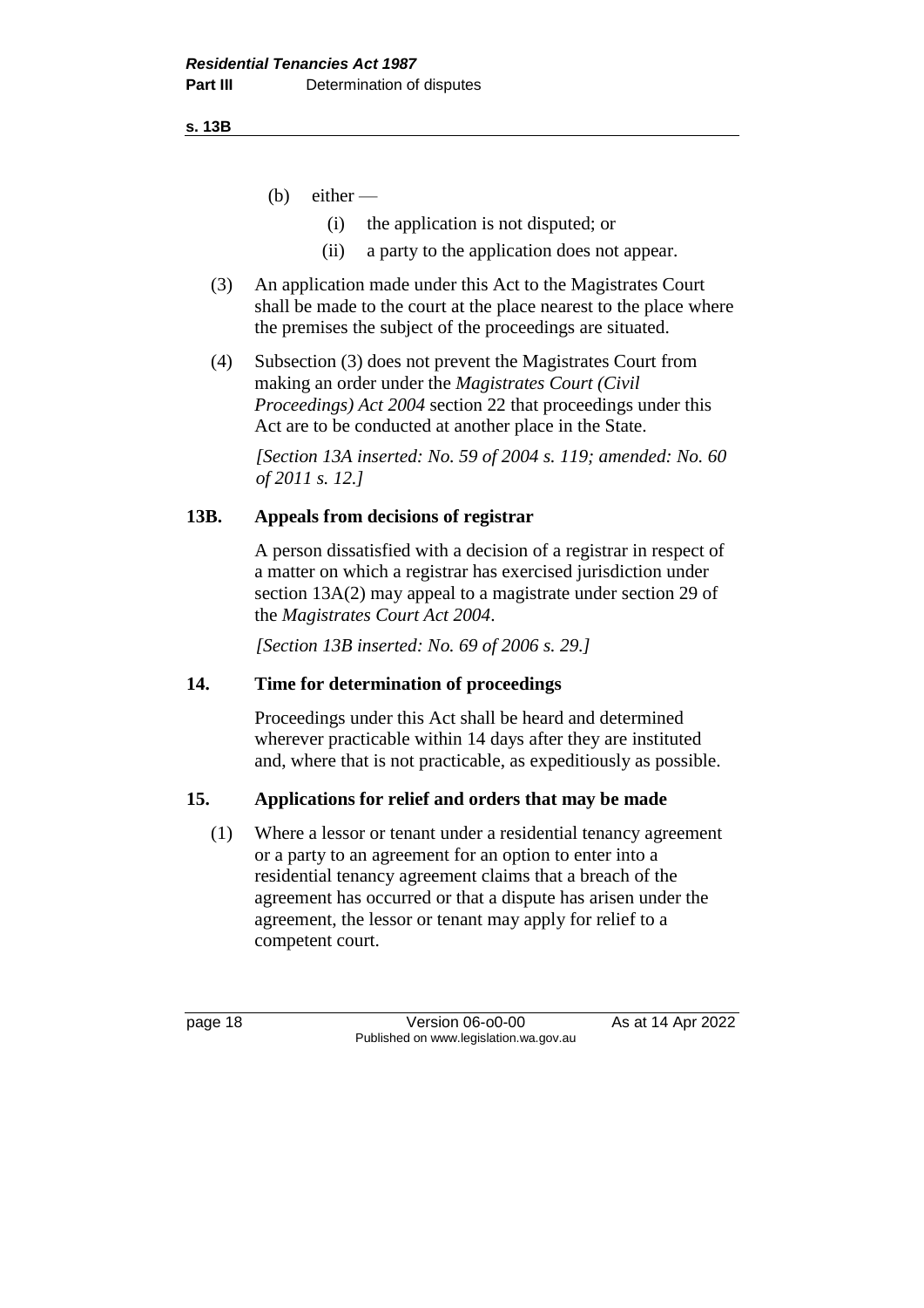(b) either —

(i) the application is not disputed; or

(ii) a party to the application does not appear.

(3) An application made under this Act to the Magistrates Court shall be made to the court at the place nearest to the place where the premises the subject of the proceedings are situated.

(4) Subsection (3) does not prevent the Magistrates Court from making an order under the *Magistrates Court (Civil Proceedings) Act 2004* section 22 that proceedings under this Act are to be conducted at another place in the State.

*[Section 13A inserted: No. 59 of 2004 s. 119; amended: No. 60 of 2011 s. 12.]*

## 13B. Appeals from decisions of registrar

A person dissatisfied with a decision of a registrar in respect of a matter on which a registrar has exercised jurisdiction under section 13A(2) may appeal to a magistrate under section 29 of the *Magistrates Court Act 2004*.

*[Section 13B inserted: No. 69 of 2006 s. 29.]*

## 14. Time for determination of proceedings

Proceedings under this Act shall be heard and determined wherever practicable within 14 days after they are instituted and, where that is not practicable, as expeditiously as possible.

## 15. Applications for relief and orders that may be made

(1) Where a lessor or tenant under a residential tenancy agreement or a party to an agreement for an option to enter into a residential tenancy agreement claims that a breach of the agreement has occurred or that a dispute has arisen under the agreement, the lessor or tenant may apply for relief to a competent court.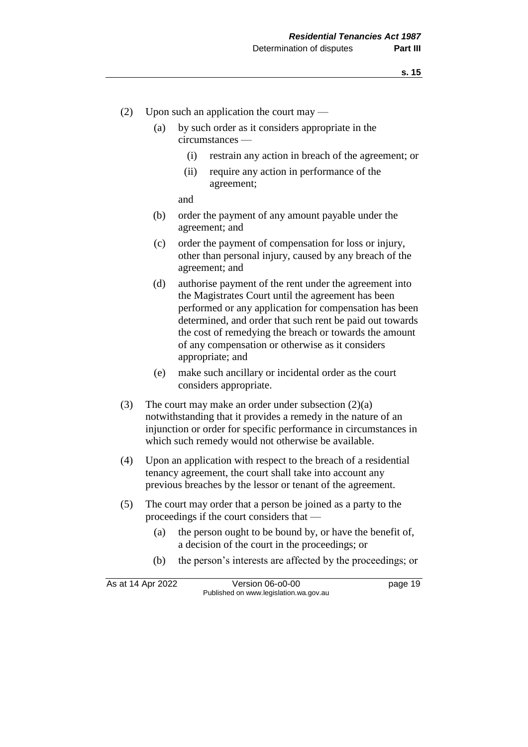(2) Upon such an application the court may —

   (a) by such order as it considers appropriate in the circumstances —

      (i) restrain any action in breach of the agreement; or

      (ii) require any action in performance of the agreement;

   and

   (b) order the payment of any amount payable under the agreement; and

   (c) order the payment of compensation for loss or injury, other than personal injury, caused by any breach of the agreement; and

   (d) authorise payment of the rent under the agreement into the Magistrates Court until the agreement has been performed or any application for compensation has been determined, and order that such rent be paid out towards the cost of remedying the breach or towards the amount of any compensation or otherwise as it considers appropriate; and

   (e) make such ancillary or incidental order as the court considers appropriate.

(3) The court may make an order under subsection (2)(a) notwithstanding that it provides a remedy in the nature of an injunction or order for specific performance in circumstances in which such remedy would not otherwise be available.

(4) Upon an application with respect to the breach of a residential tenancy agreement, the court shall take into account any previous breaches by the lessor or tenant of the agreement.

(5) The court may order that a person be joined as a party to the proceedings if the court considers that —

   (a) the person ought to be bound by, or have the benefit of, a decision of the court in the proceedings; or

   (b) the person's interests are affected by the proceedings; or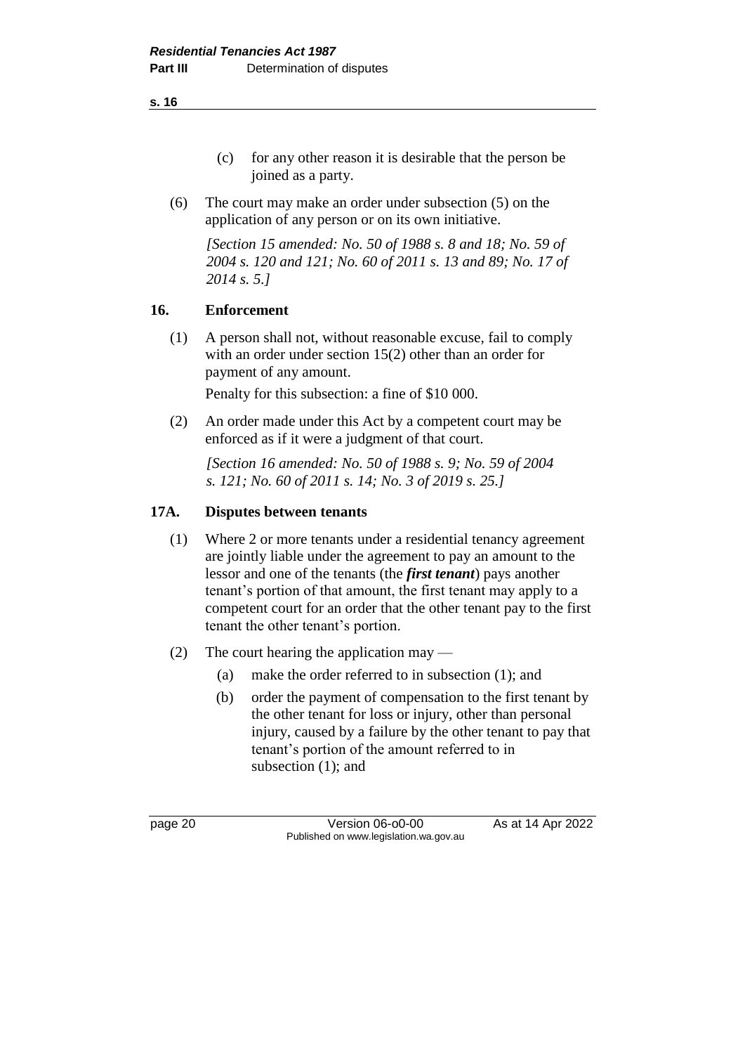(c) for any other reason it is desirable that the person be joined as a party.

(6) The court may make an order under subsection (5) on the application of any person or on its own initiative.

*[Section 15 amended: No. 50 of 1988 s. 8 and 18; No. 59 of 2004 s. 120 and 121; No. 60 of 2011 s. 13 and 89; No. 17 of 2014 s. 5.]*

## 16. Enforcement

(1) A person shall not, without reasonable excuse, fail to comply with an order under section 15(2) other than an order for payment of any amount.

Penalty for this subsection: a fine of $10 000.

(2) An order made under this Act by a competent court may be enforced as if it were a judgment of that court.

*[Section 16 amended: No. 50 of 1988 s. 9; No. 59 of 2004 s. 121; No. 60 of 2011 s. 14; No. 3 of 2019 s. 25.]*

## 17A. Disputes between tenants

(1) Where 2 or more tenants under a residential tenancy agreement are jointly liable under the agreement to pay an amount to the lessor and one of the tenants (the ***first tenant***) pays another tenant's portion of that amount, the first tenant may apply to a competent court for an order that the other tenant pay to the first tenant the other tenant's portion.

(2) The court hearing the application may —

(a) make the order referred to in subsection (1); and

(b) order the payment of compensation to the first tenant by the other tenant for loss or injury, other than personal injury, caused by a failure by the other tenant to pay that tenant's portion of the amount referred to in subsection (1); and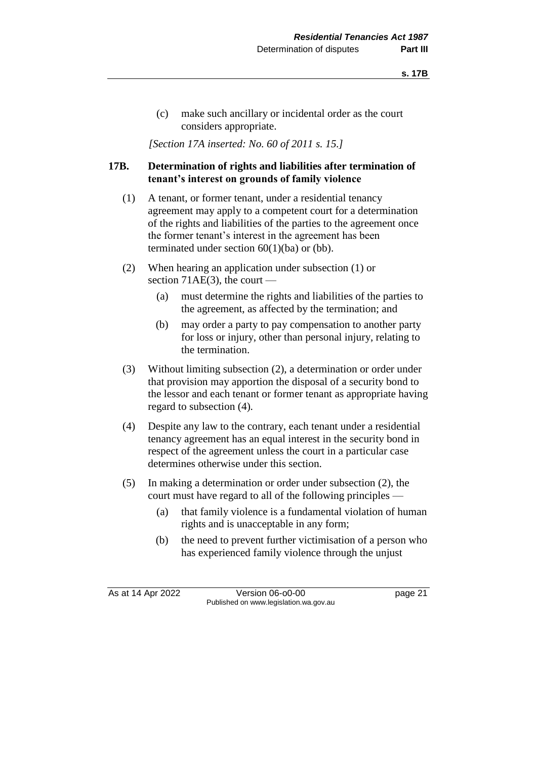(c) make such ancillary or incidental order as the court considers appropriate.

*[Section 17A inserted: No. 60 of 2011 s. 15.]*

### 17B. Determination of rights and liabilities after termination of tenant's interest on grounds of family violence

(1) A tenant, or former tenant, under a residential tenancy agreement may apply to a competent court for a determination of the rights and liabilities of the parties to the agreement once the former tenant's interest in the agreement has been terminated under section 60(1)(ba) or (bb).

(2) When hearing an application under subsection (1) or section 71AE(3), the court —

- (a) must determine the rights and liabilities of the parties to the agreement, as affected by the termination; and
- (b) may order a party to pay compensation to another party for loss or injury, other than personal injury, relating to the termination.

(3) Without limiting subsection (2), a determination or order under that provision may apportion the disposal of a security bond to the lessor and each tenant or former tenant as appropriate having regard to subsection (4).

(4) Despite any law to the contrary, each tenant under a residential tenancy agreement has an equal interest in the security bond in respect of the agreement unless the court in a particular case determines otherwise under this section.

(5) In making a determination or order under subsection (2), the court must have regard to all of the following principles —

- (a) that family violence is a fundamental violation of human rights and is unacceptable in any form;
- (b) the need to prevent further victimisation of a person who has experienced family violence through the unjust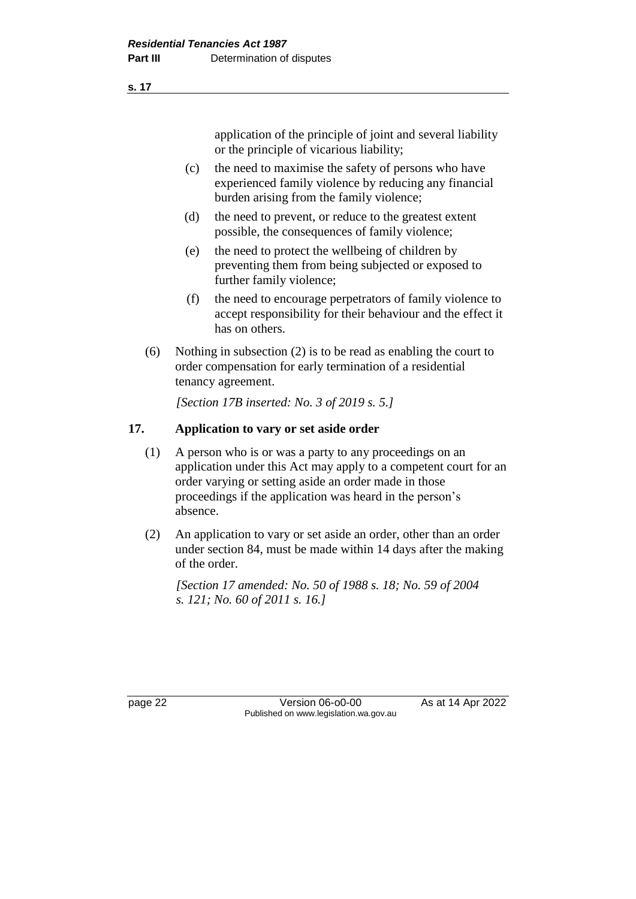application of the principle of joint and several liability or the principle of vicarious liability;

(c) the need to maximise the safety of persons who have experienced family violence by reducing any financial burden arising from the family violence;

(d) the need to prevent, or reduce to the greatest extent possible, the consequences of family violence;

(e) the need to protect the wellbeing of children by preventing them from being subjected or exposed to further family violence;

(f) the need to encourage perpetrators of family violence to accept responsibility for their behaviour and the effect it has on others.

(6) Nothing in subsection (2) is to be read as enabling the court to order compensation for early termination of a residential tenancy agreement.

*[Section 17B inserted: No. 3 of 2019 s. 5.]*

## 17. Application to vary or set aside order

(1) A person who is or was a party to any proceedings on an application under this Act may apply to a competent court for an order varying or setting aside an order made in those proceedings if the application was heard in the person's absence.

(2) An application to vary or set aside an order, other than an order under section 84, must be made within 14 days after the making of the order.

*[Section 17 amended: No. 50 of 1988 s. 18; No. 59 of 2004 s. 121; No. 60 of 2011 s. 16.]*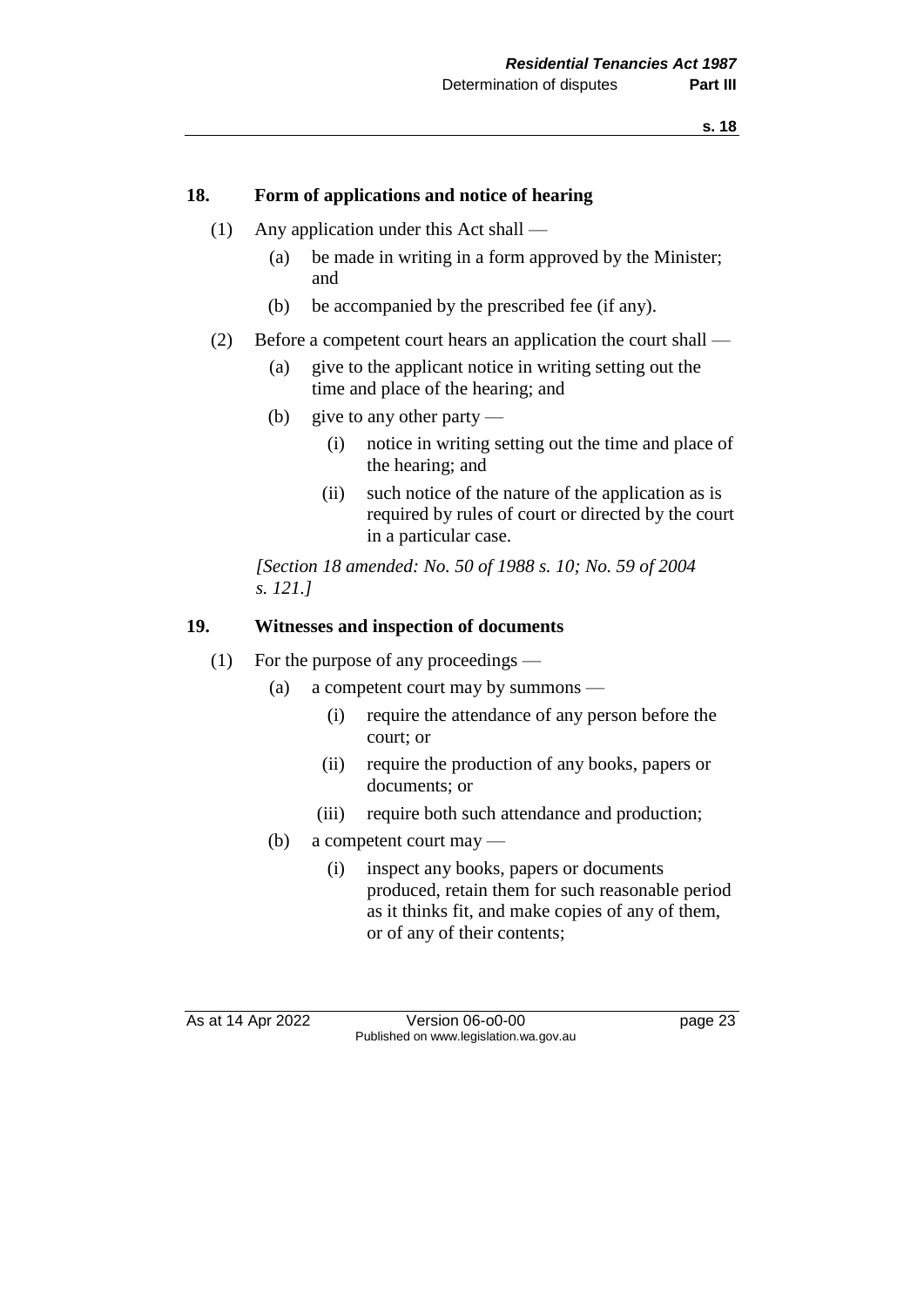## 18. Form of applications and notice of hearing

(1) Any application under this Act shall —

- (a) be made in writing in a form approved by the Minister; and
- (b) be accompanied by the prescribed fee (if any).

(2) Before a competent court hears an application the court shall —

- (a) give to the applicant notice in writing setting out the time and place of the hearing; and
- (b) give to any other party —
  - (i) notice in writing setting out the time and place of the hearing; and
  - (ii) such notice of the nature of the application as is required by rules of court or directed by the court in a particular case.

*[Section 18 amended: No. 50 of 1988 s. 10; No. 59 of 2004 s. 121.]*

## 19. Witnesses and inspection of documents

(1) For the purpose of any proceedings —

- (a) a competent court may by summons —
  - (i) require the attendance of any person before the court; or
  - (ii) require the production of any books, papers or documents; or
  - (iii) require both such attendance and production;
- (b) a competent court may —
  - (i) inspect any books, papers or documents produced, retain them for such reasonable period as it thinks fit, and make copies of any of them, or of any of their contents;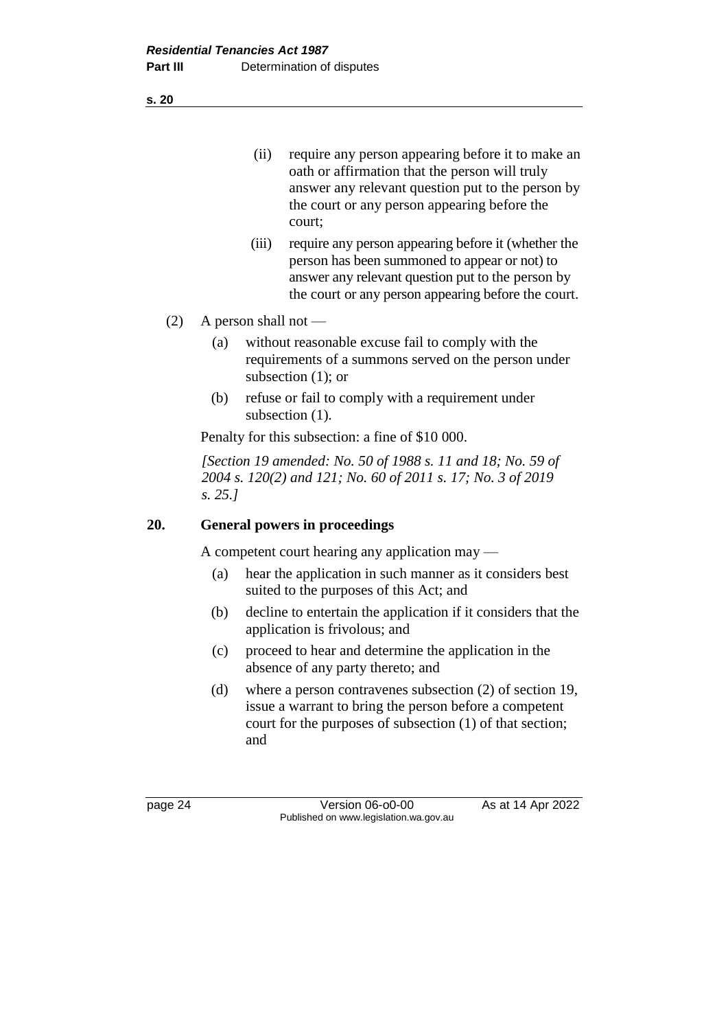(ii) require any person appearing before it to make an oath or affirmation that the person will truly answer any relevant question put to the person by the court or any person appearing before the court;

(iii) require any person appearing before it (whether the person has been summoned to appear or not) to answer any relevant question put to the person by the court or any person appearing before the court.

(2) A person shall not —

(a) without reasonable excuse fail to comply with the requirements of a summons served on the person under subsection (1); or

(b) refuse or fail to comply with a requirement under subsection (1).

Penalty for this subsection: a fine of $10 000.

*[Section 19 amended: No. 50 of 1988 s. 11 and 18; No. 59 of 2004 s. 120(2) and 121; No. 60 of 2011 s. 17; No. 3 of 2019 s. 25.]*

## 20. General powers in proceedings

A competent court hearing any application may —

(a) hear the application in such manner as it considers best suited to the purposes of this Act; and

(b) decline to entertain the application if it considers that the application is frivolous; and

(c) proceed to hear and determine the application in the absence of any party thereto; and

(d) where a person contravenes subsection (2) of section 19, issue a warrant to bring the person before a competent court for the purposes of subsection (1) of that section; and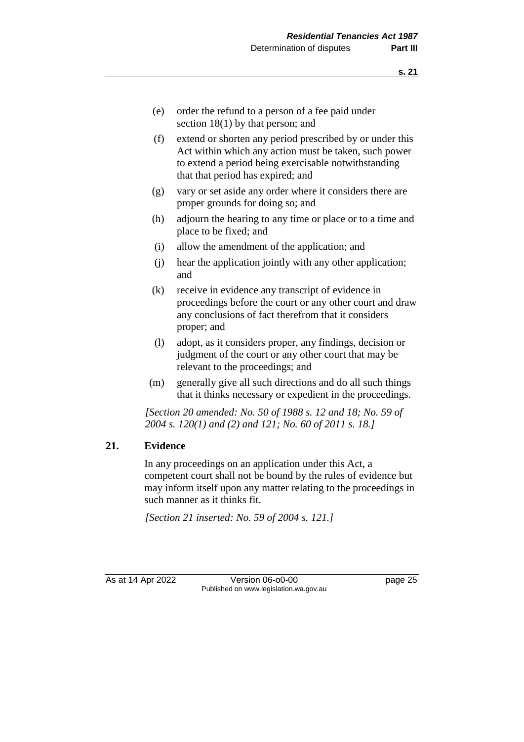(e) order the refund to a person of a fee paid under section 18(1) by that person; and

(f) extend or shorten any period prescribed by or under this Act within which any action must be taken, such power to extend a period being exercisable notwithstanding that that period has expired; and

(g) vary or set aside any order where it considers there are proper grounds for doing so; and

(h) adjourn the hearing to any time or place or to a time and place to be fixed; and

(i) allow the amendment of the application; and

(j) hear the application jointly with any other application; and

(k) receive in evidence any transcript of evidence in proceedings before the court or any other court and draw any conclusions of fact therefrom that it considers proper; and

(l) adopt, as it considers proper, any findings, decision or judgment of the court or any other court that may be relevant to the proceedings; and

(m) generally give all such directions and do all such things that it thinks necessary or expedient in the proceedings.

*[Section 20 amended: No. 50 of 1988 s. 12 and 18; No. 59 of 2004 s. 120(1) and (2) and 121; No. 60 of 2011 s. 18.]*

## 21. Evidence

In any proceedings on an application under this Act, a competent court shall not be bound by the rules of evidence but may inform itself upon any matter relating to the proceedings in such manner as it thinks fit.

*[Section 21 inserted: No. 59 of 2004 s. 121.]*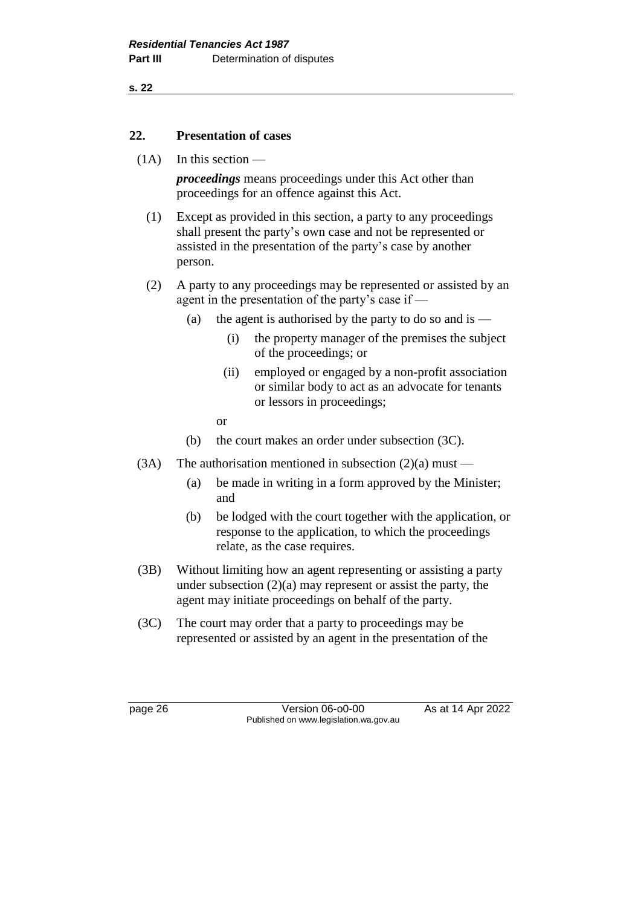## 22. Presentation of cases

(1A) In this section —

***proceedings*** means proceedings under this Act other than proceedings for an offence against this Act.

(1) Except as provided in this section, a party to any proceedings shall present the party's own case and not be represented or assisted in the presentation of the party's case by another person.

(2) A party to any proceedings may be represented or assisted by an agent in the presentation of the party's case if —

- (a) the agent is authorised by the party to do so and is —
  - (i) the property manager of the premises the subject of the proceedings; or
  - (ii) employed or engaged by a non-profit association or similar body to act as an advocate for tenants or lessors in proceedings;

  or
- (b) the court makes an order under subsection (3C).

(3A) The authorisation mentioned in subsection (2)(a) must —

- (a) be made in writing in a form approved by the Minister; and
- (b) be lodged with the court together with the application, or response to the application, to which the proceedings relate, as the case requires.

(3B) Without limiting how an agent representing or assisting a party under subsection (2)(a) may represent or assist the party, the agent may initiate proceedings on behalf of the party.

(3C) The court may order that a party to proceedings may be represented or assisted by an agent in the presentation of the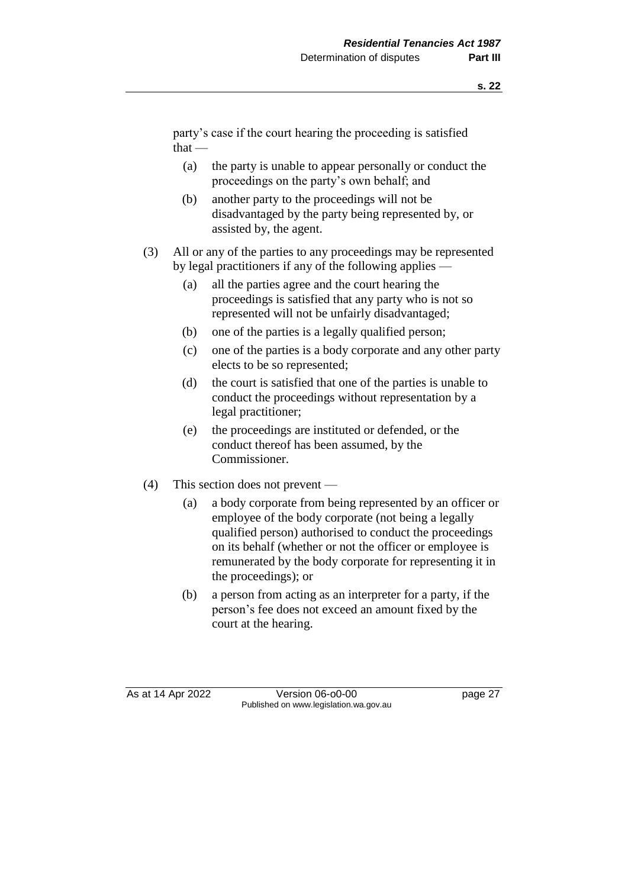party's case if the court hearing the proceeding is satisfied that —

(a) the party is unable to appear personally or conduct the proceedings on the party's own behalf; and

(b) another party to the proceedings will not be disadvantaged by the party being represented by, or assisted by, the agent.

(3) All or any of the parties to any proceedings may be represented by legal practitioners if any of the following applies —

(a) all the parties agree and the court hearing the proceedings is satisfied that any party who is not so represented will not be unfairly disadvantaged;

(b) one of the parties is a legally qualified person;

(c) one of the parties is a body corporate and any other party elects to be so represented;

(d) the court is satisfied that one of the parties is unable to conduct the proceedings without representation by a legal practitioner;

(e) the proceedings are instituted or defended, or the conduct thereof has been assumed, by the Commissioner.

(4) This section does not prevent —

(a) a body corporate from being represented by an officer or employee of the body corporate (not being a legally qualified person) authorised to conduct the proceedings on its behalf (whether or not the officer or employee is remunerated by the body corporate for representing it in the proceedings); or

(b) a person from acting as an interpreter for a party, if the person's fee does not exceed an amount fixed by the court at the hearing.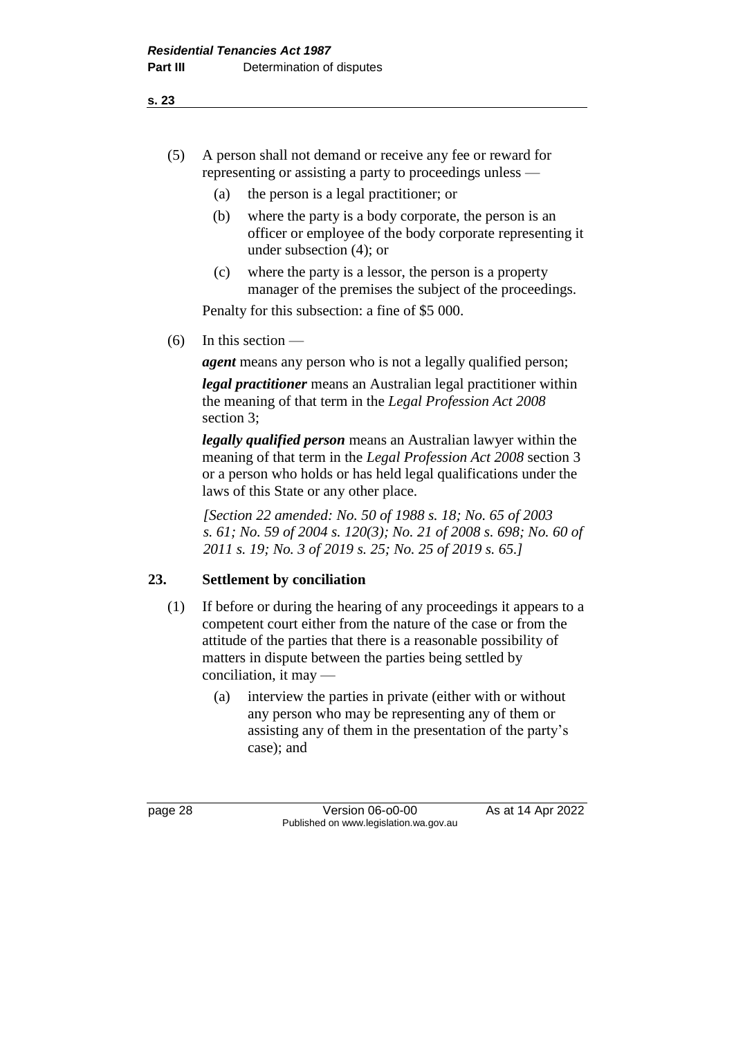(5) A person shall not demand or receive any fee or reward for representing or assisting a party to proceedings unless —

  (a) the person is a legal practitioner; or

  (b) where the party is a body corporate, the person is an officer or employee of the body corporate representing it under subsection (4); or

  (c) where the party is a lessor, the person is a property manager of the premises the subject of the proceedings.

Penalty for this subsection: a fine of $5 000.

(6) In this section —

***agent*** means any person who is not a legally qualified person;

***legal practitioner*** means an Australian legal practitioner within the meaning of that term in the *Legal Profession Act 2008* section 3;

***legally qualified person*** means an Australian lawyer within the meaning of that term in the *Legal Profession Act 2008* section 3 or a person who holds or has held legal qualifications under the laws of this State or any other place.

*[Section 22 amended: No. 50 of 1988 s. 18; No. 65 of 2003 s. 61; No. 59 of 2004 s. 120(3); No. 21 of 2008 s. 698; No. 60 of 2011 s. 19; No. 3 of 2019 s. 25; No. 25 of 2019 s. 65.]*

## 23. Settlement by conciliation

(1) If before or during the hearing of any proceedings it appears to a competent court either from the nature of the case or from the attitude of the parties that there is a reasonable possibility of matters in dispute between the parties being settled by conciliation, it may —

  (a) interview the parties in private (either with or without any person who may be representing any of them or assisting any of them in the presentation of the party's case); and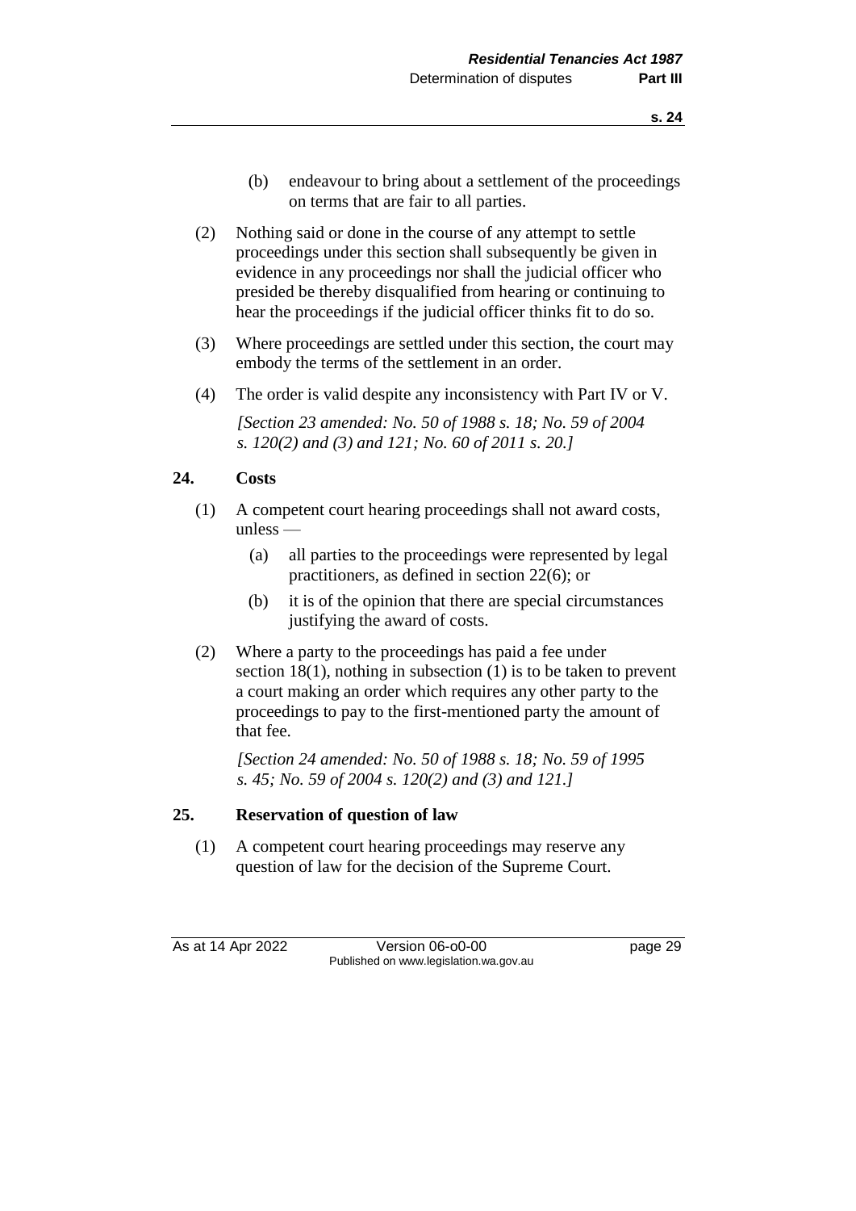(b) endeavour to bring about a settlement of the proceedings on terms that are fair to all parties.

(2) Nothing said or done in the course of any attempt to settle proceedings under this section shall subsequently be given in evidence in any proceedings nor shall the judicial officer who presided be thereby disqualified from hearing or continuing to hear the proceedings if the judicial officer thinks fit to do so.

(3) Where proceedings are settled under this section, the court may embody the terms of the settlement in an order.

(4) The order is valid despite any inconsistency with Part IV or V.

*[Section 23 amended: No. 50 of 1988 s. 18; No. 59 of 2004 s. 120(2) and (3) and 121; No. 60 of 2011 s. 20.]*

## 24. Costs

(1) A competent court hearing proceedings shall not award costs, unless —

- (a) all parties to the proceedings were represented by legal practitioners, as defined in section 22(6); or
- (b) it is of the opinion that there are special circumstances justifying the award of costs.

(2) Where a party to the proceedings has paid a fee under section 18(1), nothing in subsection (1) is to be taken to prevent a court making an order which requires any other party to the proceedings to pay to the first-mentioned party the amount of that fee.

*[Section 24 amended: No. 50 of 1988 s. 18; No. 59 of 1995 s. 45; No. 59 of 2004 s. 120(2) and (3) and 121.]*

## 25. Reservation of question of law

(1) A competent court hearing proceedings may reserve any question of law for the decision of the Supreme Court.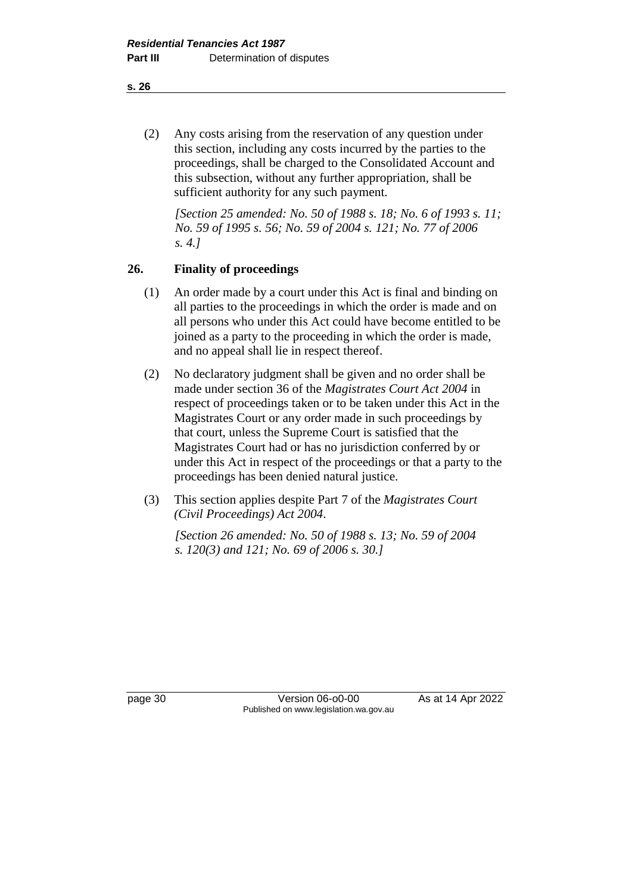(2) Any costs arising from the reservation of any question under this section, including any costs incurred by the parties to the proceedings, shall be charged to the Consolidated Account and this subsection, without any further appropriation, shall be sufficient authority for any such payment.

*[Section 25 amended: No. 50 of 1988 s. 18; No. 6 of 1993 s. 11; No. 59 of 1995 s. 56; No. 59 of 2004 s. 121; No. 77 of 2006 s. 4.]*

## 26. Finality of proceedings

(1) An order made by a court under this Act is final and binding on all parties to the proceedings in which the order is made and on all persons who under this Act could have become entitled to be joined as a party to the proceeding in which the order is made, and no appeal shall lie in respect thereof.

(2) No declaratory judgment shall be given and no order shall be made under section 36 of the *Magistrates Court Act 2004* in respect of proceedings taken or to be taken under this Act in the Magistrates Court or any order made in such proceedings by that court, unless the Supreme Court is satisfied that the Magistrates Court had or has no jurisdiction conferred by or under this Act in respect of the proceedings or that a party to the proceedings has been denied natural justice.

(3) This section applies despite Part 7 of the *Magistrates Court (Civil Proceedings) Act 2004*.

*[Section 26 amended: No. 50 of 1988 s. 13; No. 59 of 2004 s. 120(3) and 121; No. 69 of 2006 s. 30.]*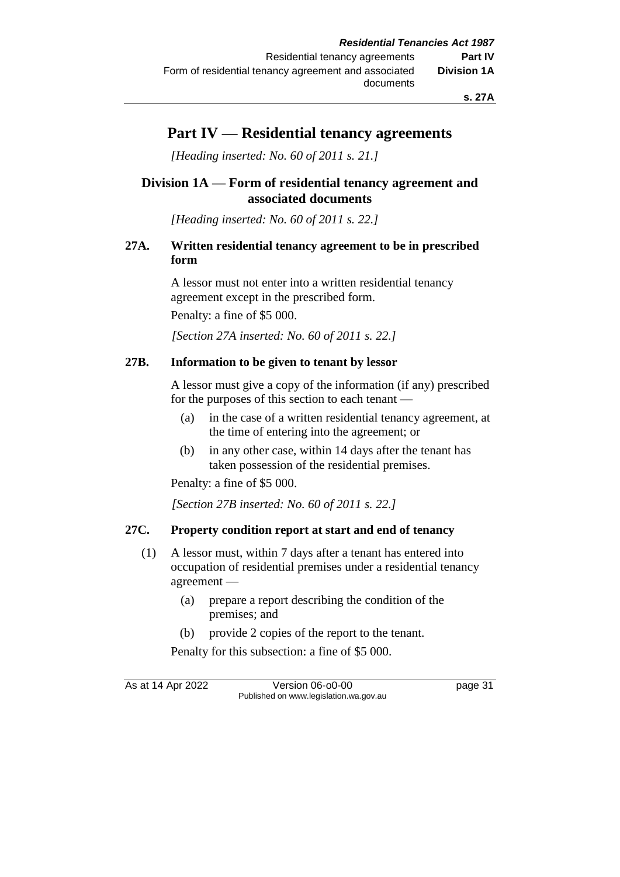# Part IV — Residential tenancy agreements

*[Heading inserted: No. 60 of 2011 s. 21.]*

## Division 1A — Form of residential tenancy agreement and associated documents

*[Heading inserted: No. 60 of 2011 s. 22.]*

### 27A. Written residential tenancy agreement to be in prescribed form

A lessor must not enter into a written residential tenancy agreement except in the prescribed form.

Penalty: a fine of $5 000.

*[Section 27A inserted: No. 60 of 2011 s. 22.]*

### 27B. Information to be given to tenant by lessor

A lessor must give a copy of the information (if any) prescribed for the purposes of this section to each tenant —

(a) in the case of a written residential tenancy agreement, at the time of entering into the agreement; or

(b) in any other case, within 14 days after the tenant has taken possession of the residential premises.

Penalty: a fine of $5 000.

*[Section 27B inserted: No. 60 of 2011 s. 22.]*

### 27C. Property condition report at start and end of tenancy

(1) A lessor must, within 7 days after a tenant has entered into occupation of residential premises under a residential tenancy agreement —

(a) prepare a report describing the condition of the premises; and

(b) provide 2 copies of the report to the tenant.

Penalty for this subsection: a fine of $5 000.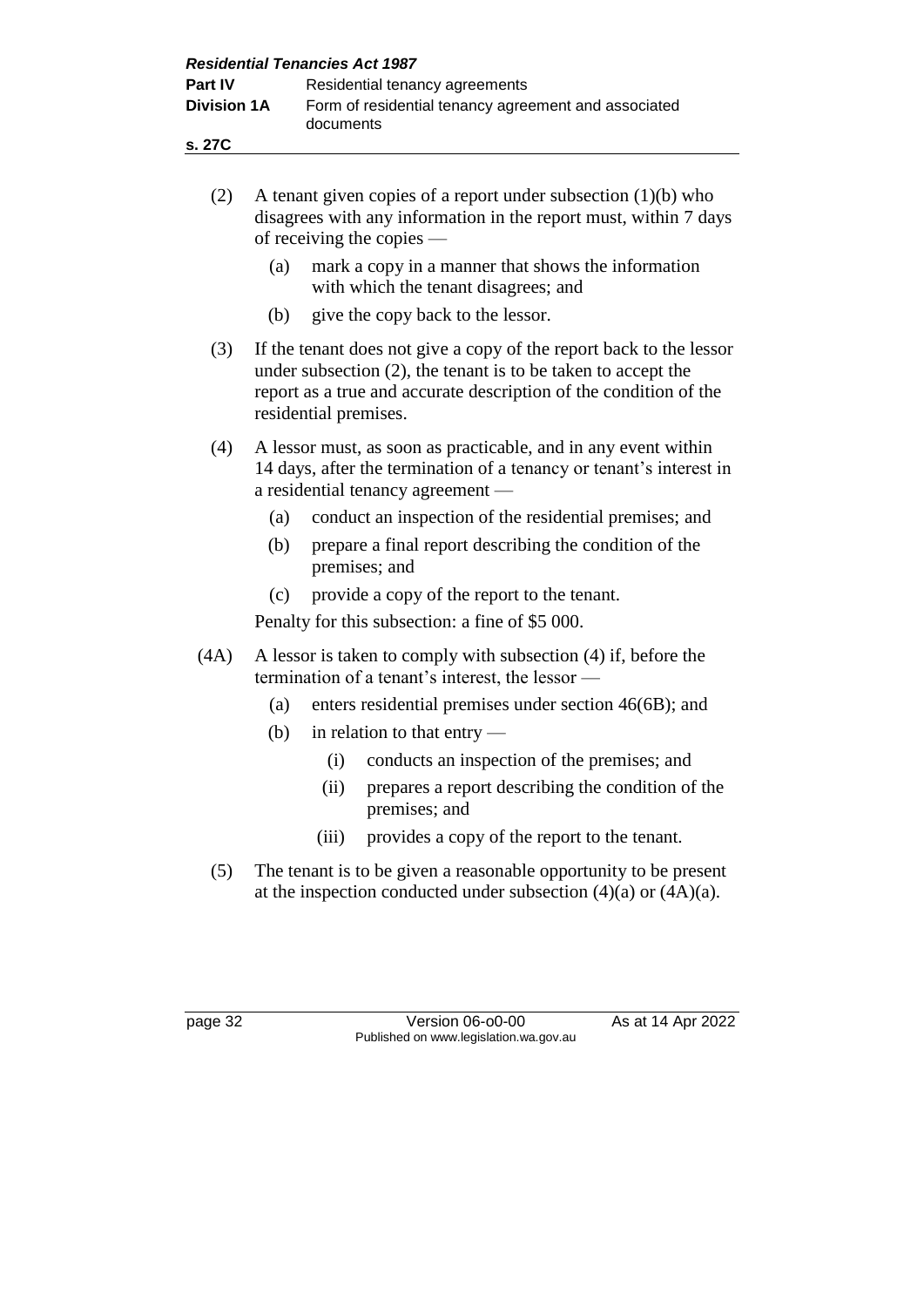(2) A tenant given copies of a report under subsection (1)(b) who disagrees with any information in the report must, within 7 days of receiving the copies —

   (a) mark a copy in a manner that shows the information with which the tenant disagrees; and

   (b) give the copy back to the lessor.

(3) If the tenant does not give a copy of the report back to the lessor under subsection (2), the tenant is to be taken to accept the report as a true and accurate description of the condition of the residential premises.

(4) A lessor must, as soon as practicable, and in any event within 14 days, after the termination of a tenancy or tenant's interest in a residential tenancy agreement —

   (a) conduct an inspection of the residential premises; and

   (b) prepare a final report describing the condition of the premises; and

   (c) provide a copy of the report to the tenant.

   Penalty for this subsection: a fine of $5 000.

(4A) A lessor is taken to comply with subsection (4) if, before the termination of a tenant's interest, the lessor —

   (a) enters residential premises under section 46(6B); and

   (b) in relation to that entry —

      (i) conducts an inspection of the premises; and

      (ii) prepares a report describing the condition of the premises; and

      (iii) provides a copy of the report to the tenant.

(5) The tenant is to be given a reasonable opportunity to be present at the inspection conducted under subsection (4)(a) or (4A)(a).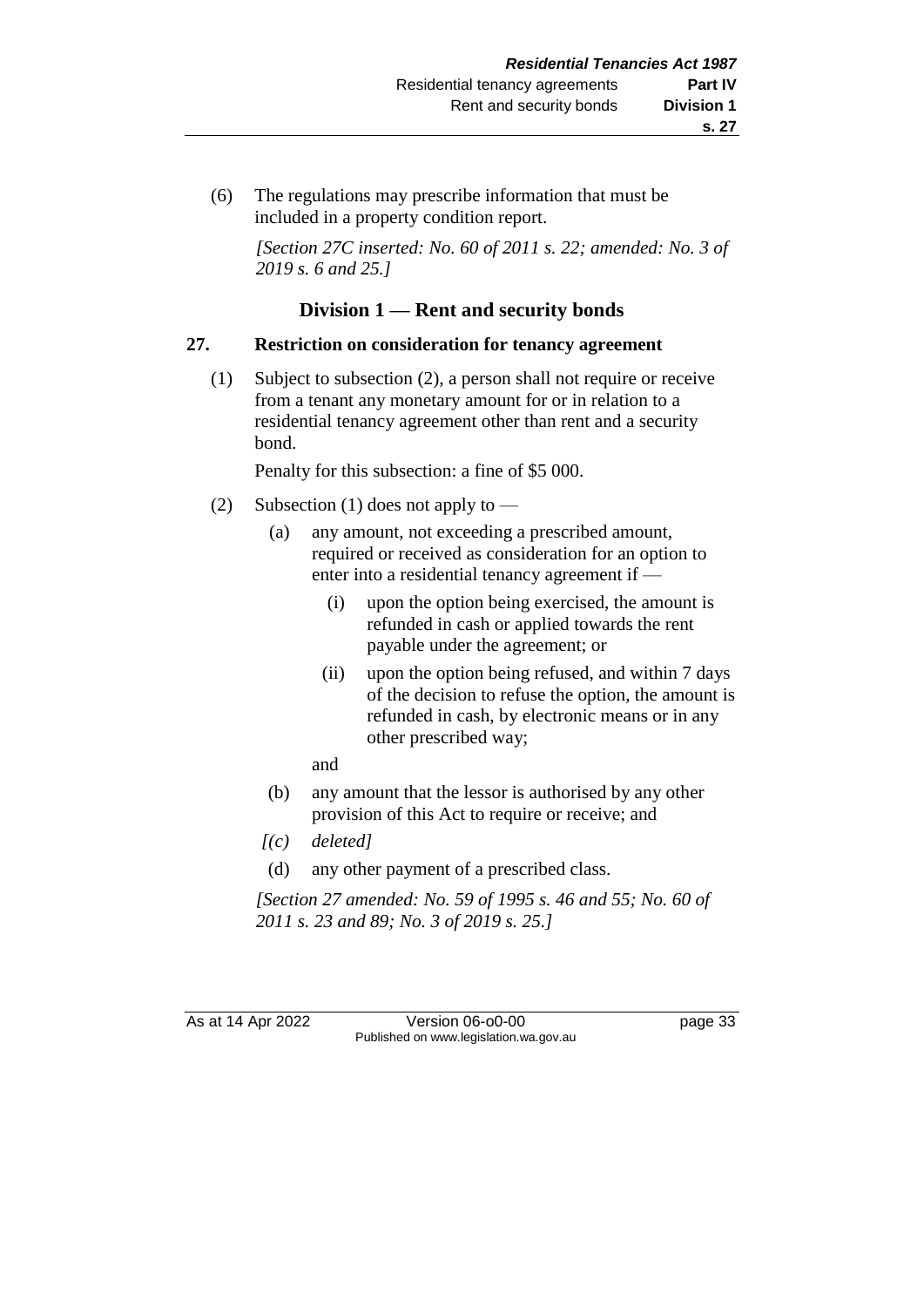(6) The regulations may prescribe information that must be included in a property condition report.

*[Section 27C inserted: No. 60 of 2011 s. 22; amended: No. 3 of 2019 s. 6 and 25.]*

## Division 1 — Rent and security bonds

### 27. Restriction on consideration for tenancy agreement

(1) Subject to subsection (2), a person shall not require or receive from a tenant any monetary amount for or in relation to a residential tenancy agreement other than rent and a security bond.

Penalty for this subsection: a fine of $5 000.

(2) Subsection (1) does not apply to —

  (a) any amount, not exceeding a prescribed amount, required or received as consideration for an option to enter into a residential tenancy agreement if —

    (i) upon the option being exercised, the amount is refunded in cash or applied towards the rent payable under the agreement; or

    (ii) upon the option being refused, and within 7 days of the decision to refuse the option, the amount is refunded in cash, by electronic means or in any other prescribed way;

  and

  (b) any amount that the lessor is authorised by any other provision of this Act to require or receive; and

  *[(c) deleted]*

  (d) any other payment of a prescribed class.

*[Section 27 amended: No. 59 of 1995 s. 46 and 55; No. 60 of 2011 s. 23 and 89; No. 3 of 2019 s. 25.]*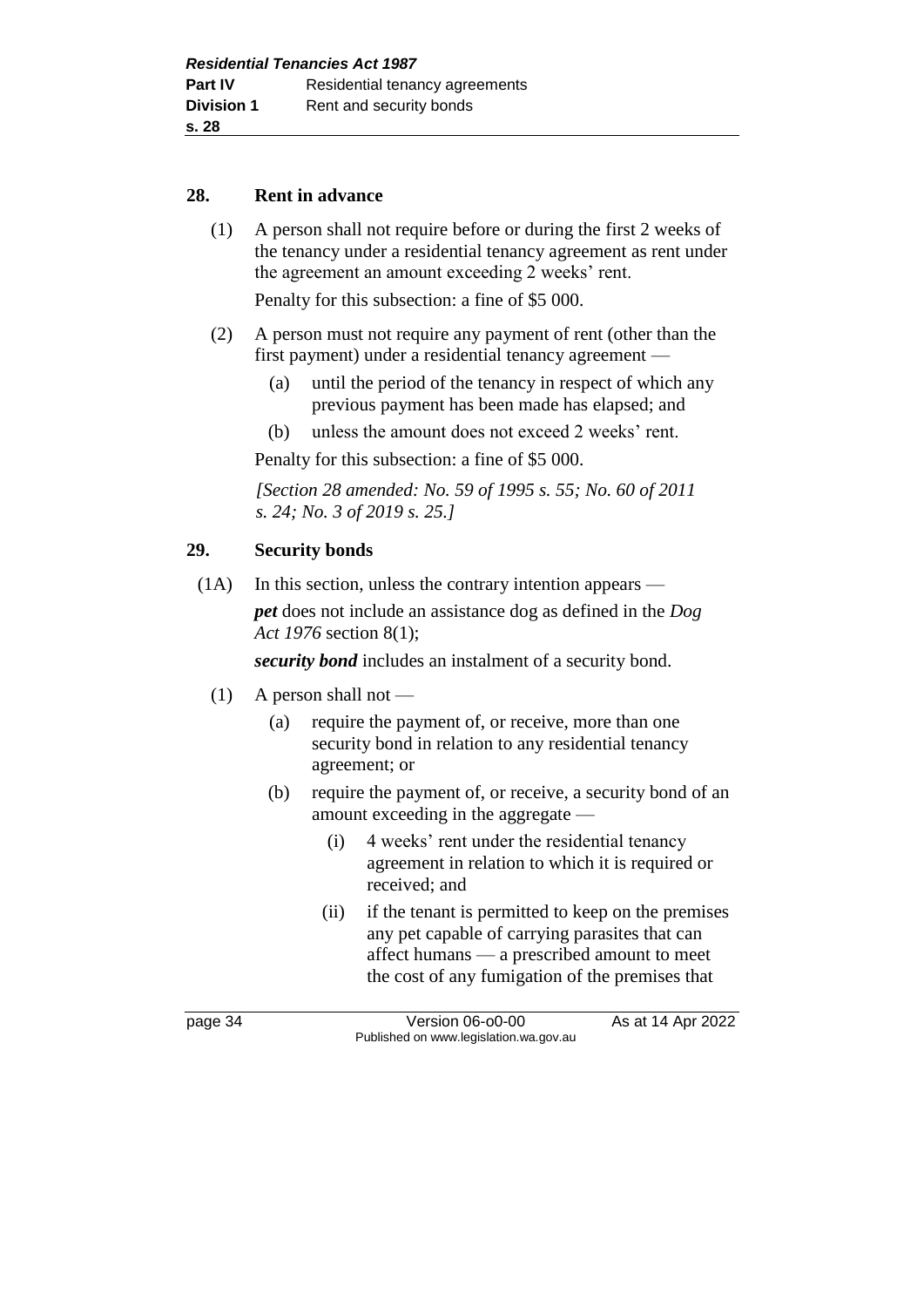## 28. Rent in advance

(1) A person shall not require before or during the first 2 weeks of the tenancy under a residential tenancy agreement as rent under the agreement an amount exceeding 2 weeks' rent.

Penalty for this subsection: a fine of $5 000.

(2) A person must not require any payment of rent (other than the first payment) under a residential tenancy agreement —

- (a) until the period of the tenancy in respect of which any previous payment has been made has elapsed; and
- (b) unless the amount does not exceed 2 weeks' rent.

Penalty for this subsection: a fine of $5 000.

*[Section 28 amended: No. 59 of 1995 s. 55; No. 60 of 2011 s. 24; No. 3 of 2019 s. 25.]*

## 29. Security bonds

(1A) In this section, unless the contrary intention appears —

***pet*** does not include an assistance dog as defined in the *Dog Act 1976* section 8(1);

***security bond*** includes an instalment of a security bond.

(1) A person shall not —

- (a) require the payment of, or receive, more than one security bond in relation to any residential tenancy agreement; or
- (b) require the payment of, or receive, a security bond of an amount exceeding in the aggregate —
  - (i) 4 weeks' rent under the residential tenancy agreement in relation to which it is required or received; and
  - (ii) if the tenant is permitted to keep on the premises any pet capable of carrying parasites that can affect humans — a prescribed amount to meet the cost of any fumigation of the premises that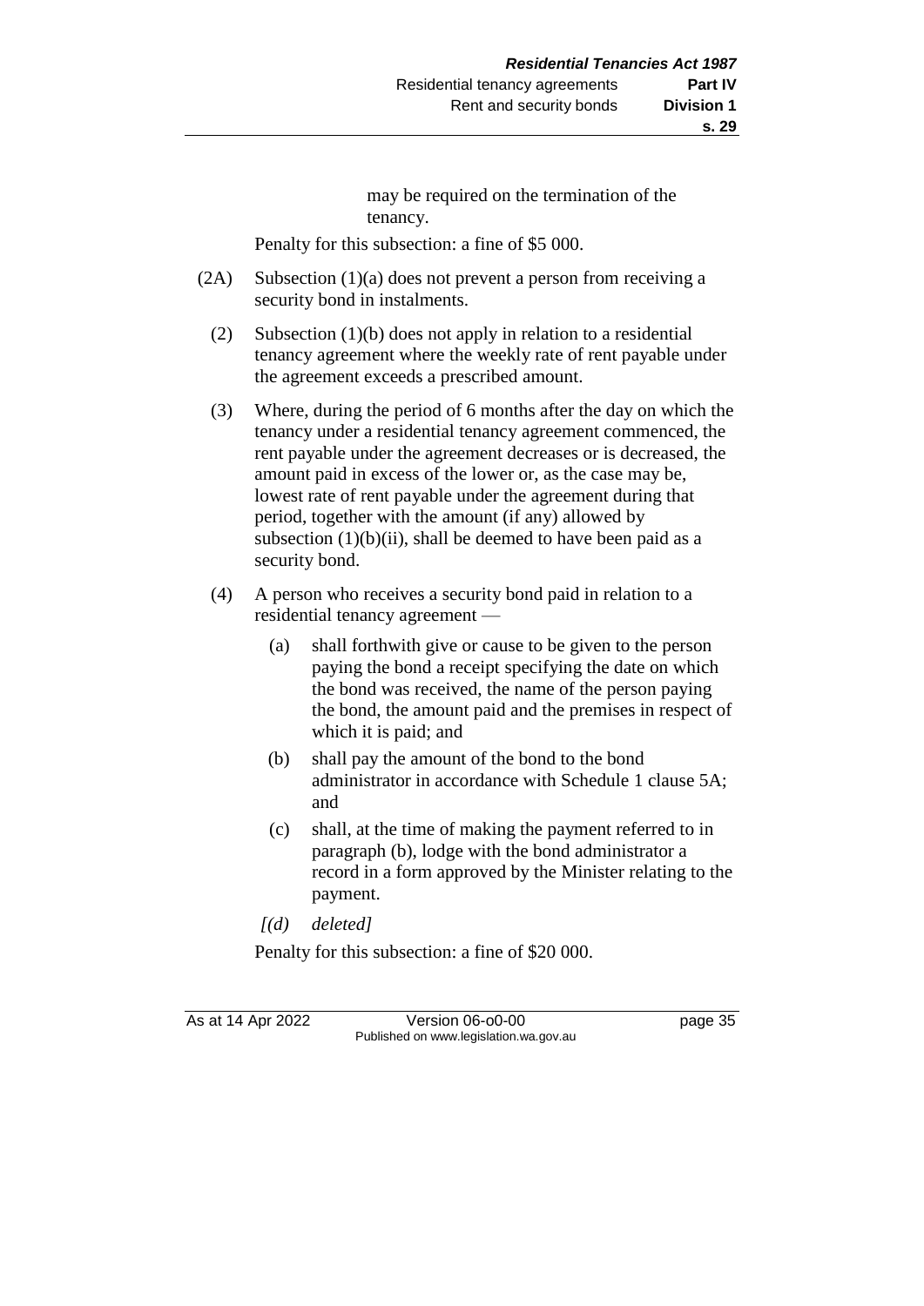may be required on the termination of the tenancy.

Penalty for this subsection: a fine of $5 000.

(2A) Subsection (1)(a) does not prevent a person from receiving a security bond in instalments.

(2) Subsection (1)(b) does not apply in relation to a residential tenancy agreement where the weekly rate of rent payable under the agreement exceeds a prescribed amount.

(3) Where, during the period of 6 months after the day on which the tenancy under a residential tenancy agreement commenced, the rent payable under the agreement decreases or is decreased, the amount paid in excess of the lower or, as the case may be, lowest rate of rent payable under the agreement during that period, together with the amount (if any) allowed by subsection (1)(b)(ii), shall be deemed to have been paid as a security bond.

(4) A person who receives a security bond paid in relation to a residential tenancy agreement —

(a) shall forthwith give or cause to be given to the person paying the bond a receipt specifying the date on which the bond was received, the name of the person paying the bond, the amount paid and the premises in respect of which it is paid; and

(b) shall pay the amount of the bond to the bond administrator in accordance with Schedule 1 clause 5A; and

(c) shall, at the time of making the payment referred to in paragraph (b), lodge with the bond administrator a record in a form approved by the Minister relating to the payment.

*[(d) deleted]*

Penalty for this subsection: a fine of $20 000.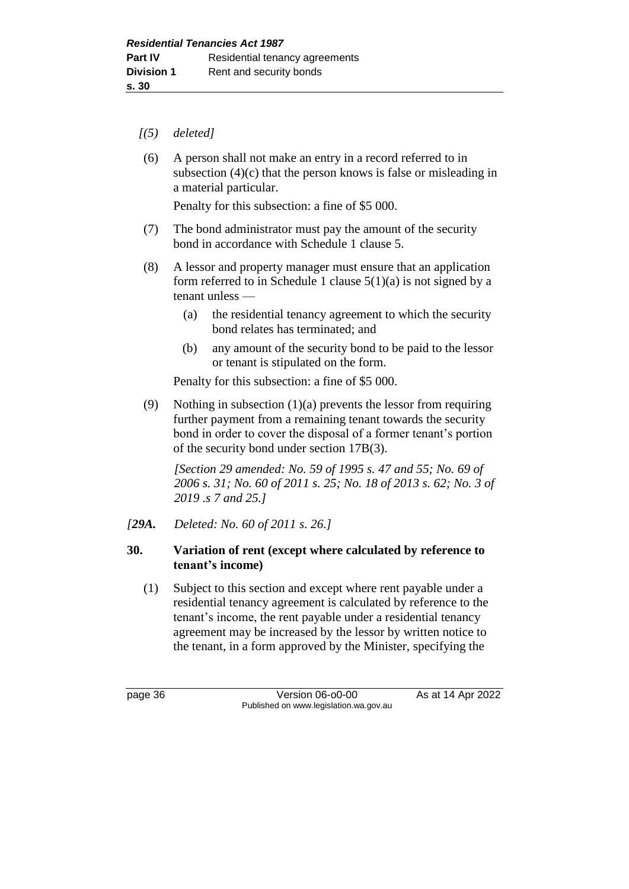*[(5) deleted]*

(6) A person shall not make an entry in a record referred to in subsection (4)(c) that the person knows is false or misleading in a material particular.

Penalty for this subsection: a fine of $5 000.

(7) The bond administrator must pay the amount of the security bond in accordance with Schedule 1 clause 5.

(8) A lessor and property manager must ensure that an application form referred to in Schedule 1 clause 5(1)(a) is not signed by a tenant unless —

(a) the residential tenancy agreement to which the security bond relates has terminated; and

(b) any amount of the security bond to be paid to the lessor or tenant is stipulated on the form.

Penalty for this subsection: a fine of $5 000.

(9) Nothing in subsection (1)(a) prevents the lessor from requiring further payment from a remaining tenant towards the security bond in order to cover the disposal of a former tenant's portion of the security bond under section 17B(3).

*[Section 29 amended: No. 59 of 1995 s. 47 and 55; No. 69 of 2006 s. 31; No. 60 of 2011 s. 25; No. 18 of 2013 s. 62; No. 3 of 2019 .s 7 and 25.]*

*[29A. Deleted: No. 60 of 2011 s. 26.]*

**30. Variation of rent (except where calculated by reference to tenant's income)**

(1) Subject to this section and except where rent payable under a residential tenancy agreement is calculated by reference to the tenant's income, the rent payable under a residential tenancy agreement may be increased by the lessor by written notice to the tenant, in a form approved by the Minister, specifying the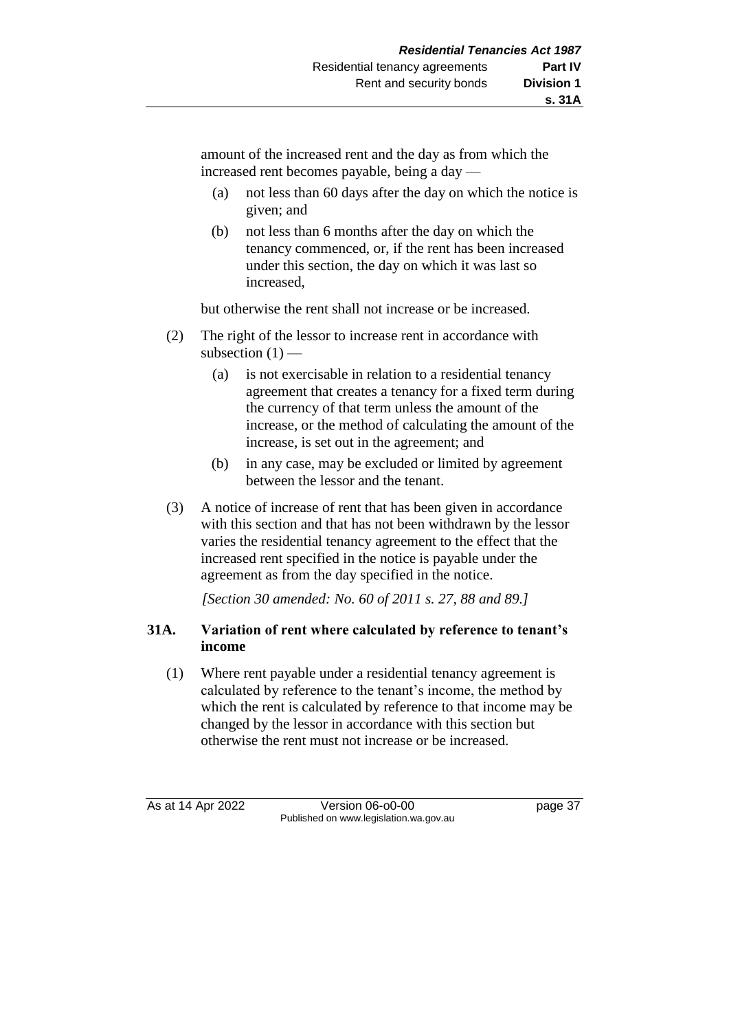amount of the increased rent and the day as from which the increased rent becomes payable, being a day —

(a) not less than 60 days after the day on which the notice is given; and

(b) not less than 6 months after the day on which the tenancy commenced, or, if the rent has been increased under this section, the day on which it was last so increased,

but otherwise the rent shall not increase or be increased.

(2) The right of the lessor to increase rent in accordance with subsection (1) —

(a) is not exercisable in relation to a residential tenancy agreement that creates a tenancy for a fixed term during the currency of that term unless the amount of the increase, or the method of calculating the amount of the increase, is set out in the agreement; and

(b) in any case, may be excluded or limited by agreement between the lessor and the tenant.

(3) A notice of increase of rent that has been given in accordance with this section and that has not been withdrawn by the lessor varies the residential tenancy agreement to the effect that the increased rent specified in the notice is payable under the agreement as from the day specified in the notice.

*[Section 30 amended: No. 60 of 2011 s. 27, 88 and 89.]*

### 31A. Variation of rent where calculated by reference to tenant's income

(1) Where rent payable under a residential tenancy agreement is calculated by reference to the tenant's income, the method by which the rent is calculated by reference to that income may be changed by the lessor in accordance with this section but otherwise the rent must not increase or be increased.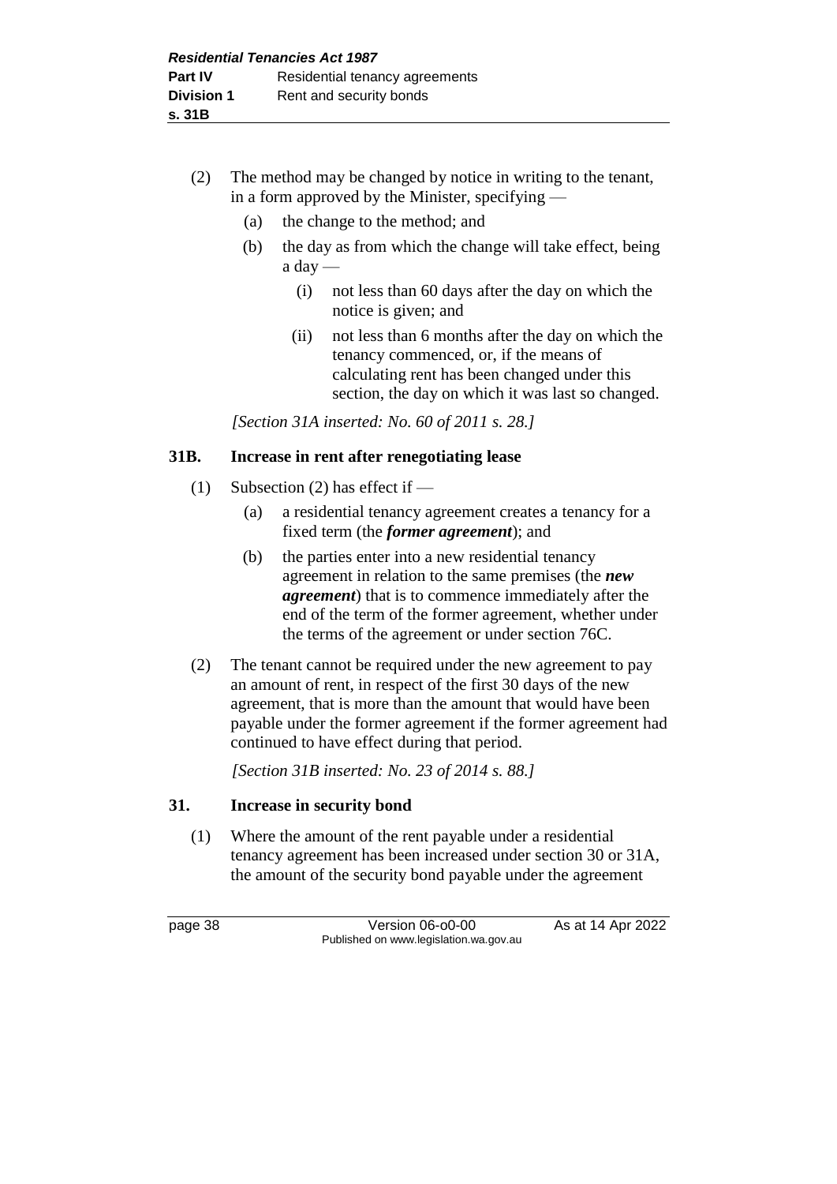(2) The method may be changed by notice in writing to the tenant, in a form approved by the Minister, specifying —

  (a) the change to the method; and

  (b) the day as from which the change will take effect, being a day —

    (i) not less than 60 days after the day on which the notice is given; and

    (ii) not less than 6 months after the day on which the tenancy commenced, or, if the means of calculating rent has been changed under this section, the day on which it was last so changed.

*[Section 31A inserted: No. 60 of 2011 s. 28.]*

## 31B. Increase in rent after renegotiating lease

(1) Subsection (2) has effect if —

  (a) a residential tenancy agreement creates a tenancy for a fixed term (the ***former agreement***); and

  (b) the parties enter into a new residential tenancy agreement in relation to the same premises (the ***new agreement***) that is to commence immediately after the end of the term of the former agreement, whether under the terms of the agreement or under section 76C.

(2) The tenant cannot be required under the new agreement to pay an amount of rent, in respect of the first 30 days of the new agreement, that is more than the amount that would have been payable under the former agreement if the former agreement had continued to have effect during that period.

*[Section 31B inserted: No. 23 of 2014 s. 88.]*

## 31. Increase in security bond

(1) Where the amount of the rent payable under a residential tenancy agreement has been increased under section 30 or 31A, the amount of the security bond payable under the agreement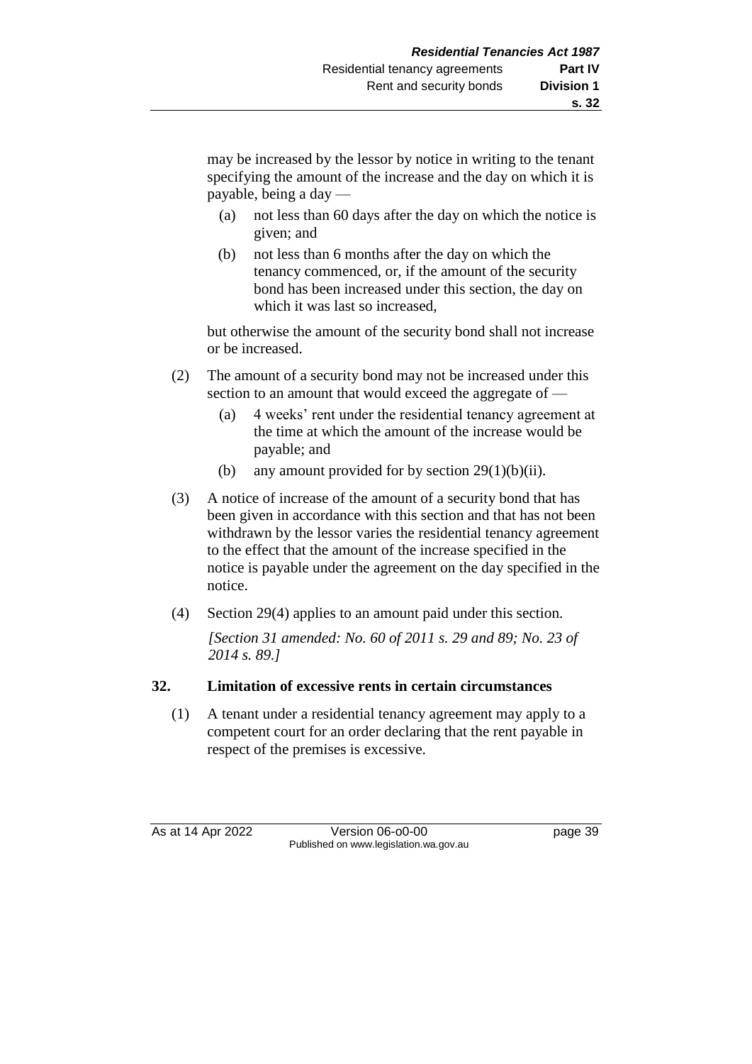may be increased by the lessor by notice in writing to the tenant specifying the amount of the increase and the day on which it is payable, being a day —

(a) not less than 60 days after the day on which the notice is given; and

(b) not less than 6 months after the day on which the tenancy commenced, or, if the amount of the security bond has been increased under this section, the day on which it was last so increased,

but otherwise the amount of the security bond shall not increase or be increased.

(2) The amount of a security bond may not be increased under this section to an amount that would exceed the aggregate of —

(a) 4 weeks' rent under the residential tenancy agreement at the time at which the amount of the increase would be payable; and

(b) any amount provided for by section 29(1)(b)(ii).

(3) A notice of increase of the amount of a security bond that has been given in accordance with this section and that has not been withdrawn by the lessor varies the residential tenancy agreement to the effect that the amount of the increase specified in the notice is payable under the agreement on the day specified in the notice.

(4) Section 29(4) applies to an amount paid under this section.

*[Section 31 amended: No. 60 of 2011 s. 29 and 89; No. 23 of 2014 s. 89.]*

## 32. Limitation of excessive rents in certain circumstances

(1) A tenant under a residential tenancy agreement may apply to a competent court for an order declaring that the rent payable in respect of the premises is excessive.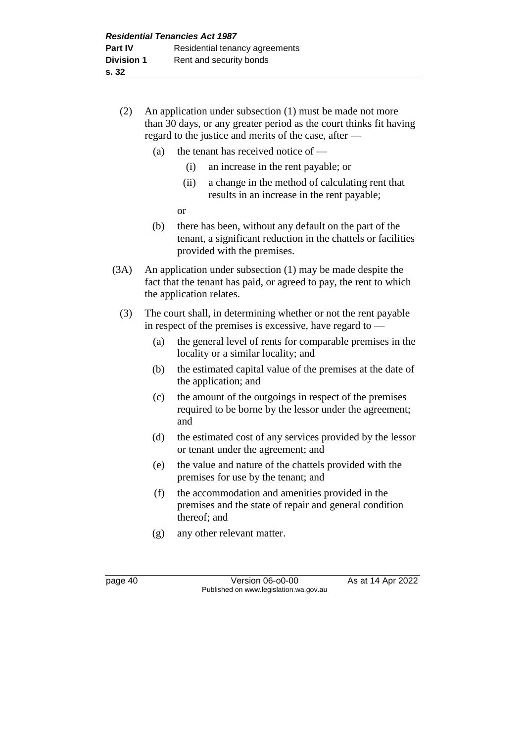(2) An application under subsection (1) must be made not more than 30 days, or any greater period as the court thinks fit having regard to the justice and merits of the case, after —

   (a) the tenant has received notice of —

      (i) an increase in the rent payable; or

      (ii) a change in the method of calculating rent that results in an increase in the rent payable;

   or

   (b) there has been, without any default on the part of the tenant, a significant reduction in the chattels or facilities provided with the premises.

(3A) An application under subsection (1) may be made despite the fact that the tenant has paid, or agreed to pay, the rent to which the application relates.

(3) The court shall, in determining whether or not the rent payable in respect of the premises is excessive, have regard to —

   (a) the general level of rents for comparable premises in the locality or a similar locality; and

   (b) the estimated capital value of the premises at the date of the application; and

   (c) the amount of the outgoings in respect of the premises required to be borne by the lessor under the agreement; and

   (d) the estimated cost of any services provided by the lessor or tenant under the agreement; and

   (e) the value and nature of the chattels provided with the premises for use by the tenant; and

   (f) the accommodation and amenities provided in the premises and the state of repair and general condition thereof; and

   (g) any other relevant matter.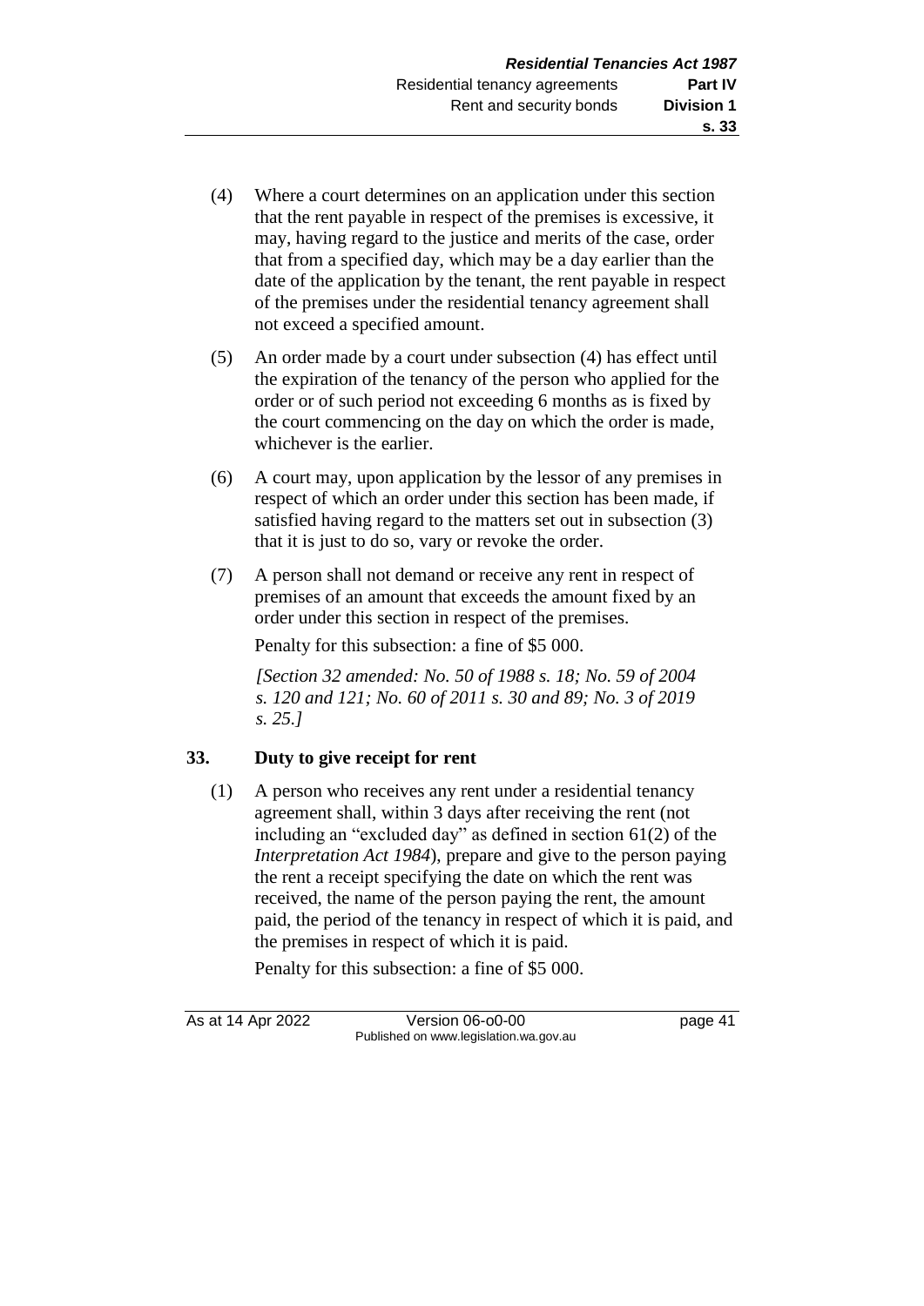(4) Where a court determines on an application under this section that the rent payable in respect of the premises is excessive, it may, having regard to the justice and merits of the case, order that from a specified day, which may be a day earlier than the date of the application by the tenant, the rent payable in respect of the premises under the residential tenancy agreement shall not exceed a specified amount.

(5) An order made by a court under subsection (4) has effect until the expiration of the tenancy of the person who applied for the order or of such period not exceeding 6 months as is fixed by the court commencing on the day on which the order is made, whichever is the earlier.

(6) A court may, upon application by the lessor of any premises in respect of which an order under this section has been made, if satisfied having regard to the matters set out in subsection (3) that it is just to do so, vary or revoke the order.

(7) A person shall not demand or receive any rent in respect of premises of an amount that exceeds the amount fixed by an order under this section in respect of the premises.

Penalty for this subsection: a fine of $5 000.

*[Section 32 amended: No. 50 of 1988 s. 18; No. 59 of 2004 s. 120 and 121; No. 60 of 2011 s. 30 and 89; No. 3 of 2019 s. 25.]*

## 33. Duty to give receipt for rent

(1) A person who receives any rent under a residential tenancy agreement shall, within 3 days after receiving the rent (not including an "excluded day" as defined in section 61(2) of the *Interpretation Act 1984*), prepare and give to the person paying the rent a receipt specifying the date on which the rent was received, the name of the person paying the rent, the amount paid, the period of the tenancy in respect of which it is paid, and the premises in respect of which it is paid.

Penalty for this subsection: a fine of $5 000.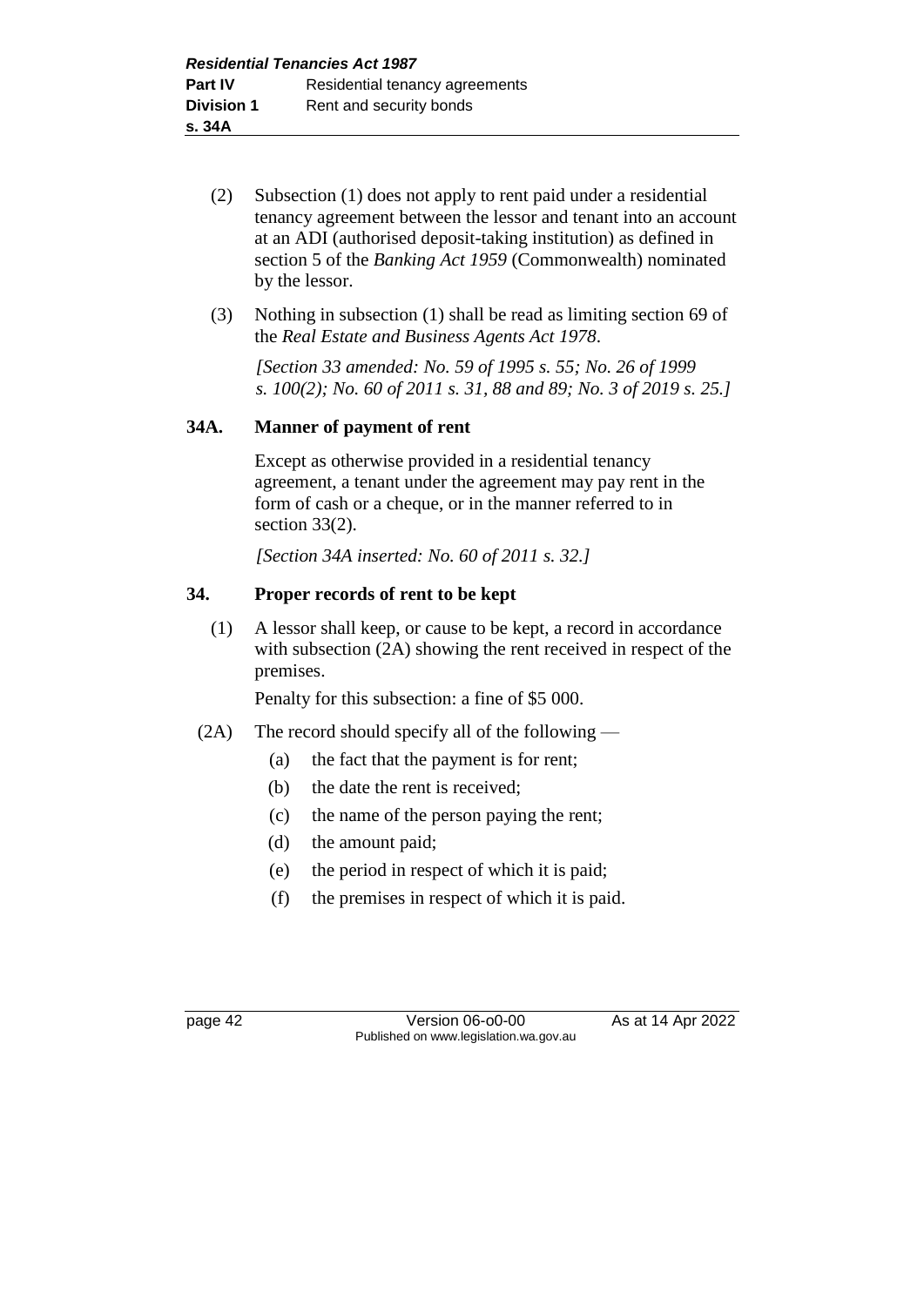(2) Subsection (1) does not apply to rent paid under a residential tenancy agreement between the lessor and tenant into an account at an ADI (authorised deposit-taking institution) as defined in section 5 of the *Banking Act 1959* (Commonwealth) nominated by the lessor.

(3) Nothing in subsection (1) shall be read as limiting section 69 of the *Real Estate and Business Agents Act 1978*.

*[Section 33 amended: No. 59 of 1995 s. 55; No. 26 of 1999 s. 100(2); No. 60 of 2011 s. 31, 88 and 89; No. 3 of 2019 s. 25.]*

### 34A. Manner of payment of rent

Except as otherwise provided in a residential tenancy agreement, a tenant under the agreement may pay rent in the form of cash or a cheque, or in the manner referred to in section 33(2).

*[Section 34A inserted: No. 60 of 2011 s. 32.]*

### 34. Proper records of rent to be kept

(1) A lessor shall keep, or cause to be kept, a record in accordance with subsection (2A) showing the rent received in respect of the premises.

Penalty for this subsection: a fine of $5 000.

(2A) The record should specify all of the following —

- (a) the fact that the payment is for rent;
- (b) the date the rent is received;
- (c) the name of the person paying the rent;
- (d) the amount paid;
- (e) the period in respect of which it is paid;
- (f) the premises in respect of which it is paid.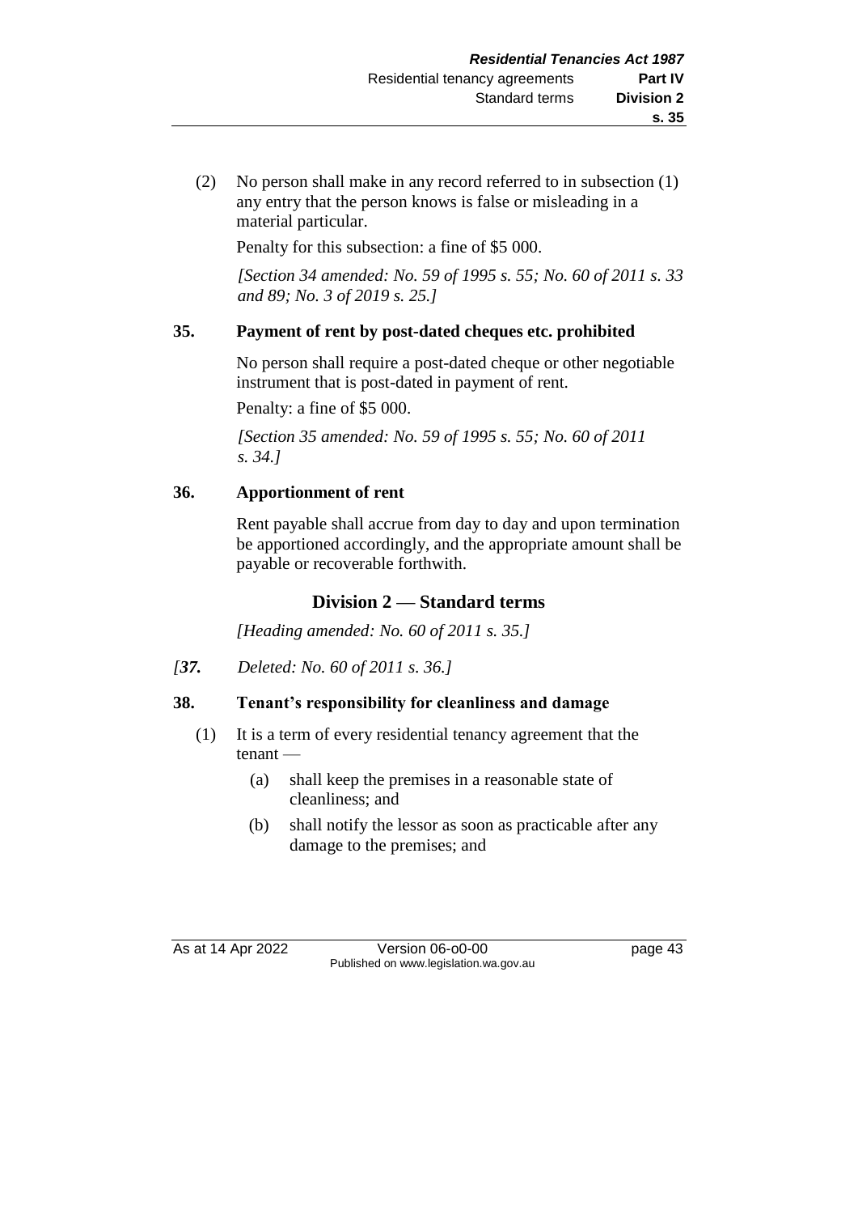(2) No person shall make in any record referred to in subsection (1) any entry that the person knows is false or misleading in a material particular.

Penalty for this subsection: a fine of $5 000.

*[Section 34 amended: No. 59 of 1995 s. 55; No. 60 of 2011 s. 33 and 89; No. 3 of 2019 s. 25.]*

**35. Payment of rent by post-dated cheques etc. prohibited**

No person shall require a post-dated cheque or other negotiable instrument that is post-dated in payment of rent.

Penalty: a fine of $5 000.

*[Section 35 amended: No. 59 of 1995 s. 55; No. 60 of 2011 s. 34.]*

**36. Apportionment of rent**

Rent payable shall accrue from day to day and upon termination be apportioned accordingly, and the appropriate amount shall be payable or recoverable forthwith.

## Division 2 — Standard terms

*[Heading amended: No. 60 of 2011 s. 35.]*

*[**37.** Deleted: No. 60 of 2011 s. 36.]*

**38. Tenant's responsibility for cleanliness and damage**

(1) It is a term of every residential tenancy agreement that the tenant —

(a) shall keep the premises in a reasonable state of cleanliness; and

(b) shall notify the lessor as soon as practicable after any damage to the premises; and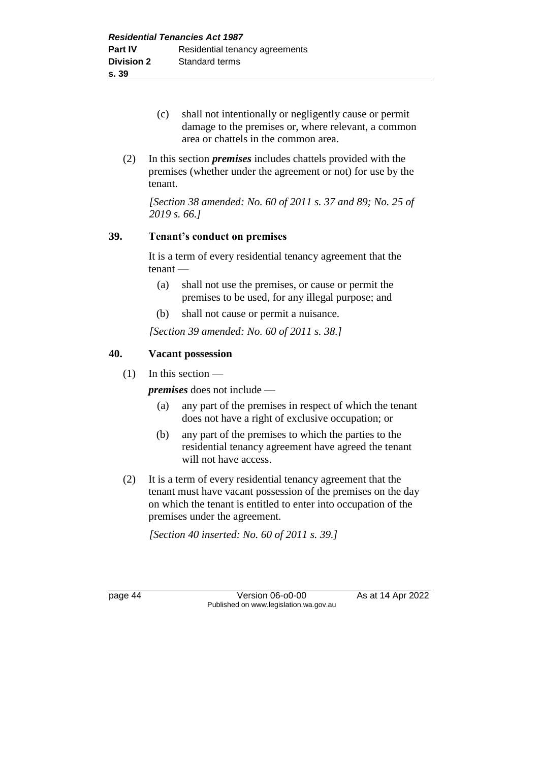(c) shall not intentionally or negligently cause or permit damage to the premises or, where relevant, a common area or chattels in the common area.

(2) In this section ***premises*** includes chattels provided with the premises (whether under the agreement or not) for use by the tenant.

*[Section 38 amended: No. 60 of 2011 s. 37 and 89; No. 25 of 2019 s. 66.]*

### 39. Tenant's conduct on premises

It is a term of every residential tenancy agreement that the tenant —

(a) shall not use the premises, or cause or permit the premises to be used, for any illegal purpose; and

(b) shall not cause or permit a nuisance.

*[Section 39 amended: No. 60 of 2011 s. 38.]*

### 40. Vacant possession

(1) In this section —

***premises*** does not include —

(a) any part of the premises in respect of which the tenant does not have a right of exclusive occupation; or

(b) any part of the premises to which the parties to the residential tenancy agreement have agreed the tenant will not have access.

(2) It is a term of every residential tenancy agreement that the tenant must have vacant possession of the premises on the day on which the tenant is entitled to enter into occupation of the premises under the agreement.

*[Section 40 inserted: No. 60 of 2011 s. 39.]*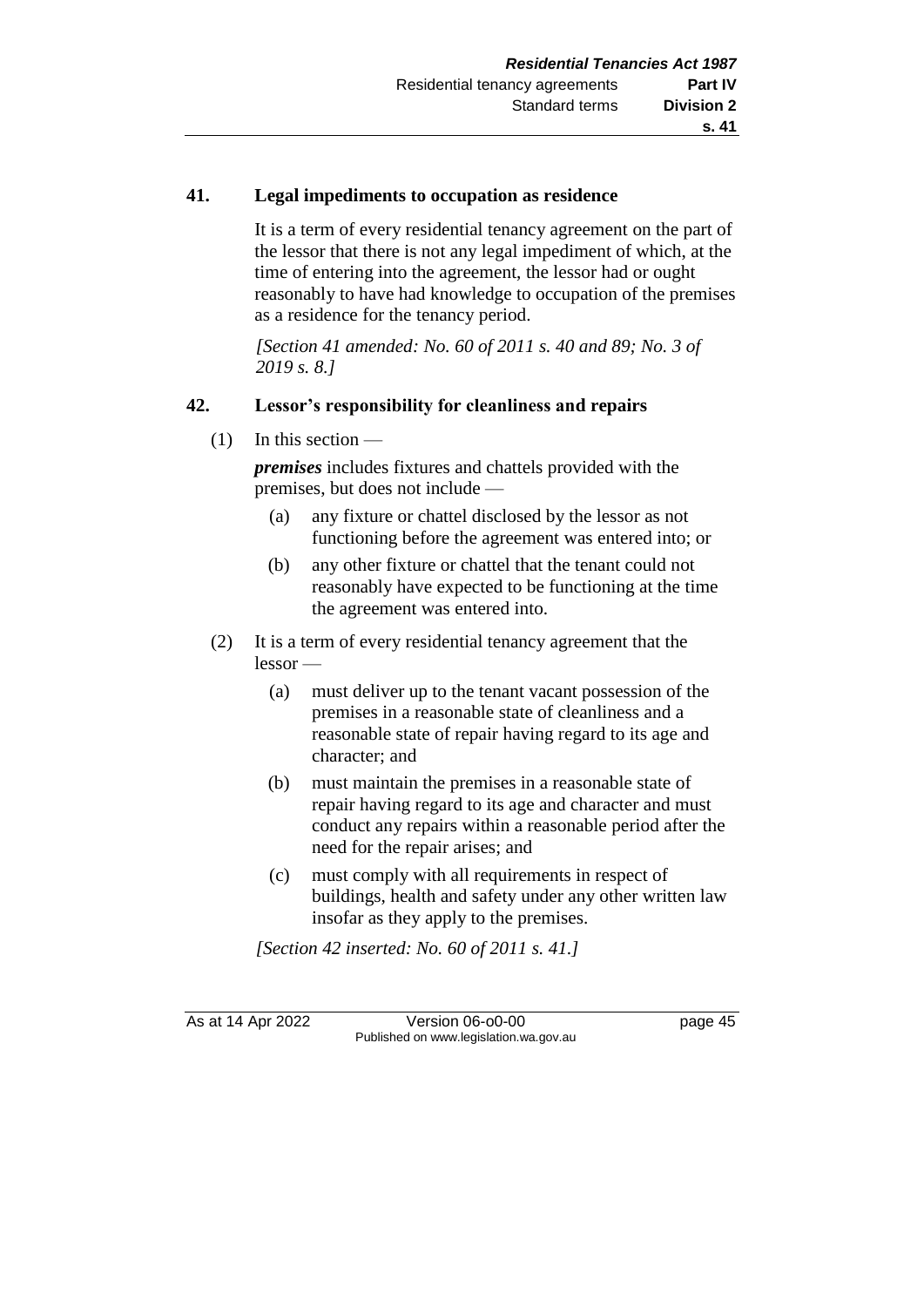## 41. Legal impediments to occupation as residence

It is a term of every residential tenancy agreement on the part of the lessor that there is not any legal impediment of which, at the time of entering into the agreement, the lessor had or ought reasonably to have had knowledge to occupation of the premises as a residence for the tenancy period.

*[Section 41 amended: No. 60 of 2011 s. 40 and 89; No. 3 of 2019 s. 8.]*

## 42. Lessor's responsibility for cleanliness and repairs

(1) In this section —

***premises*** includes fixtures and chattels provided with the premises, but does not include —

- (a) any fixture or chattel disclosed by the lessor as not functioning before the agreement was entered into; or
- (b) any other fixture or chattel that the tenant could not reasonably have expected to be functioning at the time the agreement was entered into.

(2) It is a term of every residential tenancy agreement that the lessor —

- (a) must deliver up to the tenant vacant possession of the premises in a reasonable state of cleanliness and a reasonable state of repair having regard to its age and character; and
- (b) must maintain the premises in a reasonable state of repair having regard to its age and character and must conduct any repairs within a reasonable period after the need for the repair arises; and
- (c) must comply with all requirements in respect of buildings, health and safety under any other written law insofar as they apply to the premises.

*[Section 42 inserted: No. 60 of 2011 s. 41.]*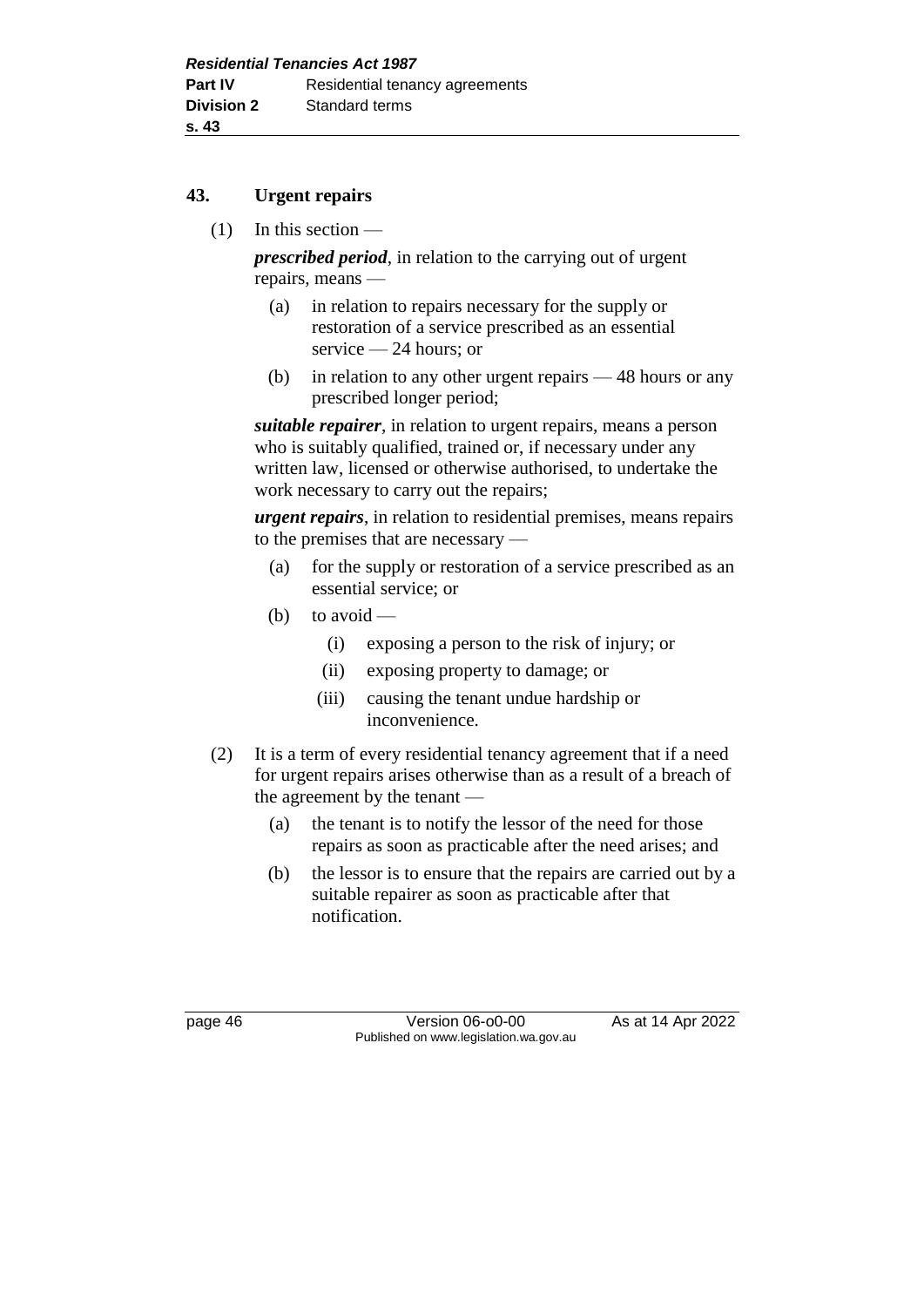### 43. Urgent repairs

(1) In this section —

***prescribed period***, in relation to the carrying out of urgent repairs, means —

- (a) in relation to repairs necessary for the supply or restoration of a service prescribed as an essential service — 24 hours; or
- (b) in relation to any other urgent repairs — 48 hours or any prescribed longer period;

***suitable repairer***, in relation to urgent repairs, means a person who is suitably qualified, trained or, if necessary under any written law, licensed or otherwise authorised, to undertake the work necessary to carry out the repairs;

***urgent repairs***, in relation to residential premises, means repairs to the premises that are necessary —

- (a) for the supply or restoration of a service prescribed as an essential service; or
- (b) to avoid —
  - (i) exposing a person to the risk of injury; or
  - (ii) exposing property to damage; or
  - (iii) causing the tenant undue hardship or inconvenience.

(2) It is a term of every residential tenancy agreement that if a need for urgent repairs arises otherwise than as a result of a breach of the agreement by the tenant —

- (a) the tenant is to notify the lessor of the need for those repairs as soon as practicable after the need arises; and
- (b) the lessor is to ensure that the repairs are carried out by a suitable repairer as soon as practicable after that notification.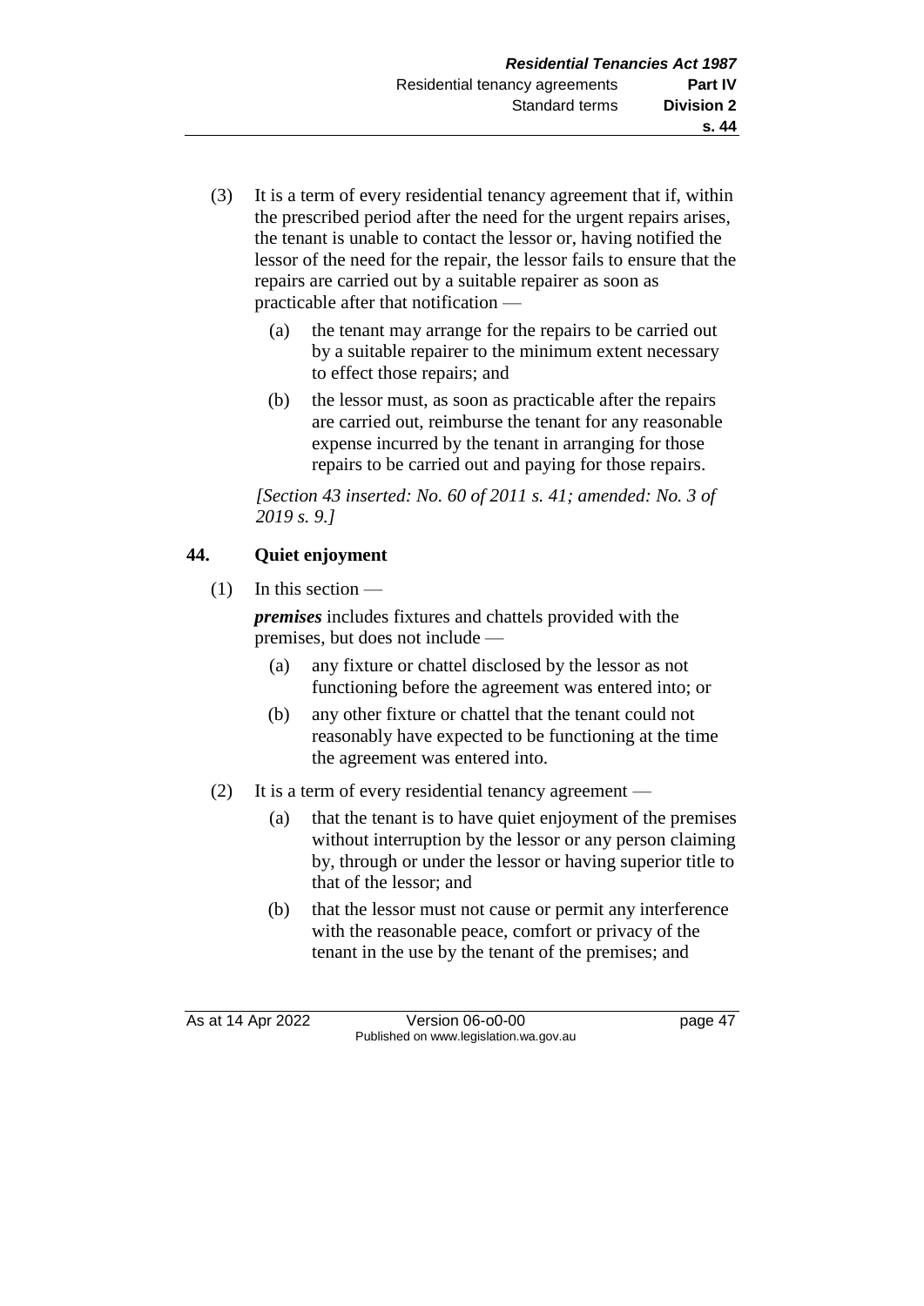(3) It is a term of every residential tenancy agreement that if, within the prescribed period after the need for the urgent repairs arises, the tenant is unable to contact the lessor or, having notified the lessor of the need for the repair, the lessor fails to ensure that the repairs are carried out by a suitable repairer as soon as practicable after that notification —

  (a) the tenant may arrange for the repairs to be carried out by a suitable repairer to the minimum extent necessary to effect those repairs; and

  (b) the lessor must, as soon as practicable after the repairs are carried out, reimburse the tenant for any reasonable expense incurred by the tenant in arranging for those repairs to be carried out and paying for those repairs.

*[Section 43 inserted: No. 60 of 2011 s. 41; amended: No. 3 of 2019 s. 9.]*

## 44. Quiet enjoyment

(1) In this section —

***premises*** includes fixtures and chattels provided with the premises, but does not include —

  (a) any fixture or chattel disclosed by the lessor as not functioning before the agreement was entered into; or

  (b) any other fixture or chattel that the tenant could not reasonably have expected to be functioning at the time the agreement was entered into.

(2) It is a term of every residential tenancy agreement —

  (a) that the tenant is to have quiet enjoyment of the premises without interruption by the lessor or any person claiming by, through or under the lessor or having superior title to that of the lessor; and

  (b) that the lessor must not cause or permit any interference with the reasonable peace, comfort or privacy of the tenant in the use by the tenant of the premises; and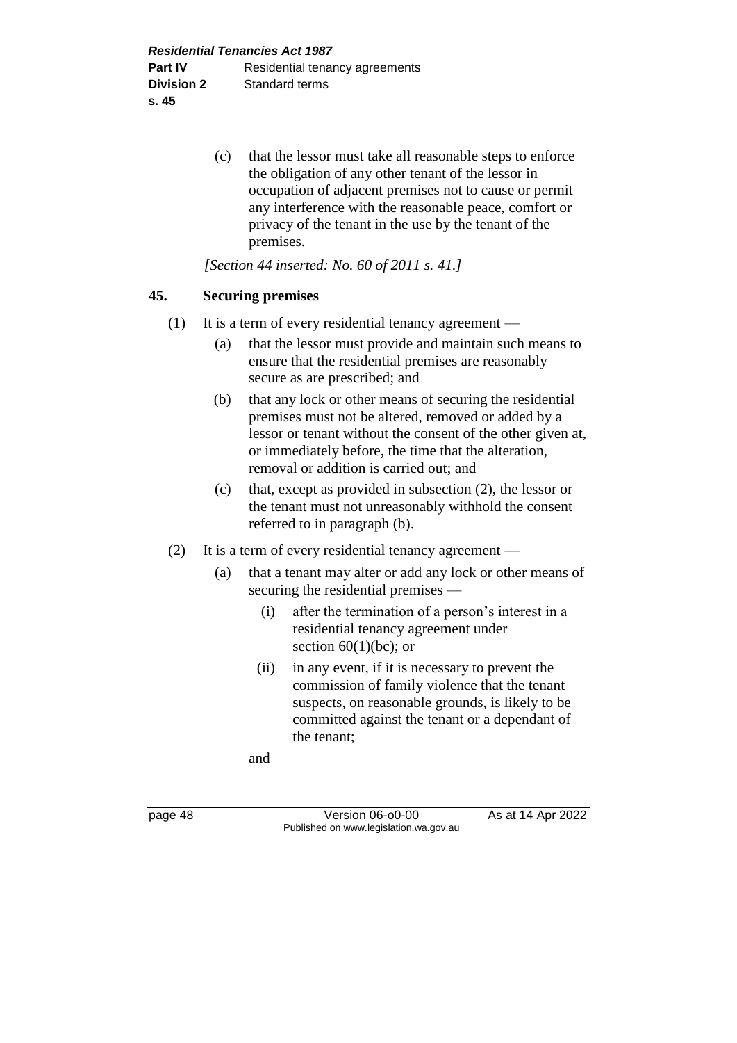(c) that the lessor must take all reasonable steps to enforce the obligation of any other tenant of the lessor in occupation of adjacent premises not to cause or permit any interference with the reasonable peace, comfort or privacy of the tenant in the use by the tenant of the premises.

*[Section 44 inserted: No. 60 of 2011 s. 41.]*

## 45. Securing premises

(1) It is a term of every residential tenancy agreement —

(a) that the lessor must provide and maintain such means to ensure that the residential premises are reasonably secure as are prescribed; and

(b) that any lock or other means of securing the residential premises must not be altered, removed or added by a lessor or tenant without the consent of the other given at, or immediately before, the time that the alteration, removal or addition is carried out; and

(c) that, except as provided in subsection (2), the lessor or the tenant must not unreasonably withhold the consent referred to in paragraph (b).

(2) It is a term of every residential tenancy agreement —

(a) that a tenant may alter or add any lock or other means of securing the residential premises —

(i) after the termination of a person's interest in a residential tenancy agreement under section 60(1)(bc); or

(ii) in any event, if it is necessary to prevent the commission of family violence that the tenant suspects, on reasonable grounds, is likely to be committed against the tenant or a dependant of the tenant;

and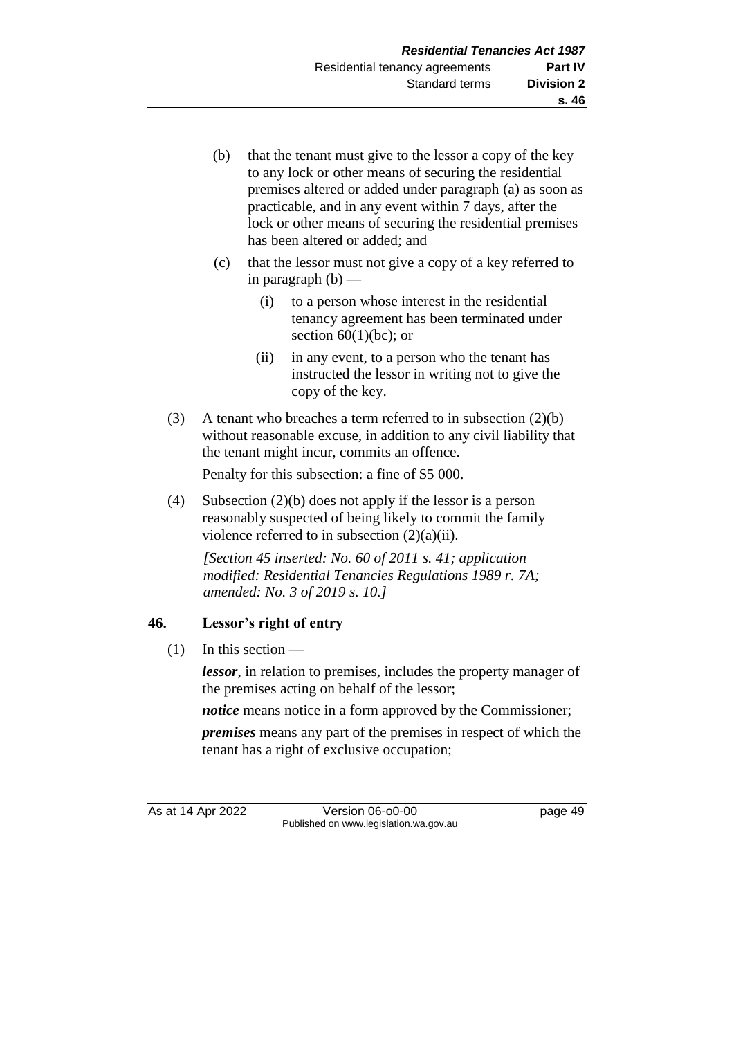(b) that the tenant must give to the lessor a copy of the key to any lock or other means of securing the residential premises altered or added under paragraph (a) as soon as practicable, and in any event within 7 days, after the lock or other means of securing the residential premises has been altered or added; and

(c) that the lessor must not give a copy of a key referred to in paragraph (b) —

(i) to a person whose interest in the residential tenancy agreement has been terminated under section 60(1)(bc); or

(ii) in any event, to a person who the tenant has instructed the lessor in writing not to give the copy of the key.

(3) A tenant who breaches a term referred to in subsection (2)(b) without reasonable excuse, in addition to any civil liability that the tenant might incur, commits an offence.

Penalty for this subsection: a fine of $5 000.

(4) Subsection (2)(b) does not apply if the lessor is a person reasonably suspected of being likely to commit the family violence referred to in subsection (2)(a)(ii).

*[Section 45 inserted: No. 60 of 2011 s. 41; application modified: Residential Tenancies Regulations 1989 r. 7A; amended: No. 3 of 2019 s. 10.]*

## 46. Lessor's right of entry

(1) In this section —

***lessor***, in relation to premises, includes the property manager of the premises acting on behalf of the lessor;

***notice*** means notice in a form approved by the Commissioner;

***premises*** means any part of the premises in respect of which the tenant has a right of exclusive occupation;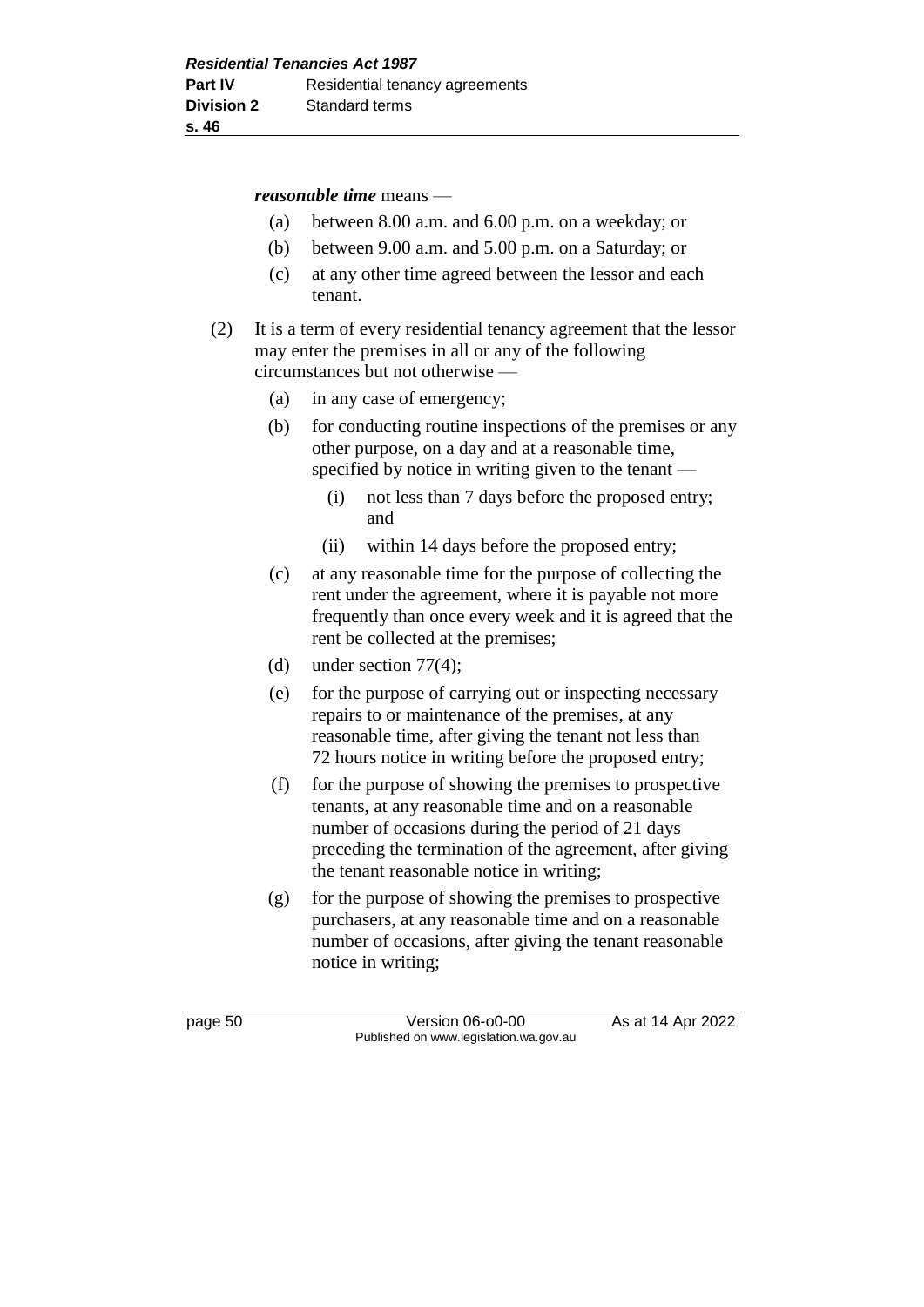***reasonable time*** means —

(a) between 8.00 a.m. and 6.00 p.m. on a weekday; or

(b) between 9.00 a.m. and 5.00 p.m. on a Saturday; or

(c) at any other time agreed between the lessor and each tenant.

(2) It is a term of every residential tenancy agreement that the lessor may enter the premises in all or any of the following circumstances but not otherwise —

(a) in any case of emergency;

(b) for conducting routine inspections of the premises or any other purpose, on a day and at a reasonable time, specified by notice in writing given to the tenant —

(i) not less than 7 days before the proposed entry; and

(ii) within 14 days before the proposed entry;

(c) at any reasonable time for the purpose of collecting the rent under the agreement, where it is payable not more frequently than once every week and it is agreed that the rent be collected at the premises;

(d) under section 77(4);

(e) for the purpose of carrying out or inspecting necessary repairs to or maintenance of the premises, at any reasonable time, after giving the tenant not less than 72 hours notice in writing before the proposed entry;

(f) for the purpose of showing the premises to prospective tenants, at any reasonable time and on a reasonable number of occasions during the period of 21 days preceding the termination of the agreement, after giving the tenant reasonable notice in writing;

(g) for the purpose of showing the premises to prospective purchasers, at any reasonable time and on a reasonable number of occasions, after giving the tenant reasonable notice in writing;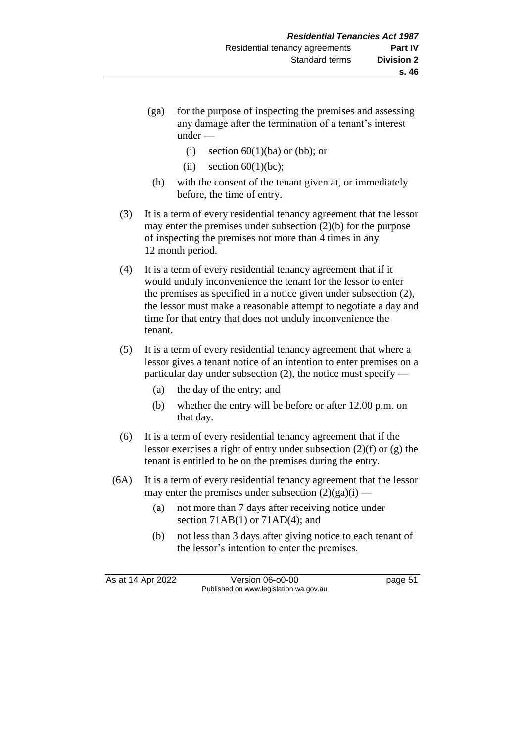(ga) for the purpose of inspecting the premises and assessing any damage after the termination of a tenant's interest under —

   (i) section 60(1)(ba) or (bb); or

   (ii) section 60(1)(bc);

(h) with the consent of the tenant given at, or immediately before, the time of entry.

(3) It is a term of every residential tenancy agreement that the lessor may enter the premises under subsection (2)(b) for the purpose of inspecting the premises not more than 4 times in any 12 month period.

(4) It is a term of every residential tenancy agreement that if it would unduly inconvenience the tenant for the lessor to enter the premises as specified in a notice given under subsection (2), the lessor must make a reasonable attempt to negotiate a day and time for that entry that does not unduly inconvenience the tenant.

(5) It is a term of every residential tenancy agreement that where a lessor gives a tenant notice of an intention to enter premises on a particular day under subsection (2), the notice must specify —

   (a) the day of the entry; and

   (b) whether the entry will be before or after 12.00 p.m. on that day.

(6) It is a term of every residential tenancy agreement that if the lessor exercises a right of entry under subsection (2)(f) or (g) the tenant is entitled to be on the premises during the entry.

(6A) It is a term of every residential tenancy agreement that the lessor may enter the premises under subsection (2)(ga)(i) —

   (a) not more than 7 days after receiving notice under section 71AB(1) or 71AD(4); and

   (b) not less than 3 days after giving notice to each tenant of the lessor's intention to enter the premises.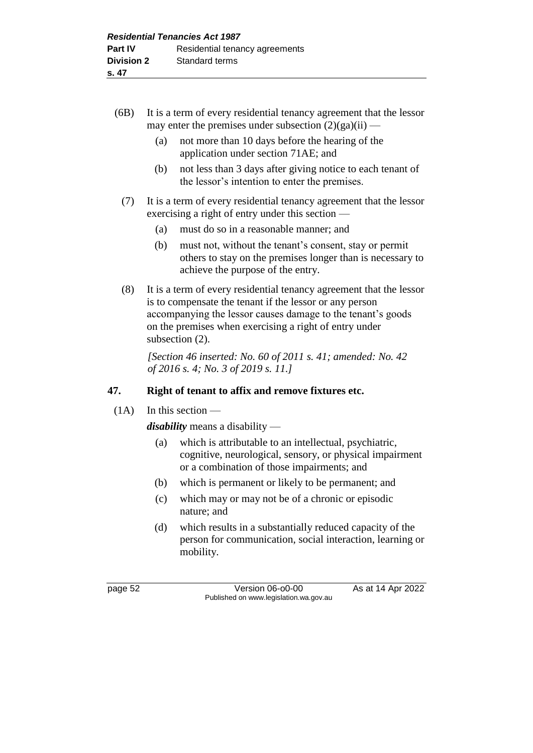(6B) It is a term of every residential tenancy agreement that the lessor may enter the premises under subsection (2)(ga)(ii) —

(a) not more than 10 days before the hearing of the application under section 71AE; and

(b) not less than 3 days after giving notice to each tenant of the lessor's intention to enter the premises.

(7) It is a term of every residential tenancy agreement that the lessor exercising a right of entry under this section —

(a) must do so in a reasonable manner; and

(b) must not, without the tenant's consent, stay or permit others to stay on the premises longer than is necessary to achieve the purpose of the entry.

(8) It is a term of every residential tenancy agreement that the lessor is to compensate the tenant if the lessor or any person accompanying the lessor causes damage to the tenant's goods on the premises when exercising a right of entry under subsection (2).

*[Section 46 inserted: No. 60 of 2011 s. 41; amended: No. 42 of 2016 s. 4; No. 3 of 2019 s. 11.]*

## 47. Right of tenant to affix and remove fixtures etc.

(1A) In this section —

***disability*** means a disability —

(a) which is attributable to an intellectual, psychiatric, cognitive, neurological, sensory, or physical impairment or a combination of those impairments; and

(b) which is permanent or likely to be permanent; and

(c) which may or may not be of a chronic or episodic nature; and

(d) which results in a substantially reduced capacity of the person for communication, social interaction, learning or mobility.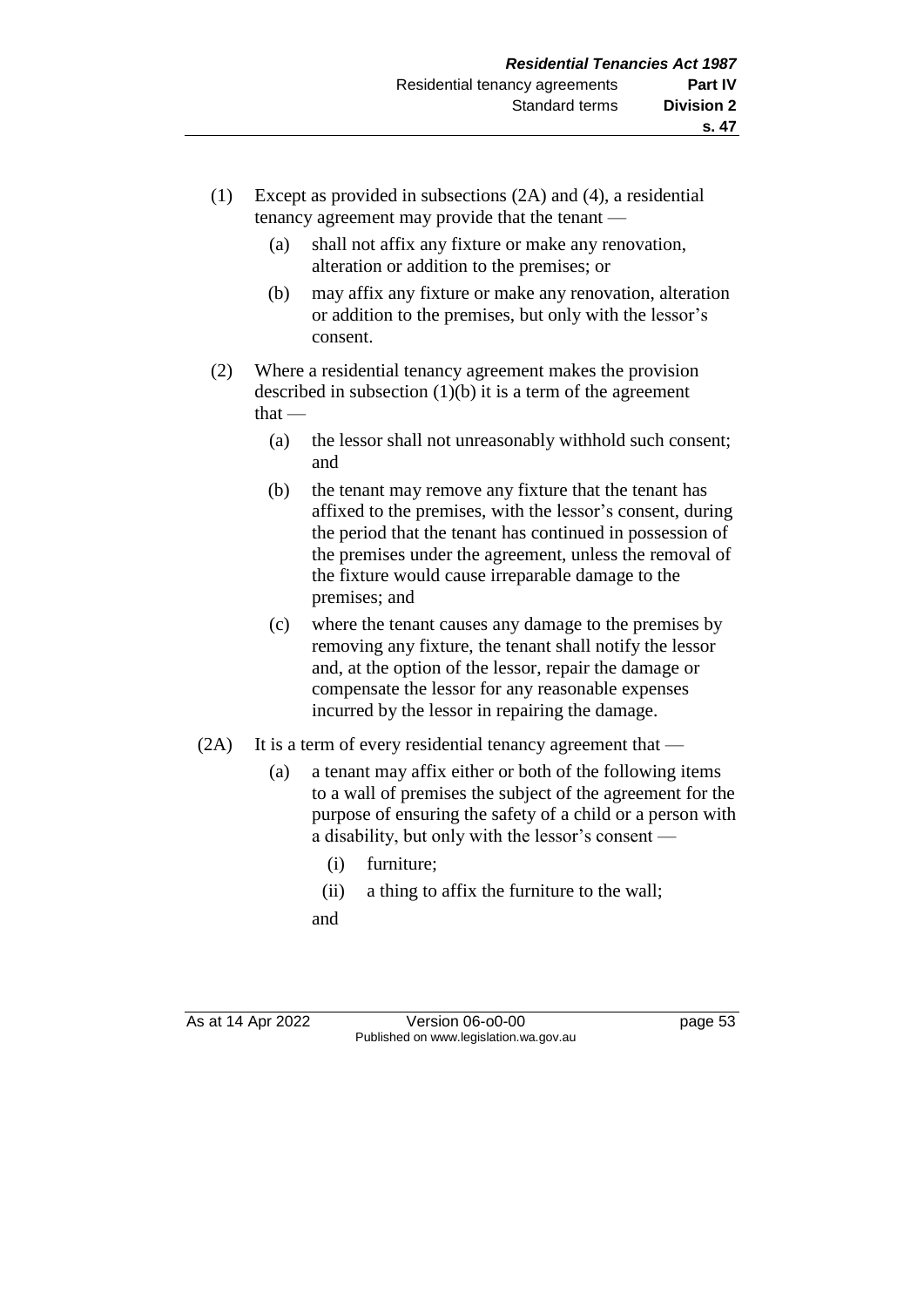(1) Except as provided in subsections (2A) and (4), a residential tenancy agreement may provide that the tenant —

(a) shall not affix any fixture or make any renovation, alteration or addition to the premises; or

(b) may affix any fixture or make any renovation, alteration or addition to the premises, but only with the lessor's consent.

(2) Where a residential tenancy agreement makes the provision described in subsection (1)(b) it is a term of the agreement that —

(a) the lessor shall not unreasonably withhold such consent; and

(b) the tenant may remove any fixture that the tenant has affixed to the premises, with the lessor's consent, during the period that the tenant has continued in possession of the premises under the agreement, unless the removal of the fixture would cause irreparable damage to the premises; and

(c) where the tenant causes any damage to the premises by removing any fixture, the tenant shall notify the lessor and, at the option of the lessor, repair the damage or compensate the lessor for any reasonable expenses incurred by the lessor in repairing the damage.

(2A) It is a term of every residential tenancy agreement that —

(a) a tenant may affix either or both of the following items to a wall of premises the subject of the agreement for the purpose of ensuring the safety of a child or a person with a disability, but only with the lessor's consent —

(i) furniture;

(ii) a thing to affix the furniture to the wall;

and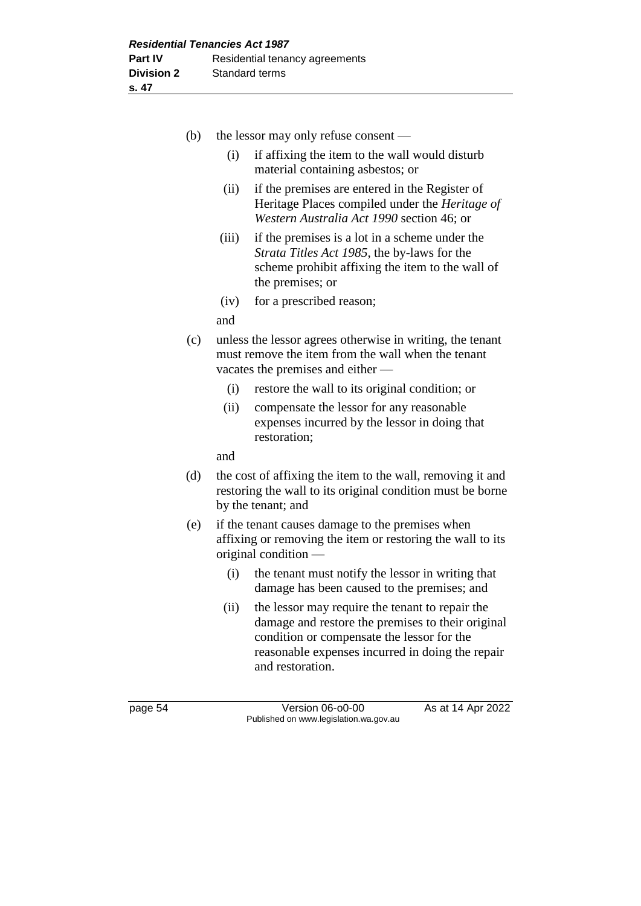(b) the lessor may only refuse consent —

  (i) if affixing the item to the wall would disturb material containing asbestos; or

  (ii) if the premises are entered in the Register of Heritage Places compiled under the *Heritage of Western Australia Act 1990* section 46; or

  (iii) if the premises is a lot in a scheme under the *Strata Titles Act 1985*, the by-laws for the scheme prohibit affixing the item to the wall of the premises; or

  (iv) for a prescribed reason;

  and

(c) unless the lessor agrees otherwise in writing, the tenant must remove the item from the wall when the tenant vacates the premises and either —

  (i) restore the wall to its original condition; or

  (ii) compensate the lessor for any reasonable expenses incurred by the lessor in doing that restoration;

  and

(d) the cost of affixing the item to the wall, removing it and restoring the wall to its original condition must be borne by the tenant; and

(e) if the tenant causes damage to the premises when affixing or removing the item or restoring the wall to its original condition —

  (i) the tenant must notify the lessor in writing that damage has been caused to the premises; and

  (ii) the lessor may require the tenant to repair the damage and restore the premises to their original condition or compensate the lessor for the reasonable expenses incurred in doing the repair and restoration.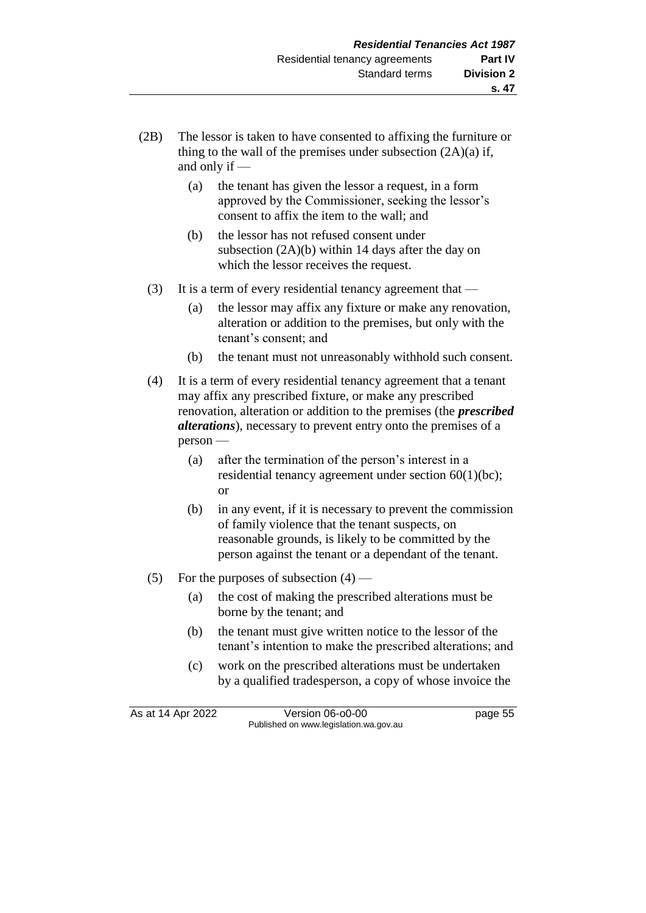(2B) The lessor is taken to have consented to affixing the furniture or thing to the wall of the premises under subsection (2A)(a) if, and only if —

   (a) the tenant has given the lessor a request, in a form approved by the Commissioner, seeking the lessor's consent to affix the item to the wall; and

   (b) the lessor has not refused consent under subsection (2A)(b) within 14 days after the day on which the lessor receives the request.

(3) It is a term of every residential tenancy agreement that —

   (a) the lessor may affix any fixture or make any renovation, alteration or addition to the premises, but only with the tenant's consent; and

   (b) the tenant must not unreasonably withhold such consent.

(4) It is a term of every residential tenancy agreement that a tenant may affix any prescribed fixture, or make any prescribed renovation, alteration or addition to the premises (the ***prescribed alterations***), necessary to prevent entry onto the premises of a person —

   (a) after the termination of the person's interest in a residential tenancy agreement under section 60(1)(bc); or

   (b) in any event, if it is necessary to prevent the commission of family violence that the tenant suspects, on reasonable grounds, is likely to be committed by the person against the tenant or a dependant of the tenant.

(5) For the purposes of subsection (4) —

   (a) the cost of making the prescribed alterations must be borne by the tenant; and

   (b) the tenant must give written notice to the lessor of the tenant's intention to make the prescribed alterations; and

   (c) work on the prescribed alterations must be undertaken by a qualified tradesperson, a copy of whose invoice the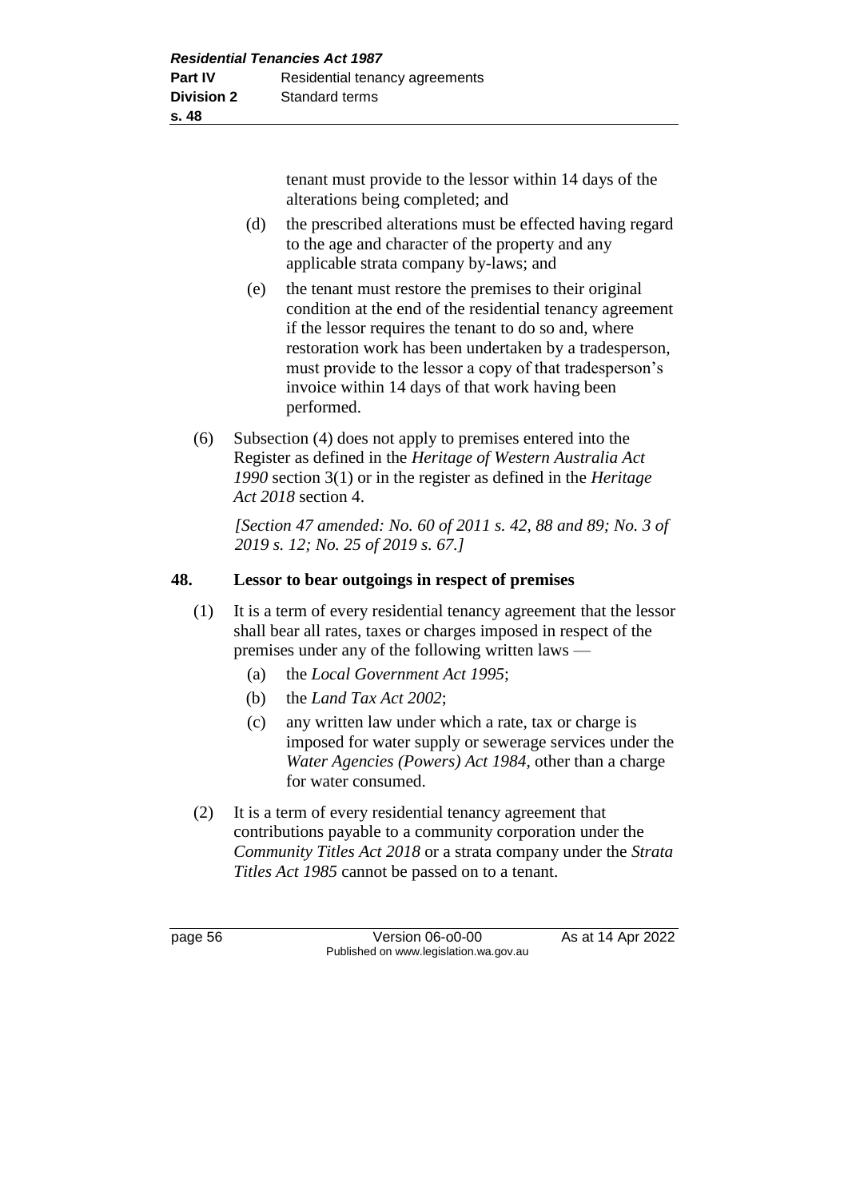tenant must provide to the lessor within 14 days of the alterations being completed; and

(d) the prescribed alterations must be effected having regard to the age and character of the property and any applicable strata company by-laws; and

(e) the tenant must restore the premises to their original condition at the end of the residential tenancy agreement if the lessor requires the tenant to do so and, where restoration work has been undertaken by a tradesperson, must provide to the lessor a copy of that tradesperson's invoice within 14 days of that work having been performed.

(6) Subsection (4) does not apply to premises entered into the Register as defined in the *Heritage of Western Australia Act 1990* section 3(1) or in the register as defined in the *Heritage Act 2018* section 4.

*[Section 47 amended: No. 60 of 2011 s. 42, 88 and 89; No. 3 of 2019 s. 12; No. 25 of 2019 s. 67.]*

## 48. Lessor to bear outgoings in respect of premises

(1) It is a term of every residential tenancy agreement that the lessor shall bear all rates, taxes or charges imposed in respect of the premises under any of the following written laws —

(a) the *Local Government Act 1995*;

(b) the *Land Tax Act 2002*;

(c) any written law under which a rate, tax or charge is imposed for water supply or sewerage services under the *Water Agencies (Powers) Act 1984*, other than a charge for water consumed.

(2) It is a term of every residential tenancy agreement that contributions payable to a community corporation under the *Community Titles Act 2018* or a strata company under the *Strata Titles Act 1985* cannot be passed on to a tenant.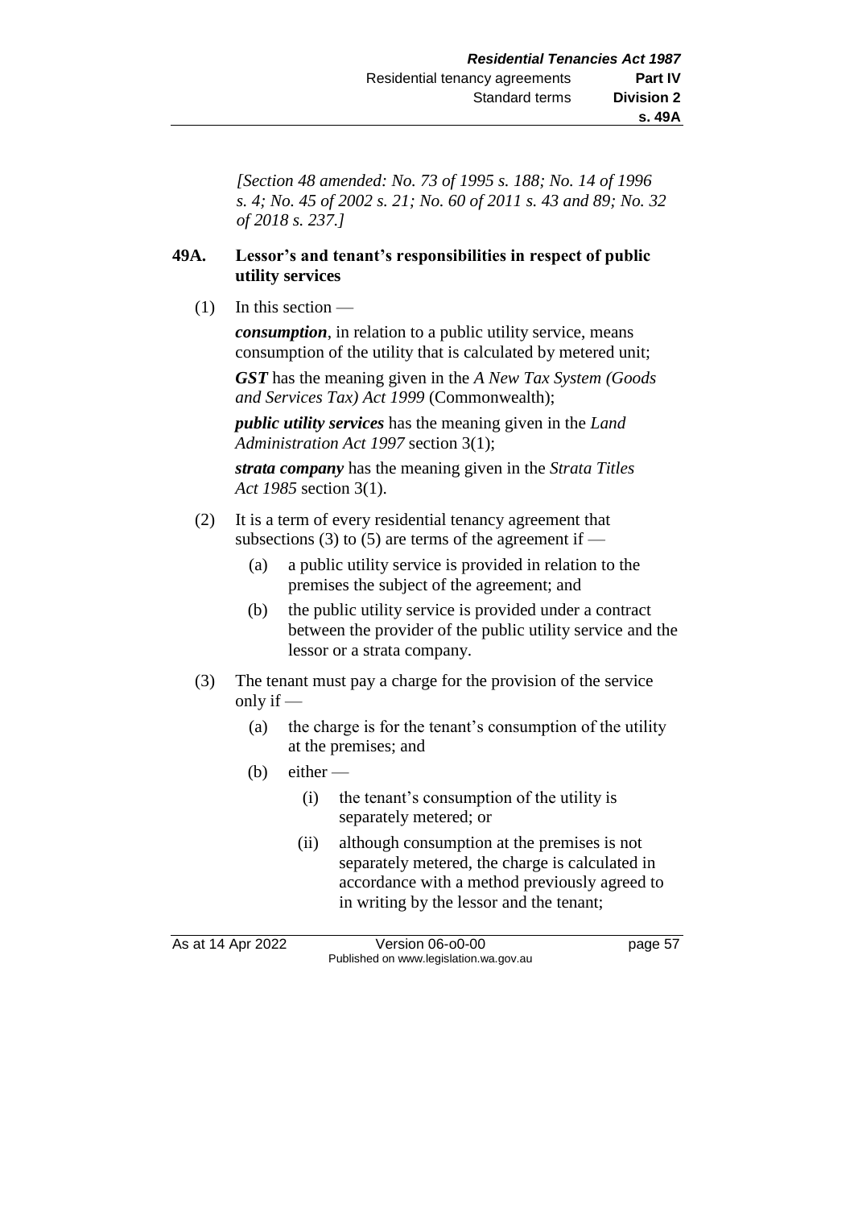*[Section 48 amended: No. 73 of 1995 s. 188; No. 14 of 1996 s. 4; No. 45 of 2002 s. 21; No. 60 of 2011 s. 43 and 89; No. 32 of 2018 s. 237.]*

### 49A. Lessor's and tenant's responsibilities in respect of public utility services

(1) In this section —

***consumption***, in relation to a public utility service, means consumption of the utility that is calculated by metered unit;

***GST*** has the meaning given in the *A New Tax System (Goods and Services Tax) Act 1999* (Commonwealth);

***public utility services*** has the meaning given in the *Land Administration Act 1997* section 3(1);

***strata company*** has the meaning given in the *Strata Titles Act 1985* section 3(1).

(2) It is a term of every residential tenancy agreement that subsections (3) to (5) are terms of the agreement if —

- (a) a public utility service is provided in relation to the premises the subject of the agreement; and
- (b) the public utility service is provided under a contract between the provider of the public utility service and the lessor or a strata company.

(3) The tenant must pay a charge for the provision of the service only if —

- (a) the charge is for the tenant's consumption of the utility at the premises; and
- (b) either —
  - (i) the tenant's consumption of the utility is separately metered; or
  - (ii) although consumption at the premises is not separately metered, the charge is calculated in accordance with a method previously agreed to in writing by the lessor and the tenant;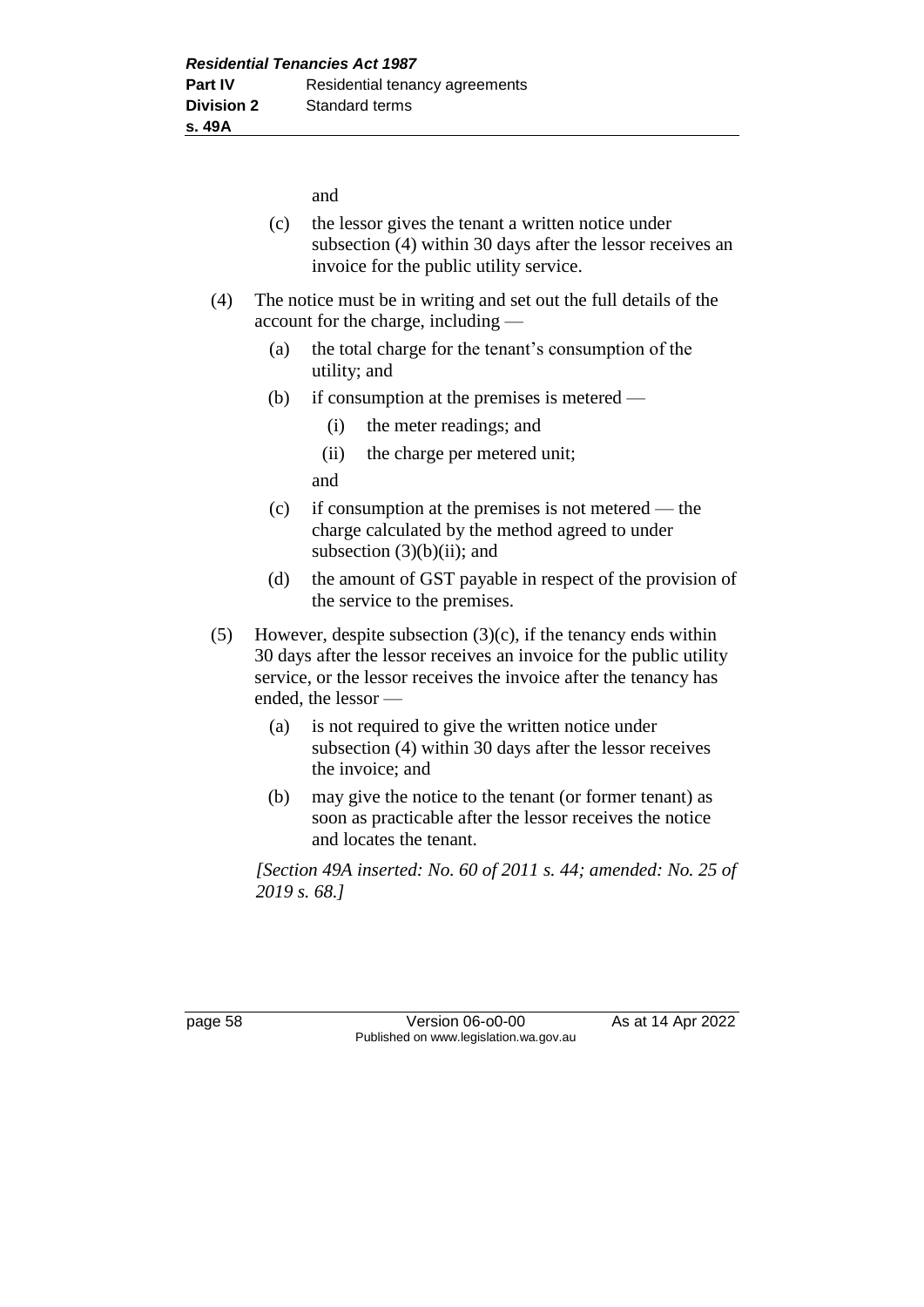and

(c) the lessor gives the tenant a written notice under subsection (4) within 30 days after the lessor receives an invoice for the public utility service.

(4) The notice must be in writing and set out the full details of the account for the charge, including —

(a) the total charge for the tenant's consumption of the utility; and

(b) if consumption at the premises is metered —

(i) the meter readings; and

(ii) the charge per metered unit;

and

(c) if consumption at the premises is not metered — the charge calculated by the method agreed to under subsection (3)(b)(ii); and

(d) the amount of GST payable in respect of the provision of the service to the premises.

(5) However, despite subsection (3)(c), if the tenancy ends within 30 days after the lessor receives an invoice for the public utility service, or the lessor receives the invoice after the tenancy has ended, the lessor —

(a) is not required to give the written notice under subsection (4) within 30 days after the lessor receives the invoice; and

(b) may give the notice to the tenant (or former tenant) as soon as practicable after the lessor receives the notice and locates the tenant.

*[Section 49A inserted: No. 60 of 2011 s. 44; amended: No. 25 of 2019 s. 68.]*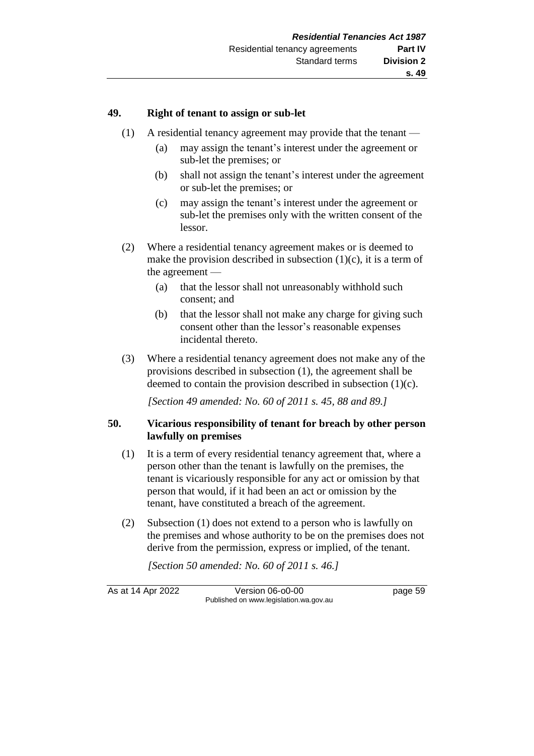### 49. Right of tenant to assign or sub-let

(1) A residential tenancy agreement may provide that the tenant —

  (a) may assign the tenant's interest under the agreement or sub-let the premises; or

  (b) shall not assign the tenant's interest under the agreement or sub-let the premises; or

  (c) may assign the tenant's interest under the agreement or sub-let the premises only with the written consent of the lessor.

(2) Where a residential tenancy agreement makes or is deemed to make the provision described in subsection (1)(c), it is a term of the agreement —

  (a) that the lessor shall not unreasonably withhold such consent; and

  (b) that the lessor shall not make any charge for giving such consent other than the lessor's reasonable expenses incidental thereto.

(3) Where a residential tenancy agreement does not make any of the provisions described in subsection (1), the agreement shall be deemed to contain the provision described in subsection (1)(c).

*[Section 49 amended: No. 60 of 2011 s. 45, 88 and 89.]*

### 50. Vicarious responsibility of tenant for breach by other person lawfully on premises

(1) It is a term of every residential tenancy agreement that, where a person other than the tenant is lawfully on the premises, the tenant is vicariously responsible for any act or omission by that person that would, if it had been an act or omission by the tenant, have constituted a breach of the agreement.

(2) Subsection (1) does not extend to a person who is lawfully on the premises and whose authority to be on the premises does not derive from the permission, express or implied, of the tenant.

*[Section 50 amended: No. 60 of 2011 s. 46.]*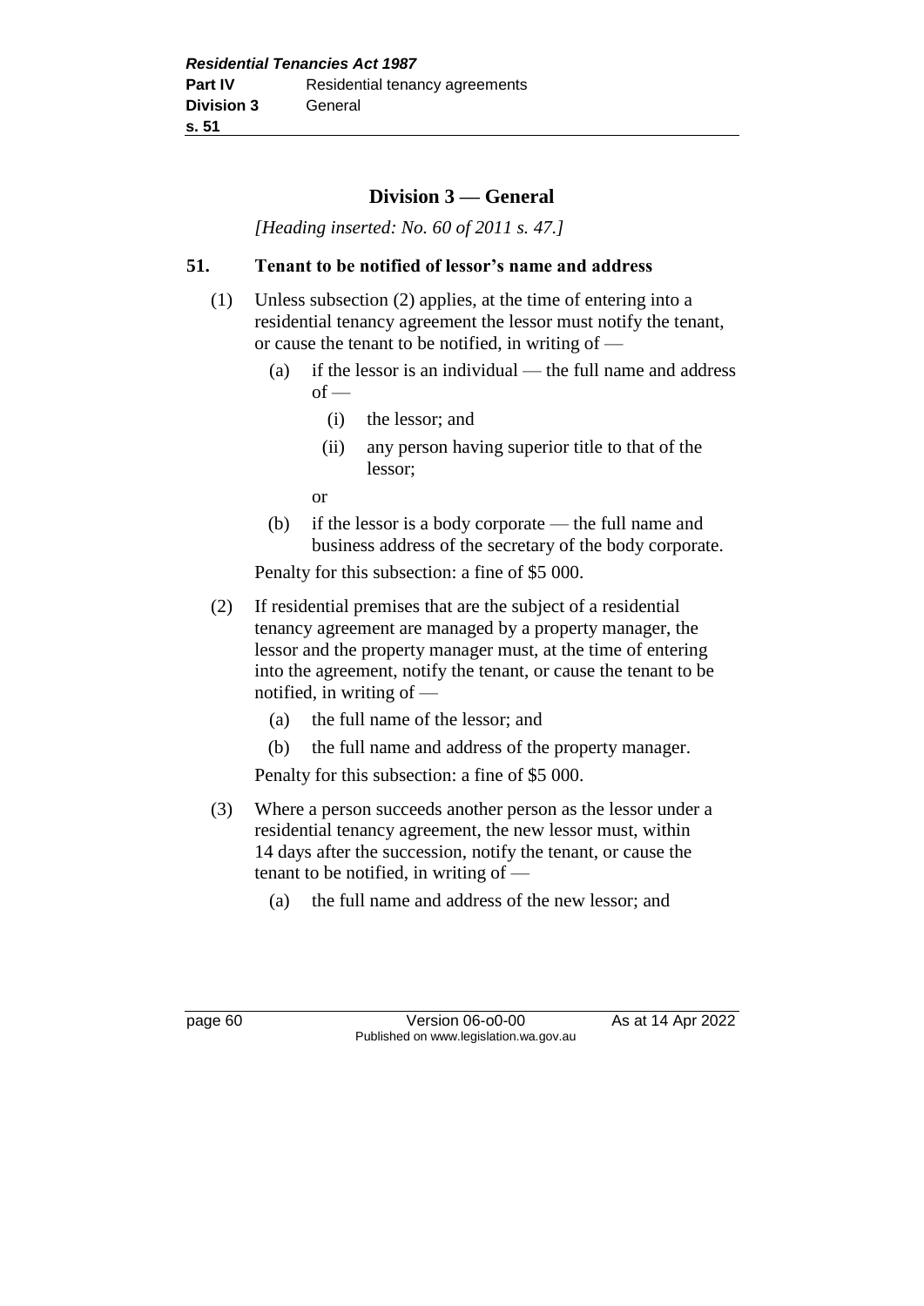## Division 3 — General

*[Heading inserted: No. 60 of 2011 s. 47.]*

### 51. Tenant to be notified of lessor's name and address

(1) Unless subsection (2) applies, at the time of entering into a residential tenancy agreement the lessor must notify the tenant, or cause the tenant to be notified, in writing of —

(a) if the lessor is an individual — the full name and address of —

(i) the lessor; and

(ii) any person having superior title to that of the lessor;

or

(b) if the lessor is a body corporate — the full name and business address of the secretary of the body corporate.

Penalty for this subsection: a fine of $5 000.

(2) If residential premises that are the subject of a residential tenancy agreement are managed by a property manager, the lessor and the property manager must, at the time of entering into the agreement, notify the tenant, or cause the tenant to be notified, in writing of —

(a) the full name of the lessor; and

(b) the full name and address of the property manager.

Penalty for this subsection: a fine of $5 000.

(3) Where a person succeeds another person as the lessor under a residential tenancy agreement, the new lessor must, within 14 days after the succession, notify the tenant, or cause the tenant to be notified, in writing of —

(a) the full name and address of the new lessor; and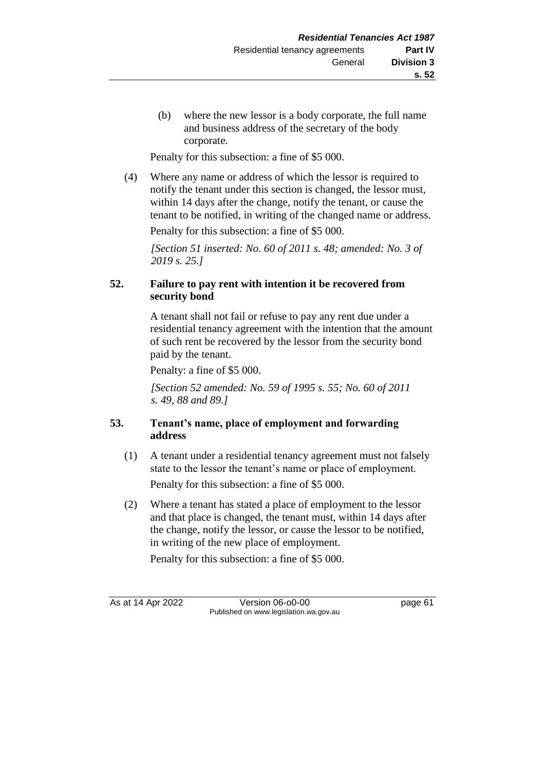(b) where the new lessor is a body corporate, the full name and business address of the secretary of the body corporate.

Penalty for this subsection: a fine of $5 000.

(4) Where any name or address of which the lessor is required to notify the tenant under this section is changed, the lessor must, within 14 days after the change, notify the tenant, or cause the tenant to be notified, in writing of the changed name or address.

Penalty for this subsection: a fine of $5 000.

*[Section 51 inserted: No. 60 of 2011 s. 48; amended: No. 3 of 2019 s. 25.]*

### 52. Failure to pay rent with intention it be recovered from security bond

A tenant shall not fail or refuse to pay any rent due under a residential tenancy agreement with the intention that the amount of such rent be recovered by the lessor from the security bond paid by the tenant.

Penalty: a fine of $5 000.

*[Section 52 amended: No. 59 of 1995 s. 55; No. 60 of 2011 s. 49, 88 and 89.]*

### 53. Tenant's name, place of employment and forwarding address

(1) A tenant under a residential tenancy agreement must not falsely state to the lessor the tenant's name or place of employment.

Penalty for this subsection: a fine of $5 000.

(2) Where a tenant has stated a place of employment to the lessor and that place is changed, the tenant must, within 14 days after the change, notify the lessor, or cause the lessor to be notified, in writing of the new place of employment.

Penalty for this subsection: a fine of $5 000.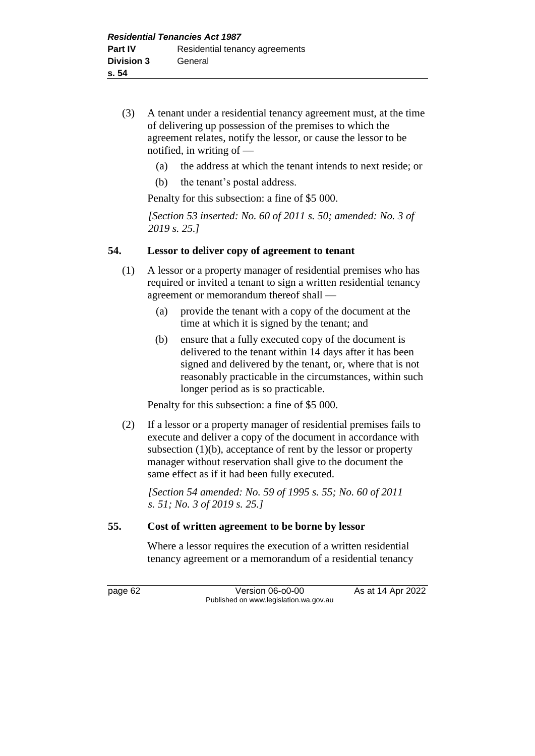(3) A tenant under a residential tenancy agreement must, at the time of delivering up possession of the premises to which the agreement relates, notify the lessor, or cause the lessor to be notified, in writing of —

(a) the address at which the tenant intends to next reside; or

(b) the tenant's postal address.

Penalty for this subsection: a fine of $5 000.

*[Section 53 inserted: No. 60 of 2011 s. 50; amended: No. 3 of 2019 s. 25.]*

### 54. Lessor to deliver copy of agreement to tenant

(1) A lessor or a property manager of residential premises who has required or invited a tenant to sign a written residential tenancy agreement or memorandum thereof shall —

(a) provide the tenant with a copy of the document at the time at which it is signed by the tenant; and

(b) ensure that a fully executed copy of the document is delivered to the tenant within 14 days after it has been signed and delivered by the tenant, or, where that is not reasonably practicable in the circumstances, within such longer period as is so practicable.

Penalty for this subsection: a fine of $5 000.

(2) If a lessor or a property manager of residential premises fails to execute and deliver a copy of the document in accordance with subsection (1)(b), acceptance of rent by the lessor or property manager without reservation shall give to the document the same effect as if it had been fully executed.

*[Section 54 amended: No. 59 of 1995 s. 55; No. 60 of 2011 s. 51; No. 3 of 2019 s. 25.]*

### 55. Cost of written agreement to be borne by lessor

Where a lessor requires the execution of a written residential tenancy agreement or a memorandum of a residential tenancy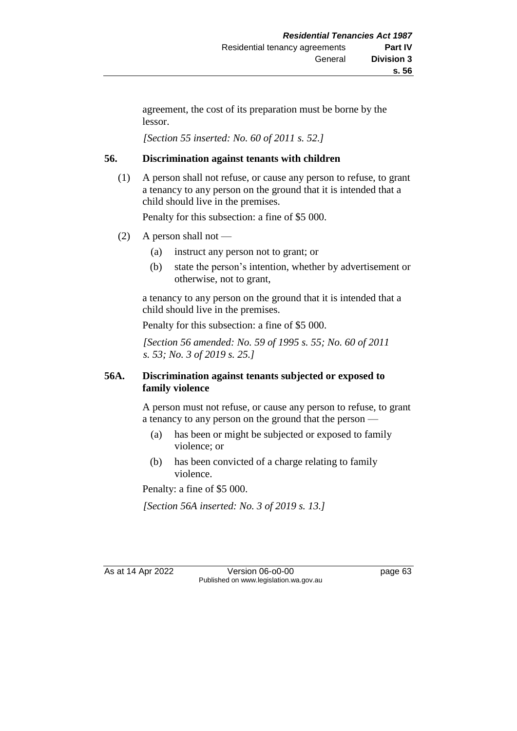agreement, the cost of its preparation must be borne by the lessor.

*[Section 55 inserted: No. 60 of 2011 s. 52.]*

**56. Discrimination against tenants with children**

(1) A person shall not refuse, or cause any person to refuse, to grant a tenancy to any person on the ground that it is intended that a child should live in the premises.

Penalty for this subsection: a fine of $5 000.

(2) A person shall not —

- (a) instruct any person not to grant; or
- (b) state the person's intention, whether by advertisement or otherwise, not to grant,

a tenancy to any person on the ground that it is intended that a child should live in the premises.

Penalty for this subsection: a fine of $5 000.

*[Section 56 amended: No. 59 of 1995 s. 55; No. 60 of 2011 s. 53; No. 3 of 2019 s. 25.]*

**56A. Discrimination against tenants subjected or exposed to family violence**

A person must not refuse, or cause any person to refuse, to grant a tenancy to any person on the ground that the person —

- (a) has been or might be subjected or exposed to family violence; or
- (b) has been convicted of a charge relating to family violence.

Penalty: a fine of $5 000.

*[Section 56A inserted: No. 3 of 2019 s. 13.]*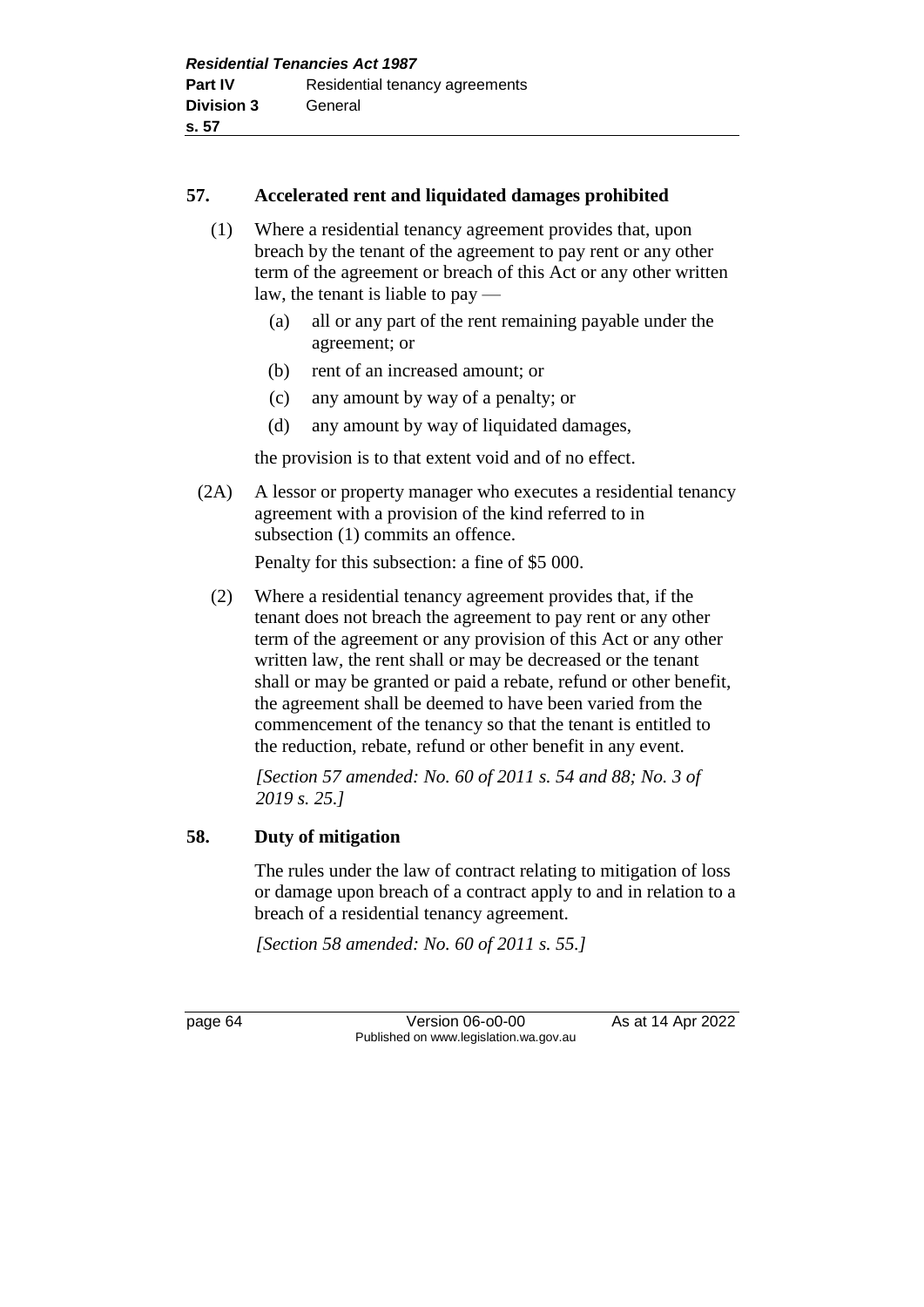## 57. Accelerated rent and liquidated damages prohibited

(1) Where a residential tenancy agreement provides that, upon breach by the tenant of the agreement to pay rent or any other term of the agreement or breach of this Act or any other written law, the tenant is liable to pay —

- (a) all or any part of the rent remaining payable under the agreement; or
- (b) rent of an increased amount; or
- (c) any amount by way of a penalty; or
- (d) any amount by way of liquidated damages,

the provision is to that extent void and of no effect.

(2A) A lessor or property manager who executes a residential tenancy agreement with a provision of the kind referred to in subsection (1) commits an offence.

Penalty for this subsection: a fine of $5 000.

(2) Where a residential tenancy agreement provides that, if the tenant does not breach the agreement to pay rent or any other term of the agreement or any provision of this Act or any other written law, the rent shall or may be decreased or the tenant shall or may be granted or paid a rebate, refund or other benefit, the agreement shall be deemed to have been varied from the commencement of the tenancy so that the tenant is entitled to the reduction, rebate, refund or other benefit in any event.

*[Section 57 amended: No. 60 of 2011 s. 54 and 88; No. 3 of 2019 s. 25.]*

## 58. Duty of mitigation

The rules under the law of contract relating to mitigation of loss or damage upon breach of a contract apply to and in relation to a breach of a residential tenancy agreement.

*[Section 58 amended: No. 60 of 2011 s. 55.]*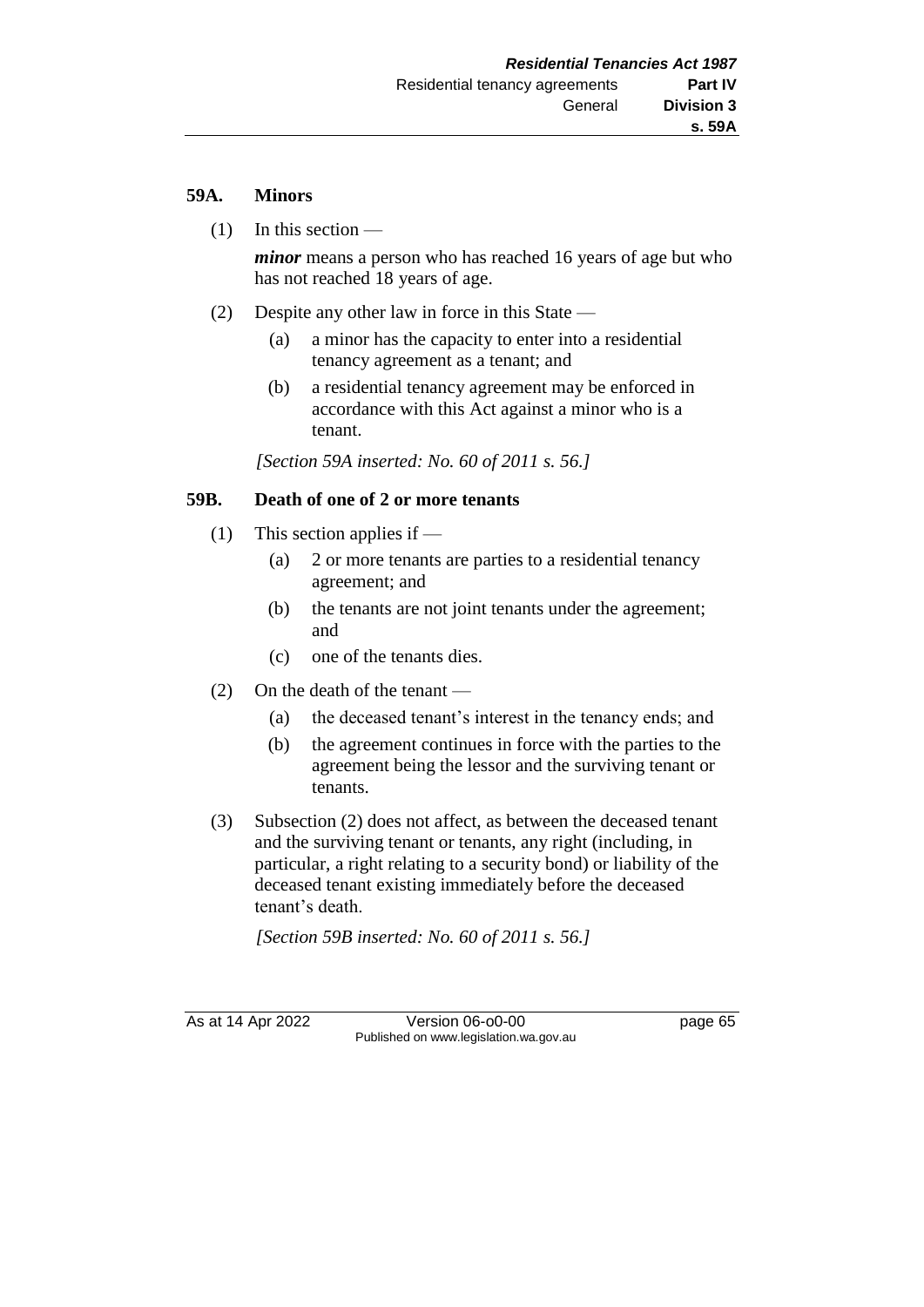### 59A. Minors

(1) In this section —

***minor*** means a person who has reached 16 years of age but who has not reached 18 years of age.

(2) Despite any other law in force in this State —

- (a) a minor has the capacity to enter into a residential tenancy agreement as a tenant; and
- (b) a residential tenancy agreement may be enforced in accordance with this Act against a minor who is a tenant.

*[Section 59A inserted: No. 60 of 2011 s. 56.]*

### 59B. Death of one of 2 or more tenants

(1) This section applies if —

- (a) 2 or more tenants are parties to a residential tenancy agreement; and
- (b) the tenants are not joint tenants under the agreement; and
- (c) one of the tenants dies.

(2) On the death of the tenant —

- (a) the deceased tenant's interest in the tenancy ends; and
- (b) the agreement continues in force with the parties to the agreement being the lessor and the surviving tenant or tenants.

(3) Subsection (2) does not affect, as between the deceased tenant and the surviving tenant or tenants, any right (including, in particular, a right relating to a security bond) or liability of the deceased tenant existing immediately before the deceased tenant's death.

*[Section 59B inserted: No. 60 of 2011 s. 56.]*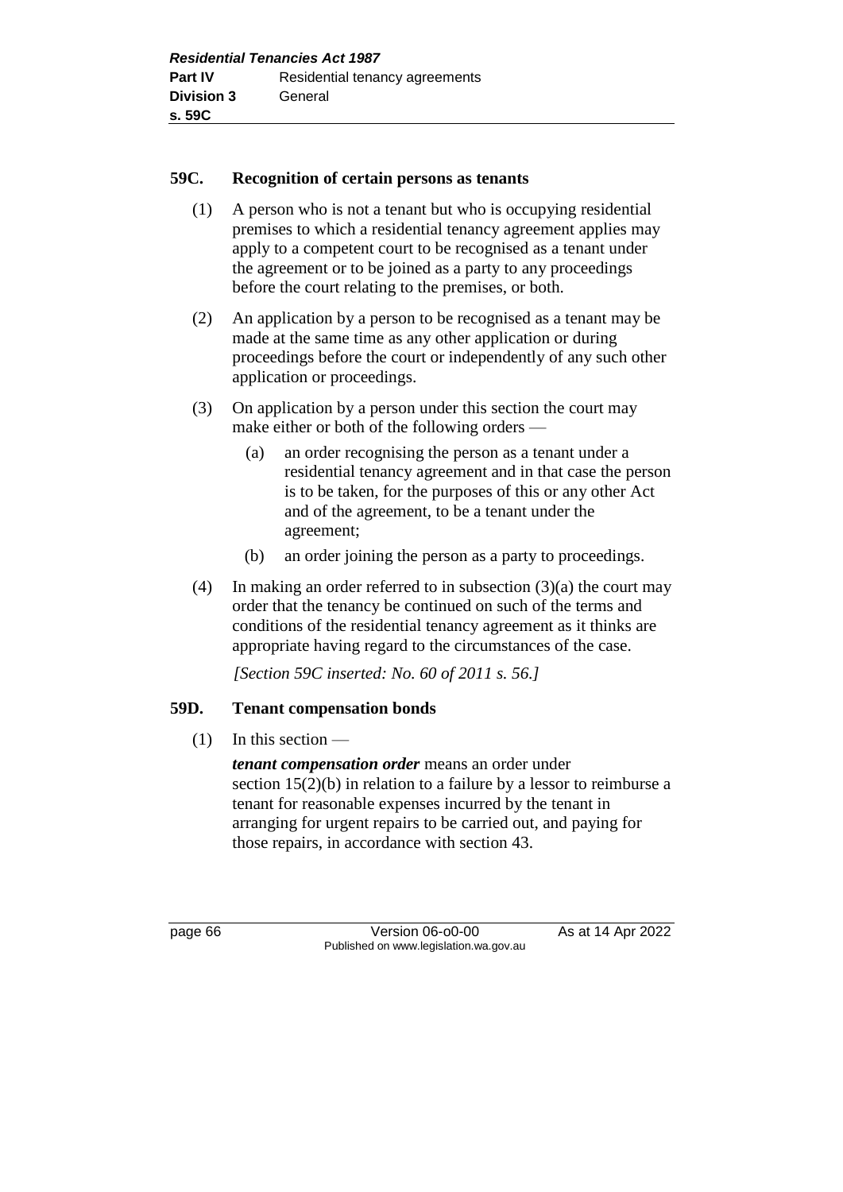### 59C. Recognition of certain persons as tenants

(1) A person who is not a tenant but who is occupying residential premises to which a residential tenancy agreement applies may apply to a competent court to be recognised as a tenant under the agreement or to be joined as a party to any proceedings before the court relating to the premises, or both.

(2) An application by a person to be recognised as a tenant may be made at the same time as any other application or during proceedings before the court or independently of any such other application or proceedings.

(3) On application by a person under this section the court may make either or both of the following orders —

(a) an order recognising the person as a tenant under a residential tenancy agreement and in that case the person is to be taken, for the purposes of this or any other Act and of the agreement, to be a tenant under the agreement;

(b) an order joining the person as a party to proceedings.

(4) In making an order referred to in subsection (3)(a) the court may order that the tenancy be continued on such of the terms and conditions of the residential tenancy agreement as it thinks are appropriate having regard to the circumstances of the case.

*[Section 59C inserted: No. 60 of 2011 s. 56.]*

### 59D. Tenant compensation bonds

(1) In this section —

***tenant compensation order*** means an order under section 15(2)(b) in relation to a failure by a lessor to reimburse a tenant for reasonable expenses incurred by the tenant in arranging for urgent repairs to be carried out, and paying for those repairs, in accordance with section 43.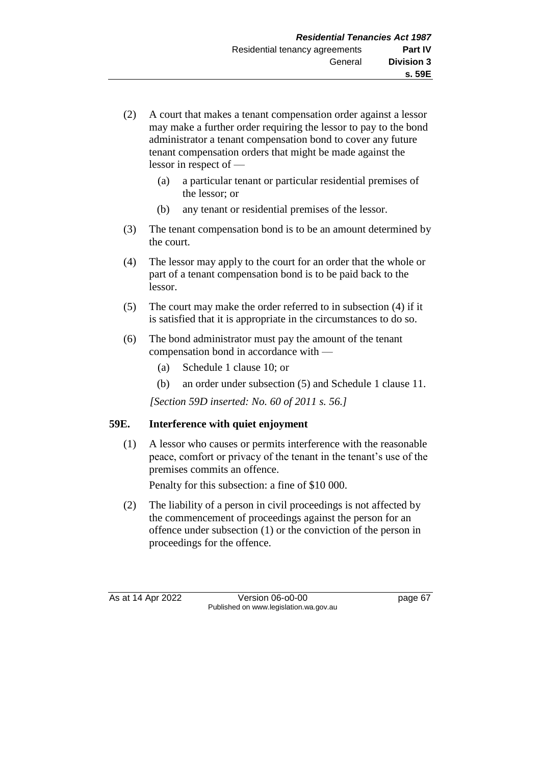(2) A court that makes a tenant compensation order against a lessor may make a further order requiring the lessor to pay to the bond administrator a tenant compensation bond to cover any future tenant compensation orders that might be made against the lessor in respect of —

   (a) a particular tenant or particular residential premises of the lessor; or

   (b) any tenant or residential premises of the lessor.

(3) The tenant compensation bond is to be an amount determined by the court.

(4) The lessor may apply to the court for an order that the whole or part of a tenant compensation bond is to be paid back to the lessor.

(5) The court may make the order referred to in subsection (4) if it is satisfied that it is appropriate in the circumstances to do so.

(6) The bond administrator must pay the amount of the tenant compensation bond in accordance with —

   (a) Schedule 1 clause 10; or

   (b) an order under subsection (5) and Schedule 1 clause 11.

*[Section 59D inserted: No. 60 of 2011 s. 56.]*

## 59E. Interference with quiet enjoyment

(1) A lessor who causes or permits interference with the reasonable peace, comfort or privacy of the tenant in the tenant's use of the premises commits an offence.

Penalty for this subsection: a fine of $10 000.

(2) The liability of a person in civil proceedings is not affected by the commencement of proceedings against the person for an offence under subsection (1) or the conviction of the person in proceedings for the offence.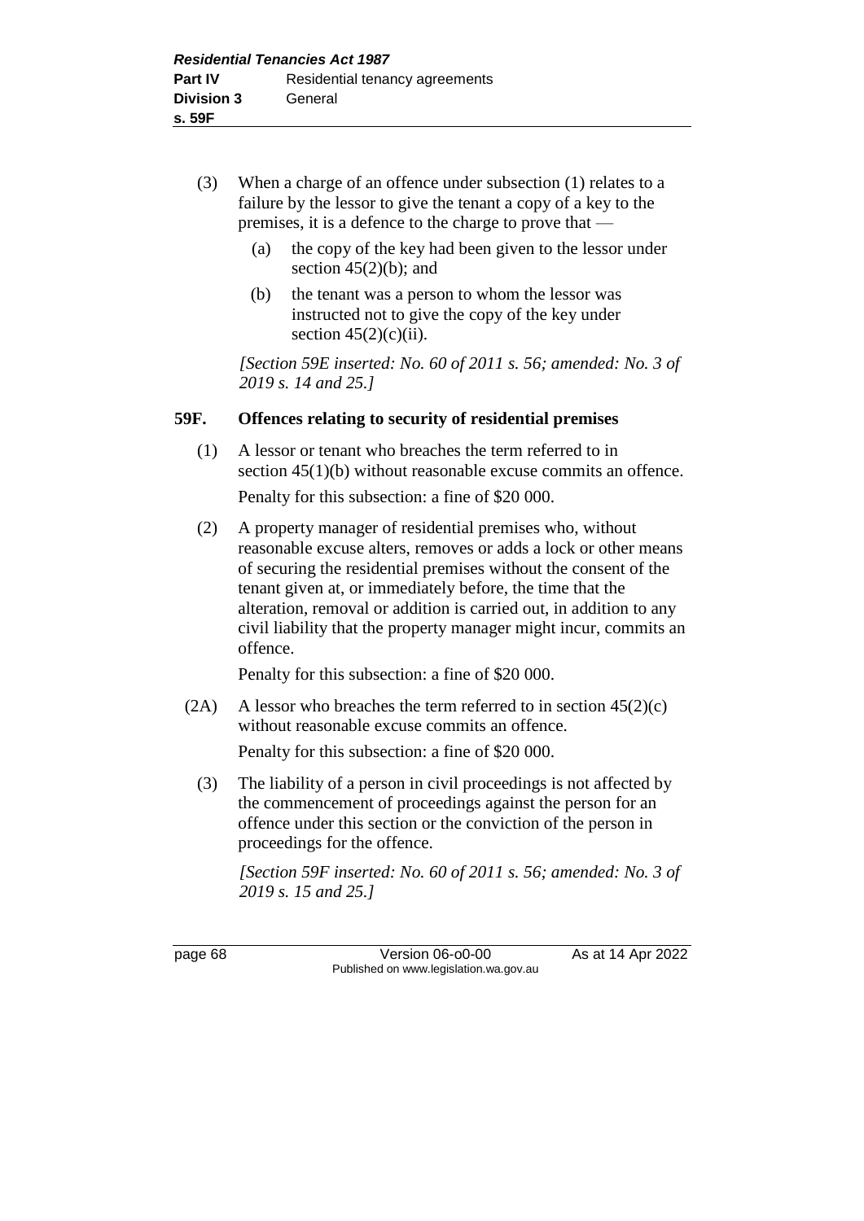(3) When a charge of an offence under subsection (1) relates to a failure by the lessor to give the tenant a copy of a key to the premises, it is a defence to the charge to prove that —

(a) the copy of the key had been given to the lessor under section 45(2)(b); and

(b) the tenant was a person to whom the lessor was instructed not to give the copy of the key under section 45(2)(c)(ii).

*[Section 59E inserted: No. 60 of 2011 s. 56; amended: No. 3 of 2019 s. 14 and 25.]*

### 59F. Offences relating to security of residential premises

(1) A lessor or tenant who breaches the term referred to in section 45(1)(b) without reasonable excuse commits an offence.

Penalty for this subsection: a fine of $20 000.

(2) A property manager of residential premises who, without reasonable excuse alters, removes or adds a lock or other means of securing the residential premises without the consent of the tenant given at, or immediately before, the time that the alteration, removal or addition is carried out, in addition to any civil liability that the property manager might incur, commits an offence.

Penalty for this subsection: a fine of $20 000.

(2A) A lessor who breaches the term referred to in section 45(2)(c) without reasonable excuse commits an offence.

Penalty for this subsection: a fine of $20 000.

(3) The liability of a person in civil proceedings is not affected by the commencement of proceedings against the person for an offence under this section or the conviction of the person in proceedings for the offence.

*[Section 59F inserted: No. 60 of 2011 s. 56; amended: No. 3 of 2019 s. 15 and 25.]*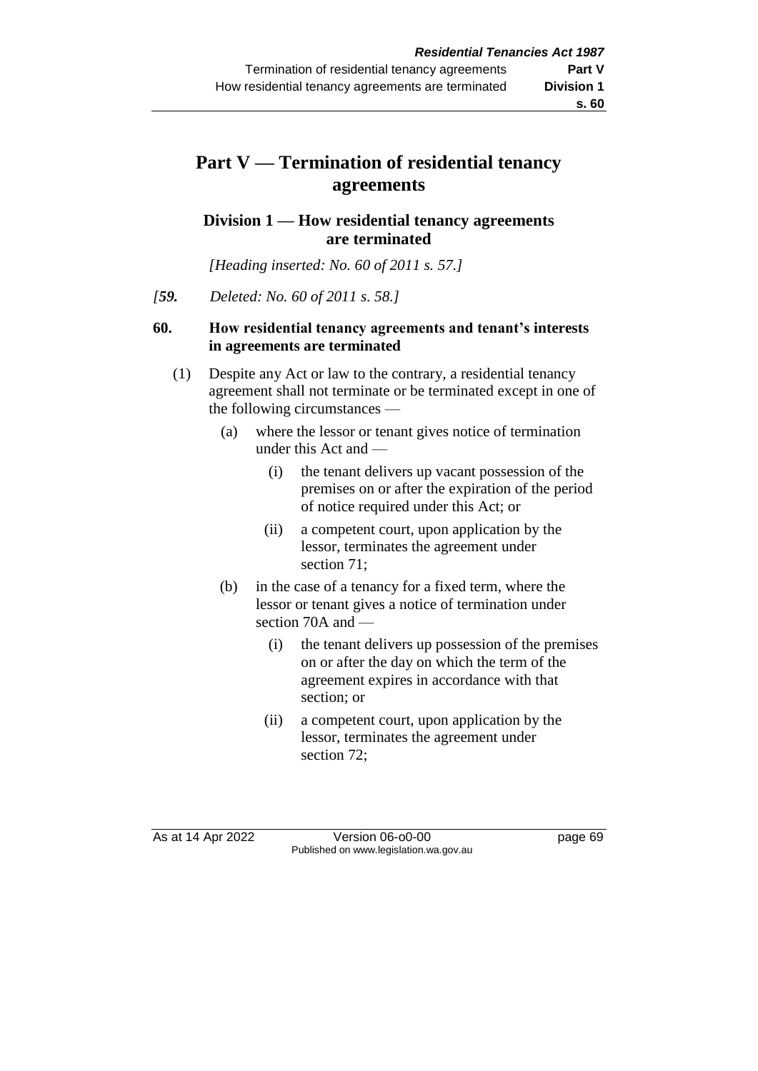# Part V — Termination of residential tenancy agreements

## Division 1 — How residential tenancy agreements are terminated

*[Heading inserted: No. 60 of 2011 s. 57.]*

*[**59.** Deleted: No. 60 of 2011 s. 58.]*

### 60. How residential tenancy agreements and tenant's interests in agreements are terminated

(1) Despite any Act or law to the contrary, a residential tenancy agreement shall not terminate or be terminated except in one of the following circumstances —

- (a) where the lessor or tenant gives notice of termination under this Act and —
  - (i) the tenant delivers up vacant possession of the premises on or after the expiration of the period of notice required under this Act; or
  - (ii) a competent court, upon application by the lessor, terminates the agreement under section 71;
- (b) in the case of a tenancy for a fixed term, where the lessor or tenant gives a notice of termination under section 70A and —
  - (i) the tenant delivers up possession of the premises on or after the day on which the term of the agreement expires in accordance with that section; or
  - (ii) a competent court, upon application by the lessor, terminates the agreement under section 72;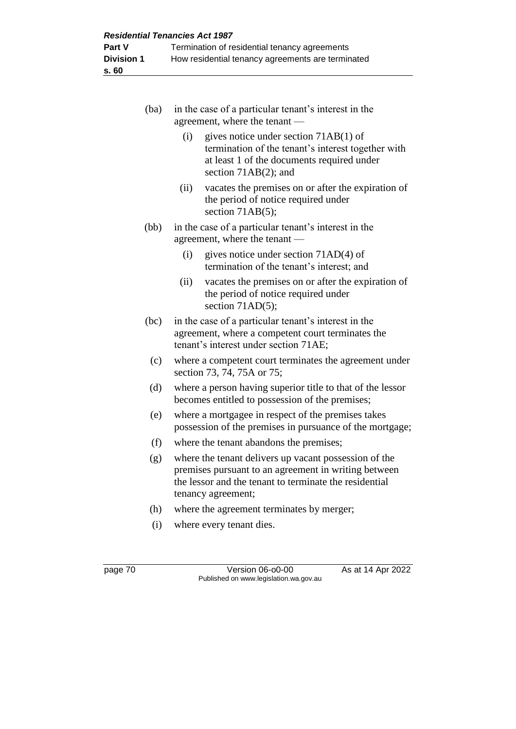(ba) in the case of a particular tenant's interest in the agreement, where the tenant —

  (i) gives notice under section 71AB(1) of termination of the tenant's interest together with at least 1 of the documents required under section 71AB(2); and

  (ii) vacates the premises on or after the expiration of the period of notice required under section 71AB(5);

(bb) in the case of a particular tenant's interest in the agreement, where the tenant —

  (i) gives notice under section 71AD(4) of termination of the tenant's interest; and

  (ii) vacates the premises on or after the expiration of the period of notice required under section 71AD(5);

(bc) in the case of a particular tenant's interest in the agreement, where a competent court terminates the tenant's interest under section 71AE;

(c) where a competent court terminates the agreement under section 73, 74, 75A or 75;

(d) where a person having superior title to that of the lessor becomes entitled to possession of the premises;

(e) where a mortgagee in respect of the premises takes possession of the premises in pursuance of the mortgage;

(f) where the tenant abandons the premises;

(g) where the tenant delivers up vacant possession of the premises pursuant to an agreement in writing between the lessor and the tenant to terminate the residential tenancy agreement;

(h) where the agreement terminates by merger;

(i) where every tenant dies.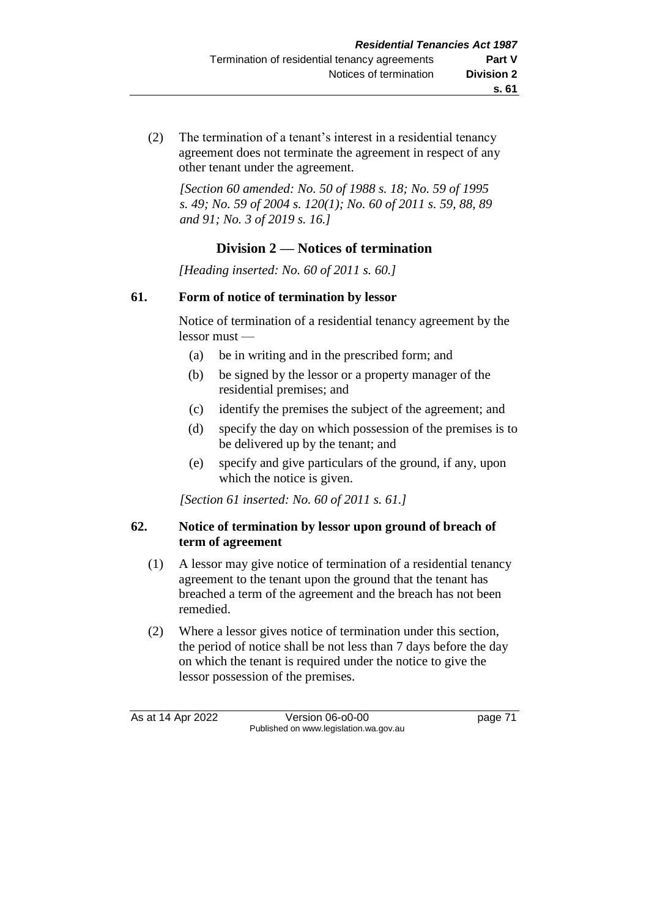(2) The termination of a tenant's interest in a residential tenancy agreement does not terminate the agreement in respect of any other tenant under the agreement.

*[Section 60 amended: No. 50 of 1988 s. 18; No. 59 of 1995 s. 49; No. 59 of 2004 s. 120(1); No. 60 of 2011 s. 59, 88, 89 and 91; No. 3 of 2019 s. 16.]*

## Division 2 — Notices of termination

*[Heading inserted: No. 60 of 2011 s. 60.]*

### 61. Form of notice of termination by lessor

Notice of termination of a residential tenancy agreement by the lessor must —

(a) be in writing and in the prescribed form; and

(b) be signed by the lessor or a property manager of the residential premises; and

(c) identify the premises the subject of the agreement; and

(d) specify the day on which possession of the premises is to be delivered up by the tenant; and

(e) specify and give particulars of the ground, if any, upon which the notice is given.

*[Section 61 inserted: No. 60 of 2011 s. 61.]*

### 62. Notice of termination by lessor upon ground of breach of term of agreement

(1) A lessor may give notice of termination of a residential tenancy agreement to the tenant upon the ground that the tenant has breached a term of the agreement and the breach has not been remedied.

(2) Where a lessor gives notice of termination under this section, the period of notice shall be not less than 7 days before the day on which the tenant is required under the notice to give the lessor possession of the premises.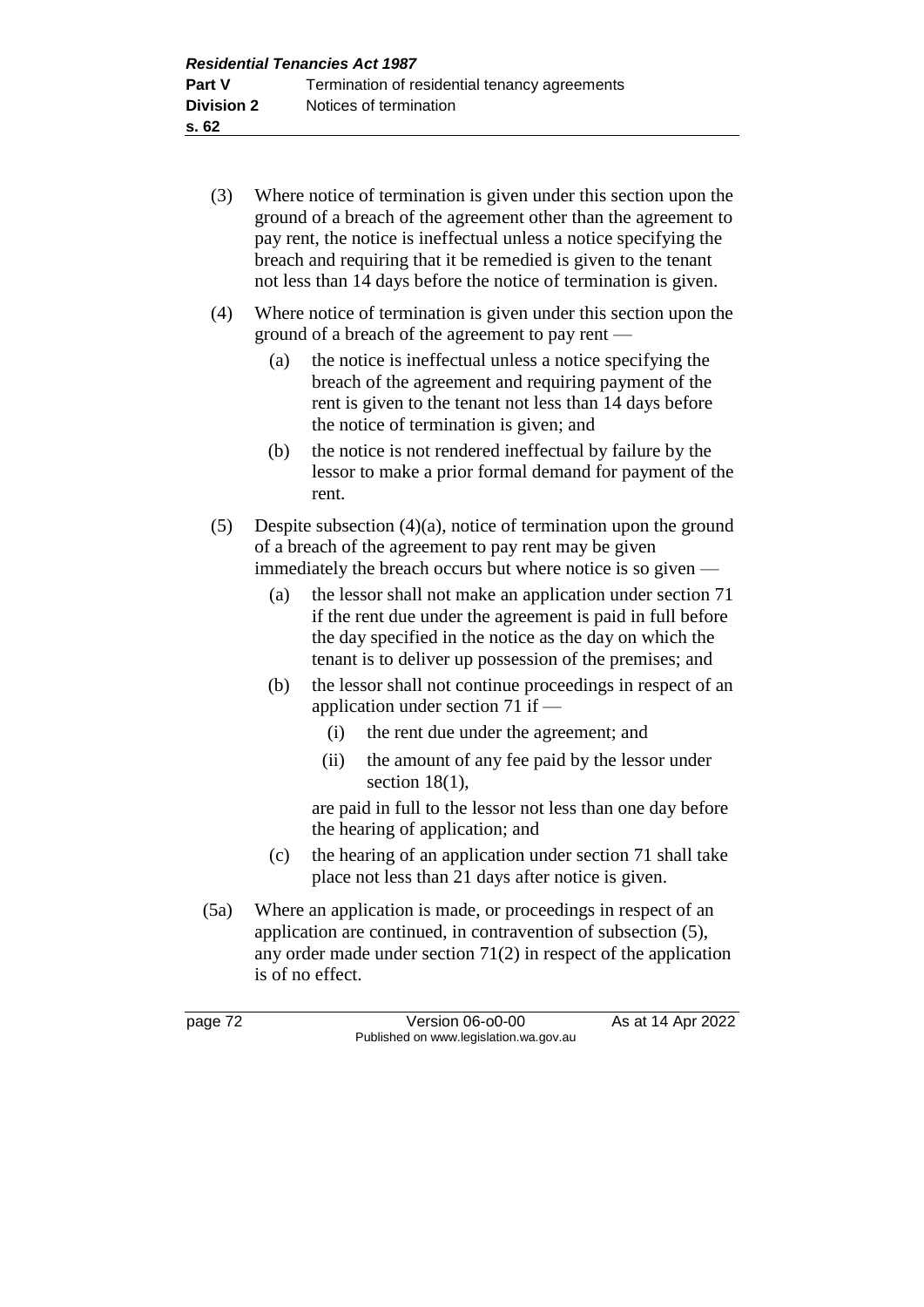(3) Where notice of termination is given under this section upon the ground of a breach of the agreement other than the agreement to pay rent, the notice is ineffectual unless a notice specifying the breach and requiring that it be remedied is given to the tenant not less than 14 days before the notice of termination is given.

(4) Where notice of termination is given under this section upon the ground of a breach of the agreement to pay rent —

(a) the notice is ineffectual unless a notice specifying the breach of the agreement and requiring payment of the rent is given to the tenant not less than 14 days before the notice of termination is given; and

(b) the notice is not rendered ineffectual by failure by the lessor to make a prior formal demand for payment of the rent.

(5) Despite subsection (4)(a), notice of termination upon the ground of a breach of the agreement to pay rent may be given immediately the breach occurs but where notice is so given —

(a) the lessor shall not make an application under section 71 if the rent due under the agreement is paid in full before the day specified in the notice as the day on which the tenant is to deliver up possession of the premises; and

(b) the lessor shall not continue proceedings in respect of an application under section 71 if —

(i) the rent due under the agreement; and

(ii) the amount of any fee paid by the lessor under section 18(1),

are paid in full to the lessor not less than one day before the hearing of application; and

(c) the hearing of an application under section 71 shall take place not less than 21 days after notice is given.

(5a) Where an application is made, or proceedings in respect of an application are continued, in contravention of subsection (5), any order made under section 71(2) in respect of the application is of no effect.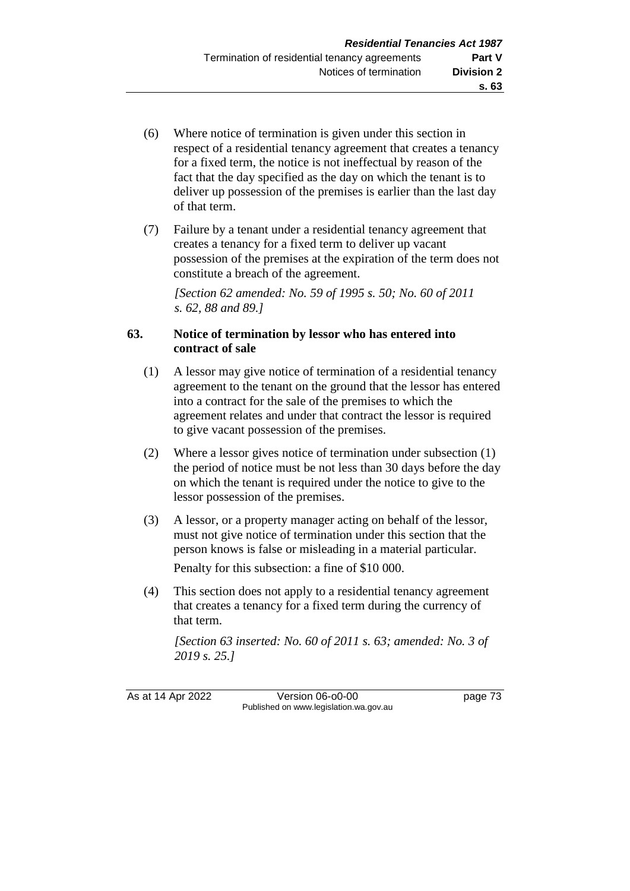(6) Where notice of termination is given under this section in respect of a residential tenancy agreement that creates a tenancy for a fixed term, the notice is not ineffectual by reason of the fact that the day specified as the day on which the tenant is to deliver up possession of the premises is earlier than the last day of that term.

(7) Failure by a tenant under a residential tenancy agreement that creates a tenancy for a fixed term to deliver up vacant possession of the premises at the expiration of the term does not constitute a breach of the agreement.

*[Section 62 amended: No. 59 of 1995 s. 50; No. 60 of 2011 s. 62, 88 and 89.]*

### 63. Notice of termination by lessor who has entered into contract of sale

(1) A lessor may give notice of termination of a residential tenancy agreement to the tenant on the ground that the lessor has entered into a contract for the sale of the premises to which the agreement relates and under that contract the lessor is required to give vacant possession of the premises.

(2) Where a lessor gives notice of termination under subsection (1) the period of notice must be not less than 30 days before the day on which the tenant is required under the notice to give to the lessor possession of the premises.

(3) A lessor, or a property manager acting on behalf of the lessor, must not give notice of termination under this section that the person knows is false or misleading in a material particular.

Penalty for this subsection: a fine of $10 000.

(4) This section does not apply to a residential tenancy agreement that creates a tenancy for a fixed term during the currency of that term.

*[Section 63 inserted: No. 60 of 2011 s. 63; amended: No. 3 of 2019 s. 25.]*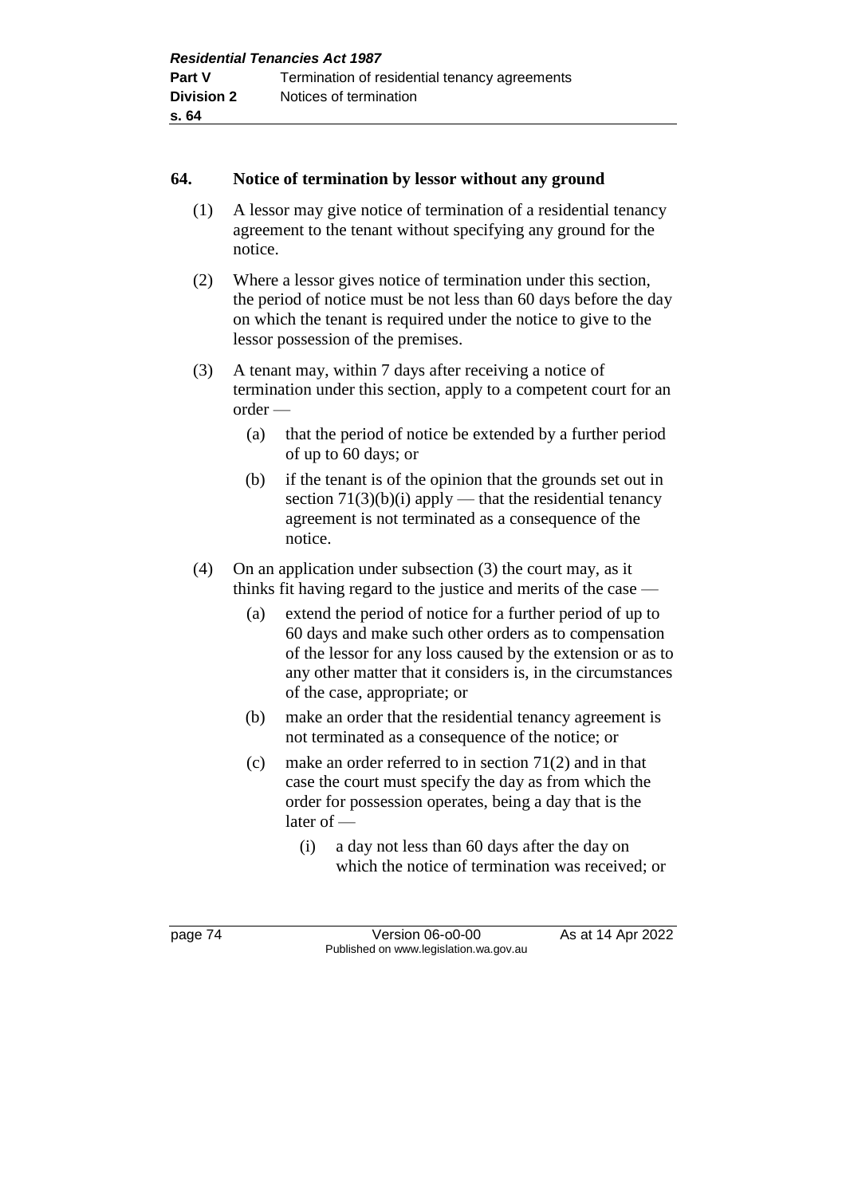## 64. Notice of termination by lessor without any ground

(1) A lessor may give notice of termination of a residential tenancy agreement to the tenant without specifying any ground for the notice.

(2) Where a lessor gives notice of termination under this section, the period of notice must be not less than 60 days before the day on which the tenant is required under the notice to give to the lessor possession of the premises.

(3) A tenant may, within 7 days after receiving a notice of termination under this section, apply to a competent court for an order —

- (a) that the period of notice be extended by a further period of up to 60 days; or
- (b) if the tenant is of the opinion that the grounds set out in section 71(3)(b)(i) apply — that the residential tenancy agreement is not terminated as a consequence of the notice.

(4) On an application under subsection (3) the court may, as it thinks fit having regard to the justice and merits of the case —

- (a) extend the period of notice for a further period of up to 60 days and make such other orders as to compensation of the lessor for any loss caused by the extension or as to any other matter that it considers is, in the circumstances of the case, appropriate; or
- (b) make an order that the residential tenancy agreement is not terminated as a consequence of the notice; or
- (c) make an order referred to in section 71(2) and in that case the court must specify the day as from which the order for possession operates, being a day that is the later of —
  - (i) a day not less than 60 days after the day on which the notice of termination was received; or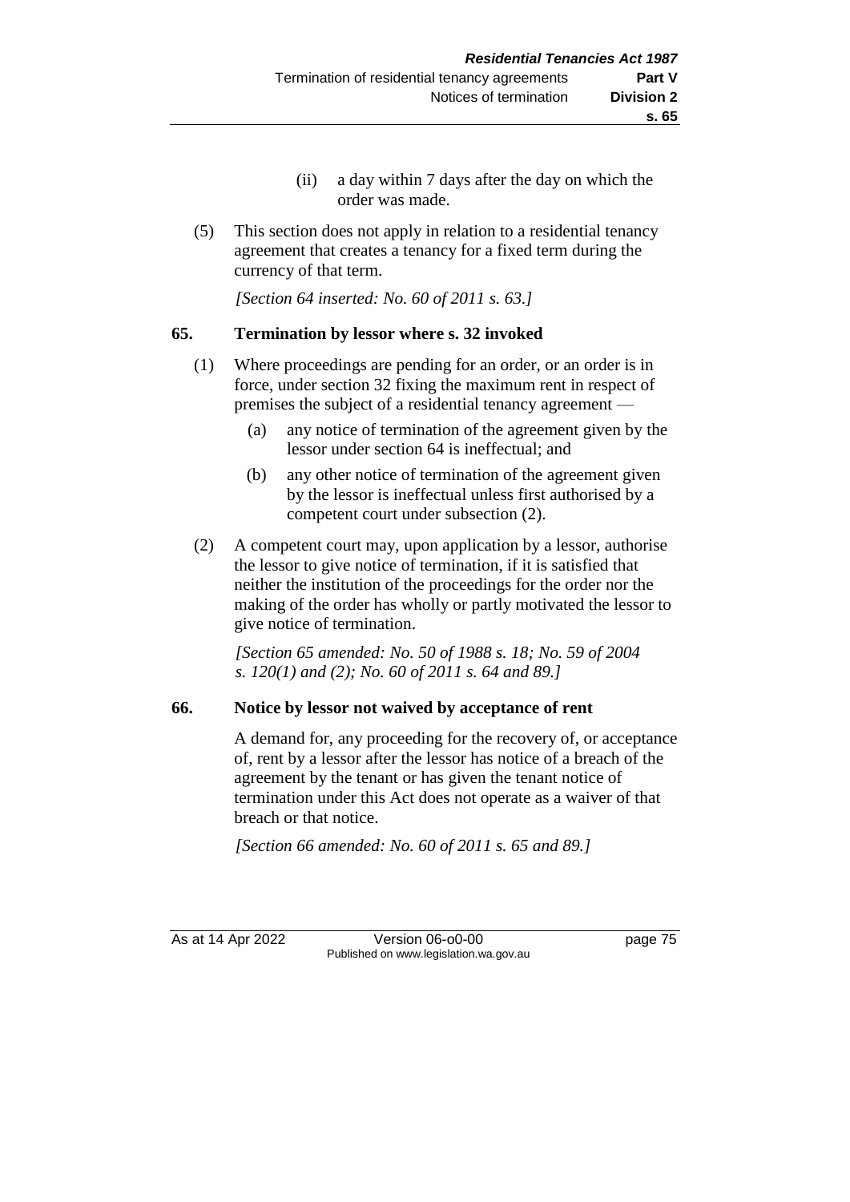(ii) a day within 7 days after the day on which the order was made.

(5) This section does not apply in relation to a residential tenancy agreement that creates a tenancy for a fixed term during the currency of that term.

*[Section 64 inserted: No. 60 of 2011 s. 63.]*

### 65. Termination by lessor where s. 32 invoked

(1) Where proceedings are pending for an order, or an order is in force, under section 32 fixing the maximum rent in respect of premises the subject of a residential tenancy agreement —

(a) any notice of termination of the agreement given by the lessor under section 64 is ineffectual; and

(b) any other notice of termination of the agreement given by the lessor is ineffectual unless first authorised by a competent court under subsection (2).

(2) A competent court may, upon application by a lessor, authorise the lessor to give notice of termination, if it is satisfied that neither the institution of the proceedings for the order nor the making of the order has wholly or partly motivated the lessor to give notice of termination.

*[Section 65 amended: No. 50 of 1988 s. 18; No. 59 of 2004 s. 120(1) and (2); No. 60 of 2011 s. 64 and 89.]*

### 66. Notice by lessor not waived by acceptance of rent

A demand for, any proceeding for the recovery of, or acceptance of, rent by a lessor after the lessor has notice of a breach of the agreement by the tenant or has given the tenant notice of termination under this Act does not operate as a waiver of that breach or that notice.

*[Section 66 amended: No. 60 of 2011 s. 65 and 89.]*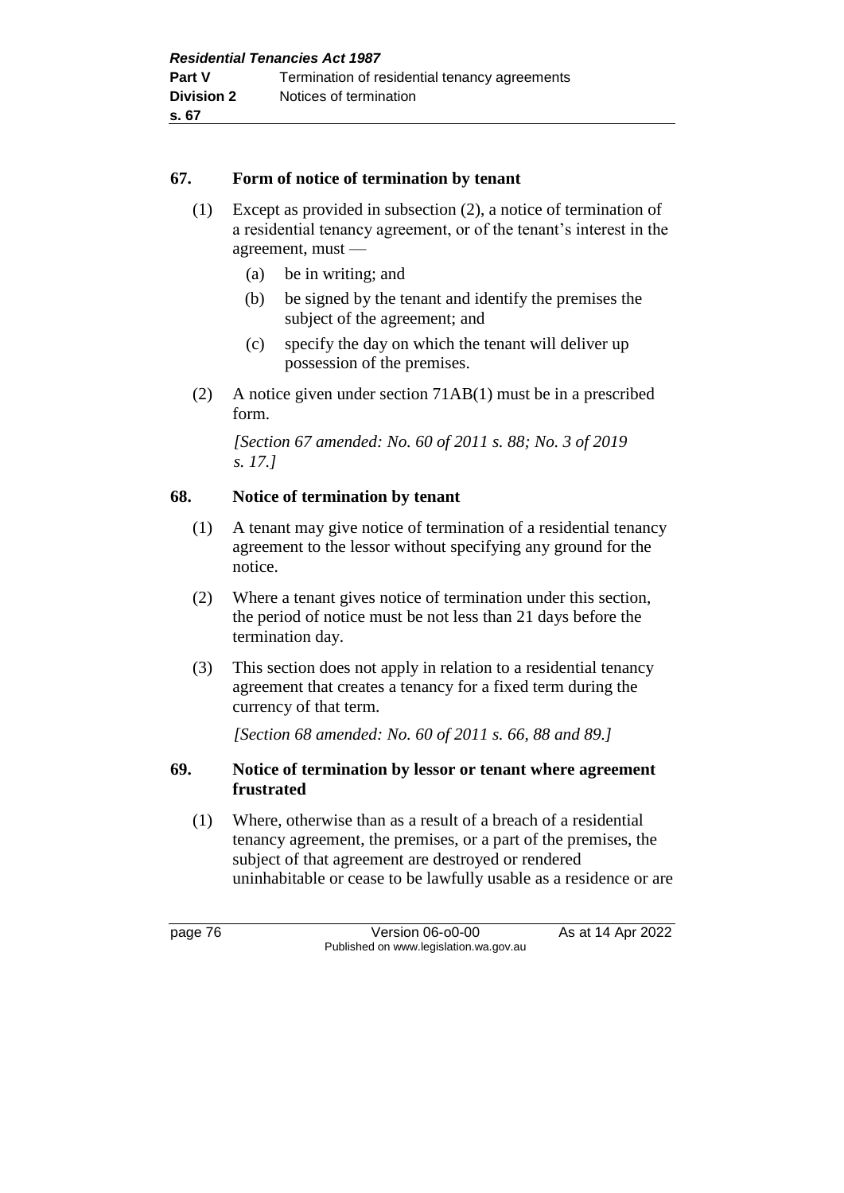## 67. Form of notice of termination by tenant

(1) Except as provided in subsection (2), a notice of termination of a residential tenancy agreement, or of the tenant's interest in the agreement, must —

   (a) be in writing; and

   (b) be signed by the tenant and identify the premises the subject of the agreement; and

   (c) specify the day on which the tenant will deliver up possession of the premises.

(2) A notice given under section 71AB(1) must be in a prescribed form.

*[Section 67 amended: No. 60 of 2011 s. 88; No. 3 of 2019 s. 17.]*

## 68. Notice of termination by tenant

(1) A tenant may give notice of termination of a residential tenancy agreement to the lessor without specifying any ground for the notice.

(2) Where a tenant gives notice of termination under this section, the period of notice must be not less than 21 days before the termination day.

(3) This section does not apply in relation to a residential tenancy agreement that creates a tenancy for a fixed term during the currency of that term.

*[Section 68 amended: No. 60 of 2011 s. 66, 88 and 89.]*

## 69. Notice of termination by lessor or tenant where agreement frustrated

(1) Where, otherwise than as a result of a breach of a residential tenancy agreement, the premises, or a part of the premises, the subject of that agreement are destroyed or rendered uninhabitable or cease to be lawfully usable as a residence or are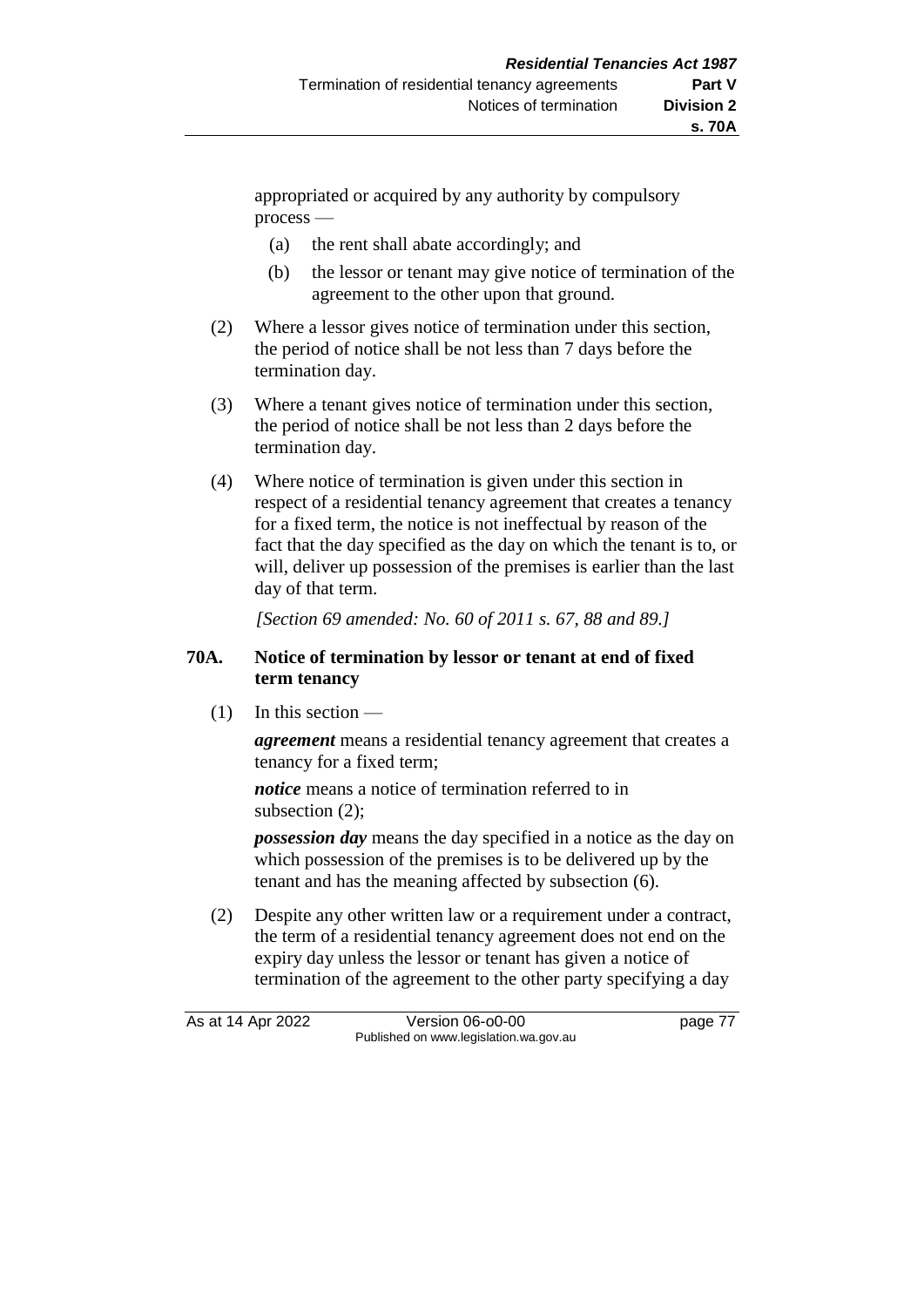appropriated or acquired by any authority by compulsory process —

(a) the rent shall abate accordingly; and

(b) the lessor or tenant may give notice of termination of the agreement to the other upon that ground.

(2) Where a lessor gives notice of termination under this section, the period of notice shall be not less than 7 days before the termination day.

(3) Where a tenant gives notice of termination under this section, the period of notice shall be not less than 2 days before the termination day.

(4) Where notice of termination is given under this section in respect of a residential tenancy agreement that creates a tenancy for a fixed term, the notice is not ineffectual by reason of the fact that the day specified as the day on which the tenant is to, or will, deliver up possession of the premises is earlier than the last day of that term.

*[Section 69 amended: No. 60 of 2011 s. 67, 88 and 89.]*

### 70A. Notice of termination by lessor or tenant at end of fixed term tenancy

(1) In this section —

***agreement*** means a residential tenancy agreement that creates a tenancy for a fixed term;

***notice*** means a notice of termination referred to in subsection (2);

***possession day*** means the day specified in a notice as the day on which possession of the premises is to be delivered up by the tenant and has the meaning affected by subsection (6).

(2) Despite any other written law or a requirement under a contract, the term of a residential tenancy agreement does not end on the expiry day unless the lessor or tenant has given a notice of termination of the agreement to the other party specifying a day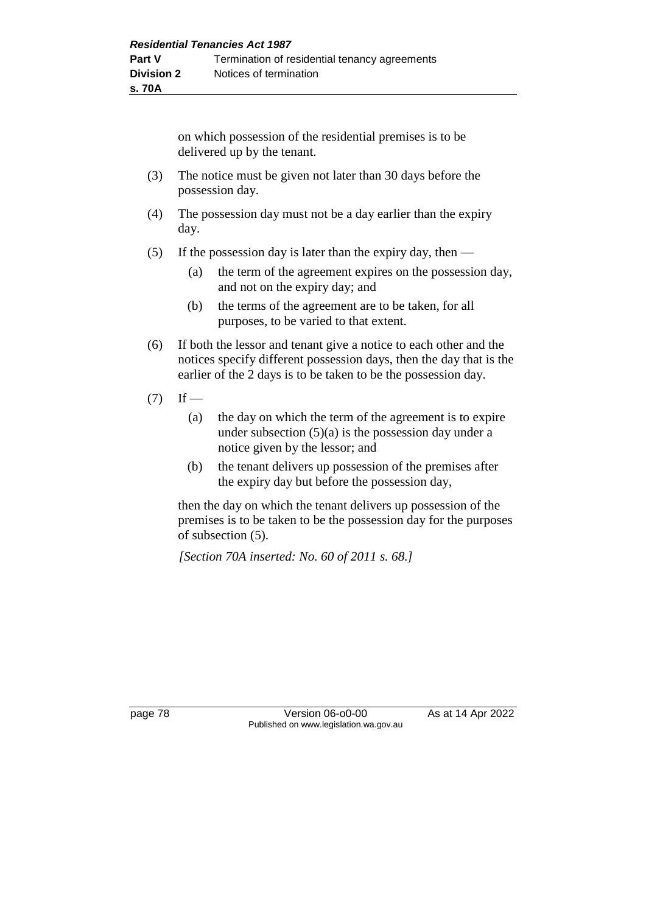on which possession of the residential premises is to be delivered up by the tenant.

(3) The notice must be given not later than 30 days before the possession day.

(4) The possession day must not be a day earlier than the expiry day.

(5) If the possession day is later than the expiry day, then —

   (a) the term of the agreement expires on the possession day, and not on the expiry day; and

   (b) the terms of the agreement are to be taken, for all purposes, to be varied to that extent.

(6) If both the lessor and tenant give a notice to each other and the notices specify different possession days, then the day that is the earlier of the 2 days is to be taken to be the possession day.

(7) If —

   (a) the day on which the term of the agreement is to expire under subsection (5)(a) is the possession day under a notice given by the lessor; and

   (b) the tenant delivers up possession of the premises after the expiry day but before the possession day,

then the day on which the tenant delivers up possession of the premises is to be taken to be the possession day for the purposes of subsection (5).

*[Section 70A inserted: No. 60 of 2011 s. 68.]*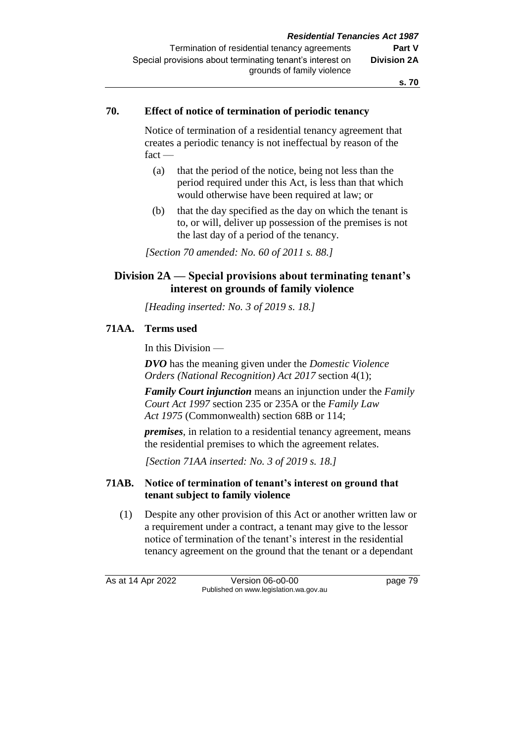### 70. Effect of notice of termination of periodic tenancy

Notice of termination of a residential tenancy agreement that creates a periodic tenancy is not ineffectual by reason of the fact —

(a) that the period of the notice, being not less than the period required under this Act, is less than that which would otherwise have been required at law; or

(b) that the day specified as the day on which the tenant is to, or will, deliver up possession of the premises is not the last day of a period of the tenancy.

*[Section 70 amended: No. 60 of 2011 s. 88.]*

## Division 2A — Special provisions about terminating tenant's interest on grounds of family violence

*[Heading inserted: No. 3 of 2019 s. 18.]*

### 71AA. Terms used

In this Division —

***DVO*** has the meaning given under the *Domestic Violence Orders (National Recognition) Act 2017* section 4(1);

***Family Court injunction*** means an injunction under the *Family Court Act 1997* section 235 or 235A or the *Family Law Act 1975* (Commonwealth) section 68B or 114;

***premises***, in relation to a residential tenancy agreement, means the residential premises to which the agreement relates.

*[Section 71AA inserted: No. 3 of 2019 s. 18.]*

### 71AB. Notice of termination of tenant's interest on ground that tenant subject to family violence

(1) Despite any other provision of this Act or another written law or a requirement under a contract, a tenant may give to the lessor notice of termination of the tenant's interest in the residential tenancy agreement on the ground that the tenant or a dependant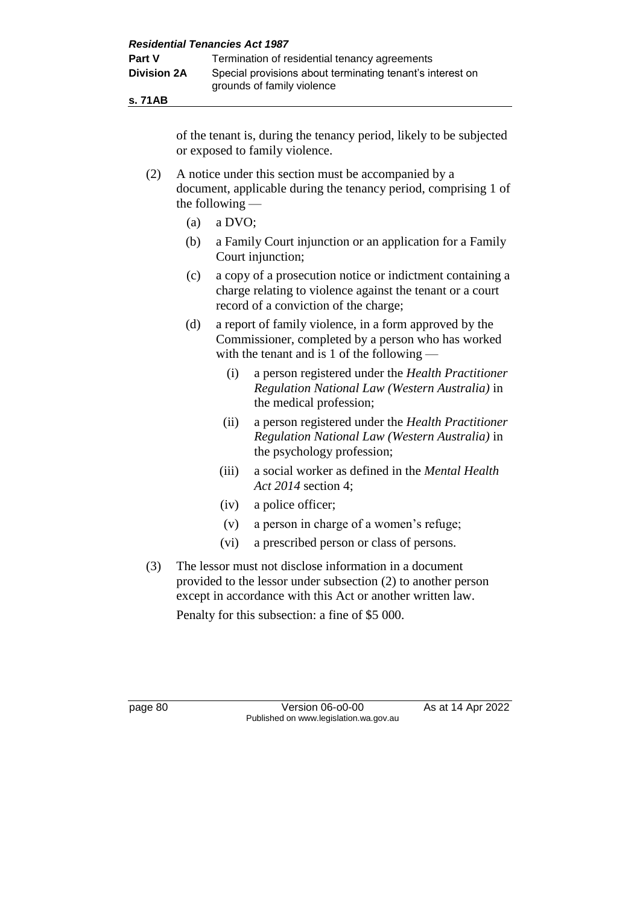of the tenant is, during the tenancy period, likely to be subjected or exposed to family violence.

(2) A notice under this section must be accompanied by a document, applicable during the tenancy period, comprising 1 of the following —

- (a) a DVO;
- (b) a Family Court injunction or an application for a Family Court injunction;
- (c) a copy of a prosecution notice or indictment containing a charge relating to violence against the tenant or a court record of a conviction of the charge;
- (d) a report of family violence, in a form approved by the Commissioner, completed by a person who has worked with the tenant and is 1 of the following —
  - (i) a person registered under the *Health Practitioner Regulation National Law (Western Australia)* in the medical profession;
  - (ii) a person registered under the *Health Practitioner Regulation National Law (Western Australia)* in the psychology profession;
  - (iii) a social worker as defined in the *Mental Health Act 2014* section 4;
  - (iv) a police officer;
  - (v) a person in charge of a women's refuge;
  - (vi) a prescribed person or class of persons.

(3) The lessor must not disclose information in a document provided to the lessor under subsection (2) to another person except in accordance with this Act or another written law.

Penalty for this subsection: a fine of $5 000.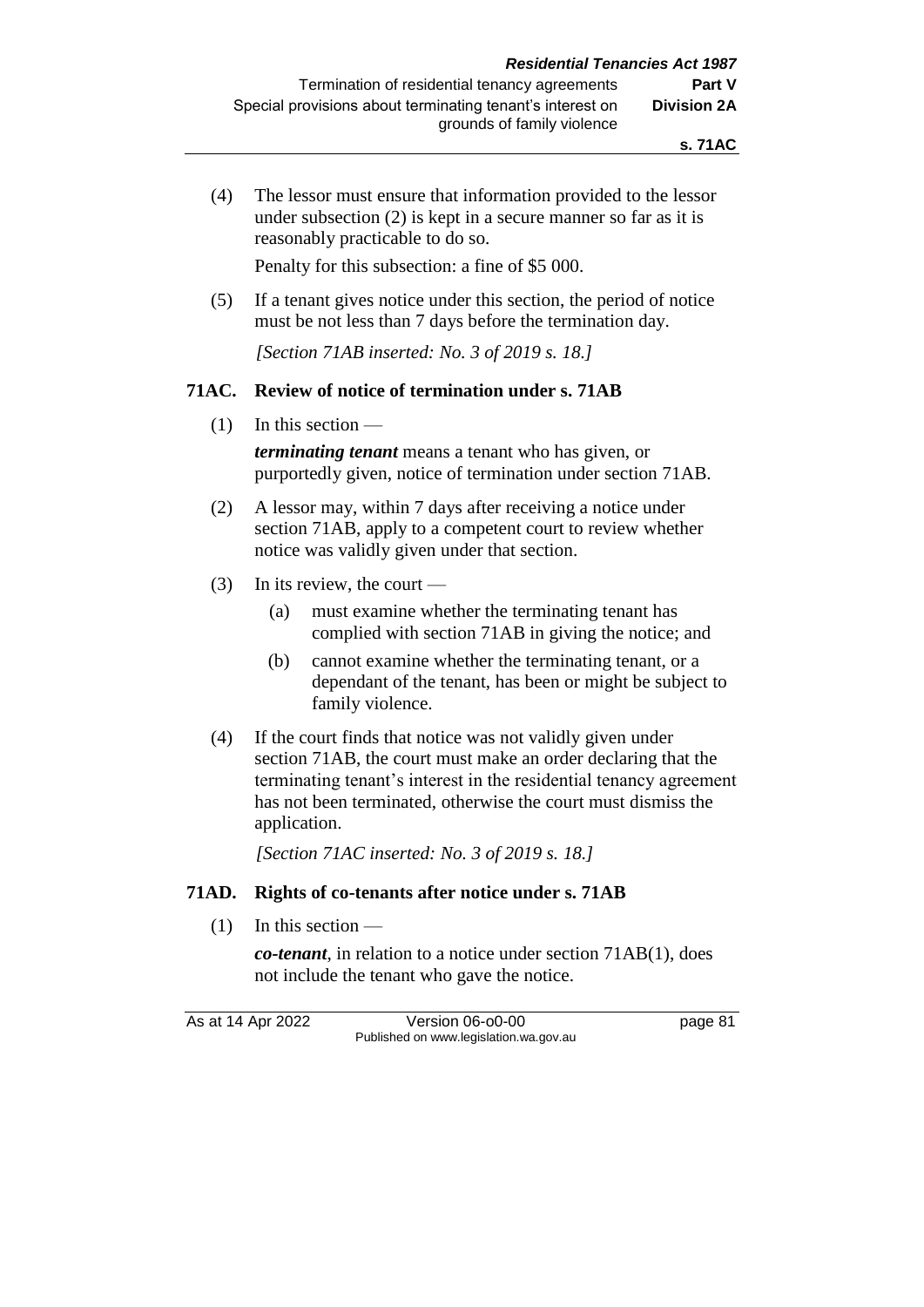(4) The lessor must ensure that information provided to the lessor under subsection (2) is kept in a secure manner so far as it is reasonably practicable to do so.

Penalty for this subsection: a fine of $5 000.

(5) If a tenant gives notice under this section, the period of notice must be not less than 7 days before the termination day.

*[Section 71AB inserted: No. 3 of 2019 s. 18.]*

### 71AC. Review of notice of termination under s. 71AB

(1) In this section —

***terminating tenant*** means a tenant who has given, or purportedly given, notice of termination under section 71AB.

(2) A lessor may, within 7 days after receiving a notice under section 71AB, apply to a competent court to review whether notice was validly given under that section.

(3) In its review, the court —

(a) must examine whether the terminating tenant has complied with section 71AB in giving the notice; and

(b) cannot examine whether the terminating tenant, or a dependant of the tenant, has been or might be subject to family violence.

(4) If the court finds that notice was not validly given under section 71AB, the court must make an order declaring that the terminating tenant's interest in the residential tenancy agreement has not been terminated, otherwise the court must dismiss the application.

*[Section 71AC inserted: No. 3 of 2019 s. 18.]*

### 71AD. Rights of co-tenants after notice under s. 71AB

(1) In this section —

***co-tenant***, in relation to a notice under section 71AB(1), does not include the tenant who gave the notice.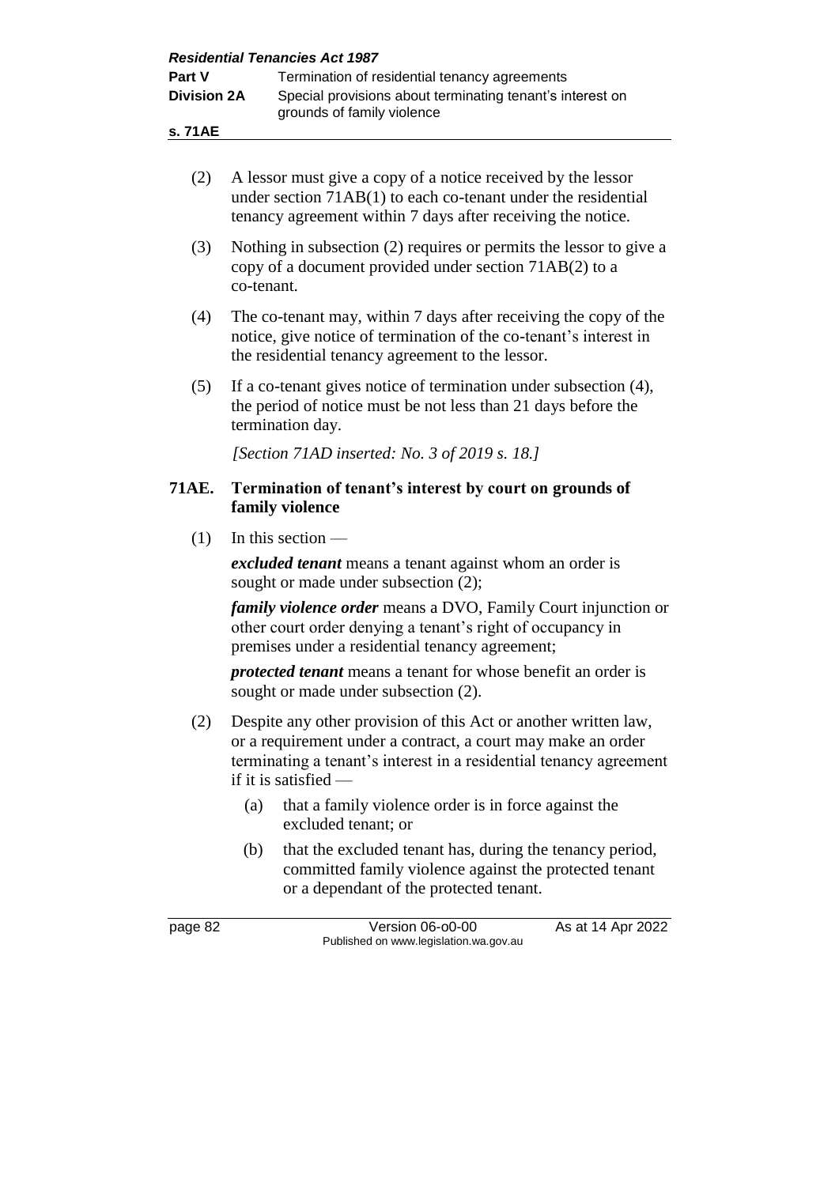(2) A lessor must give a copy of a notice received by the lessor under section 71AB(1) to each co-tenant under the residential tenancy agreement within 7 days after receiving the notice.

(3) Nothing in subsection (2) requires or permits the lessor to give a copy of a document provided under section 71AB(2) to a co-tenant.

(4) The co-tenant may, within 7 days after receiving the copy of the notice, give notice of termination of the co-tenant's interest in the residential tenancy agreement to the lessor.

(5) If a co-tenant gives notice of termination under subsection (4), the period of notice must be not less than 21 days before the termination day.

*[Section 71AD inserted: No. 3 of 2019 s. 18.]*

### 71AE. Termination of tenant's interest by court on grounds of family violence

(1) In this section —

***excluded tenant*** means a tenant against whom an order is sought or made under subsection (2);

***family violence order*** means a DVO, Family Court injunction or other court order denying a tenant's right of occupancy in premises under a residential tenancy agreement;

***protected tenant*** means a tenant for whose benefit an order is sought or made under subsection (2).

(2) Despite any other provision of this Act or another written law, or a requirement under a contract, a court may make an order terminating a tenant's interest in a residential tenancy agreement if it is satisfied —

(a) that a family violence order is in force against the excluded tenant; or

(b) that the excluded tenant has, during the tenancy period, committed family violence against the protected tenant or a dependant of the protected tenant.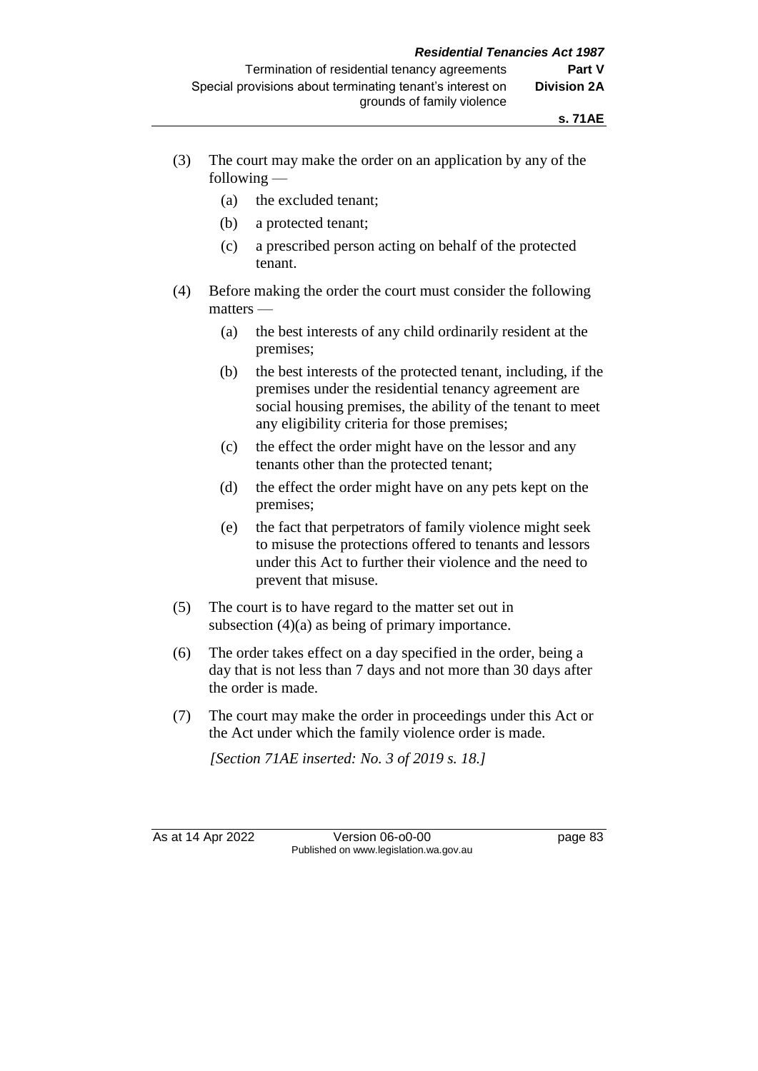(3) The court may make the order on an application by any of the following —

  (a) the excluded tenant;

  (b) a protected tenant;

  (c) a prescribed person acting on behalf of the protected tenant.

(4) Before making the order the court must consider the following matters —

  (a) the best interests of any child ordinarily resident at the premises;

  (b) the best interests of the protected tenant, including, if the premises under the residential tenancy agreement are social housing premises, the ability of the tenant to meet any eligibility criteria for those premises;

  (c) the effect the order might have on the lessor and any tenants other than the protected tenant;

  (d) the effect the order might have on any pets kept on the premises;

  (e) the fact that perpetrators of family violence might seek to misuse the protections offered to tenants and lessors under this Act to further their violence and the need to prevent that misuse.

(5) The court is to have regard to the matter set out in subsection (4)(a) as being of primary importance.

(6) The order takes effect on a day specified in the order, being a day that is not less than 7 days and not more than 30 days after the order is made.

(7) The court may make the order in proceedings under this Act or the Act under which the family violence order is made.

*[Section 71AE inserted: No. 3 of 2019 s. 18.]*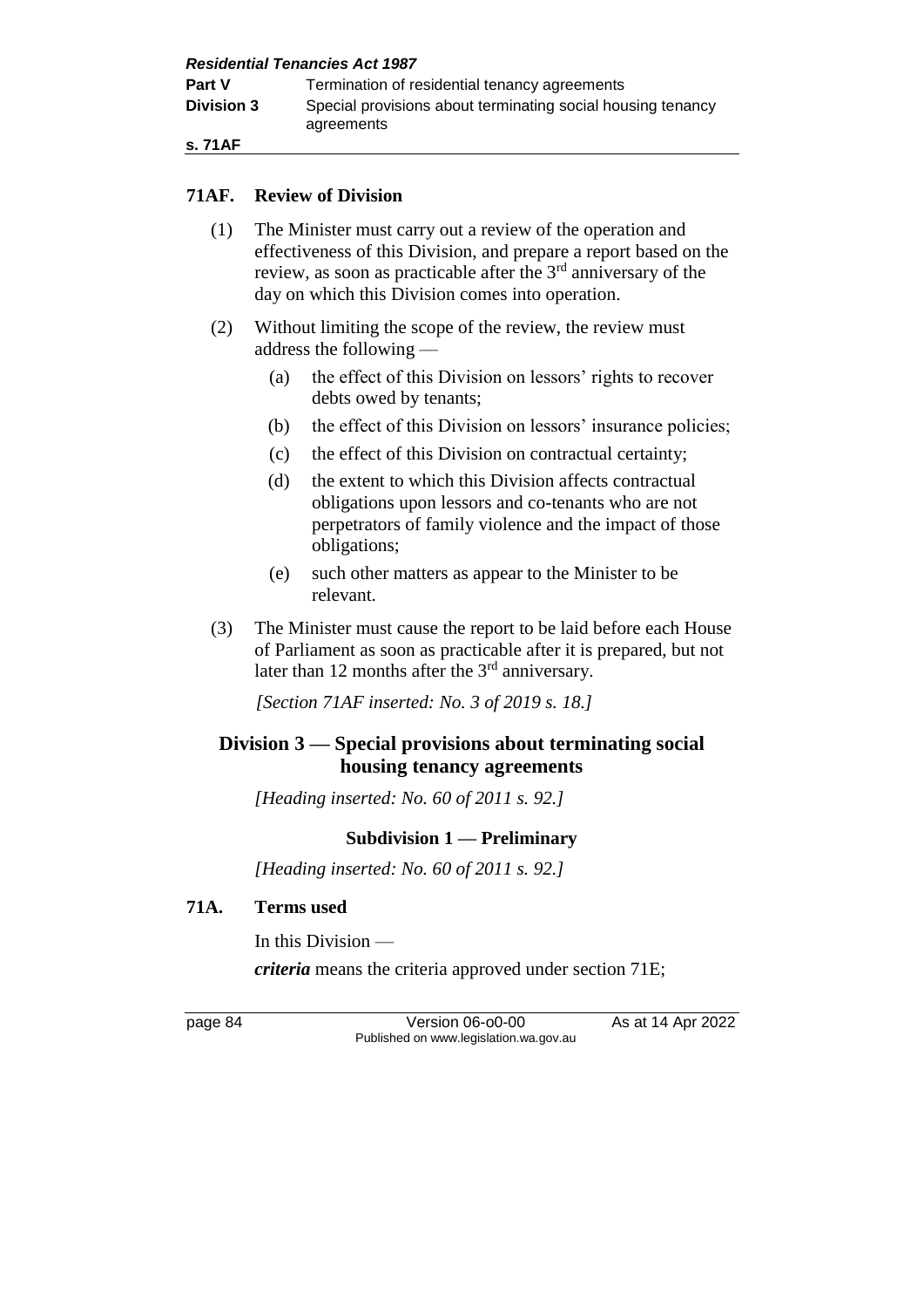## 71AF. Review of Division

(1) The Minister must carry out a review of the operation and effectiveness of this Division, and prepare a report based on the review, as soon as practicable after the 3rd anniversary of the day on which this Division comes into operation.

(2) Without limiting the scope of the review, the review must address the following —

- (a) the effect of this Division on lessors' rights to recover debts owed by tenants;
- (b) the effect of this Division on lessors' insurance policies;
- (c) the effect of this Division on contractual certainty;
- (d) the extent to which this Division affects contractual obligations upon lessors and co-tenants who are not perpetrators of family violence and the impact of those obligations;
- (e) such other matters as appear to the Minister to be relevant.

(3) The Minister must cause the report to be laid before each House of Parliament as soon as practicable after it is prepared, but not later than 12 months after the 3rd anniversary.

*[Section 71AF inserted: No. 3 of 2019 s. 18.]*

# Division 3 — Special provisions about terminating social housing tenancy agreements

*[Heading inserted: No. 60 of 2011 s. 92.]*

### Subdivision 1 — Preliminary

*[Heading inserted: No. 60 of 2011 s. 92.]*

## 71A. Terms used

In this Division —

***criteria*** means the criteria approved under section 71E;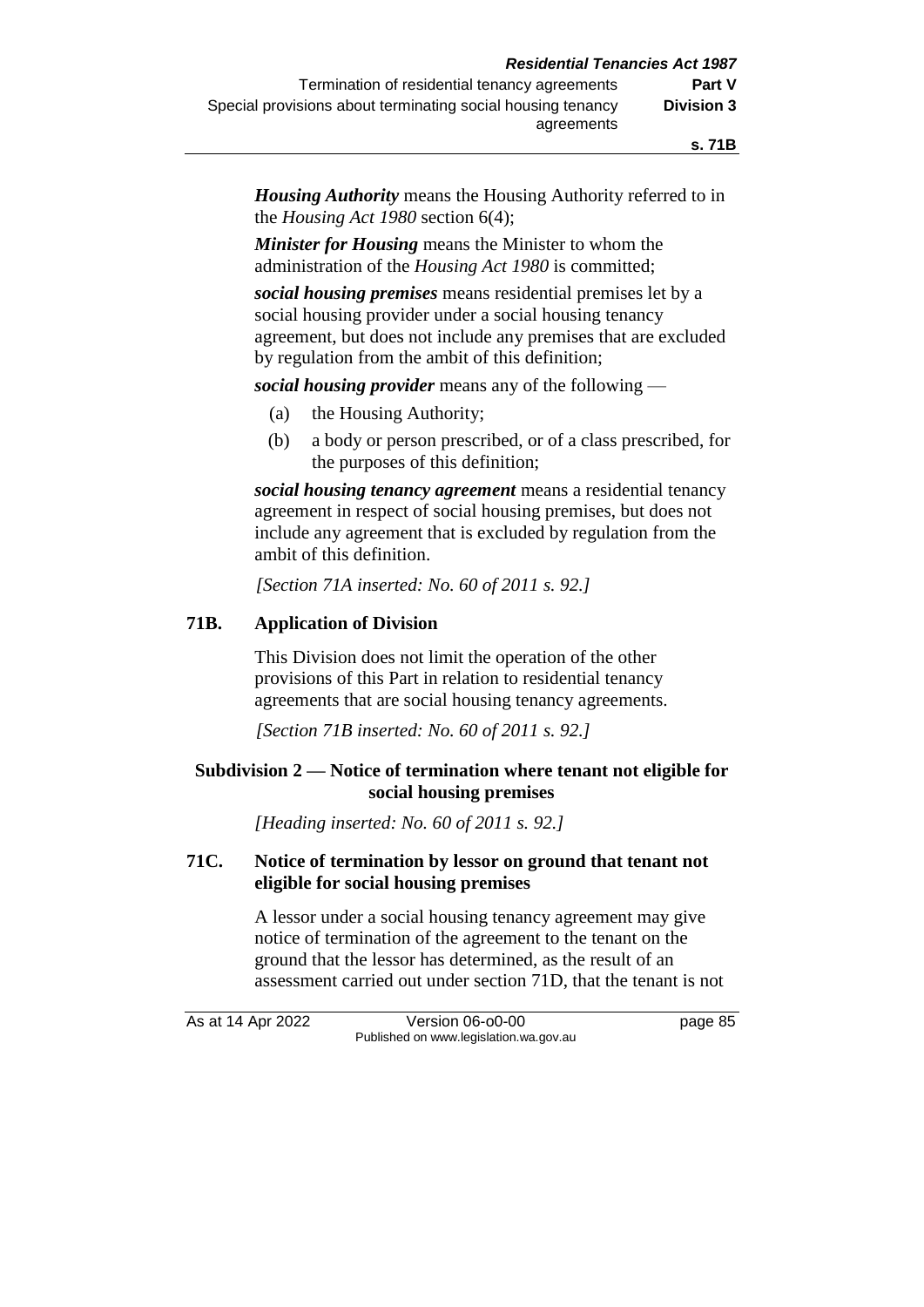***Housing Authority*** means the Housing Authority referred to in the *Housing Act 1980* section 6(4);

***Minister for Housing*** means the Minister to whom the administration of the *Housing Act 1980* is committed;

***social housing premises*** means residential premises let by a social housing provider under a social housing tenancy agreement, but does not include any premises that are excluded by regulation from the ambit of this definition;

***social housing provider*** means any of the following —

(a) the Housing Authority;

(b) a body or person prescribed, or of a class prescribed, for the purposes of this definition;

***social housing tenancy agreement*** means a residential tenancy agreement in respect of social housing premises, but does not include any agreement that is excluded by regulation from the ambit of this definition.

*[Section 71A inserted: No. 60 of 2011 s. 92.]*

### 71B. Application of Division

This Division does not limit the operation of the other provisions of this Part in relation to residential tenancy agreements that are social housing tenancy agreements.

*[Section 71B inserted: No. 60 of 2011 s. 92.]*

## Subdivision 2 — Notice of termination where tenant not eligible for social housing premises

*[Heading inserted: No. 60 of 2011 s. 92.]*

### 71C. Notice of termination by lessor on ground that tenant not eligible for social housing premises

A lessor under a social housing tenancy agreement may give notice of termination of the agreement to the tenant on the ground that the lessor has determined, as the result of an assessment carried out under section 71D, that the tenant is not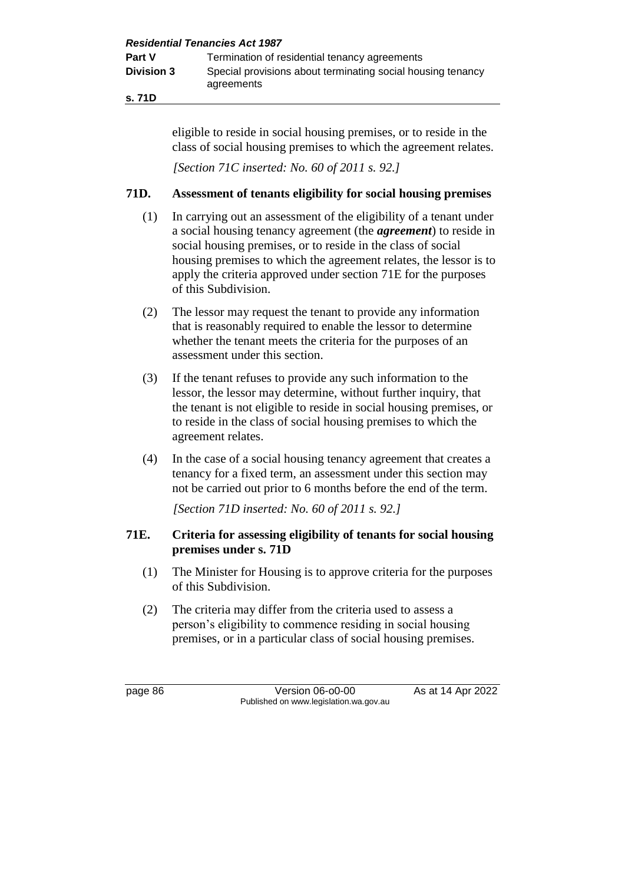eligible to reside in social housing premises, or to reside in the class of social housing premises to which the agreement relates.

*[Section 71C inserted: No. 60 of 2011 s. 92.]*

### 71D. Assessment of tenants eligibility for social housing premises

(1) In carrying out an assessment of the eligibility of a tenant under a social housing tenancy agreement (the ***agreement***) to reside in social housing premises, or to reside in the class of social housing premises to which the agreement relates, the lessor is to apply the criteria approved under section 71E for the purposes of this Subdivision.

(2) The lessor may request the tenant to provide any information that is reasonably required to enable the lessor to determine whether the tenant meets the criteria for the purposes of an assessment under this section.

(3) If the tenant refuses to provide any such information to the lessor, the lessor may determine, without further inquiry, that the tenant is not eligible to reside in social housing premises, or to reside in the class of social housing premises to which the agreement relates.

(4) In the case of a social housing tenancy agreement that creates a tenancy for a fixed term, an assessment under this section may not be carried out prior to 6 months before the end of the term.

*[Section 71D inserted: No. 60 of 2011 s. 92.]*

### 71E. Criteria for assessing eligibility of tenants for social housing premises under s. 71D

(1) The Minister for Housing is to approve criteria for the purposes of this Subdivision.

(2) The criteria may differ from the criteria used to assess a person's eligibility to commence residing in social housing premises, or in a particular class of social housing premises.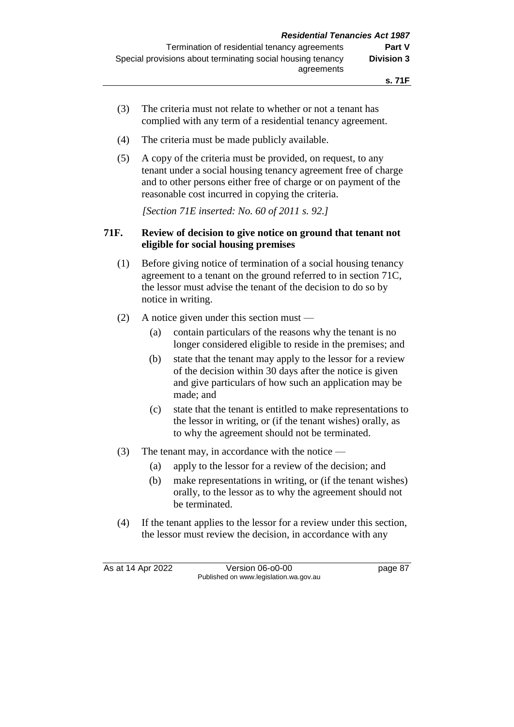(3) The criteria must not relate to whether or not a tenant has complied with any term of a residential tenancy agreement.

(4) The criteria must be made publicly available.

(5) A copy of the criteria must be provided, on request, to any tenant under a social housing tenancy agreement free of charge and to other persons either free of charge or on payment of the reasonable cost incurred in copying the criteria.

*[Section 71E inserted: No. 60 of 2011 s. 92.]*

**71F. Review of decision to give notice on ground that tenant not eligible for social housing premises**

(1) Before giving notice of termination of a social housing tenancy agreement to a tenant on the ground referred to in section 71C, the lessor must advise the tenant of the decision to do so by notice in writing.

(2) A notice given under this section must —

- (a) contain particulars of the reasons why the tenant is no longer considered eligible to reside in the premises; and
- (b) state that the tenant may apply to the lessor for a review of the decision within 30 days after the notice is given and give particulars of how such an application may be made; and
- (c) state that the tenant is entitled to make representations to the lessor in writing, or (if the tenant wishes) orally, as to why the agreement should not be terminated.

(3) The tenant may, in accordance with the notice —

- (a) apply to the lessor for a review of the decision; and
- (b) make representations in writing, or (if the tenant wishes) orally, to the lessor as to why the agreement should not be terminated.

(4) If the tenant applies to the lessor for a review under this section, the lessor must review the decision, in accordance with any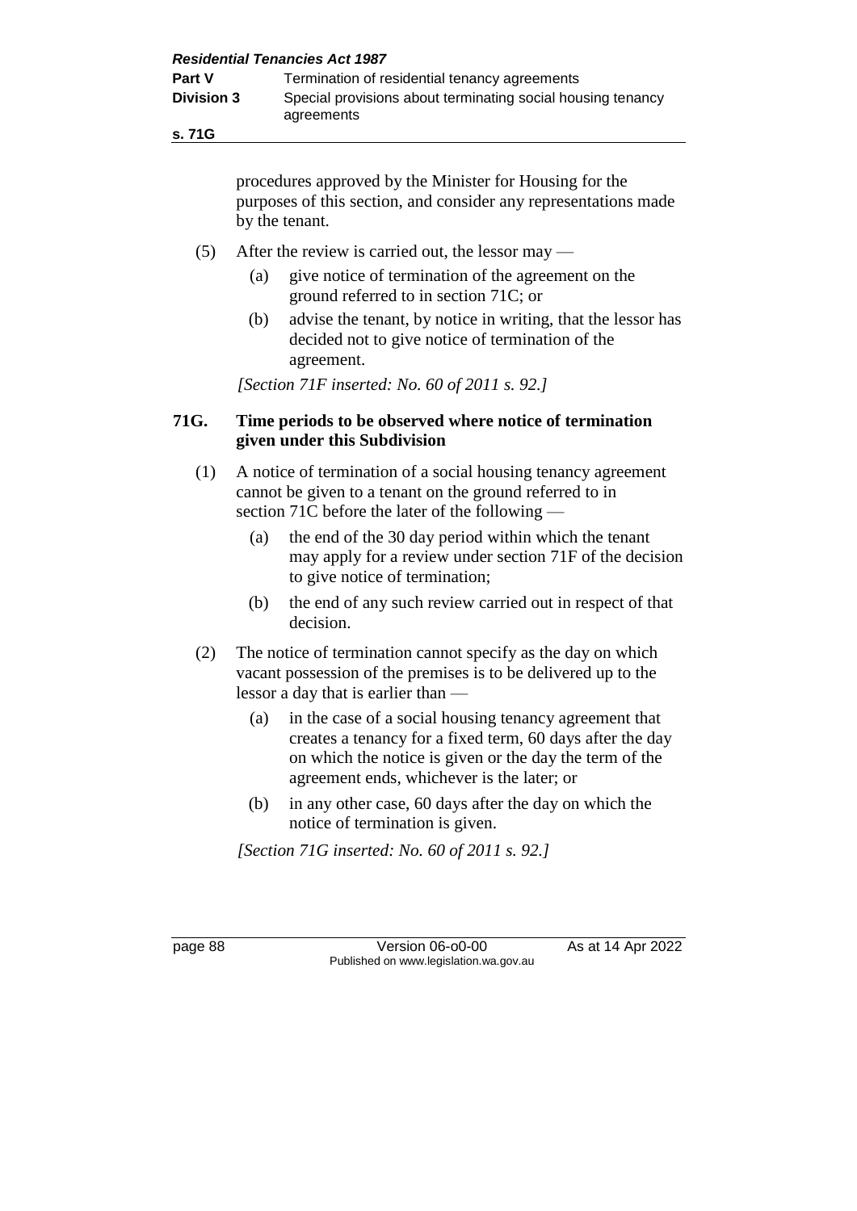procedures approved by the Minister for Housing for the purposes of this section, and consider any representations made by the tenant.

(5) After the review is carried out, the lessor may —

(a) give notice of termination of the agreement on the ground referred to in section 71C; or

(b) advise the tenant, by notice in writing, that the lessor has decided not to give notice of termination of the agreement.

*[Section 71F inserted: No. 60 of 2011 s. 92.]*

### 71G. Time periods to be observed where notice of termination given under this Subdivision

(1) A notice of termination of a social housing tenancy agreement cannot be given to a tenant on the ground referred to in section 71C before the later of the following —

(a) the end of the 30 day period within which the tenant may apply for a review under section 71F of the decision to give notice of termination;

(b) the end of any such review carried out in respect of that decision.

(2) The notice of termination cannot specify as the day on which vacant possession of the premises is to be delivered up to the lessor a day that is earlier than —

(a) in the case of a social housing tenancy agreement that creates a tenancy for a fixed term, 60 days after the day on which the notice is given or the day the term of the agreement ends, whichever is the later; or

(b) in any other case, 60 days after the day on which the notice of termination is given.

*[Section 71G inserted: No. 60 of 2011 s. 92.]*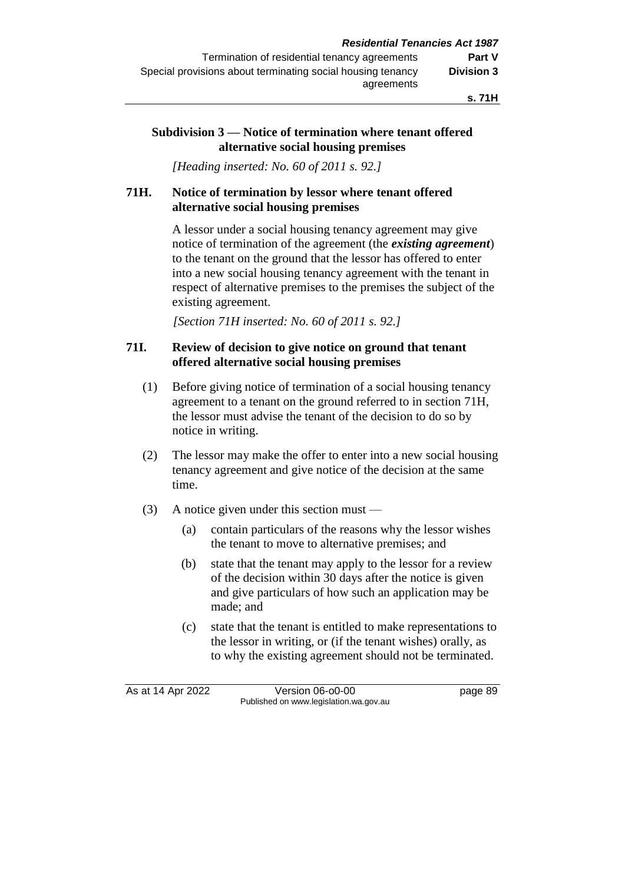### Subdivision 3 — Notice of termination where tenant offered alternative social housing premises

*[Heading inserted: No. 60 of 2011 s. 92.]*

#### 71H. Notice of termination by lessor where tenant offered alternative social housing premises

A lessor under a social housing tenancy agreement may give notice of termination of the agreement (the ***existing agreement***) to the tenant on the ground that the lessor has offered to enter into a new social housing tenancy agreement with the tenant in respect of alternative premises to the premises the subject of the existing agreement.

*[Section 71H inserted: No. 60 of 2011 s. 92.]*

#### 71I. Review of decision to give notice on ground that tenant offered alternative social housing premises

(1) Before giving notice of termination of a social housing tenancy agreement to a tenant on the ground referred to in section 71H, the lessor must advise the tenant of the decision to do so by notice in writing.

(2) The lessor may make the offer to enter into a new social housing tenancy agreement and give notice of the decision at the same time.

(3) A notice given under this section must —

(a) contain particulars of the reasons why the lessor wishes the tenant to move to alternative premises; and

(b) state that the tenant may apply to the lessor for a review of the decision within 30 days after the notice is given and give particulars of how such an application may be made; and

(c) state that the tenant is entitled to make representations to the lessor in writing, or (if the tenant wishes) orally, as to why the existing agreement should not be terminated.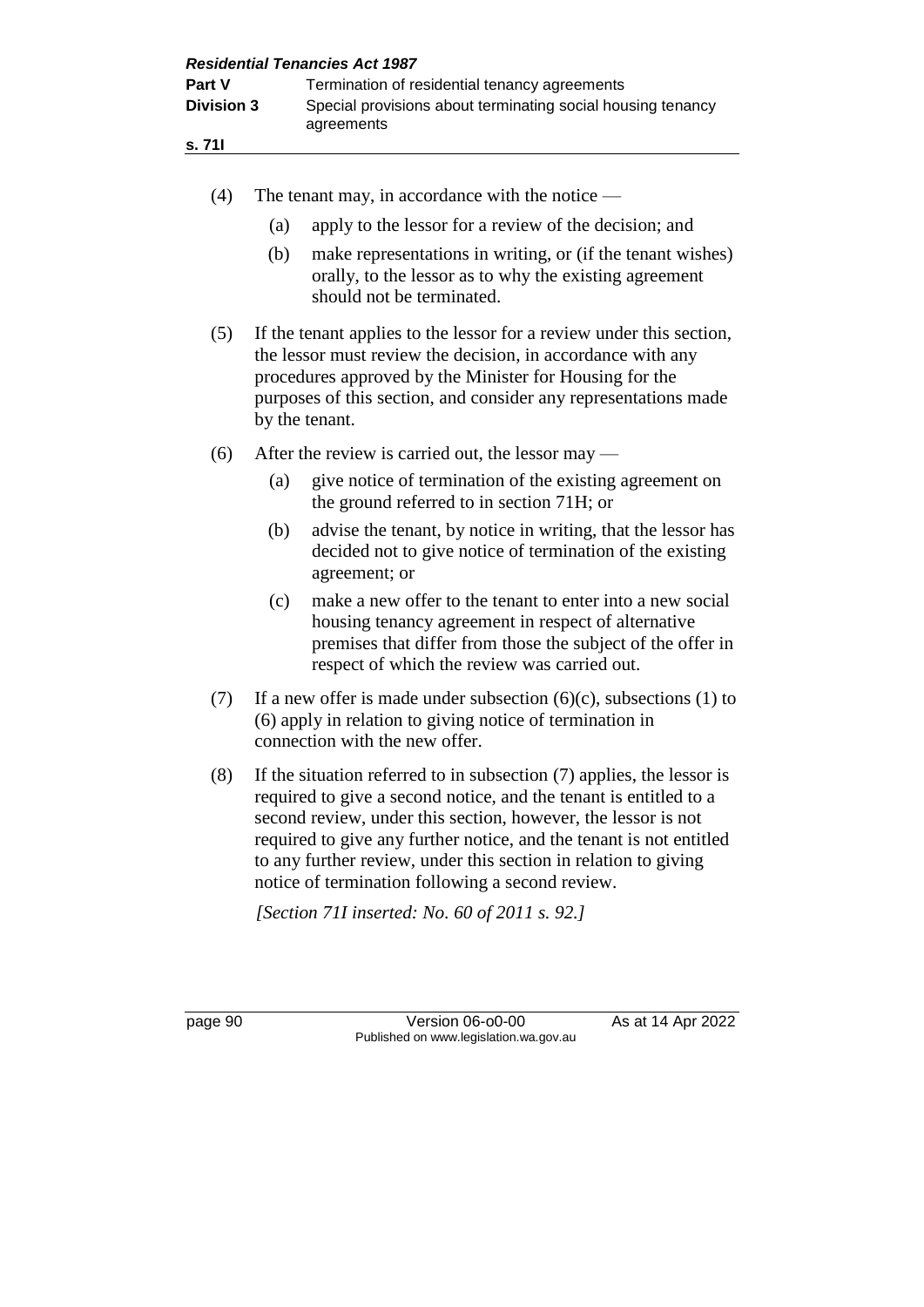(4) The tenant may, in accordance with the notice —

   (a) apply to the lessor for a review of the decision; and

   (b) make representations in writing, or (if the tenant wishes) orally, to the lessor as to why the existing agreement should not be terminated.

(5) If the tenant applies to the lessor for a review under this section, the lessor must review the decision, in accordance with any procedures approved by the Minister for Housing for the purposes of this section, and consider any representations made by the tenant.

(6) After the review is carried out, the lessor may —

   (a) give notice of termination of the existing agreement on the ground referred to in section 71H; or

   (b) advise the tenant, by notice in writing, that the lessor has decided not to give notice of termination of the existing agreement; or

   (c) make a new offer to the tenant to enter into a new social housing tenancy agreement in respect of alternative premises that differ from those the subject of the offer in respect of which the review was carried out.

(7) If a new offer is made under subsection (6)(c), subsections (1) to (6) apply in relation to giving notice of termination in connection with the new offer.

(8) If the situation referred to in subsection (7) applies, the lessor is required to give a second notice, and the tenant is entitled to a second review, under this section, however, the lessor is not required to give any further notice, and the tenant is not entitled to any further review, under this section in relation to giving notice of termination following a second review.

*[Section 71I inserted: No. 60 of 2011 s. 92.]*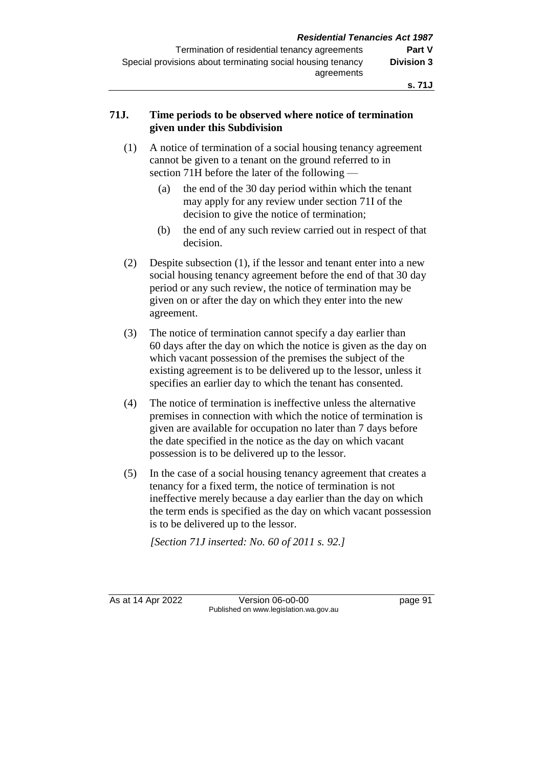## 71J. Time periods to be observed where notice of termination given under this Subdivision

(1) A notice of termination of a social housing tenancy agreement cannot be given to a tenant on the ground referred to in section 71H before the later of the following —

- (a) the end of the 30 day period within which the tenant may apply for any review under section 71I of the decision to give the notice of termination;
- (b) the end of any such review carried out in respect of that decision.

(2) Despite subsection (1), if the lessor and tenant enter into a new social housing tenancy agreement before the end of that 30 day period or any such review, the notice of termination may be given on or after the day on which they enter into the new agreement.

(3) The notice of termination cannot specify a day earlier than 60 days after the day on which the notice is given as the day on which vacant possession of the premises the subject of the existing agreement is to be delivered up to the lessor, unless it specifies an earlier day to which the tenant has consented.

(4) The notice of termination is ineffective unless the alternative premises in connection with which the notice of termination is given are available for occupation no later than 7 days before the date specified in the notice as the day on which vacant possession is to be delivered up to the lessor.

(5) In the case of a social housing tenancy agreement that creates a tenancy for a fixed term, the notice of termination is not ineffective merely because a day earlier than the day on which the term ends is specified as the day on which vacant possession is to be delivered up to the lessor.

*[Section 71J inserted: No. 60 of 2011 s. 92.]*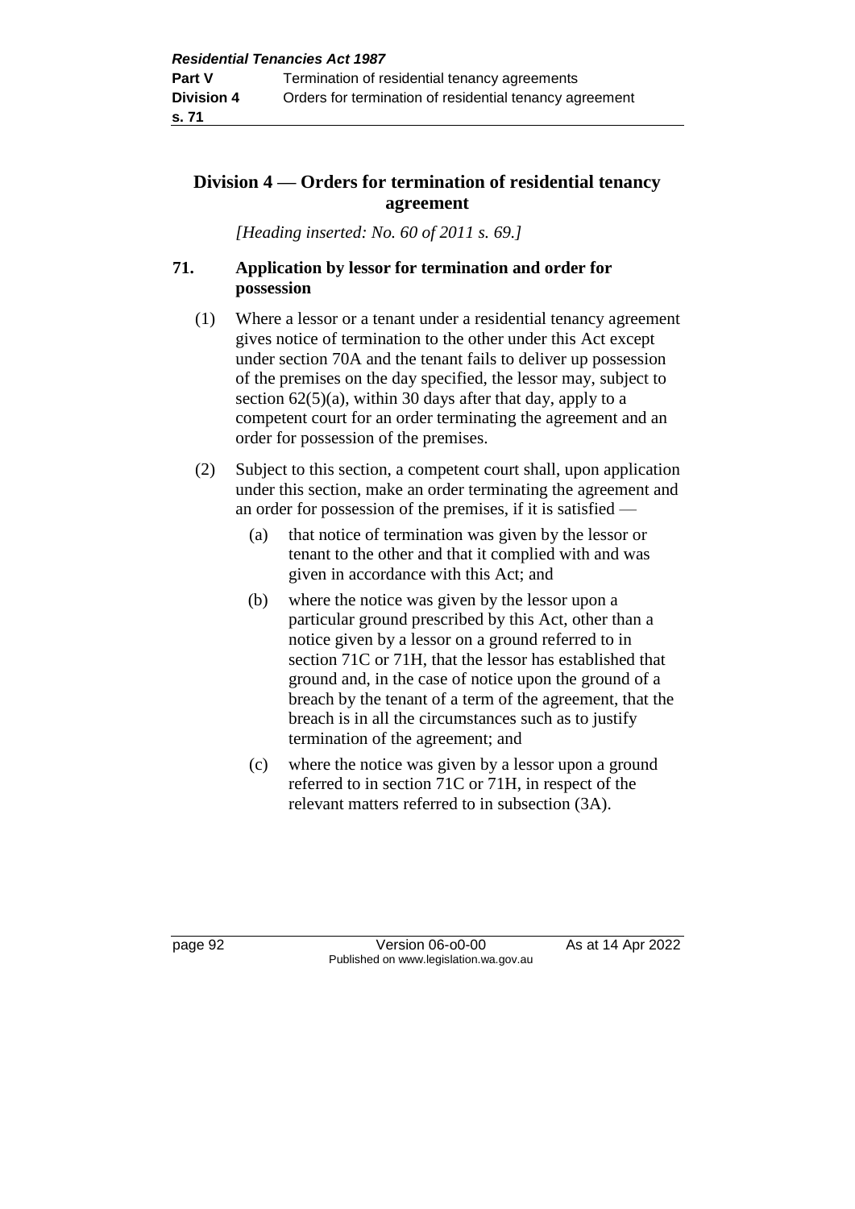## Division 4 — Orders for termination of residential tenancy agreement

*[Heading inserted: No. 60 of 2011 s. 69.]*

### 71. Application by lessor for termination and order for possession

(1) Where a lessor or a tenant under a residential tenancy agreement gives notice of termination to the other under this Act except under section 70A and the tenant fails to deliver up possession of the premises on the day specified, the lessor may, subject to section 62(5)(a), within 30 days after that day, apply to a competent court for an order terminating the agreement and an order for possession of the premises.

(2) Subject to this section, a competent court shall, upon application under this section, make an order terminating the agreement and an order for possession of the premises, if it is satisfied —

(a) that notice of termination was given by the lessor or tenant to the other and that it complied with and was given in accordance with this Act; and

(b) where the notice was given by the lessor upon a particular ground prescribed by this Act, other than a notice given by a lessor on a ground referred to in section 71C or 71H, that the lessor has established that ground and, in the case of notice upon the ground of a breach by the tenant of a term of the agreement, that the breach is in all the circumstances such as to justify termination of the agreement; and

(c) where the notice was given by a lessor upon a ground referred to in section 71C or 71H, in respect of the relevant matters referred to in subsection (3A).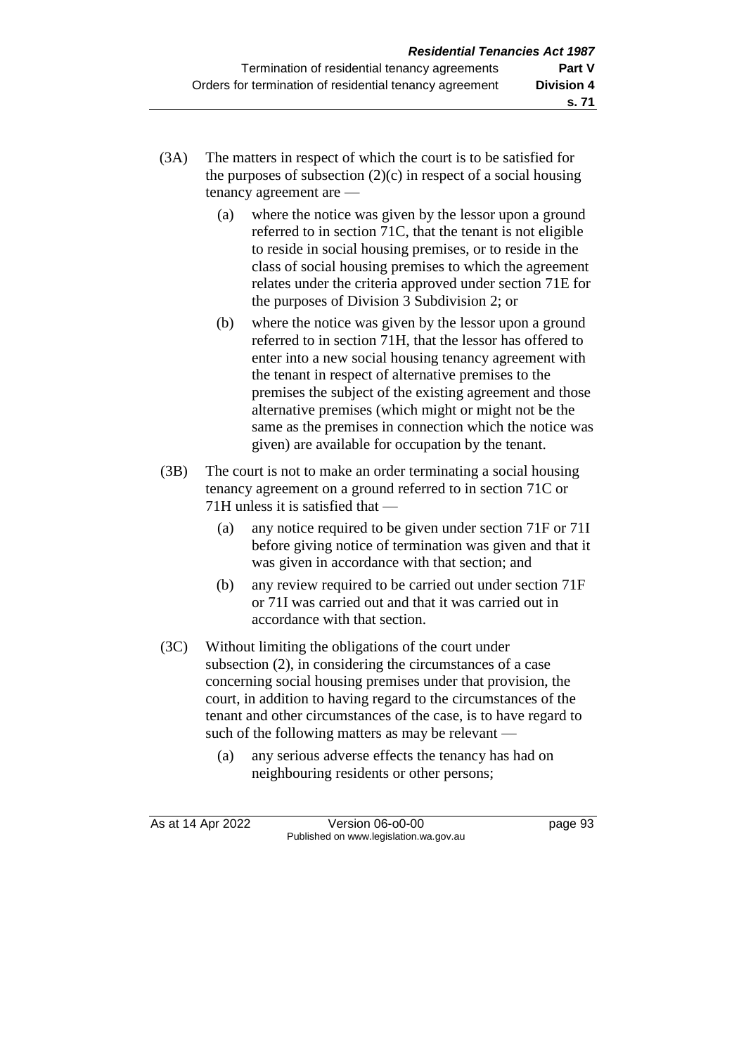(3A) The matters in respect of which the court is to be satisfied for the purposes of subsection (2)(c) in respect of a social housing tenancy agreement are —

(a) where the notice was given by the lessor upon a ground referred to in section 71C, that the tenant is not eligible to reside in social housing premises, or to reside in the class of social housing premises to which the agreement relates under the criteria approved under section 71E for the purposes of Division 3 Subdivision 2; or

(b) where the notice was given by the lessor upon a ground referred to in section 71H, that the lessor has offered to enter into a new social housing tenancy agreement with the tenant in respect of alternative premises to the premises the subject of the existing agreement and those alternative premises (which might or might not be the same as the premises in connection which the notice was given) are available for occupation by the tenant.

(3B) The court is not to make an order terminating a social housing tenancy agreement on a ground referred to in section 71C or 71H unless it is satisfied that —

(a) any notice required to be given under section 71F or 71I before giving notice of termination was given and that it was given in accordance with that section; and

(b) any review required to be carried out under section 71F or 71I was carried out and that it was carried out in accordance with that section.

(3C) Without limiting the obligations of the court under subsection (2), in considering the circumstances of a case concerning social housing premises under that provision, the court, in addition to having regard to the circumstances of the tenant and other circumstances of the case, is to have regard to such of the following matters as may be relevant —

(a) any serious adverse effects the tenancy has had on neighbouring residents or other persons;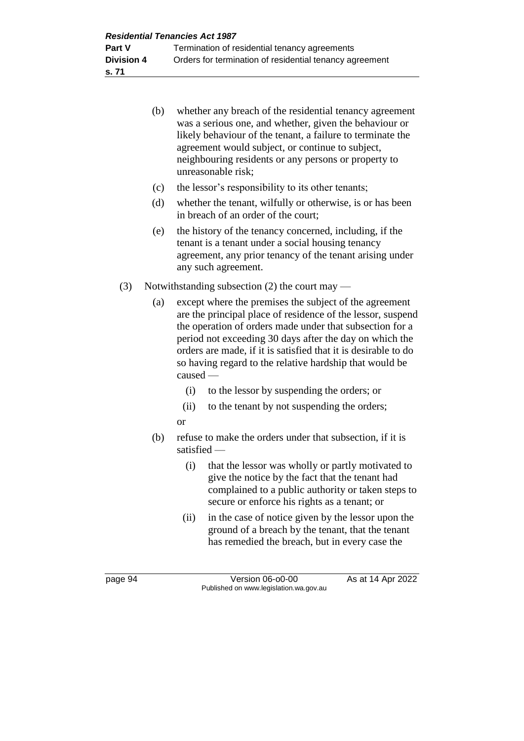(b) whether any breach of the residential tenancy agreement was a serious one, and whether, given the behaviour or likely behaviour of the tenant, a failure to terminate the agreement would subject, or continue to subject, neighbouring residents or any persons or property to unreasonable risk;

(c) the lessor's responsibility to its other tenants;

(d) whether the tenant, wilfully or otherwise, is or has been in breach of an order of the court;

(e) the history of the tenancy concerned, including, if the tenant is a tenant under a social housing tenancy agreement, any prior tenancy of the tenant arising under any such agreement.

(3) Notwithstanding subsection (2) the court may —

(a) except where the premises the subject of the agreement are the principal place of residence of the lessor, suspend the operation of orders made under that subsection for a period not exceeding 30 days after the day on which the orders are made, if it is satisfied that it is desirable to do so having regard to the relative hardship that would be caused —

(i) to the lessor by suspending the orders; or

(ii) to the tenant by not suspending the orders;

or

(b) refuse to make the orders under that subsection, if it is satisfied —

(i) that the lessor was wholly or partly motivated to give the notice by the fact that the tenant had complained to a public authority or taken steps to secure or enforce his rights as a tenant; or

(ii) in the case of notice given by the lessor upon the ground of a breach by the tenant, that the tenant has remedied the breach, but in every case the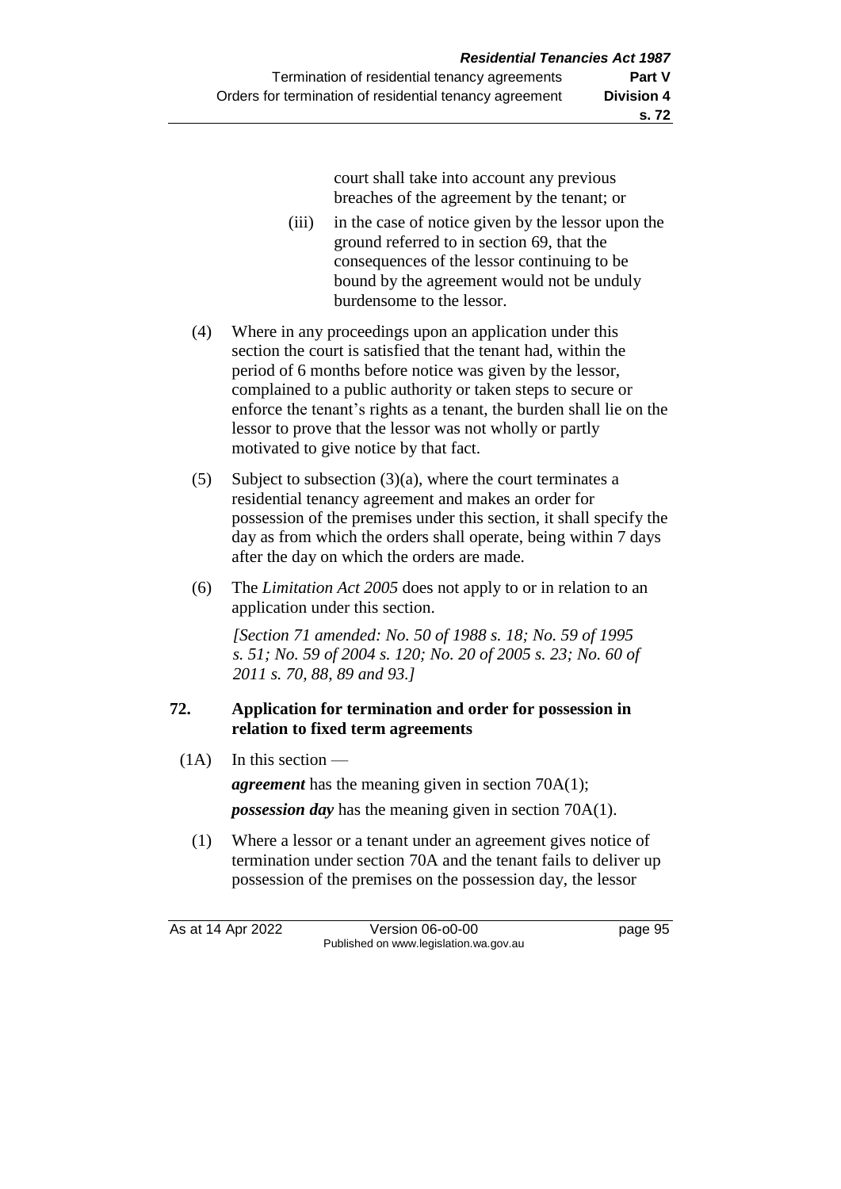court shall take into account any previous breaches of the agreement by the tenant; or

(iii) in the case of notice given by the lessor upon the ground referred to in section 69, that the consequences of the lessor continuing to be bound by the agreement would not be unduly burdensome to the lessor.

(4) Where in any proceedings upon an application under this section the court is satisfied that the tenant had, within the period of 6 months before notice was given by the lessor, complained to a public authority or taken steps to secure or enforce the tenant's rights as a tenant, the burden shall lie on the lessor to prove that the lessor was not wholly or partly motivated to give notice by that fact.

(5) Subject to subsection (3)(a), where the court terminates a residential tenancy agreement and makes an order for possession of the premises under this section, it shall specify the day as from which the orders shall operate, being within 7 days after the day on which the orders are made.

(6) The *Limitation Act 2005* does not apply to or in relation to an application under this section.

*[Section 71 amended: No. 50 of 1988 s. 18; No. 59 of 1995 s. 51; No. 59 of 2004 s. 120; No. 20 of 2005 s. 23; No. 60 of 2011 s. 70, 88, 89 and 93.]*

## 72. Application for termination and order for possession in relation to fixed term agreements

(1A) In this section —

***agreement*** has the meaning given in section 70A(1);

***possession day*** has the meaning given in section 70A(1).

(1) Where a lessor or a tenant under an agreement gives notice of termination under section 70A and the tenant fails to deliver up possession of the premises on the possession day, the lessor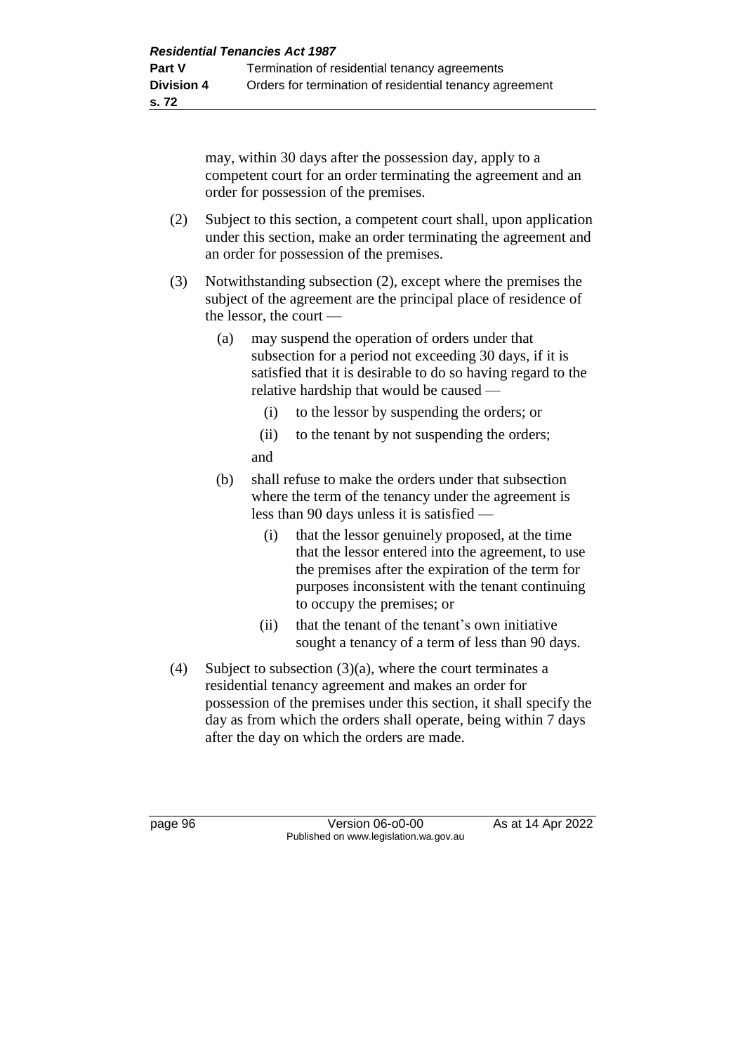may, within 30 days after the possession day, apply to a competent court for an order terminating the agreement and an order for possession of the premises.

(2) Subject to this section, a competent court shall, upon application under this section, make an order terminating the agreement and an order for possession of the premises.

(3) Notwithstanding subsection (2), except where the premises the subject of the agreement are the principal place of residence of the lessor, the court —

  (a) may suspend the operation of orders under that subsection for a period not exceeding 30 days, if it is satisfied that it is desirable to do so having regard to the relative hardship that would be caused —

    (i) to the lessor by suspending the orders; or

    (ii) to the tenant by not suspending the orders;

  and

  (b) shall refuse to make the orders under that subsection where the term of the tenancy under the agreement is less than 90 days unless it is satisfied —

    (i) that the lessor genuinely proposed, at the time that the lessor entered into the agreement, to use the premises after the expiration of the term for purposes inconsistent with the tenant continuing to occupy the premises; or

    (ii) that the tenant of the tenant's own initiative sought a tenancy of a term of less than 90 days.

(4) Subject to subsection (3)(a), where the court terminates a residential tenancy agreement and makes an order for possession of the premises under this section, it shall specify the day as from which the orders shall operate, being within 7 days after the day on which the orders are made.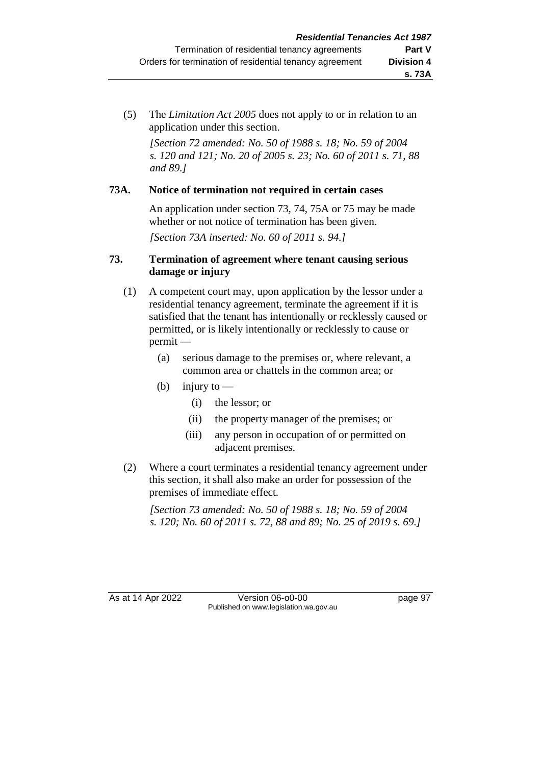(5) The *Limitation Act 2005* does not apply to or in relation to an application under this section.

*[Section 72 amended: No. 50 of 1988 s. 18; No. 59 of 2004 s. 120 and 121; No. 20 of 2005 s. 23; No. 60 of 2011 s. 71, 88 and 89.]*

### 73A. Notice of termination not required in certain cases

An application under section 73, 74, 75A or 75 may be made whether or not notice of termination has been given.

*[Section 73A inserted: No. 60 of 2011 s. 94.]*

### 73. Termination of agreement where tenant causing serious damage or injury

(1) A competent court may, upon application by the lessor under a residential tenancy agreement, terminate the agreement if it is satisfied that the tenant has intentionally or recklessly caused or permitted, or is likely intentionally or recklessly to cause or permit —

- (a) serious damage to the premises or, where relevant, a common area or chattels in the common area; or
- (b) injury to —
  - (i) the lessor; or
  - (ii) the property manager of the premises; or
  - (iii) any person in occupation of or permitted on adjacent premises.

(2) Where a court terminates a residential tenancy agreement under this section, it shall also make an order for possession of the premises of immediate effect.

*[Section 73 amended: No. 50 of 1988 s. 18; No. 59 of 2004 s. 120; No. 60 of 2011 s. 72, 88 and 89; No. 25 of 2019 s. 69.]*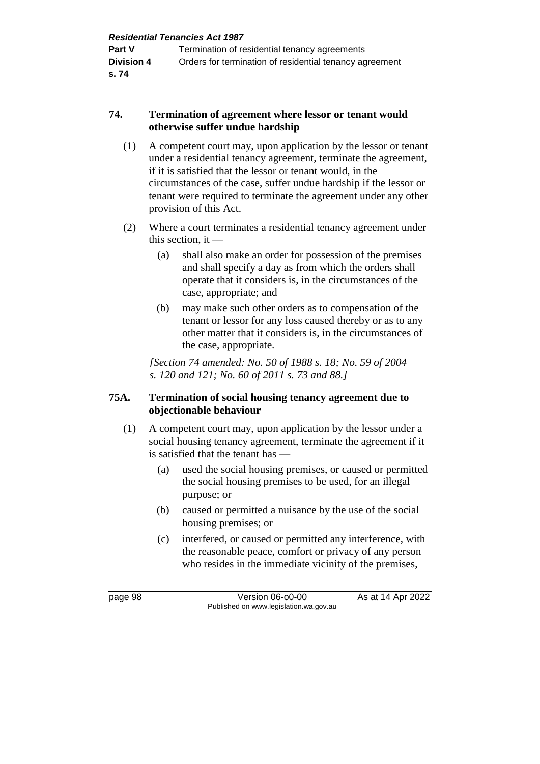## 74. Termination of agreement where lessor or tenant would otherwise suffer undue hardship

(1) A competent court may, upon application by the lessor or tenant under a residential tenancy agreement, terminate the agreement, if it is satisfied that the lessor or tenant would, in the circumstances of the case, suffer undue hardship if the lessor or tenant were required to terminate the agreement under any other provision of this Act.

(2) Where a court terminates a residential tenancy agreement under this section, it —

- (a) shall also make an order for possession of the premises and shall specify a day as from which the orders shall operate that it considers is, in the circumstances of the case, appropriate; and
- (b) may make such other orders as to compensation of the tenant or lessor for any loss caused thereby or as to any other matter that it considers is, in the circumstances of the case, appropriate.

*[Section 74 amended: No. 50 of 1988 s. 18; No. 59 of 2004 s. 120 and 121; No. 60 of 2011 s. 73 and 88.]*

## 75A. Termination of social housing tenancy agreement due to objectionable behaviour

(1) A competent court may, upon application by the lessor under a social housing tenancy agreement, terminate the agreement if it is satisfied that the tenant has —

- (a) used the social housing premises, or caused or permitted the social housing premises to be used, for an illegal purpose; or
- (b) caused or permitted a nuisance by the use of the social housing premises; or
- (c) interfered, or caused or permitted any interference, with the reasonable peace, comfort or privacy of any person who resides in the immediate vicinity of the premises,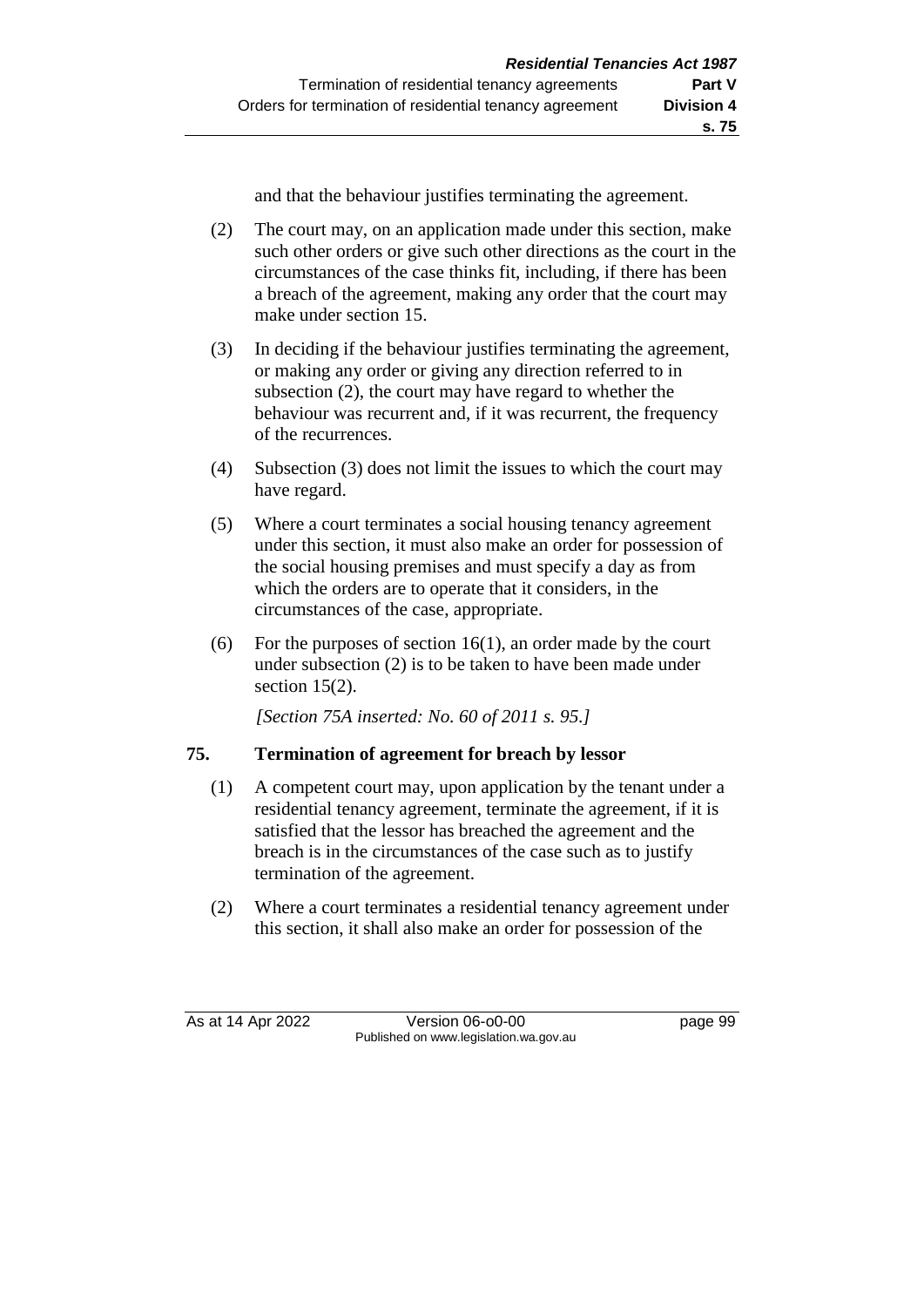and that the behaviour justifies terminating the agreement.

(2) The court may, on an application made under this section, make such other orders or give such other directions as the court in the circumstances of the case thinks fit, including, if there has been a breach of the agreement, making any order that the court may make under section 15.

(3) In deciding if the behaviour justifies terminating the agreement, or making any order or giving any direction referred to in subsection (2), the court may have regard to whether the behaviour was recurrent and, if it was recurrent, the frequency of the recurrences.

(4) Subsection (3) does not limit the issues to which the court may have regard.

(5) Where a court terminates a social housing tenancy agreement under this section, it must also make an order for possession of the social housing premises and must specify a day as from which the orders are to operate that it considers, in the circumstances of the case, appropriate.

(6) For the purposes of section 16(1), an order made by the court under subsection (2) is to be taken to have been made under section 15(2).

*[Section 75A inserted: No. 60 of 2011 s. 95.]*

## 75. Termination of agreement for breach by lessor

(1) A competent court may, upon application by the tenant under a residential tenancy agreement, terminate the agreement, if it is satisfied that the lessor has breached the agreement and the breach is in the circumstances of the case such as to justify termination of the agreement.

(2) Where a court terminates a residential tenancy agreement under this section, it shall also make an order for possession of the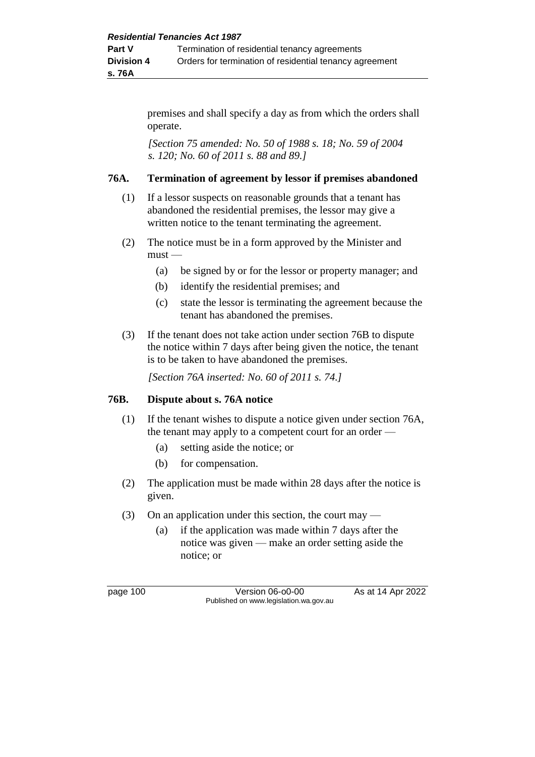premises and shall specify a day as from which the orders shall operate.

*[Section 75 amended: No. 50 of 1988 s. 18; No. 59 of 2004 s. 120; No. 60 of 2011 s. 88 and 89.]*

### 76A. Termination of agreement by lessor if premises abandoned

(1) If a lessor suspects on reasonable grounds that a tenant has abandoned the residential premises, the lessor may give a written notice to the tenant terminating the agreement.

(2) The notice must be in a form approved by the Minister and must —

- (a) be signed by or for the lessor or property manager; and
- (b) identify the residential premises; and
- (c) state the lessor is terminating the agreement because the tenant has abandoned the premises.

(3) If the tenant does not take action under section 76B to dispute the notice within 7 days after being given the notice, the tenant is to be taken to have abandoned the premises.

*[Section 76A inserted: No. 60 of 2011 s. 74.]*

### 76B. Dispute about s. 76A notice

(1) If the tenant wishes to dispute a notice given under section 76A, the tenant may apply to a competent court for an order —

- (a) setting aside the notice; or
- (b) for compensation.

(2) The application must be made within 28 days after the notice is given.

(3) On an application under this section, the court may —

- (a) if the application was made within 7 days after the notice was given — make an order setting aside the notice; or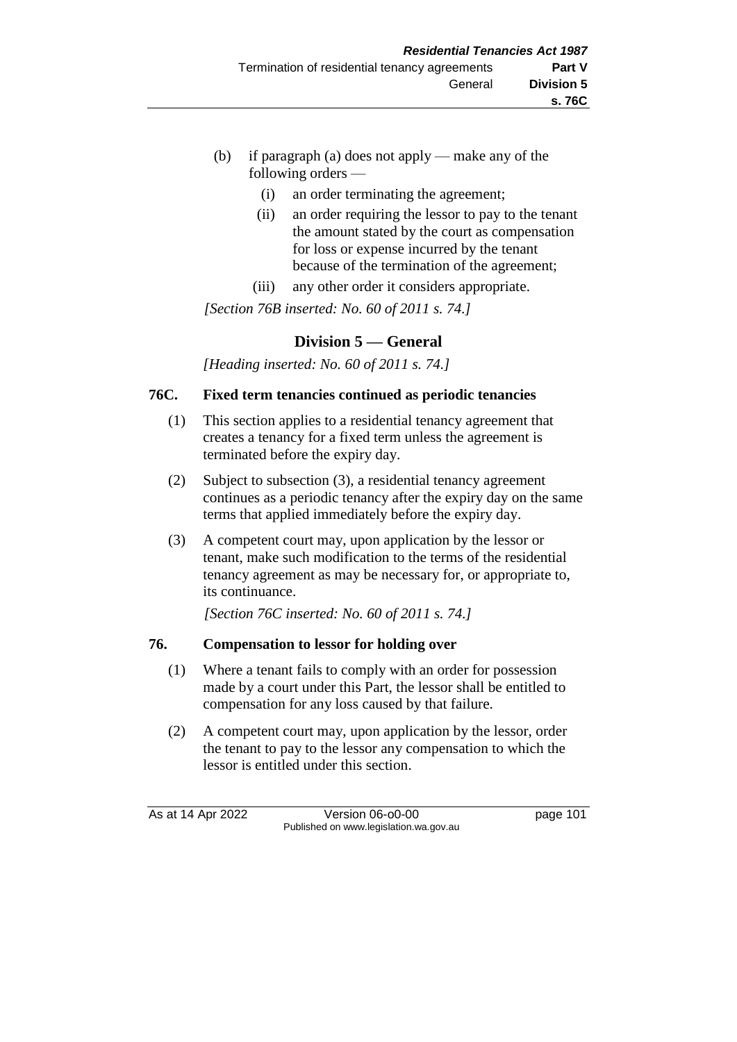(b) if paragraph (a) does not apply — make any of the following orders —

(i) an order terminating the agreement;

(ii) an order requiring the lessor to pay to the tenant the amount stated by the court as compensation for loss or expense incurred by the tenant because of the termination of the agreement;

(iii) any other order it considers appropriate.

*[Section 76B inserted: No. 60 of 2011 s. 74.]*

## Division 5 — General

*[Heading inserted: No. 60 of 2011 s. 74.]*

### 76C. Fixed term tenancies continued as periodic tenancies

(1) This section applies to a residential tenancy agreement that creates a tenancy for a fixed term unless the agreement is terminated before the expiry day.

(2) Subject to subsection (3), a residential tenancy agreement continues as a periodic tenancy after the expiry day on the same terms that applied immediately before the expiry day.

(3) A competent court may, upon application by the lessor or tenant, make such modification to the terms of the residential tenancy agreement as may be necessary for, or appropriate to, its continuance.

*[Section 76C inserted: No. 60 of 2011 s. 74.]*

### 76. Compensation to lessor for holding over

(1) Where a tenant fails to comply with an order for possession made by a court under this Part, the lessor shall be entitled to compensation for any loss caused by that failure.

(2) A competent court may, upon application by the lessor, order the tenant to pay to the lessor any compensation to which the lessor is entitled under this section.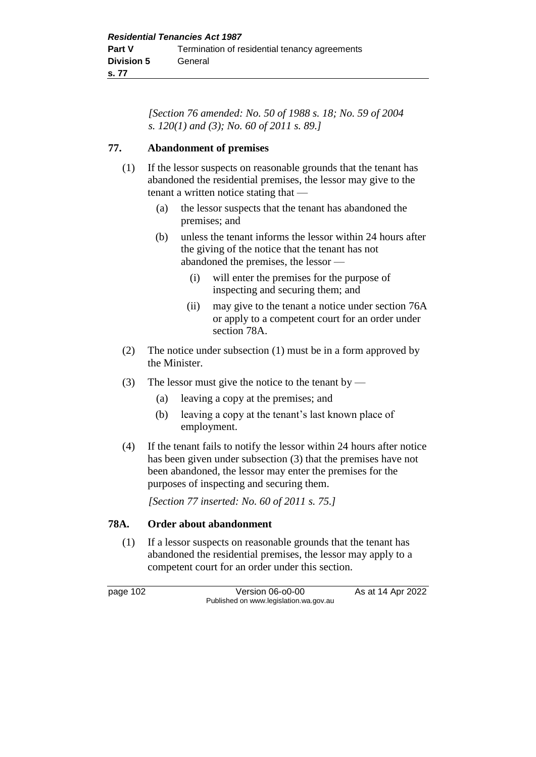*[Section 76 amended: No. 50 of 1988 s. 18; No. 59 of 2004 s. 120(1) and (3); No. 60 of 2011 s. 89.]*

## 77. Abandonment of premises

(1) If the lessor suspects on reasonable grounds that the tenant has abandoned the residential premises, the lessor may give to the tenant a written notice stating that —

(a) the lessor suspects that the tenant has abandoned the premises; and

(b) unless the tenant informs the lessor within 24 hours after the giving of the notice that the tenant has not abandoned the premises, the lessor —

(i) will enter the premises for the purpose of inspecting and securing them; and

(ii) may give to the tenant a notice under section 76A or apply to a competent court for an order under section 78A.

(2) The notice under subsection (1) must be in a form approved by the Minister.

(3) The lessor must give the notice to the tenant by —

(a) leaving a copy at the premises; and

(b) leaving a copy at the tenant's last known place of employment.

(4) If the tenant fails to notify the lessor within 24 hours after notice has been given under subsection (3) that the premises have not been abandoned, the lessor may enter the premises for the purposes of inspecting and securing them.

*[Section 77 inserted: No. 60 of 2011 s. 75.]*

## 78A. Order about abandonment

(1) If a lessor suspects on reasonable grounds that the tenant has abandoned the residential premises, the lessor may apply to a competent court for an order under this section.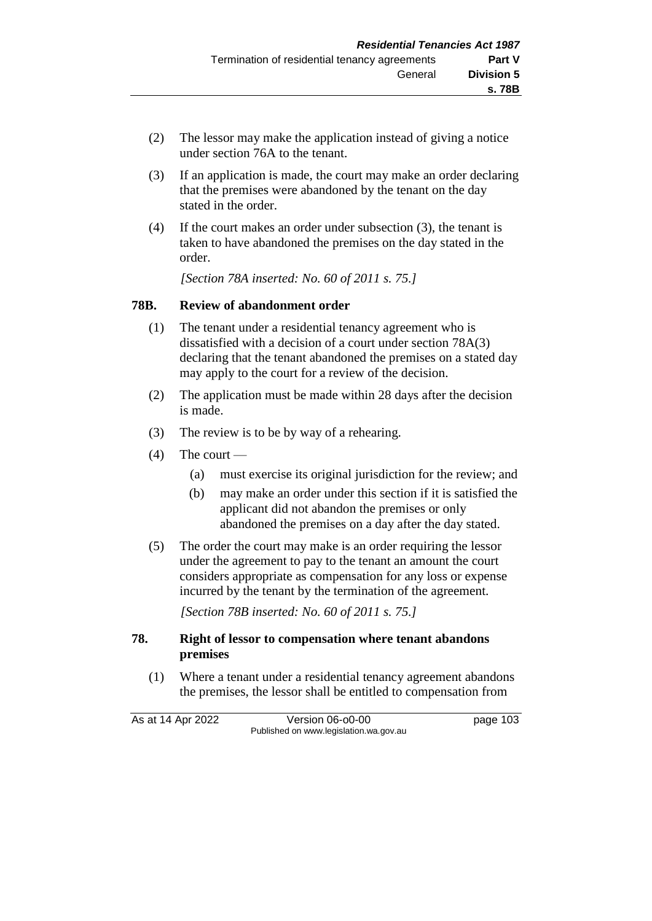(2) The lessor may make the application instead of giving a notice under section 76A to the tenant.

(3) If an application is made, the court may make an order declaring that the premises were abandoned by the tenant on the day stated in the order.

(4) If the court makes an order under subsection (3), the tenant is taken to have abandoned the premises on the day stated in the order.

*[Section 78A inserted: No. 60 of 2011 s. 75.]*

### 78B. Review of abandonment order

(1) The tenant under a residential tenancy agreement who is dissatisfied with a decision of a court under section 78A(3) declaring that the tenant abandoned the premises on a stated day may apply to the court for a review of the decision.

(2) The application must be made within 28 days after the decision is made.

(3) The review is to be by way of a rehearing.

(4) The court —

  (a) must exercise its original jurisdiction for the review; and

  (b) may make an order under this section if it is satisfied the applicant did not abandon the premises or only abandoned the premises on a day after the day stated.

(5) The order the court may make is an order requiring the lessor under the agreement to pay to the tenant an amount the court considers appropriate as compensation for any loss or expense incurred by the tenant by the termination of the agreement.

*[Section 78B inserted: No. 60 of 2011 s. 75.]*

### 78. Right of lessor to compensation where tenant abandons premises

(1) Where a tenant under a residential tenancy agreement abandons the premises, the lessor shall be entitled to compensation from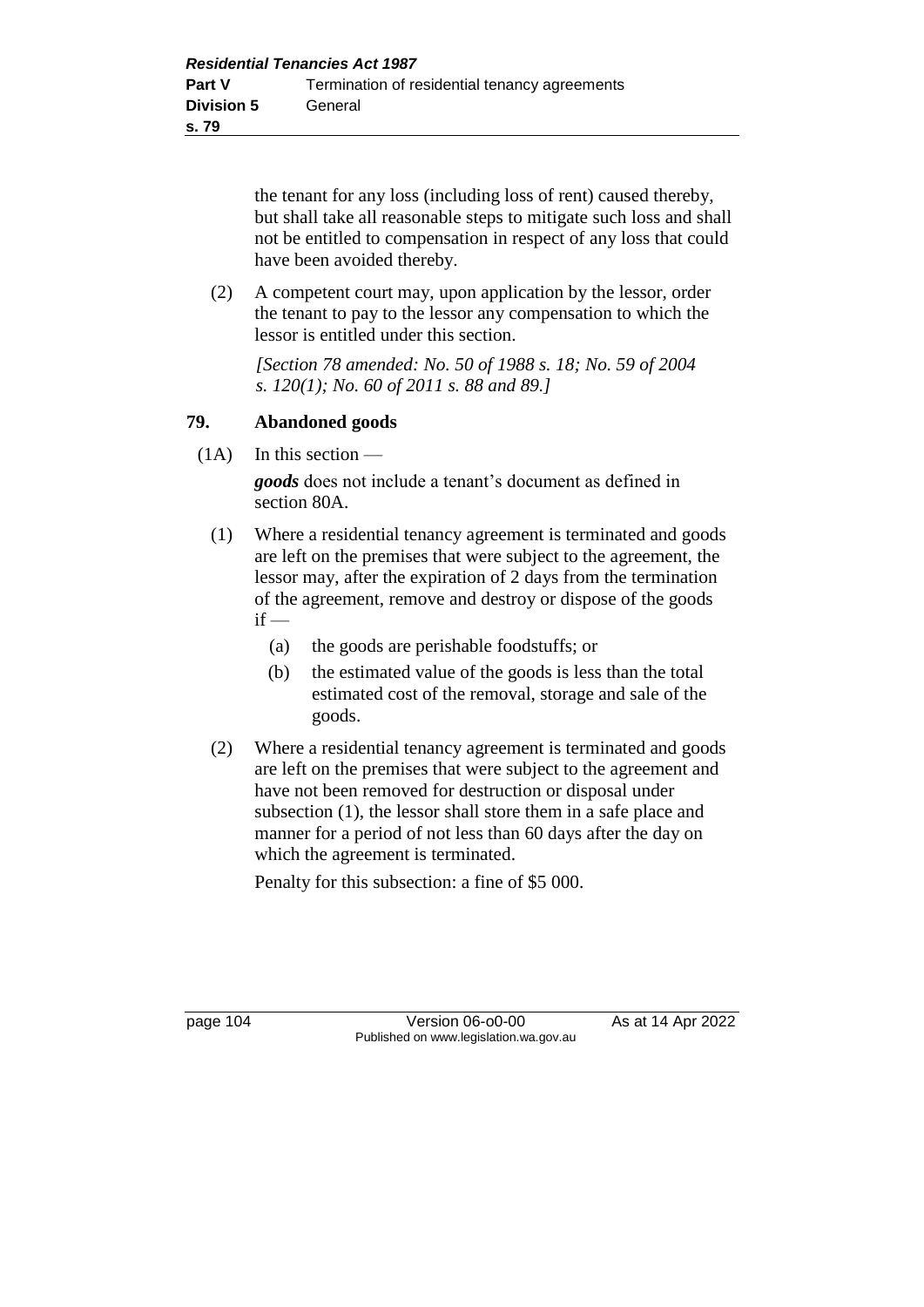the tenant for any loss (including loss of rent) caused thereby, but shall take all reasonable steps to mitigate such loss and shall not be entitled to compensation in respect of any loss that could have been avoided thereby.

(2) A competent court may, upon application by the lessor, order the tenant to pay to the lessor any compensation to which the lessor is entitled under this section.

*[Section 78 amended: No. 50 of 1988 s. 18; No. 59 of 2004 s. 120(1); No. 60 of 2011 s. 88 and 89.]*

### 79. Abandoned goods

(1A) In this section —

***goods*** does not include a tenant's document as defined in section 80A.

(1) Where a residential tenancy agreement is terminated and goods are left on the premises that were subject to the agreement, the lessor may, after the expiration of 2 days from the termination of the agreement, remove and destroy or dispose of the goods if —

- (a) the goods are perishable foodstuffs; or
- (b) the estimated value of the goods is less than the total estimated cost of the removal, storage and sale of the goods.

(2) Where a residential tenancy agreement is terminated and goods are left on the premises that were subject to the agreement and have not been removed for destruction or disposal under subsection (1), the lessor shall store them in a safe place and manner for a period of not less than 60 days after the day on which the agreement is terminated.

Penalty for this subsection: a fine of $5 000.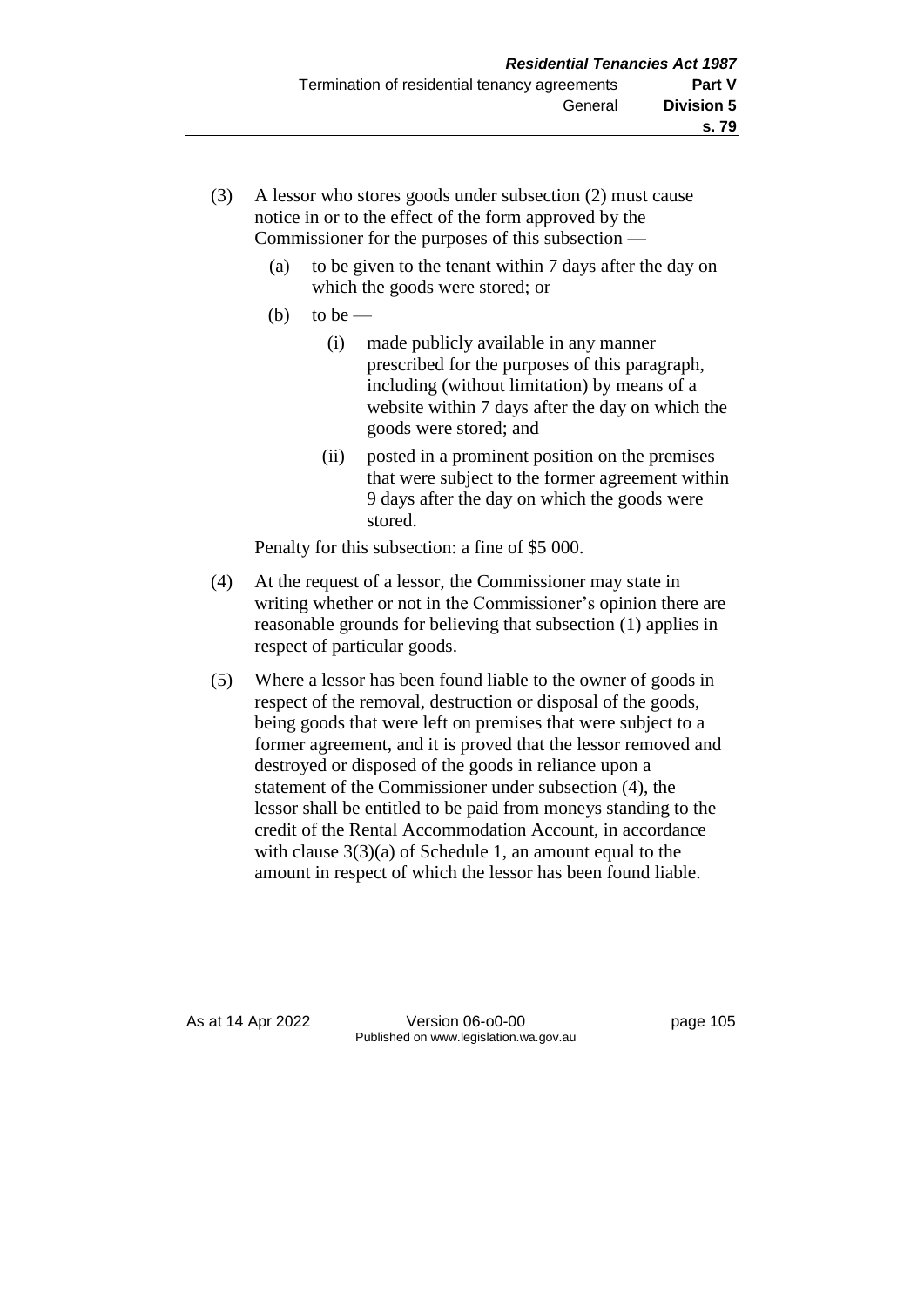(3) A lessor who stores goods under subsection (2) must cause notice in or to the effect of the form approved by the Commissioner for the purposes of this subsection —

  (a) to be given to the tenant within 7 days after the day on which the goods were stored; or

  (b) to be —

    (i) made publicly available in any manner prescribed for the purposes of this paragraph, including (without limitation) by means of a website within 7 days after the day on which the goods were stored; and

    (ii) posted in a prominent position on the premises that were subject to the former agreement within 9 days after the day on which the goods were stored.

Penalty for this subsection: a fine of $5 000.

(4) At the request of a lessor, the Commissioner may state in writing whether or not in the Commissioner's opinion there are reasonable grounds for believing that subsection (1) applies in respect of particular goods.

(5) Where a lessor has been found liable to the owner of goods in respect of the removal, destruction or disposal of the goods, being goods that were left on premises that were subject to a former agreement, and it is proved that the lessor removed and destroyed or disposed of the goods in reliance upon a statement of the Commissioner under subsection (4), the lessor shall be entitled to be paid from moneys standing to the credit of the Rental Accommodation Account, in accordance with clause 3(3)(a) of Schedule 1, an amount equal to the amount in respect of which the lessor has been found liable.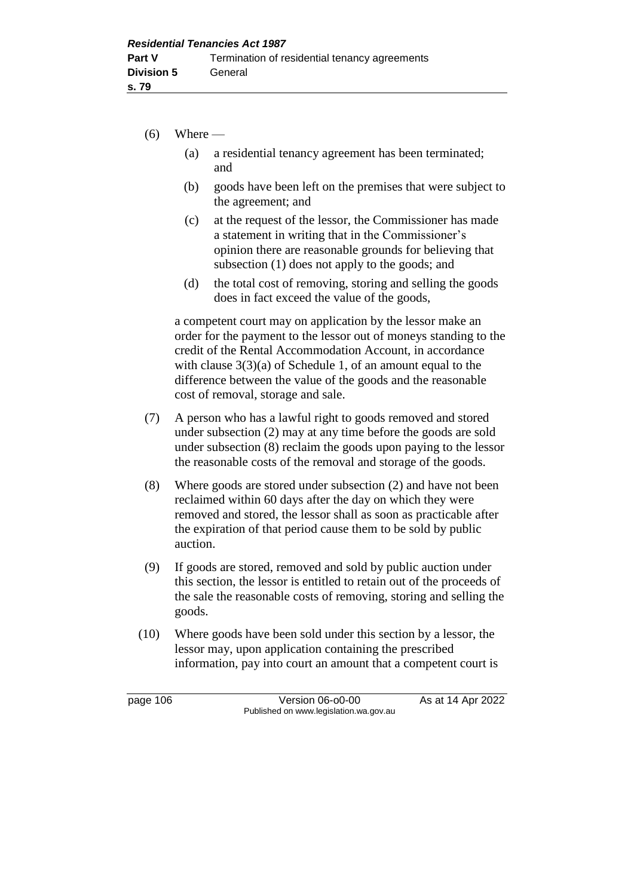(6) Where —

(a) a residential tenancy agreement has been terminated; and

(b) goods have been left on the premises that were subject to the agreement; and

(c) at the request of the lessor, the Commissioner has made a statement in writing that in the Commissioner's opinion there are reasonable grounds for believing that subsection (1) does not apply to the goods; and

(d) the total cost of removing, storing and selling the goods does in fact exceed the value of the goods,

a competent court may on application by the lessor make an order for the payment to the lessor out of moneys standing to the credit of the Rental Accommodation Account, in accordance with clause 3(3)(a) of Schedule 1, of an amount equal to the difference between the value of the goods and the reasonable cost of removal, storage and sale.

(7) A person who has a lawful right to goods removed and stored under subsection (2) may at any time before the goods are sold under subsection (8) reclaim the goods upon paying to the lessor the reasonable costs of the removal and storage of the goods.

(8) Where goods are stored under subsection (2) and have not been reclaimed within 60 days after the day on which they were removed and stored, the lessor shall as soon as practicable after the expiration of that period cause them to be sold by public auction.

(9) If goods are stored, removed and sold by public auction under this section, the lessor is entitled to retain out of the proceeds of the sale the reasonable costs of removing, storing and selling the goods.

(10) Where goods have been sold under this section by a lessor, the lessor may, upon application containing the prescribed information, pay into court an amount that a competent court is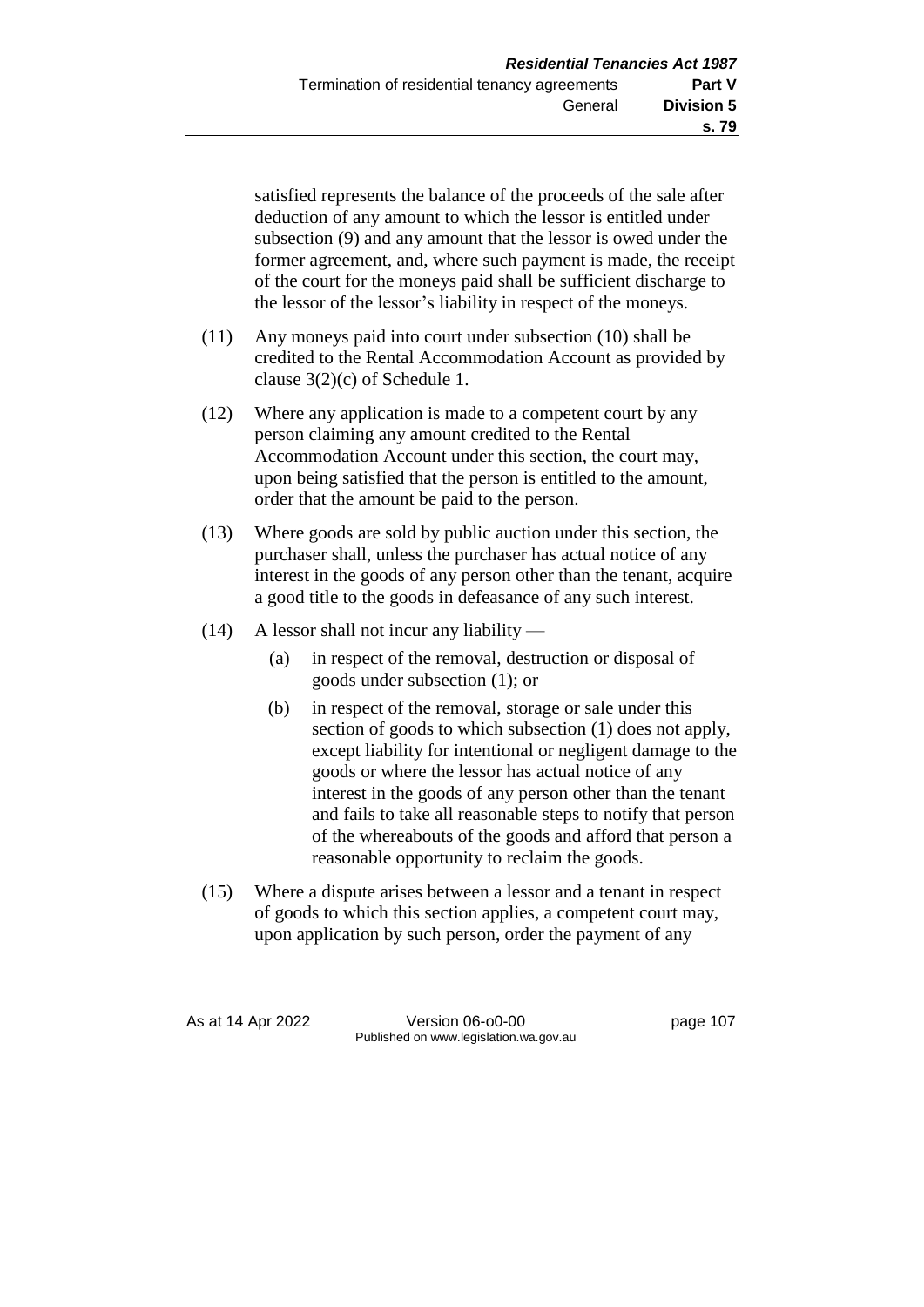satisfied represents the balance of the proceeds of the sale after deduction of any amount to which the lessor is entitled under subsection (9) and any amount that the lessor is owed under the former agreement, and, where such payment is made, the receipt of the court for the moneys paid shall be sufficient discharge to the lessor of the lessor's liability in respect of the moneys.

(11) Any moneys paid into court under subsection (10) shall be credited to the Rental Accommodation Account as provided by clause 3(2)(c) of Schedule 1.

(12) Where any application is made to a competent court by any person claiming any amount credited to the Rental Accommodation Account under this section, the court may, upon being satisfied that the person is entitled to the amount, order that the amount be paid to the person.

(13) Where goods are sold by public auction under this section, the purchaser shall, unless the purchaser has actual notice of any interest in the goods of any person other than the tenant, acquire a good title to the goods in defeasance of any such interest.

(14) A lessor shall not incur any liability —

(a) in respect of the removal, destruction or disposal of goods under subsection (1); or

(b) in respect of the removal, storage or sale under this section of goods to which subsection (1) does not apply, except liability for intentional or negligent damage to the goods or where the lessor has actual notice of any interest in the goods of any person other than the tenant and fails to take all reasonable steps to notify that person of the whereabouts of the goods and afford that person a reasonable opportunity to reclaim the goods.

(15) Where a dispute arises between a lessor and a tenant in respect of goods to which this section applies, a competent court may, upon application by such person, order the payment of any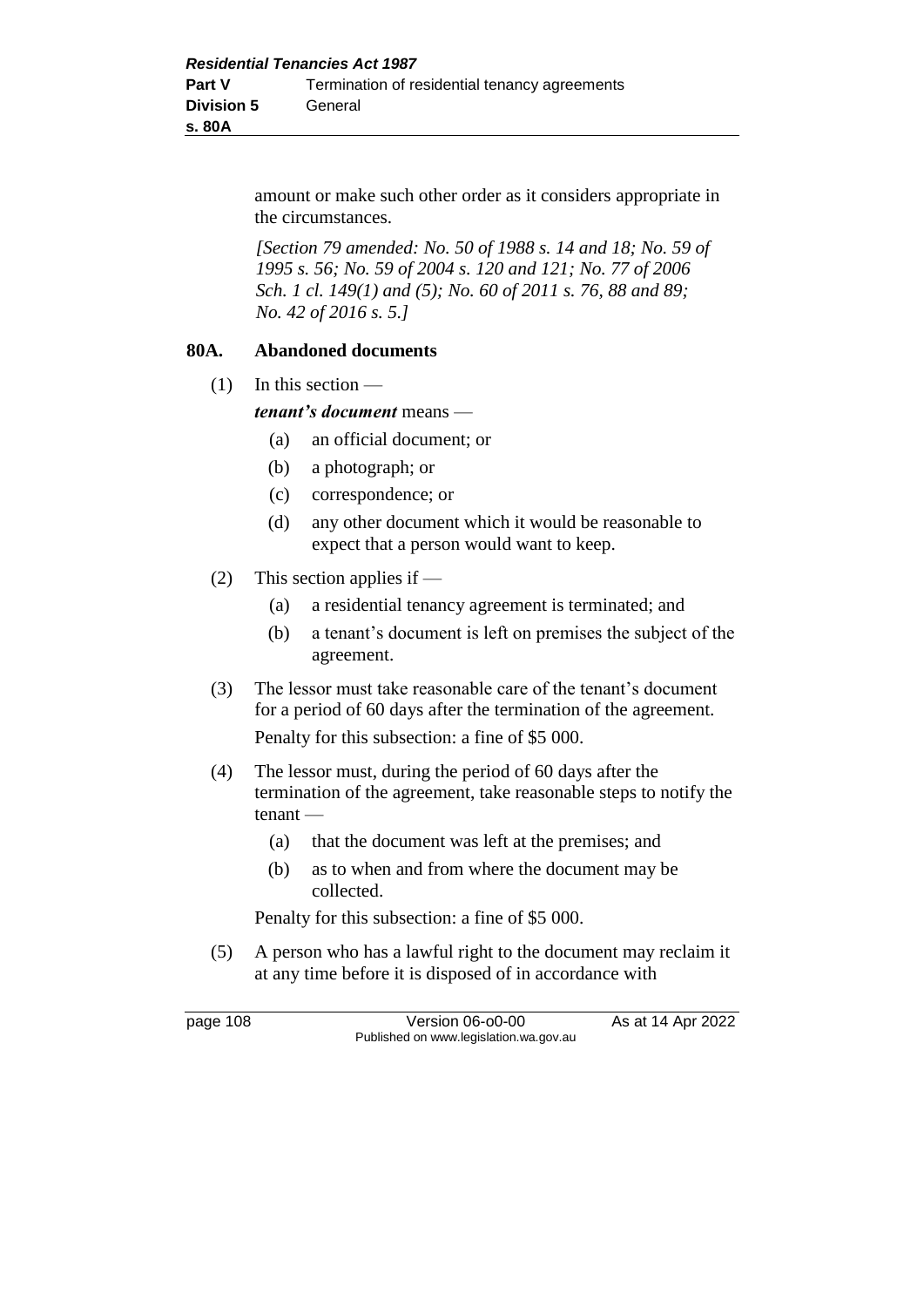amount or make such other order as it considers appropriate in the circumstances.

*[Section 79 amended: No. 50 of 1988 s. 14 and 18; No. 59 of 1995 s. 56; No. 59 of 2004 s. 120 and 121; No. 77 of 2006 Sch. 1 cl. 149(1) and (5); No. 60 of 2011 s. 76, 88 and 89; No. 42 of 2016 s. 5.]*

### 80A. Abandoned documents

(1) In this section —

***tenant's document*** means —

- (a) an official document; or
- (b) a photograph; or
- (c) correspondence; or
- (d) any other document which it would be reasonable to expect that a person would want to keep.

(2) This section applies if —

- (a) a residential tenancy agreement is terminated; and
- (b) a tenant's document is left on premises the subject of the agreement.

(3) The lessor must take reasonable care of the tenant's document for a period of 60 days after the termination of the agreement.

Penalty for this subsection: a fine of $5 000.

(4) The lessor must, during the period of 60 days after the termination of the agreement, take reasonable steps to notify the tenant —

- (a) that the document was left at the premises; and
- (b) as to when and from where the document may be collected.

Penalty for this subsection: a fine of $5 000.

(5) A person who has a lawful right to the document may reclaim it at any time before it is disposed of in accordance with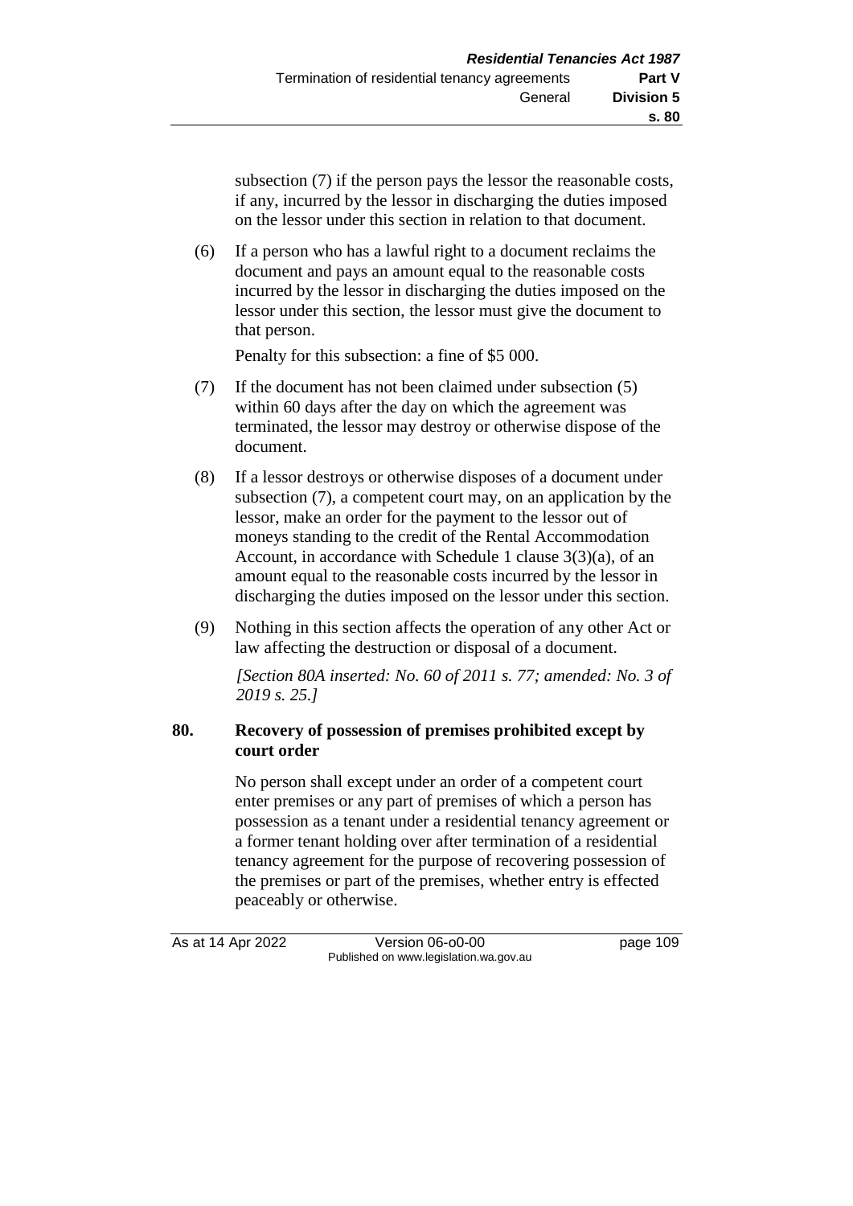subsection (7) if the person pays the lessor the reasonable costs, if any, incurred by the lessor in discharging the duties imposed on the lessor under this section in relation to that document.

(6) If a person who has a lawful right to a document reclaims the document and pays an amount equal to the reasonable costs incurred by the lessor in discharging the duties imposed on the lessor under this section, the lessor must give the document to that person.

Penalty for this subsection: a fine of $5 000.

(7) If the document has not been claimed under subsection (5) within 60 days after the day on which the agreement was terminated, the lessor may destroy or otherwise dispose of the document.

(8) If a lessor destroys or otherwise disposes of a document under subsection (7), a competent court may, on an application by the lessor, make an order for the payment to the lessor out of moneys standing to the credit of the Rental Accommodation Account, in accordance with Schedule 1 clause 3(3)(a), of an amount equal to the reasonable costs incurred by the lessor in discharging the duties imposed on the lessor under this section.

(9) Nothing in this section affects the operation of any other Act or law affecting the destruction or disposal of a document.

*[Section 80A inserted: No. 60 of 2011 s. 77; amended: No. 3 of 2019 s. 25.]*

**80. Recovery of possession of premises prohibited except by court order**

No person shall except under an order of a competent court enter premises or any part of premises of which a person has possession as a tenant under a residential tenancy agreement or a former tenant holding over after termination of a residential tenancy agreement for the purpose of recovering possession of the premises or part of the premises, whether entry is effected peaceably or otherwise.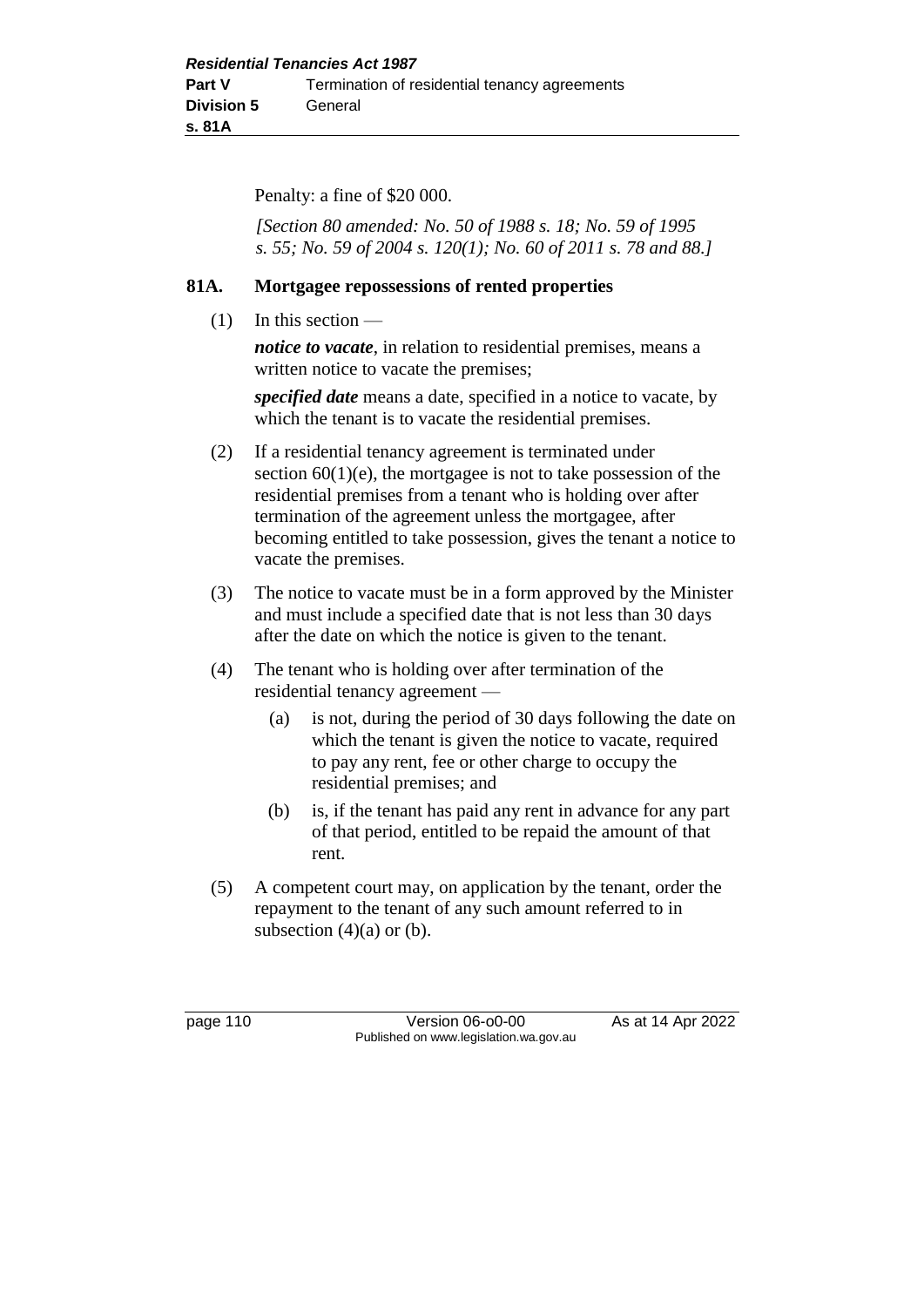Penalty: a fine of $20 000.

*[Section 80 amended: No. 50 of 1988 s. 18; No. 59 of 1995 s. 55; No. 59 of 2004 s. 120(1); No. 60 of 2011 s. 78 and 88.]*

### 81A. Mortgagee repossessions of rented properties

(1) In this section —

***notice to vacate***, in relation to residential premises, means a written notice to vacate the premises;

***specified date*** means a date, specified in a notice to vacate, by which the tenant is to vacate the residential premises.

(2) If a residential tenancy agreement is terminated under section 60(1)(e), the mortgagee is not to take possession of the residential premises from a tenant who is holding over after termination of the agreement unless the mortgagee, after becoming entitled to take possession, gives the tenant a notice to vacate the premises.

(3) The notice to vacate must be in a form approved by the Minister and must include a specified date that is not less than 30 days after the date on which the notice is given to the tenant.

(4) The tenant who is holding over after termination of the residential tenancy agreement —

- (a) is not, during the period of 30 days following the date on which the tenant is given the notice to vacate, required to pay any rent, fee or other charge to occupy the residential premises; and
- (b) is, if the tenant has paid any rent in advance for any part of that period, entitled to be repaid the amount of that rent.

(5) A competent court may, on application by the tenant, order the repayment to the tenant of any such amount referred to in subsection (4)(a) or (b).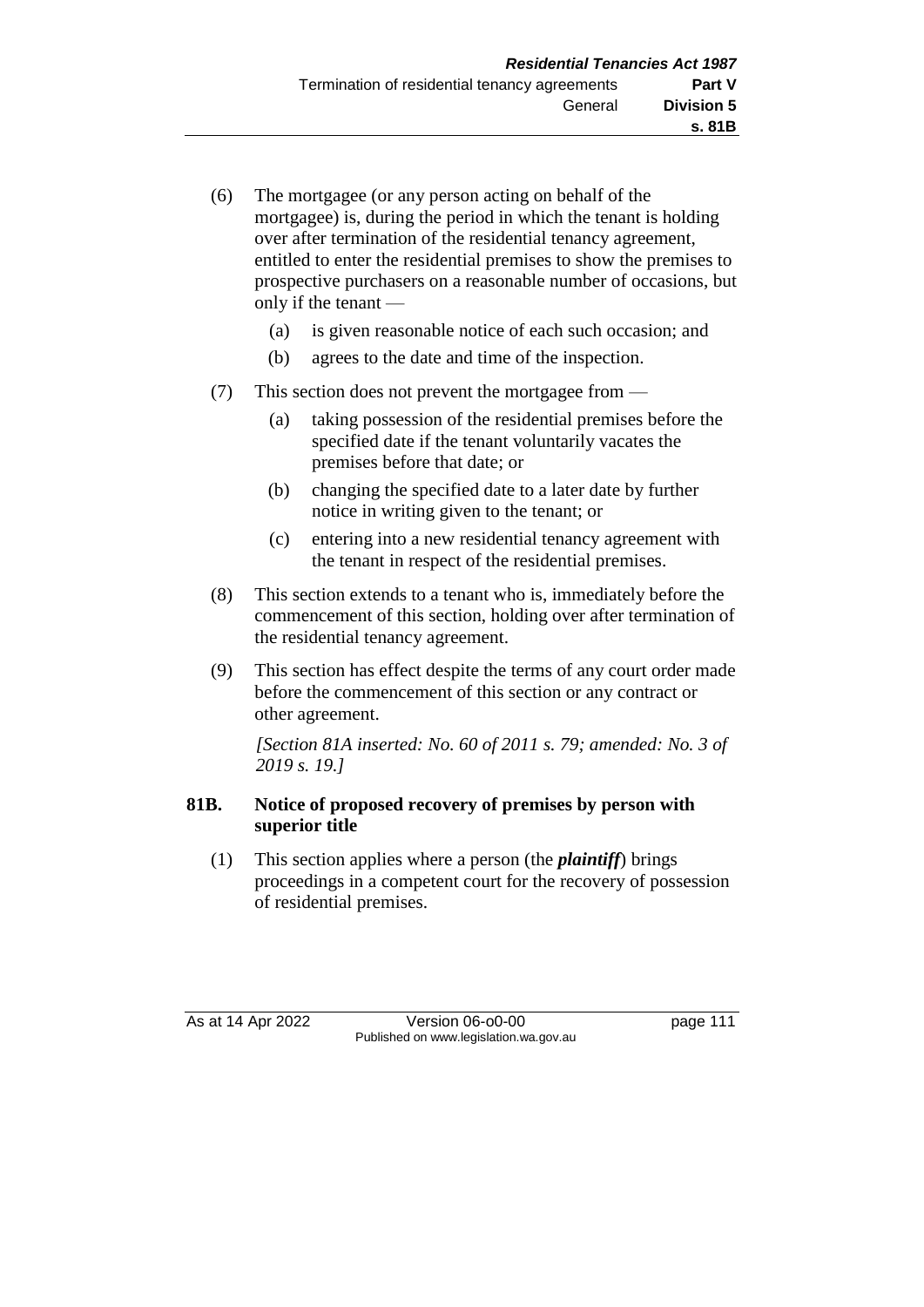(6) The mortgagee (or any person acting on behalf of the mortgagee) is, during the period in which the tenant is holding over after termination of the residential tenancy agreement, entitled to enter the residential premises to show the premises to prospective purchasers on a reasonable number of occasions, but only if the tenant —

   (a) is given reasonable notice of each such occasion; and

   (b) agrees to the date and time of the inspection.

(7) This section does not prevent the mortgagee from —

   (a) taking possession of the residential premises before the specified date if the tenant voluntarily vacates the premises before that date; or

   (b) changing the specified date to a later date by further notice in writing given to the tenant; or

   (c) entering into a new residential tenancy agreement with the tenant in respect of the residential premises.

(8) This section extends to a tenant who is, immediately before the commencement of this section, holding over after termination of the residential tenancy agreement.

(9) This section has effect despite the terms of any court order made before the commencement of this section or any contract or other agreement.

*[Section 81A inserted: No. 60 of 2011 s. 79; amended: No. 3 of 2019 s. 19.]*

### 81B. Notice of proposed recovery of premises by person with superior title

(1) This section applies where a person (the ***plaintiff***) brings proceedings in a competent court for the recovery of possession of residential premises.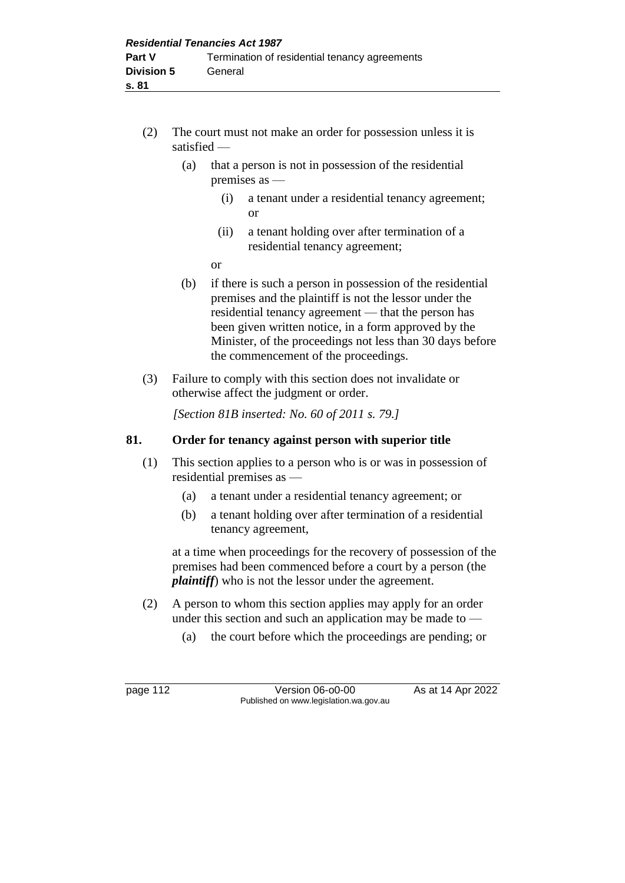(2) The court must not make an order for possession unless it is satisfied —

(a) that a person is not in possession of the residential premises as —

(i) a tenant under a residential tenancy agreement; or

(ii) a tenant holding over after termination of a residential tenancy agreement;

or

(b) if there is such a person in possession of the residential premises and the plaintiff is not the lessor under the residential tenancy agreement — that the person has been given written notice, in a form approved by the Minister, of the proceedings not less than 30 days before the commencement of the proceedings.

(3) Failure to comply with this section does not invalidate or otherwise affect the judgment or order.

*[Section 81B inserted: No. 60 of 2011 s. 79.]*

## 81. Order for tenancy against person with superior title

(1) This section applies to a person who is or was in possession of residential premises as —

(a) a tenant under a residential tenancy agreement; or

(b) a tenant holding over after termination of a residential tenancy agreement,

at a time when proceedings for the recovery of possession of the premises had been commenced before a court by a person (the ***plaintiff***) who is not the lessor under the agreement.

(2) A person to whom this section applies may apply for an order under this section and such an application may be made to —

(a) the court before which the proceedings are pending; or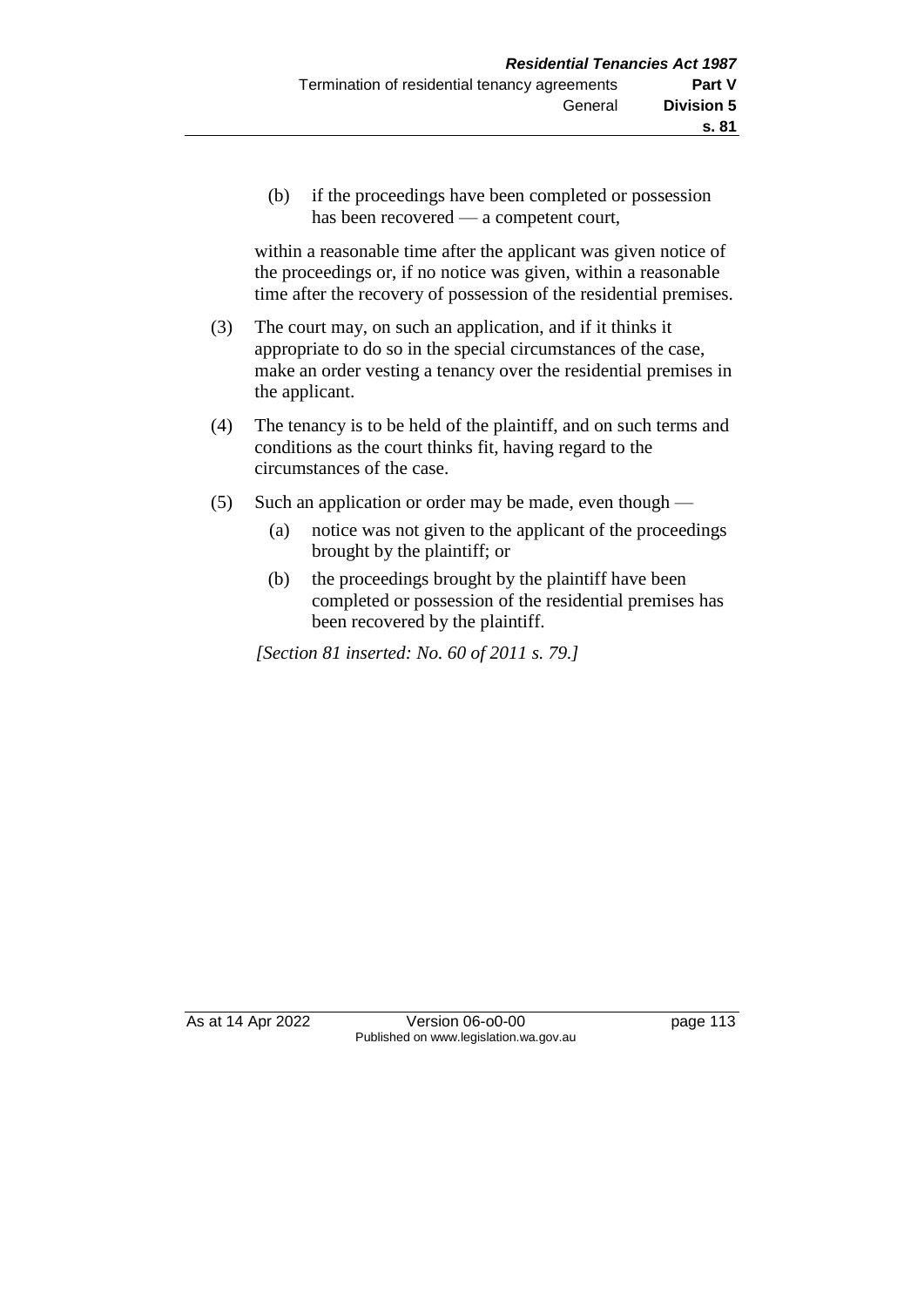(b) if the proceedings have been completed or possession has been recovered — a competent court,

within a reasonable time after the applicant was given notice of the proceedings or, if no notice was given, within a reasonable time after the recovery of possession of the residential premises.

(3) The court may, on such an application, and if it thinks it appropriate to do so in the special circumstances of the case, make an order vesting a tenancy over the residential premises in the applicant.

(4) The tenancy is to be held of the plaintiff, and on such terms and conditions as the court thinks fit, having regard to the circumstances of the case.

(5) Such an application or order may be made, even though —

(a) notice was not given to the applicant of the proceedings brought by the plaintiff; or

(b) the proceedings brought by the plaintiff have been completed or possession of the residential premises has been recovered by the plaintiff.

*[Section 81 inserted: No. 60 of 2011 s. 79.]*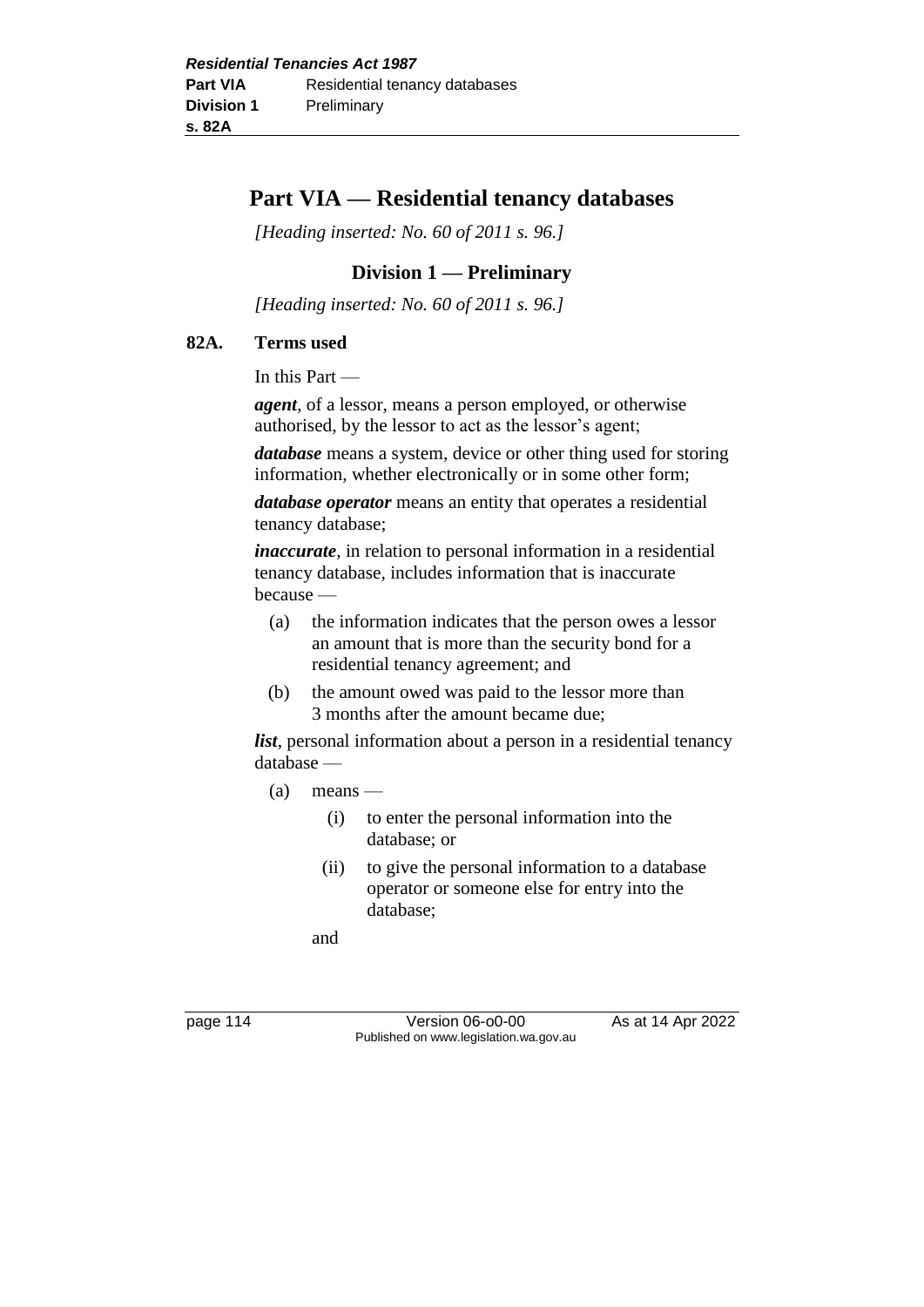# Part VIA — Residential tenancy databases

*[Heading inserted: No. 60 of 2011 s. 96.]*

## Division 1 — Preliminary

*[Heading inserted: No. 60 of 2011 s. 96.]*

### 82A. Terms used

In this Part —

***agent***, of a lessor, means a person employed, or otherwise authorised, by the lessor to act as the lessor's agent;

***database*** means a system, device or other thing used for storing information, whether electronically or in some other form;

***database operator*** means an entity that operates a residential tenancy database;

***inaccurate***, in relation to personal information in a residential tenancy database, includes information that is inaccurate because —

- (a) the information indicates that the person owes a lessor an amount that is more than the security bond for a residential tenancy agreement; and
- (b) the amount owed was paid to the lessor more than 3 months after the amount became due;

***list***, personal information about a person in a residential tenancy database —

- (a) means —
  - (i) to enter the personal information into the database; or
  - (ii) to give the personal information to a database operator or someone else for entry into the database;

  and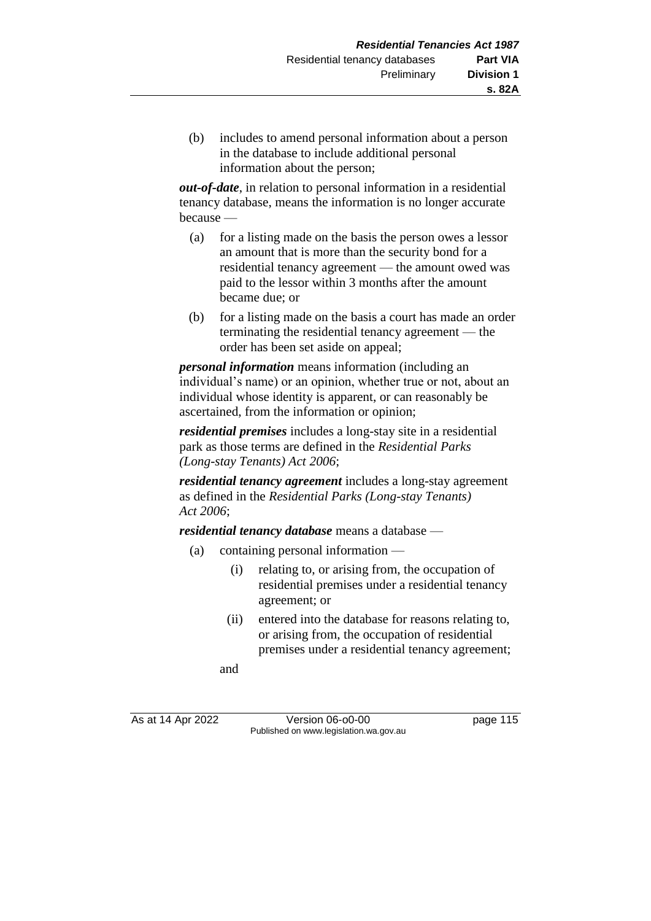(b) includes to amend personal information about a person in the database to include additional personal information about the person;

***out-of-date***, in relation to personal information in a residential tenancy database, means the information is no longer accurate because —

(a) for a listing made on the basis the person owes a lessor an amount that is more than the security bond for a residential tenancy agreement — the amount owed was paid to the lessor within 3 months after the amount became due; or

(b) for a listing made on the basis a court has made an order terminating the residential tenancy agreement — the order has been set aside on appeal;

***personal information*** means information (including an individual's name) or an opinion, whether true or not, about an individual whose identity is apparent, or can reasonably be ascertained, from the information or opinion;

***residential premises*** includes a long-stay site in a residential park as those terms are defined in the *Residential Parks (Long-stay Tenants) Act 2006*;

***residential tenancy agreement*** includes a long-stay agreement as defined in the *Residential Parks (Long-stay Tenants) Act 2006*;

***residential tenancy database*** means a database —

(a) containing personal information —

(i) relating to, or arising from, the occupation of residential premises under a residential tenancy agreement; or

(ii) entered into the database for reasons relating to, or arising from, the occupation of residential premises under a residential tenancy agreement;

and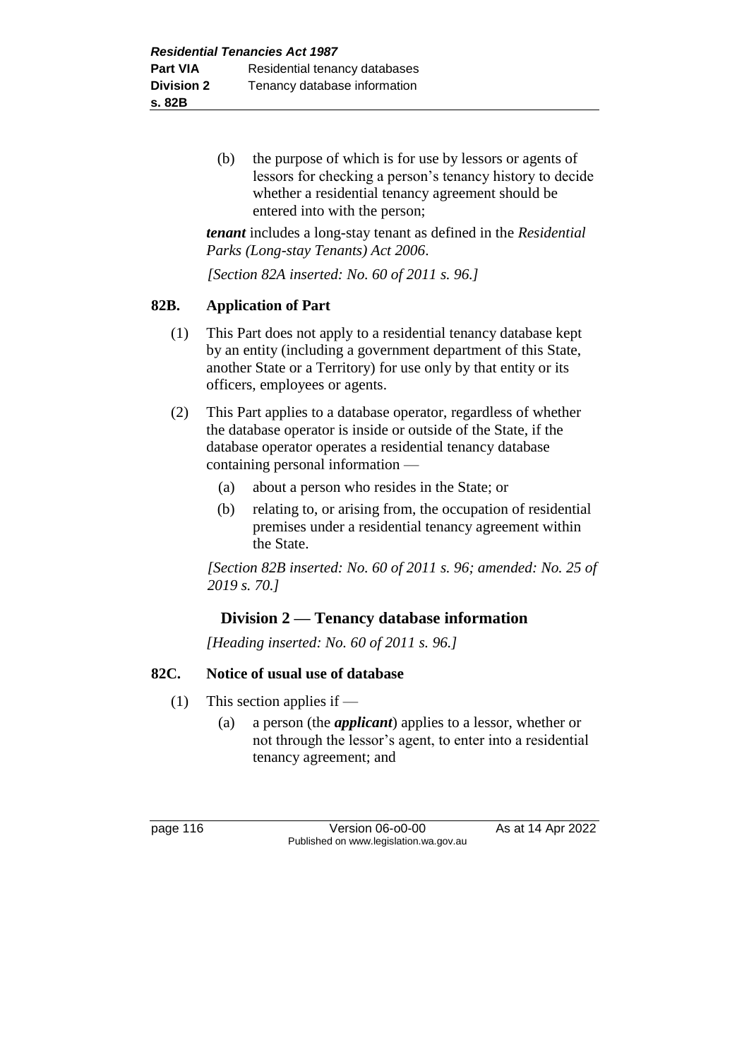(b) the purpose of which is for use by lessors or agents of lessors for checking a person's tenancy history to decide whether a residential tenancy agreement should be entered into with the person;

***tenant*** includes a long-stay tenant as defined in the *Residential Parks (Long-stay Tenants) Act 2006*.

*[Section 82A inserted: No. 60 of 2011 s. 96.]*

### 82B. Application of Part

(1) This Part does not apply to a residential tenancy database kept by an entity (including a government department of this State, another State or a Territory) for use only by that entity or its officers, employees or agents.

(2) This Part applies to a database operator, regardless of whether the database operator is inside or outside of the State, if the database operator operates a residential tenancy database containing personal information —

(a) about a person who resides in the State; or

(b) relating to, or arising from, the occupation of residential premises under a residential tenancy agreement within the State.

*[Section 82B inserted: No. 60 of 2011 s. 96; amended: No. 25 of 2019 s. 70.]*

## Division 2 — Tenancy database information

*[Heading inserted: No. 60 of 2011 s. 96.]*

### 82C. Notice of usual use of database

(1) This section applies if —

(a) a person (the ***applicant***) applies to a lessor, whether or not through the lessor's agent, to enter into a residential tenancy agreement; and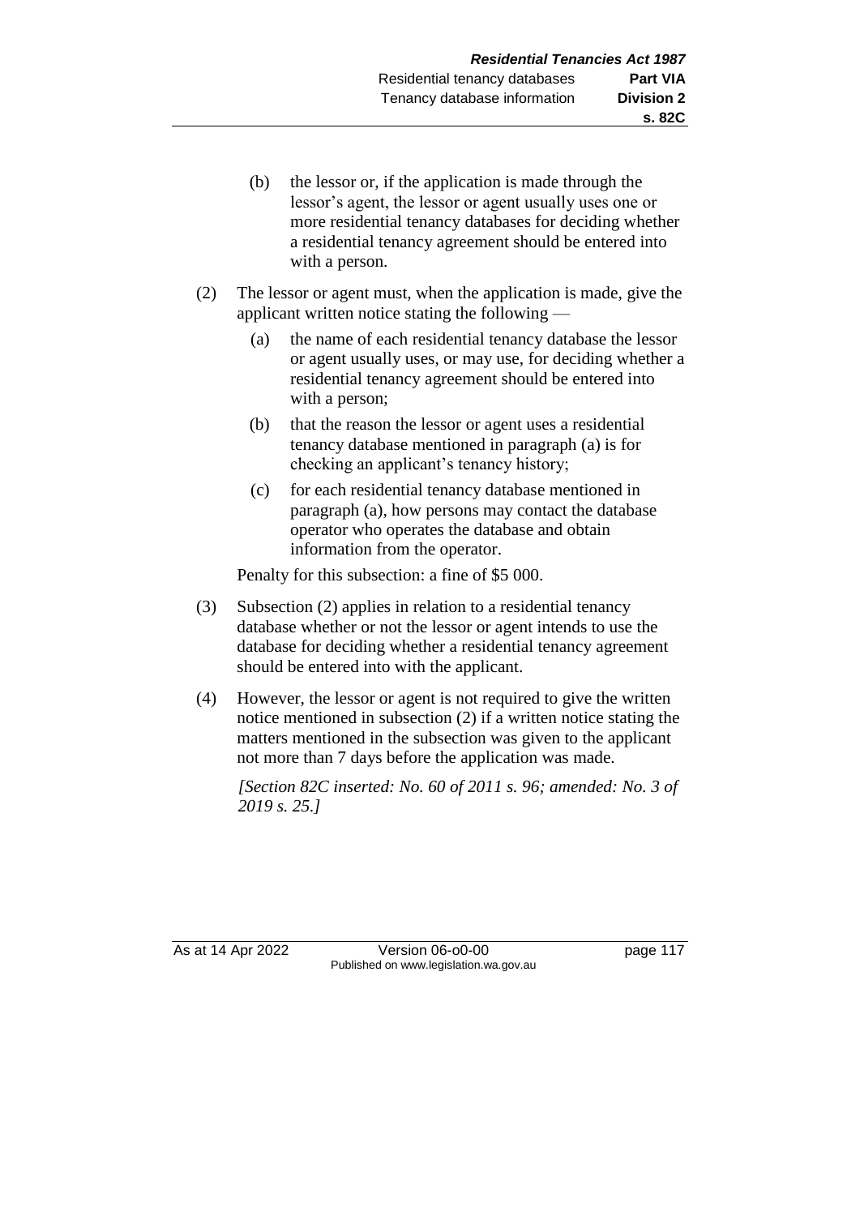(b) the lessor or, if the application is made through the lessor's agent, the lessor or agent usually uses one or more residential tenancy databases for deciding whether a residential tenancy agreement should be entered into with a person.

(2) The lessor or agent must, when the application is made, give the applicant written notice stating the following —

(a) the name of each residential tenancy database the lessor or agent usually uses, or may use, for deciding whether a residential tenancy agreement should be entered into with a person;

(b) that the reason the lessor or agent uses a residential tenancy database mentioned in paragraph (a) is for checking an applicant's tenancy history;

(c) for each residential tenancy database mentioned in paragraph (a), how persons may contact the database operator who operates the database and obtain information from the operator.

Penalty for this subsection: a fine of $5 000.

(3) Subsection (2) applies in relation to a residential tenancy database whether or not the lessor or agent intends to use the database for deciding whether a residential tenancy agreement should be entered into with the applicant.

(4) However, the lessor or agent is not required to give the written notice mentioned in subsection (2) if a written notice stating the matters mentioned in the subsection was given to the applicant not more than 7 days before the application was made.

*[Section 82C inserted: No. 60 of 2011 s. 96; amended: No. 3 of 2019 s. 25.]*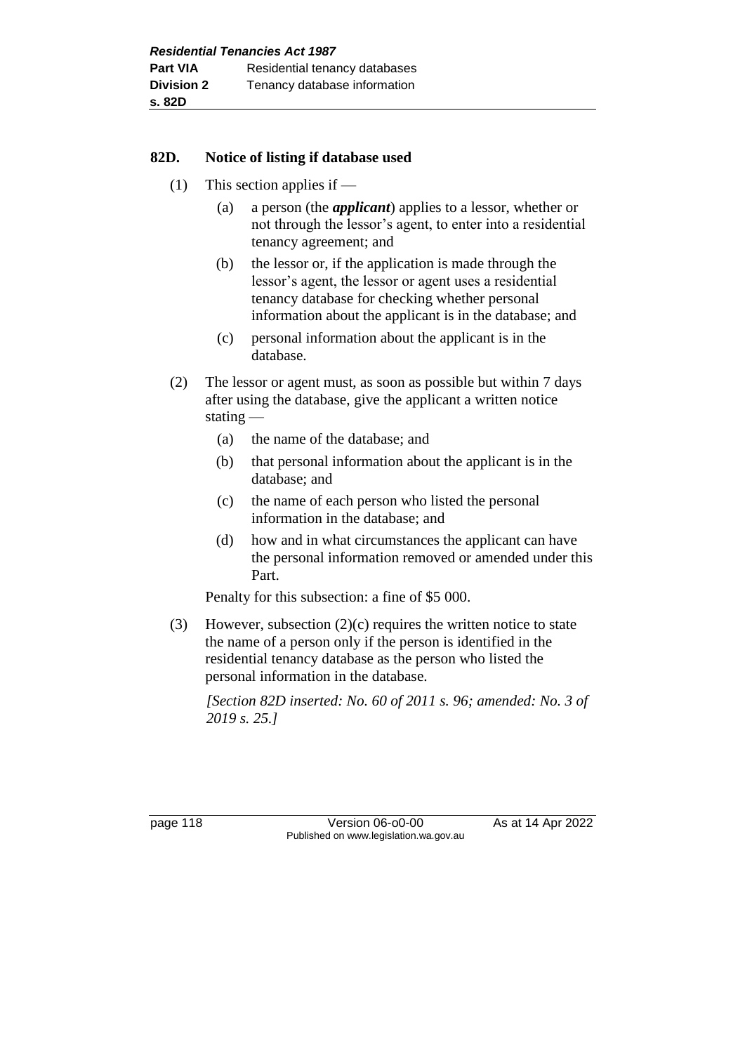## 82D. Notice of listing if database used

(1) This section applies if —

  (a) a person (the ***applicant***) applies to a lessor, whether or not through the lessor's agent, to enter into a residential tenancy agreement; and

  (b) the lessor or, if the application is made through the lessor's agent, the lessor or agent uses a residential tenancy database for checking whether personal information about the applicant is in the database; and

  (c) personal information about the applicant is in the database.

(2) The lessor or agent must, as soon as possible but within 7 days after using the database, give the applicant a written notice stating —

  (a) the name of the database; and

  (b) that personal information about the applicant is in the database; and

  (c) the name of each person who listed the personal information in the database; and

  (d) how and in what circumstances the applicant can have the personal information removed or amended under this Part.

Penalty for this subsection: a fine of $5 000.

(3) However, subsection (2)(c) requires the written notice to state the name of a person only if the person is identified in the residential tenancy database as the person who listed the personal information in the database.

*[Section 82D inserted: No. 60 of 2011 s. 96; amended: No. 3 of 2019 s. 25.]*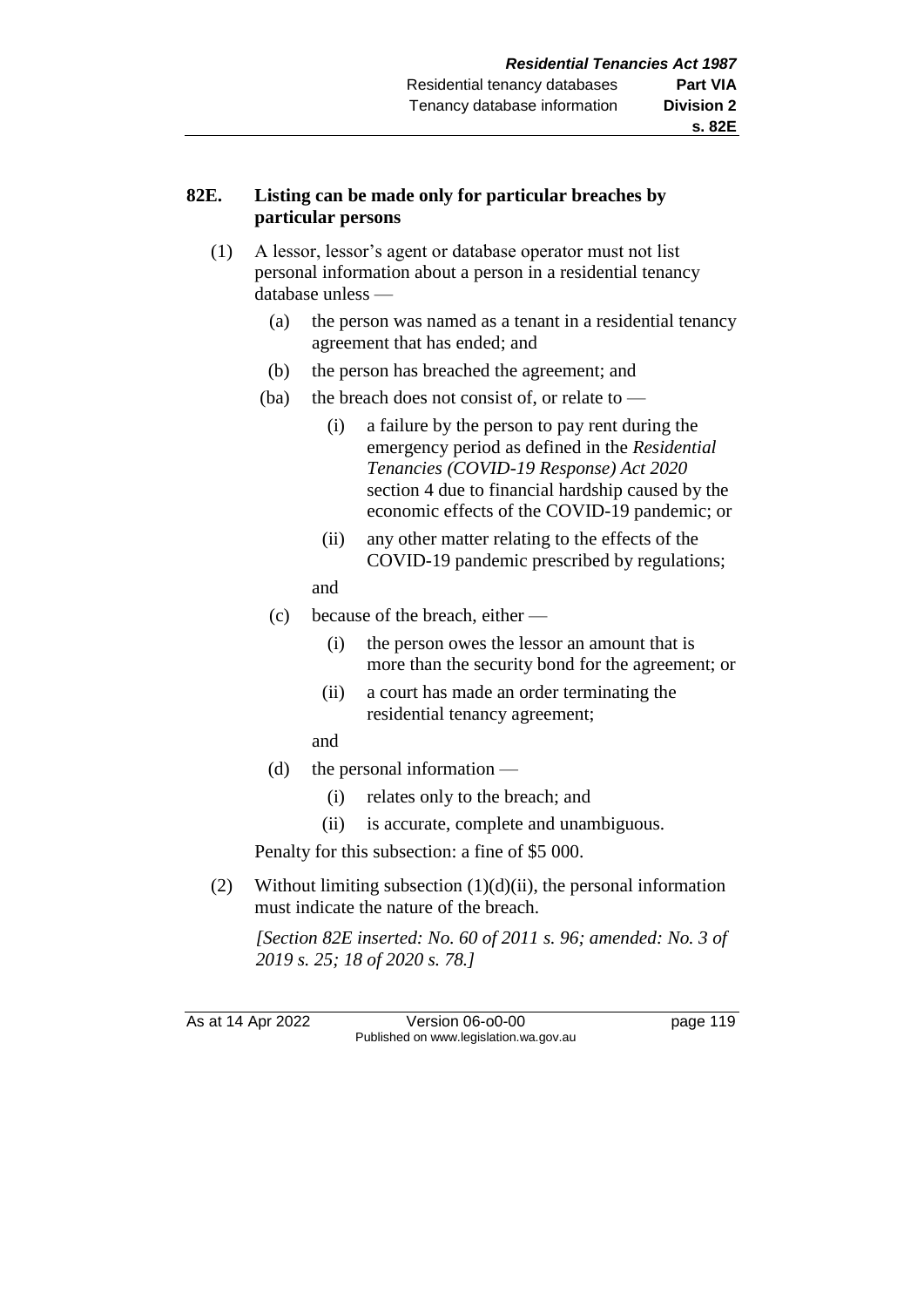**82E. Listing can be made only for particular breaches by particular persons**

(1) A lessor, lessor's agent or database operator must not list personal information about a person in a residential tenancy database unless —

  (a) the person was named as a tenant in a residential tenancy agreement that has ended; and

  (b) the person has breached the agreement; and

  (ba) the breach does not consist of, or relate to —

    (i) a failure by the person to pay rent during the emergency period as defined in the *Residential Tenancies (COVID-19 Response) Act 2020* section 4 due to financial hardship caused by the economic effects of the COVID-19 pandemic; or

    (ii) any other matter relating to the effects of the COVID-19 pandemic prescribed by regulations;

  and

  (c) because of the breach, either —

    (i) the person owes the lessor an amount that is more than the security bond for the agreement; or

    (ii) a court has made an order terminating the residential tenancy agreement;

  and

  (d) the personal information —

    (i) relates only to the breach; and

    (ii) is accurate, complete and unambiguous.

Penalty for this subsection: a fine of $5 000.

(2) Without limiting subsection (1)(d)(ii), the personal information must indicate the nature of the breach.

*[Section 82E inserted: No. 60 of 2011 s. 96; amended: No. 3 of 2019 s. 25; 18 of 2020 s. 78.]*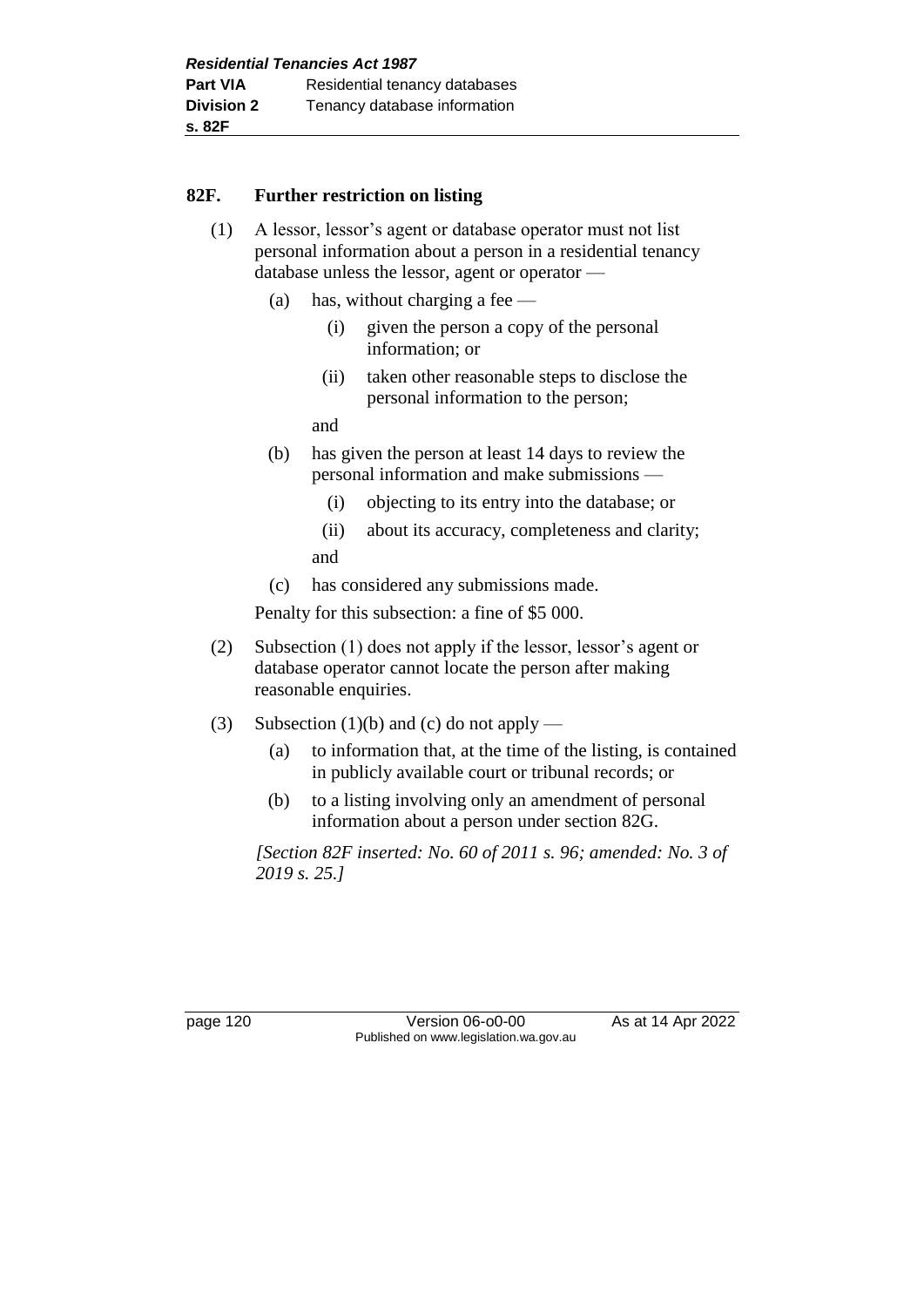## 82F. Further restriction on listing

(1) A lessor, lessor's agent or database operator must not list personal information about a person in a residential tenancy database unless the lessor, agent or operator —

   (a) has, without charging a fee —

      (i) given the person a copy of the personal information; or

      (ii) taken other reasonable steps to disclose the personal information to the person;

   and

   (b) has given the person at least 14 days to review the personal information and make submissions —

      (i) objecting to its entry into the database; or

      (ii) about its accuracy, completeness and clarity;

   and

   (c) has considered any submissions made.

Penalty for this subsection: a fine of $5 000.

(2) Subsection (1) does not apply if the lessor, lessor's agent or database operator cannot locate the person after making reasonable enquiries.

(3) Subsection (1)(b) and (c) do not apply —

   (a) to information that, at the time of the listing, is contained in publicly available court or tribunal records; or

   (b) to a listing involving only an amendment of personal information about a person under section 82G.

*[Section 82F inserted: No. 60 of 2011 s. 96; amended: No. 3 of 2019 s. 25.]*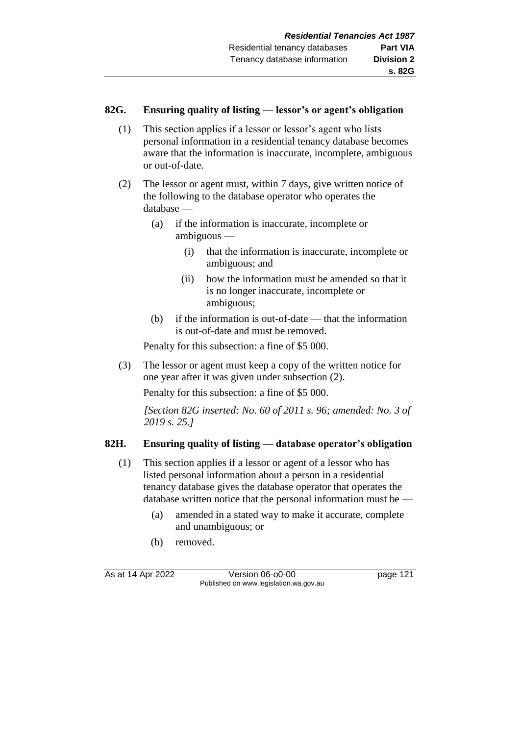## 82G. Ensuring quality of listing — lessor's or agent's obligation

(1) This section applies if a lessor or lessor's agent who lists personal information in a residential tenancy database becomes aware that the information is inaccurate, incomplete, ambiguous or out-of-date.

(2) The lessor or agent must, within 7 days, give written notice of the following to the database operator who operates the database —

- (a) if the information is inaccurate, incomplete or ambiguous —
  - (i) that the information is inaccurate, incomplete or ambiguous; and
  - (ii) how the information must be amended so that it is no longer inaccurate, incomplete or ambiguous;
- (b) if the information is out-of-date — that the information is out-of-date and must be removed.

Penalty for this subsection: a fine of $5 000.

(3) The lessor or agent must keep a copy of the written notice for one year after it was given under subsection (2).

Penalty for this subsection: a fine of $5 000.

*[Section 82G inserted: No. 60 of 2011 s. 96; amended: No. 3 of 2019 s. 25.]*

## 82H. Ensuring quality of listing — database operator's obligation

(1) This section applies if a lessor or agent of a lessor who has listed personal information about a person in a residential tenancy database gives the database operator that operates the database written notice that the personal information must be —

- (a) amended in a stated way to make it accurate, complete and unambiguous; or
- (b) removed.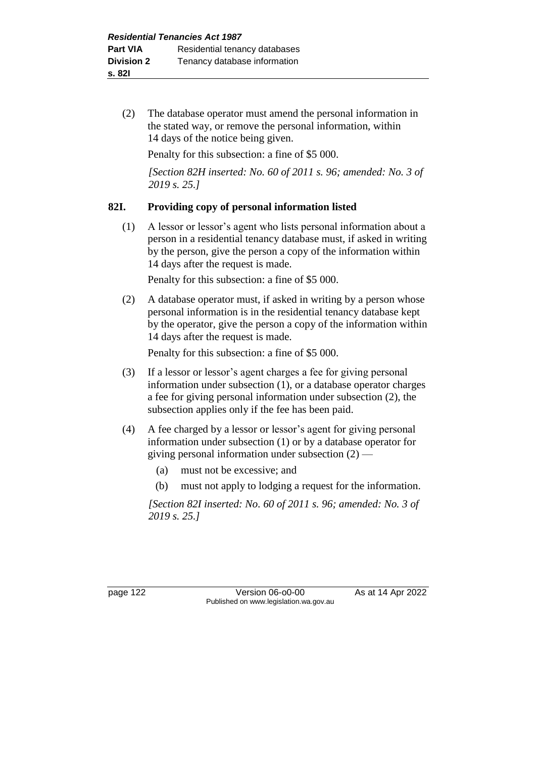(2) The database operator must amend the personal information in the stated way, or remove the personal information, within 14 days of the notice being given.

Penalty for this subsection: a fine of $5 000.

*[Section 82H inserted: No. 60 of 2011 s. 96; amended: No. 3 of 2019 s. 25.]*

## 82I. Providing copy of personal information listed

(1) A lessor or lessor's agent who lists personal information about a person in a residential tenancy database must, if asked in writing by the person, give the person a copy of the information within 14 days after the request is made.

Penalty for this subsection: a fine of $5 000.

(2) A database operator must, if asked in writing by a person whose personal information is in the residential tenancy database kept by the operator, give the person a copy of the information within 14 days after the request is made.

Penalty for this subsection: a fine of $5 000.

(3) If a lessor or lessor's agent charges a fee for giving personal information under subsection (1), or a database operator charges a fee for giving personal information under subsection (2), the subsection applies only if the fee has been paid.

(4) A fee charged by a lessor or lessor's agent for giving personal information under subsection (1) or by a database operator for giving personal information under subsection (2) —

(a) must not be excessive; and

(b) must not apply to lodging a request for the information.

*[Section 82I inserted: No. 60 of 2011 s. 96; amended: No. 3 of 2019 s. 25.]*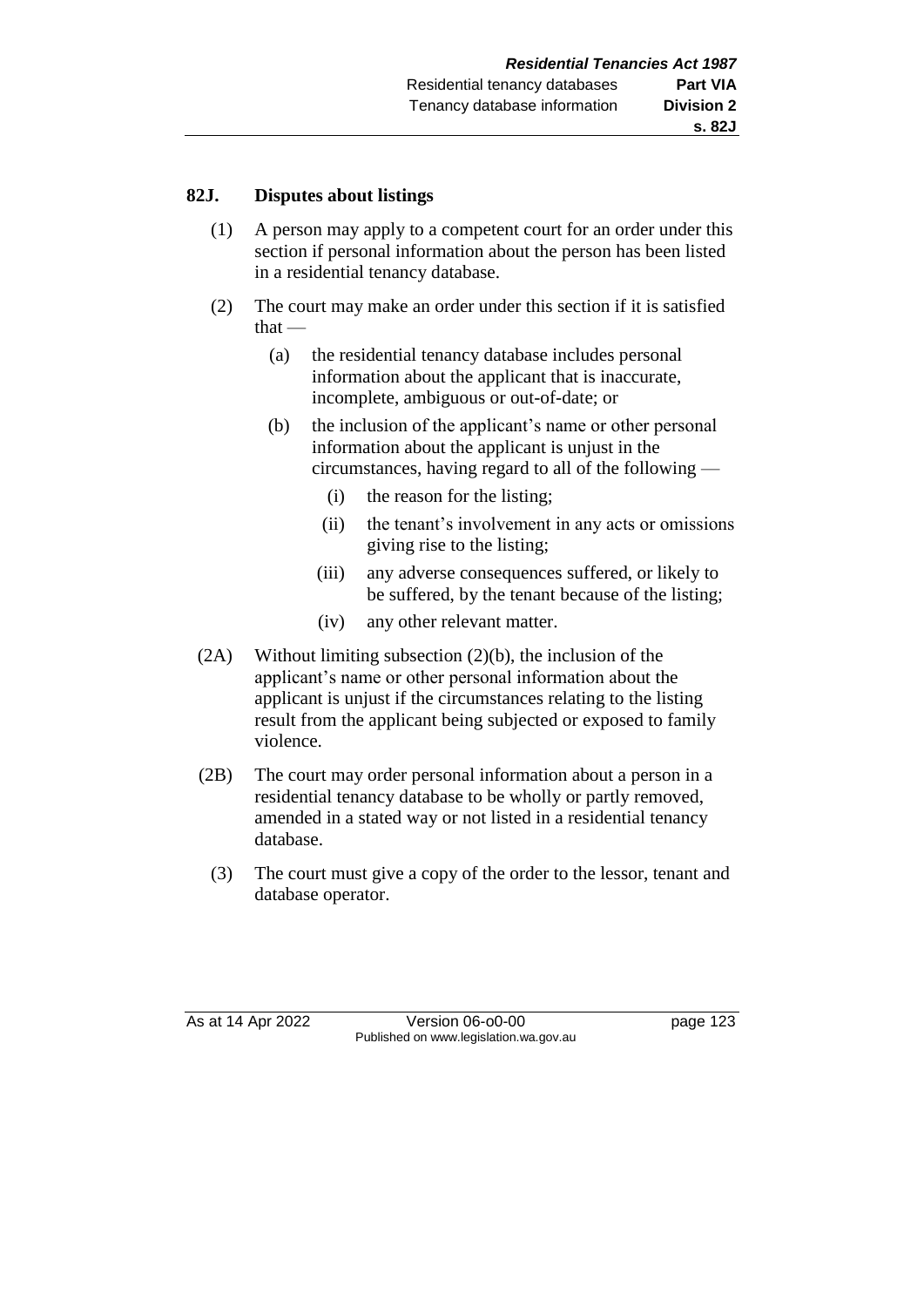**82J. Disputes about listings**

(1) A person may apply to a competent court for an order under this section if personal information about the person has been listed in a residential tenancy database.

(2) The court may make an order under this section if it is satisfied that —

(a) the residential tenancy database includes personal information about the applicant that is inaccurate, incomplete, ambiguous or out-of-date; or

(b) the inclusion of the applicant's name or other personal information about the applicant is unjust in the circumstances, having regard to all of the following —

(i) the reason for the listing;

(ii) the tenant's involvement in any acts or omissions giving rise to the listing;

(iii) any adverse consequences suffered, or likely to be suffered, by the tenant because of the listing;

(iv) any other relevant matter.

(2A) Without limiting subsection (2)(b), the inclusion of the applicant's name or other personal information about the applicant is unjust if the circumstances relating to the listing result from the applicant being subjected or exposed to family violence.

(2B) The court may order personal information about a person in a residential tenancy database to be wholly or partly removed, amended in a stated way or not listed in a residential tenancy database.

(3) The court must give a copy of the order to the lessor, tenant and database operator.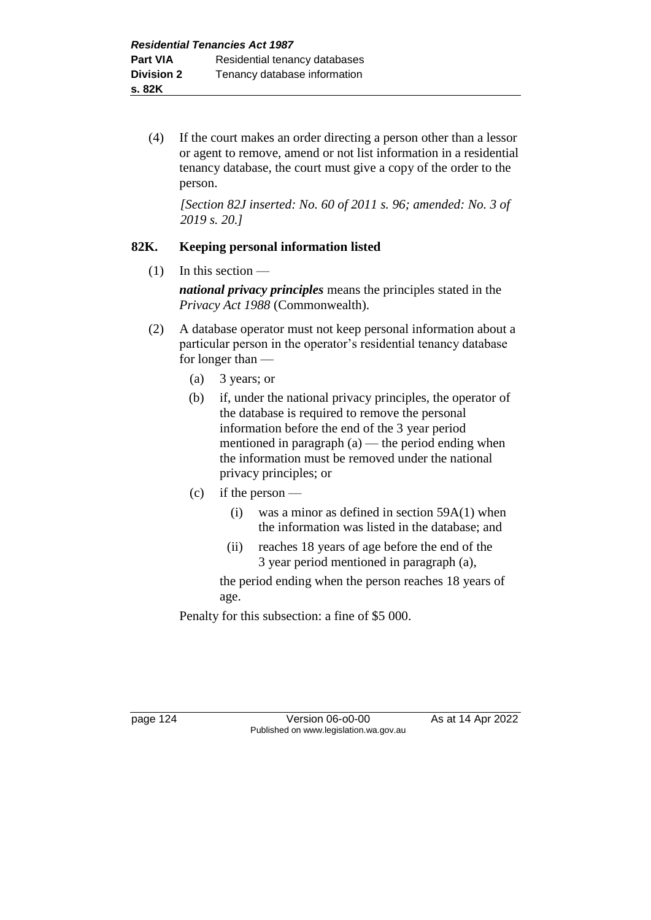(4) If the court makes an order directing a person other than a lessor or agent to remove, amend or not list information in a residential tenancy database, the court must give a copy of the order to the person.

*[Section 82J inserted: No. 60 of 2011 s. 96; amended: No. 3 of 2019 s. 20.]*

### 82K. Keeping personal information listed

(1) In this section —

***national privacy principles*** means the principles stated in the *Privacy Act 1988* (Commonwealth).

(2) A database operator must not keep personal information about a particular person in the operator's residential tenancy database for longer than —

(a) 3 years; or

(b) if, under the national privacy principles, the operator of the database is required to remove the personal information before the end of the 3 year period mentioned in paragraph (a) — the period ending when the information must be removed under the national privacy principles; or

(c) if the person —

(i) was a minor as defined in section 59A(1) when the information was listed in the database; and

(ii) reaches 18 years of age before the end of the 3 year period mentioned in paragraph (a),

the period ending when the person reaches 18 years of age.

Penalty for this subsection: a fine of $5 000.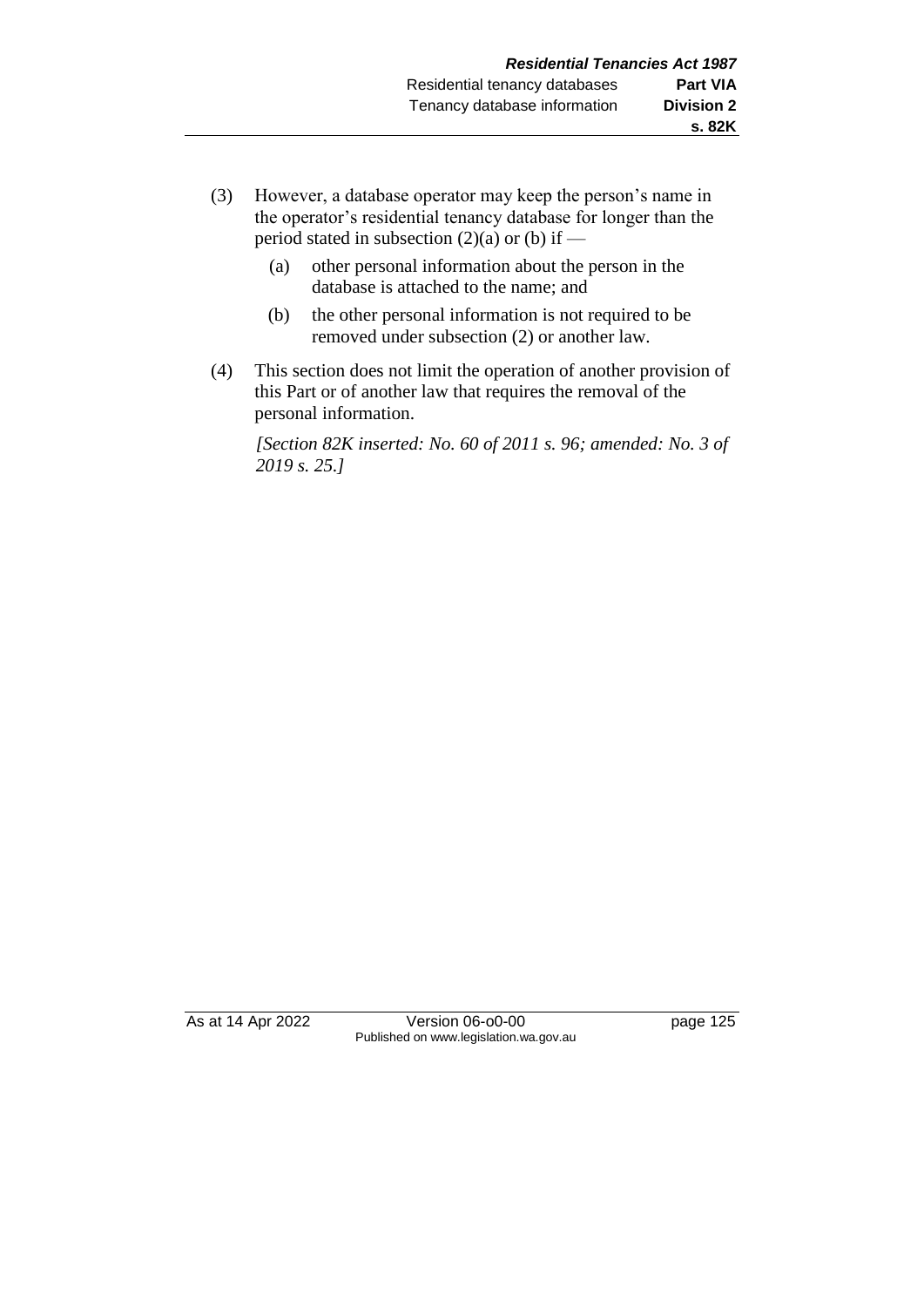(3) However, a database operator may keep the person's name in the operator's residential tenancy database for longer than the period stated in subsection (2)(a) or (b) if —

   (a) other personal information about the person in the database is attached to the name; and

   (b) the other personal information is not required to be removed under subsection (2) or another law.

(4) This section does not limit the operation of another provision of this Part or of another law that requires the removal of the personal information.

*[Section 82K inserted: No. 60 of 2011 s. 96; amended: No. 3 of 2019 s. 25.]*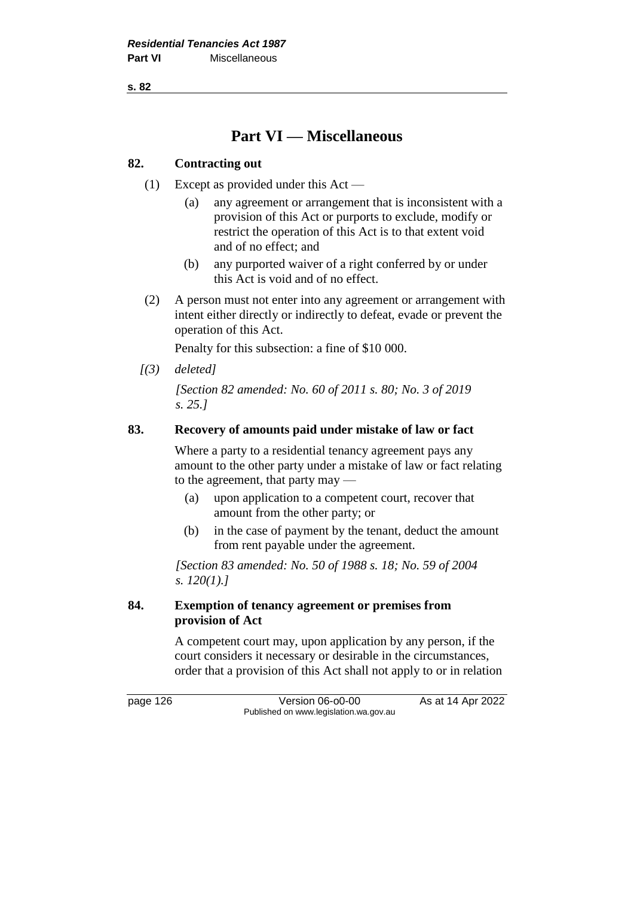# Part VI — Miscellaneous

## 82. Contracting out

(1) Except as provided under this Act —

- (a) any agreement or arrangement that is inconsistent with a provision of this Act or purports to exclude, modify or restrict the operation of this Act is to that extent void and of no effect; and
- (b) any purported waiver of a right conferred by or under this Act is void and of no effect.

(2) A person must not enter into any agreement or arrangement with intent either directly or indirectly to defeat, evade or prevent the operation of this Act.

Penalty for this subsection: a fine of $10 000.

*[(3) deleted]*

*[Section 82 amended: No. 60 of 2011 s. 80; No. 3 of 2019 s. 25.]*

## 83. Recovery of amounts paid under mistake of law or fact

Where a party to a residential tenancy agreement pays any amount to the other party under a mistake of law or fact relating to the agreement, that party may —

- (a) upon application to a competent court, recover that amount from the other party; or
- (b) in the case of payment by the tenant, deduct the amount from rent payable under the agreement.

*[Section 83 amended: No. 50 of 1988 s. 18; No. 59 of 2004 s. 120(1).]*

## 84. Exemption of tenancy agreement or premises from provision of Act

A competent court may, upon application by any person, if the court considers it necessary or desirable in the circumstances, order that a provision of this Act shall not apply to or in relation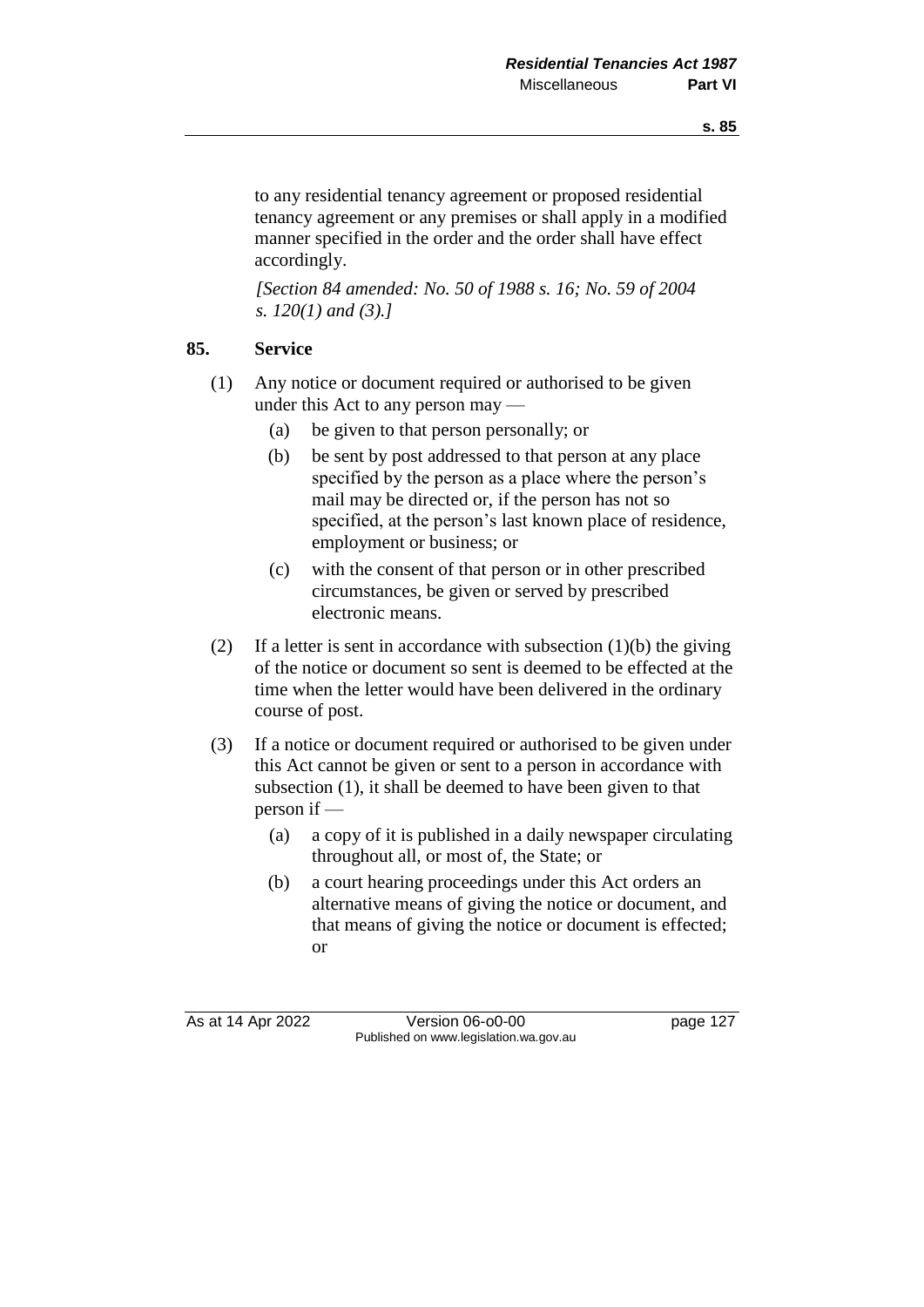to any residential tenancy agreement or proposed residential tenancy agreement or any premises or shall apply in a modified manner specified in the order and the order shall have effect accordingly.

*[Section 84 amended: No. 50 of 1988 s. 16; No. 59 of 2004 s. 120(1) and (3).]*

## 85. Service

(1) Any notice or document required or authorised to be given under this Act to any person may —

  (a) be given to that person personally; or

  (b) be sent by post addressed to that person at any place specified by the person as a place where the person's mail may be directed or, if the person has not so specified, at the person's last known place of residence, employment or business; or

  (c) with the consent of that person or in other prescribed circumstances, be given or served by prescribed electronic means.

(2) If a letter is sent in accordance with subsection (1)(b) the giving of the notice or document so sent is deemed to be effected at the time when the letter would have been delivered in the ordinary course of post.

(3) If a notice or document required or authorised to be given under this Act cannot be given or sent to a person in accordance with subsection (1), it shall be deemed to have been given to that person if —

  (a) a copy of it is published in a daily newspaper circulating throughout all, or most of, the State; or

  (b) a court hearing proceedings under this Act orders an alternative means of giving the notice or document, and that means of giving the notice or document is effected; or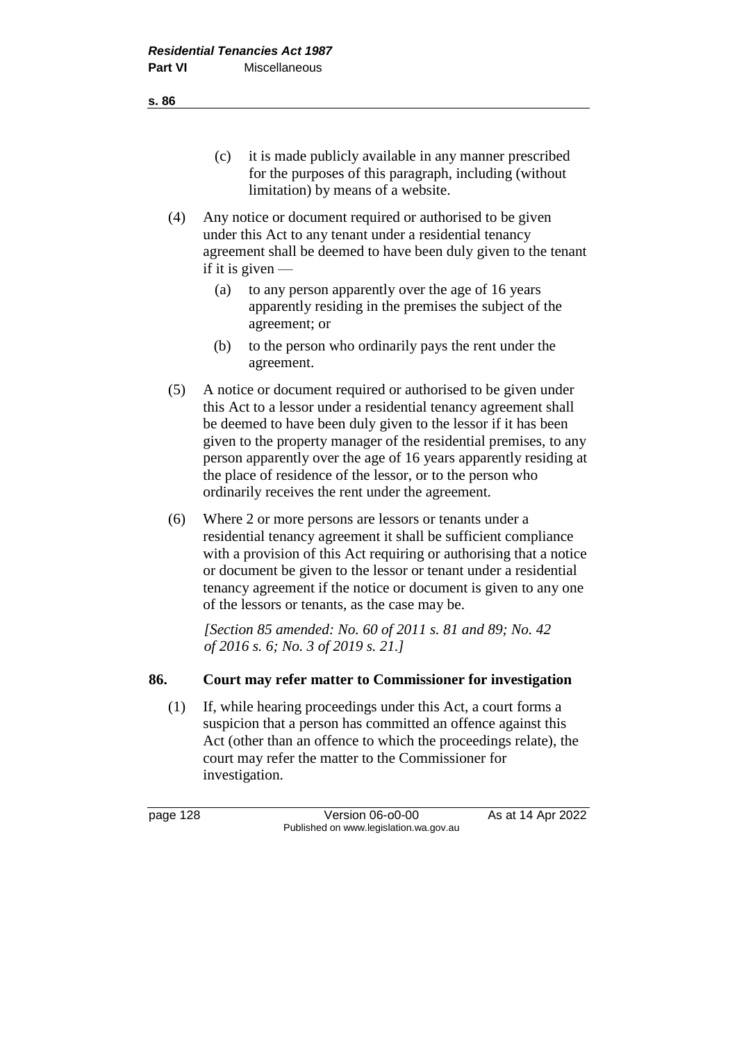(c) it is made publicly available in any manner prescribed for the purposes of this paragraph, including (without limitation) by means of a website.

(4) Any notice or document required or authorised to be given under this Act to any tenant under a residential tenancy agreement shall be deemed to have been duly given to the tenant if it is given —

(a) to any person apparently over the age of 16 years apparently residing in the premises the subject of the agreement; or

(b) to the person who ordinarily pays the rent under the agreement.

(5) A notice or document required or authorised to be given under this Act to a lessor under a residential tenancy agreement shall be deemed to have been duly given to the lessor if it has been given to the property manager of the residential premises, to any person apparently over the age of 16 years apparently residing at the place of residence of the lessor, or to the person who ordinarily receives the rent under the agreement.

(6) Where 2 or more persons are lessors or tenants under a residential tenancy agreement it shall be sufficient compliance with a provision of this Act requiring or authorising that a notice or document be given to the lessor or tenant under a residential tenancy agreement if the notice or document is given to any one of the lessors or tenants, as the case may be.

*[Section 85 amended: No. 60 of 2011 s. 81 and 89; No. 42 of 2016 s. 6; No. 3 of 2019 s. 21.]*

## 86. Court may refer matter to Commissioner for investigation

(1) If, while hearing proceedings under this Act, a court forms a suspicion that a person has committed an offence against this Act (other than an offence to which the proceedings relate), the court may refer the matter to the Commissioner for investigation.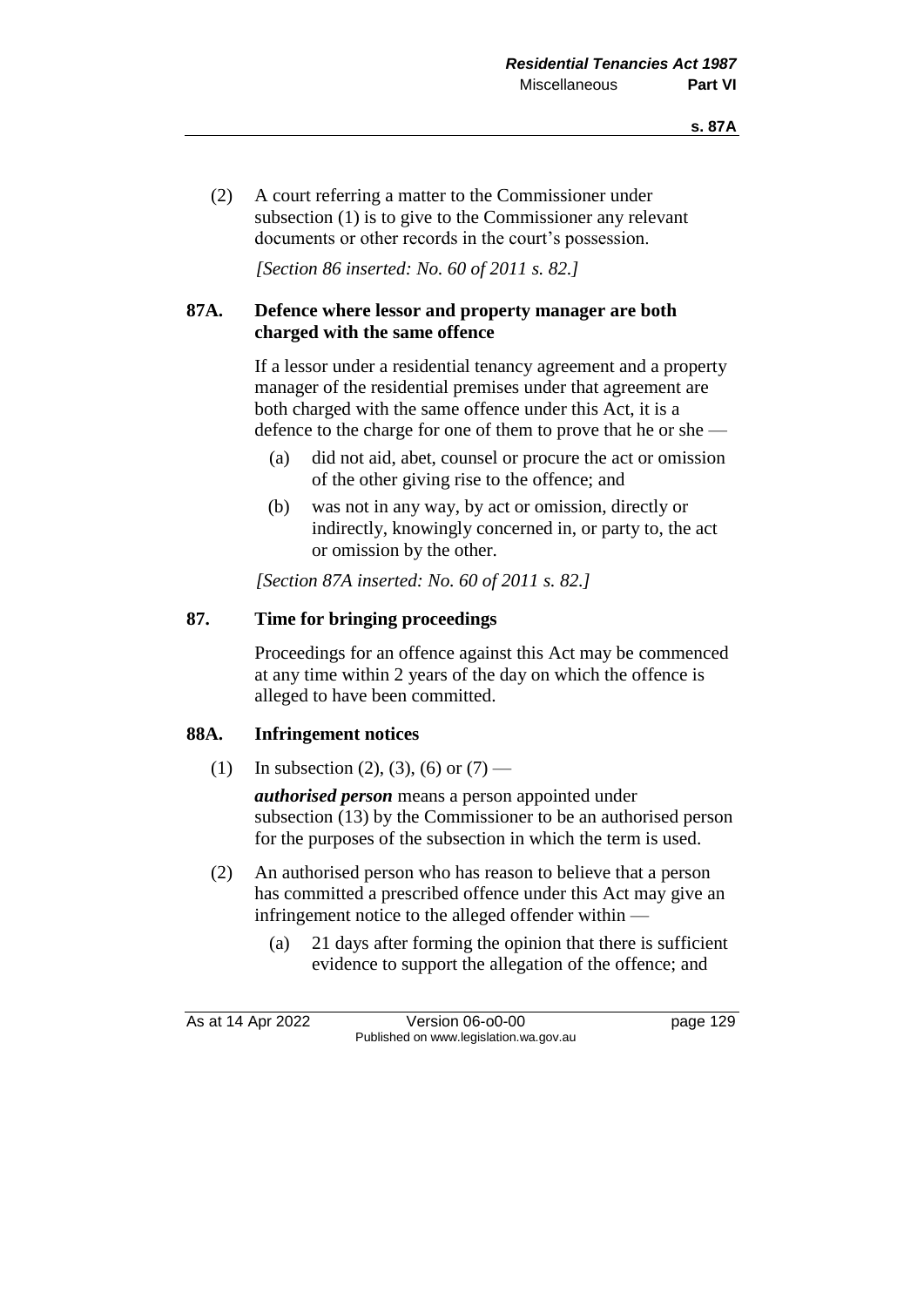(2) A court referring a matter to the Commissioner under subsection (1) is to give to the Commissioner any relevant documents or other records in the court's possession.

*[Section 86 inserted: No. 60 of 2011 s. 82.]*

### 87A. Defence where lessor and property manager are both charged with the same offence

If a lessor under a residential tenancy agreement and a property manager of the residential premises under that agreement are both charged with the same offence under this Act, it is a defence to the charge for one of them to prove that he or she —

- (a) did not aid, abet, counsel or procure the act or omission of the other giving rise to the offence; and
- (b) was not in any way, by act or omission, directly or indirectly, knowingly concerned in, or party to, the act or omission by the other.

*[Section 87A inserted: No. 60 of 2011 s. 82.]*

### 87. Time for bringing proceedings

Proceedings for an offence against this Act may be commenced at any time within 2 years of the day on which the offence is alleged to have been committed.

### 88A. Infringement notices

(1) In subsection (2), (3), (6) or (7) —

***authorised person*** means a person appointed under subsection (13) by the Commissioner to be an authorised person for the purposes of the subsection in which the term is used.

(2) An authorised person who has reason to believe that a person has committed a prescribed offence under this Act may give an infringement notice to the alleged offender within —

- (a) 21 days after forming the opinion that there is sufficient evidence to support the allegation of the offence; and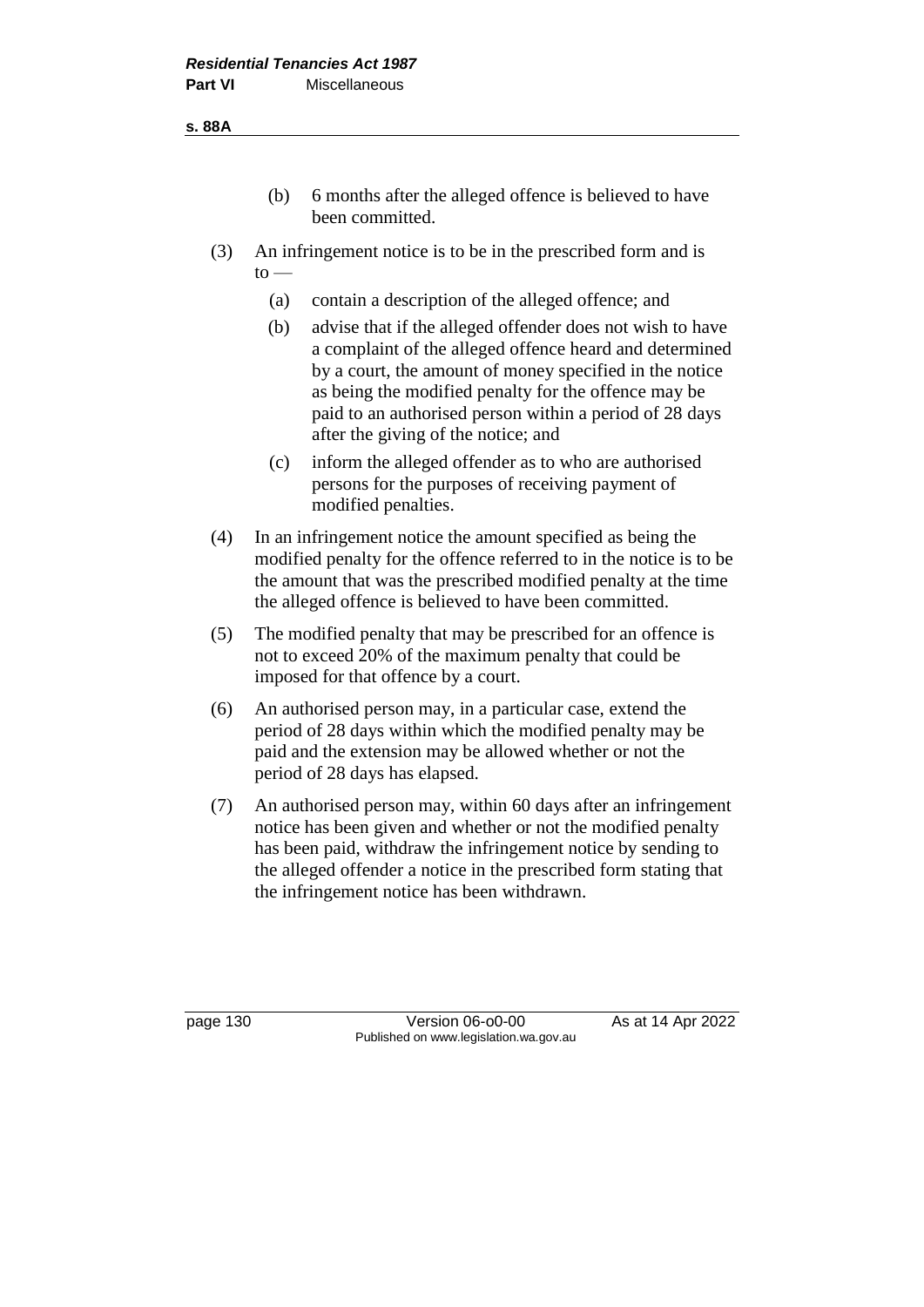(b) 6 months after the alleged offence is believed to have been committed.

(3) An infringement notice is to be in the prescribed form and is to —

(a) contain a description of the alleged offence; and

(b) advise that if the alleged offender does not wish to have a complaint of the alleged offence heard and determined by a court, the amount of money specified in the notice as being the modified penalty for the offence may be paid to an authorised person within a period of 28 days after the giving of the notice; and

(c) inform the alleged offender as to who are authorised persons for the purposes of receiving payment of modified penalties.

(4) In an infringement notice the amount specified as being the modified penalty for the offence referred to in the notice is to be the amount that was the prescribed modified penalty at the time the alleged offence is believed to have been committed.

(5) The modified penalty that may be prescribed for an offence is not to exceed 20% of the maximum penalty that could be imposed for that offence by a court.

(6) An authorised person may, in a particular case, extend the period of 28 days within which the modified penalty may be paid and the extension may be allowed whether or not the period of 28 days has elapsed.

(7) An authorised person may, within 60 days after an infringement notice has been given and whether or not the modified penalty has been paid, withdraw the infringement notice by sending to the alleged offender a notice in the prescribed form stating that the infringement notice has been withdrawn.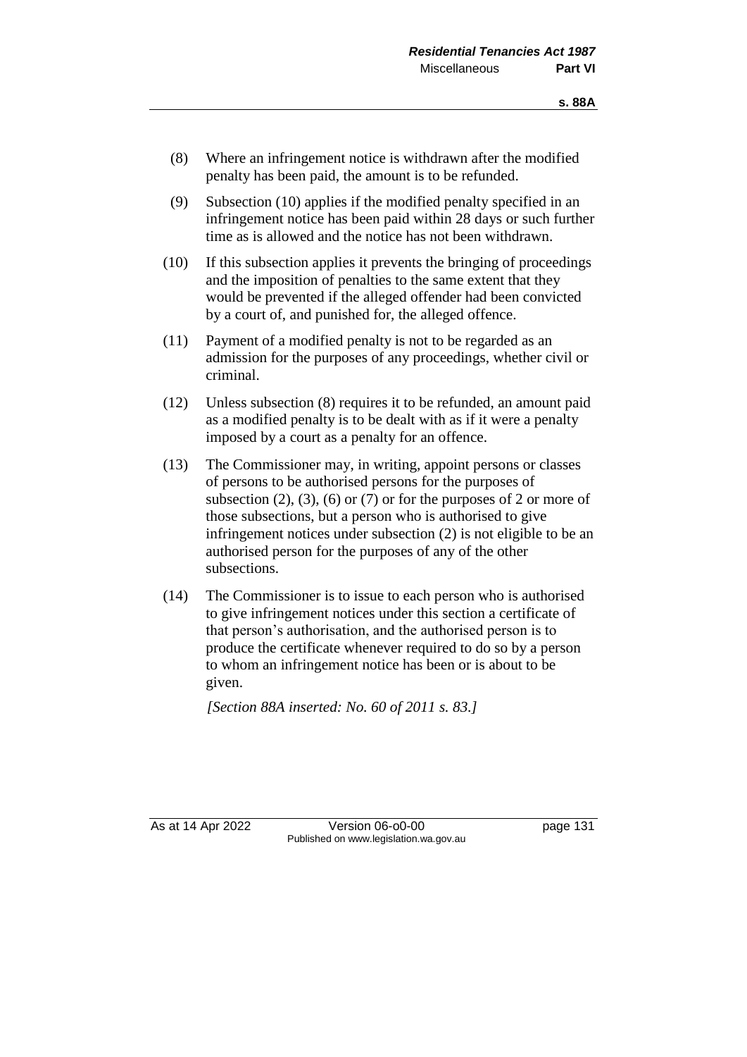(8) Where an infringement notice is withdrawn after the modified penalty has been paid, the amount is to be refunded.

(9) Subsection (10) applies if the modified penalty specified in an infringement notice has been paid within 28 days or such further time as is allowed and the notice has not been withdrawn.

(10) If this subsection applies it prevents the bringing of proceedings and the imposition of penalties to the same extent that they would be prevented if the alleged offender had been convicted by a court of, and punished for, the alleged offence.

(11) Payment of a modified penalty is not to be regarded as an admission for the purposes of any proceedings, whether civil or criminal.

(12) Unless subsection (8) requires it to be refunded, an amount paid as a modified penalty is to be dealt with as if it were a penalty imposed by a court as a penalty for an offence.

(13) The Commissioner may, in writing, appoint persons or classes of persons to be authorised persons for the purposes of subsection (2), (3), (6) or (7) or for the purposes of 2 or more of those subsections, but a person who is authorised to give infringement notices under subsection (2) is not eligible to be an authorised person for the purposes of any of the other subsections.

(14) The Commissioner is to issue to each person who is authorised to give infringement notices under this section a certificate of that person's authorisation, and the authorised person is to produce the certificate whenever required to do so by a person to whom an infringement notice has been or is about to be given.

*[Section 88A inserted: No. 60 of 2011 s. 83.]*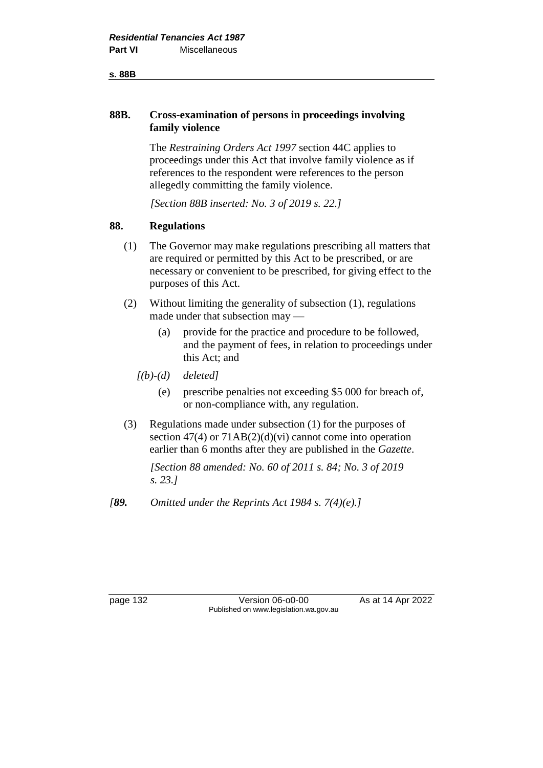### 88B. Cross-examination of persons in proceedings involving family violence

The *Restraining Orders Act 1997* section 44C applies to proceedings under this Act that involve family violence as if references to the respondent were references to the person allegedly committing the family violence.

*[Section 88B inserted: No. 3 of 2019 s. 22.]*

### 88. Regulations

(1) The Governor may make regulations prescribing all matters that are required or permitted by this Act to be prescribed, or are necessary or convenient to be prescribed, for giving effect to the purposes of this Act.

(2) Without limiting the generality of subsection (1), regulations made under that subsection may —

- (a) provide for the practice and procedure to be followed, and the payment of fees, in relation to proceedings under this Act; and
- *[(b)-(d) deleted]*
- (e) prescribe penalties not exceeding $5 000 for breach of, or non-compliance with, any regulation.

(3) Regulations made under subsection (1) for the purposes of section 47(4) or 71AB(2)(d)(vi) cannot come into operation earlier than 6 months after they are published in the *Gazette*.

*[Section 88 amended: No. 60 of 2011 s. 84; No. 3 of 2019 s. 23.]*

*[**89.** Omitted under the Reprints Act 1984 s. 7(4)(e).]*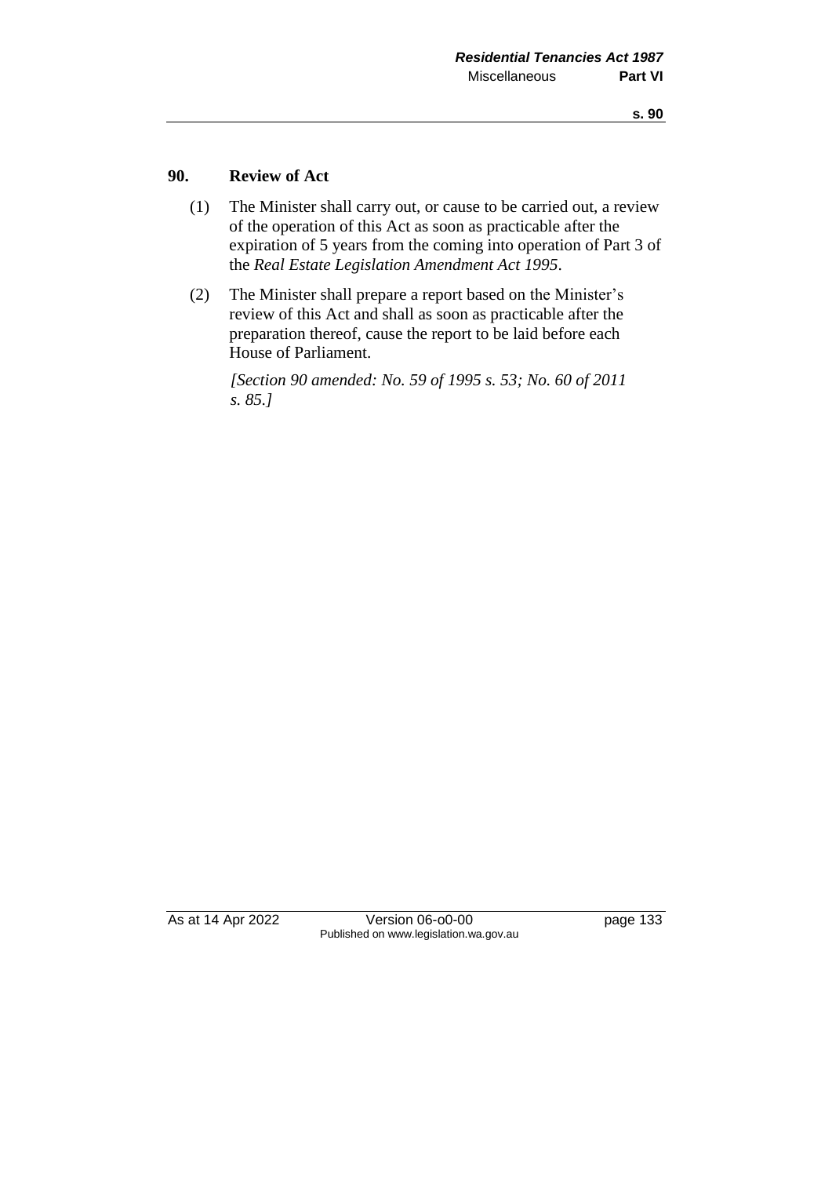## 90. Review of Act

(1) The Minister shall carry out, or cause to be carried out, a review of the operation of this Act as soon as practicable after the expiration of 5 years from the coming into operation of Part 3 of the *Real Estate Legislation Amendment Act 1995*.

(2) The Minister shall prepare a report based on the Minister's review of this Act and shall as soon as practicable after the preparation thereof, cause the report to be laid before each House of Parliament.

*[Section 90 amended: No. 59 of 1995 s. 53; No. 60 of 2011 s. 85.]*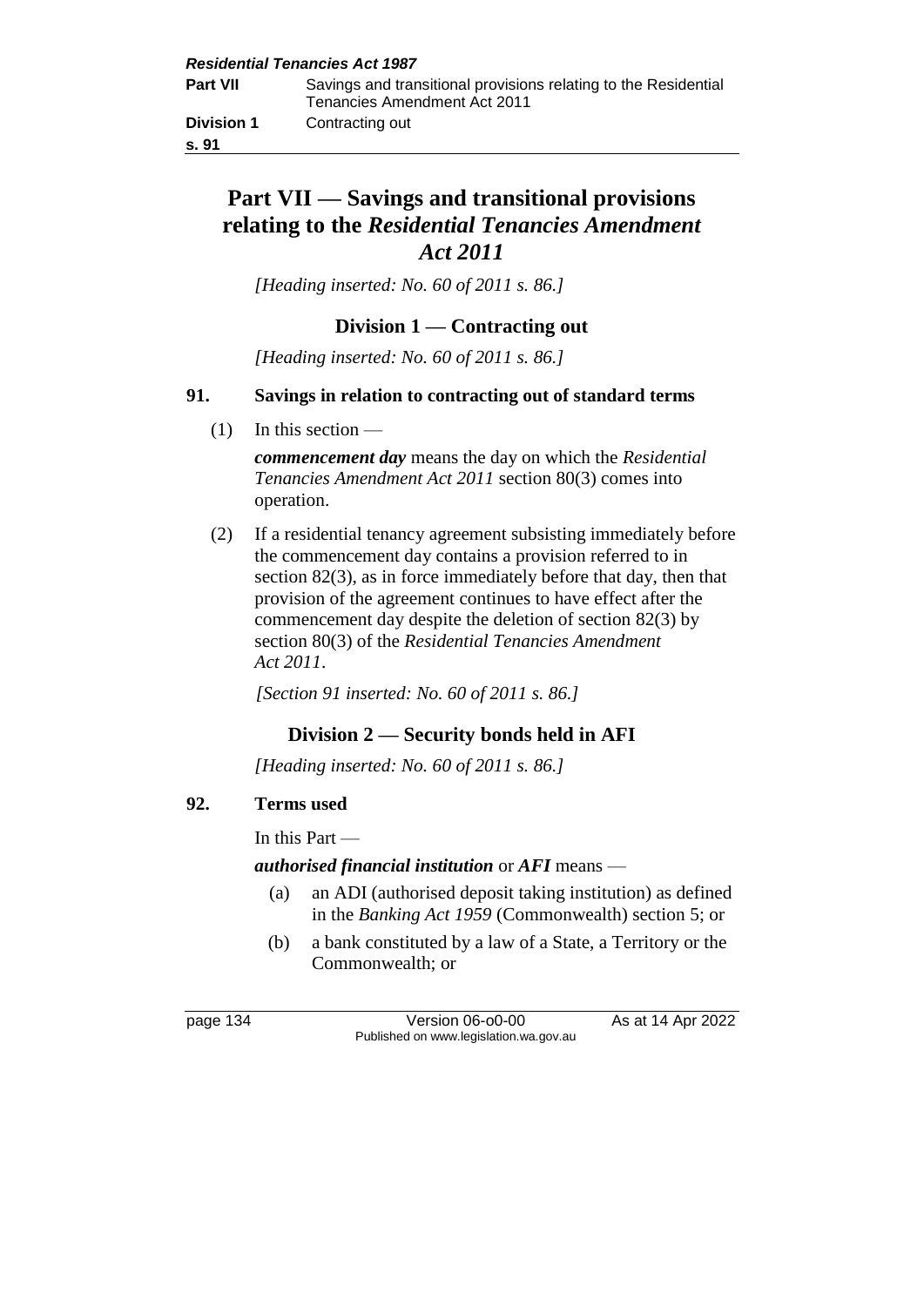# Part VII — Savings and transitional provisions relating to the *Residential Tenancies Amendment Act 2011*

*[Heading inserted: No. 60 of 2011 s. 86.]*

## Division 1 — Contracting out

*[Heading inserted: No. 60 of 2011 s. 86.]*

### 91. Savings in relation to contracting out of standard terms

(1) In this section —

***commencement day*** means the day on which the *Residential Tenancies Amendment Act 2011* section 80(3) comes into operation.

(2) If a residential tenancy agreement subsisting immediately before the commencement day contains a provision referred to in section 82(3), as in force immediately before that day, then that provision of the agreement continues to have effect after the commencement day despite the deletion of section 82(3) by section 80(3) of the *Residential Tenancies Amendment Act 2011*.

*[Section 91 inserted: No. 60 of 2011 s. 86.]*

## Division 2 — Security bonds held in AFI

*[Heading inserted: No. 60 of 2011 s. 86.]*

### 92. Terms used

In this Part —

***authorised financial institution*** or ***AFI*** means —

(a) an ADI (authorised deposit taking institution) as defined in the *Banking Act 1959* (Commonwealth) section 5; or

(b) a bank constituted by a law of a State, a Territory or the Commonwealth; or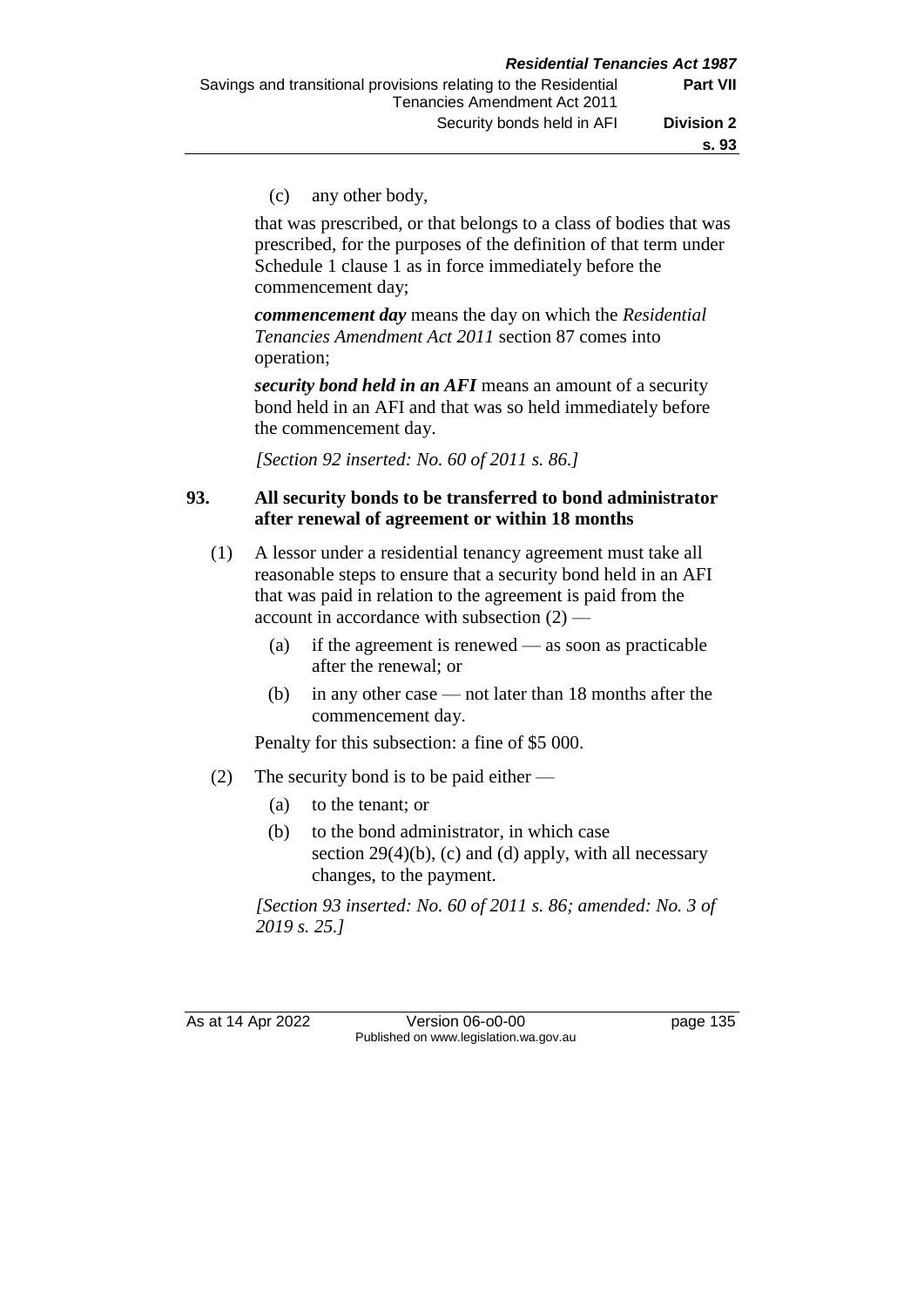(c) any other body,

that was prescribed, or that belongs to a class of bodies that was prescribed, for the purposes of the definition of that term under Schedule 1 clause 1 as in force immediately before the commencement day;

***commencement day*** means the day on which the *Residential Tenancies Amendment Act 2011* section 87 comes into operation;

***security bond held in an AFI*** means an amount of a security bond held in an AFI and that was so held immediately before the commencement day.

*[Section 92 inserted: No. 60 of 2011 s. 86.]*

### 93. All security bonds to be transferred to bond administrator after renewal of agreement or within 18 months

(1) A lessor under a residential tenancy agreement must take all reasonable steps to ensure that a security bond held in an AFI that was paid in relation to the agreement is paid from the account in accordance with subsection (2) —

(a) if the agreement is renewed — as soon as practicable after the renewal; or

(b) in any other case — not later than 18 months after the commencement day.

Penalty for this subsection: a fine of $5 000.

(2) The security bond is to be paid either —

(a) to the tenant; or

(b) to the bond administrator, in which case section 29(4)(b), (c) and (d) apply, with all necessary changes, to the payment.

*[Section 93 inserted: No. 60 of 2011 s. 86; amended: No. 3 of 2019 s. 25.]*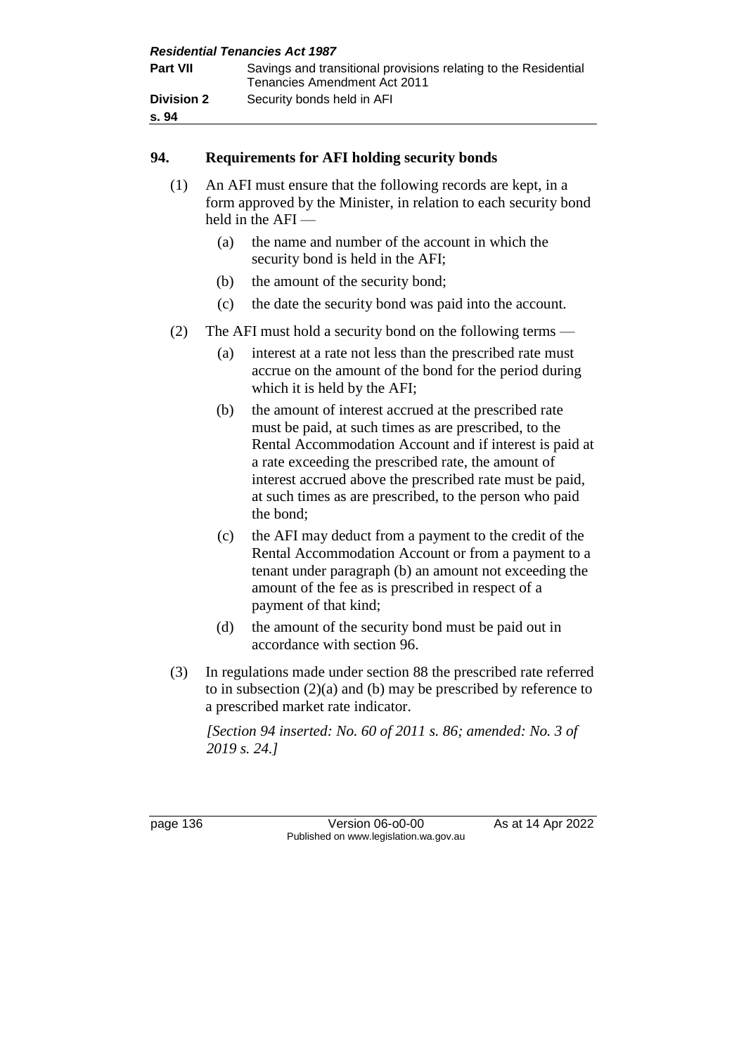## 94. Requirements for AFI holding security bonds

(1) An AFI must ensure that the following records are kept, in a form approved by the Minister, in relation to each security bond held in the AFI —

(a) the name and number of the account in which the security bond is held in the AFI;

(b) the amount of the security bond;

(c) the date the security bond was paid into the account.

(2) The AFI must hold a security bond on the following terms —

(a) interest at a rate not less than the prescribed rate must accrue on the amount of the bond for the period during which it is held by the AFI;

(b) the amount of interest accrued at the prescribed rate must be paid, at such times as are prescribed, to the Rental Accommodation Account and if interest is paid at a rate exceeding the prescribed rate, the amount of interest accrued above the prescribed rate must be paid, at such times as are prescribed, to the person who paid the bond;

(c) the AFI may deduct from a payment to the credit of the Rental Accommodation Account or from a payment to a tenant under paragraph (b) an amount not exceeding the amount of the fee as is prescribed in respect of a payment of that kind;

(d) the amount of the security bond must be paid out in accordance with section 96.

(3) In regulations made under section 88 the prescribed rate referred to in subsection (2)(a) and (b) may be prescribed by reference to a prescribed market rate indicator.

*[Section 94 inserted: No. 60 of 2011 s. 86; amended: No. 3 of 2019 s. 24.]*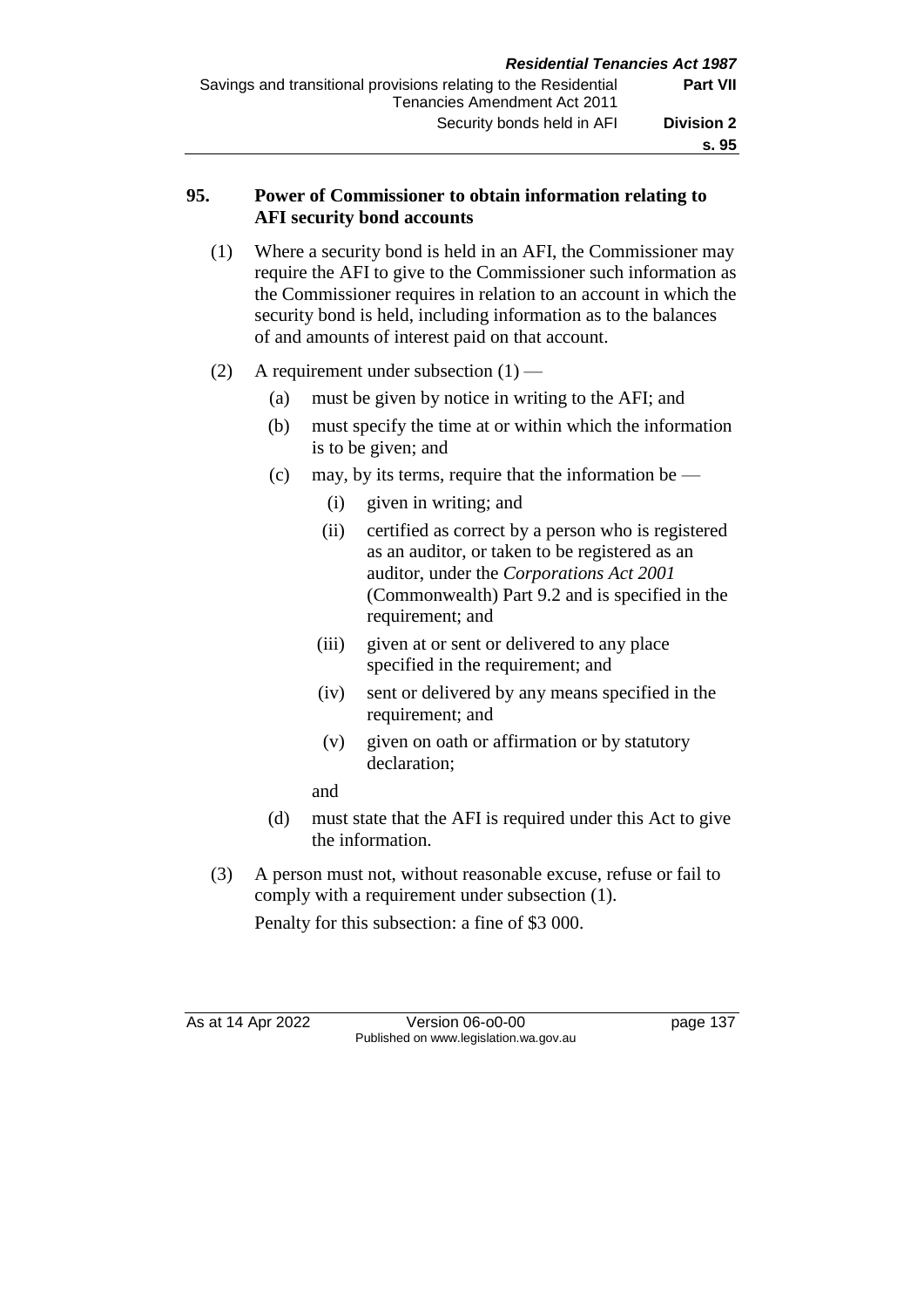## 95. Power of Commissioner to obtain information relating to AFI security bond accounts

(1) Where a security bond is held in an AFI, the Commissioner may require the AFI to give to the Commissioner such information as the Commissioner requires in relation to an account in which the security bond is held, including information as to the balances of and amounts of interest paid on that account.

(2) A requirement under subsection (1) —

- (a) must be given by notice in writing to the AFI; and
- (b) must specify the time at or within which the information is to be given; and
- (c) may, by its terms, require that the information be —
  - (i) given in writing; and
  - (ii) certified as correct by a person who is registered as an auditor, or taken to be registered as an auditor, under the *Corporations Act 2001* (Commonwealth) Part 9.2 and is specified in the requirement; and
  - (iii) given at or sent or delivered to any place specified in the requirement; and
  - (iv) sent or delivered by any means specified in the requirement; and
  - (v) given on oath or affirmation or by statutory declaration;

  and
- (d) must state that the AFI is required under this Act to give the information.

(3) A person must not, without reasonable excuse, refuse or fail to comply with a requirement under subsection (1).

Penalty for this subsection: a fine of $3 000.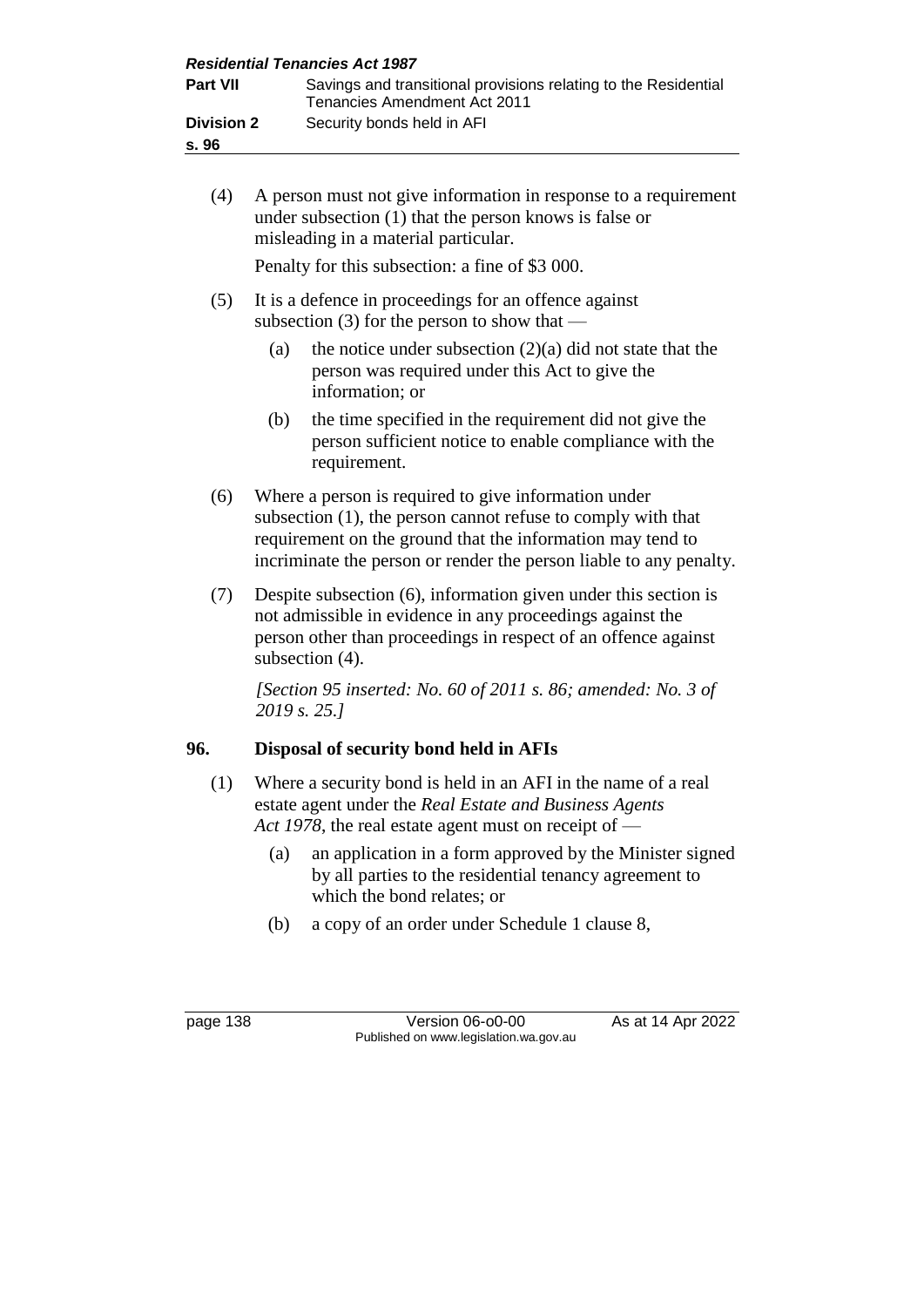(4) A person must not give information in response to a requirement under subsection (1) that the person knows is false or misleading in a material particular.

Penalty for this subsection: a fine of $3 000.

(5) It is a defence in proceedings for an offence against subsection (3) for the person to show that —

(a) the notice under subsection (2)(a) did not state that the person was required under this Act to give the information; or

(b) the time specified in the requirement did not give the person sufficient notice to enable compliance with the requirement.

(6) Where a person is required to give information under subsection (1), the person cannot refuse to comply with that requirement on the ground that the information may tend to incriminate the person or render the person liable to any penalty.

(7) Despite subsection (6), information given under this section is not admissible in evidence in any proceedings against the person other than proceedings in respect of an offence against subsection (4).

*[Section 95 inserted: No. 60 of 2011 s. 86; amended: No. 3 of 2019 s. 25.]*

## 96. Disposal of security bond held in AFIs

(1) Where a security bond is held in an AFI in the name of a real estate agent under the *Real Estate and Business Agents Act 1978*, the real estate agent must on receipt of —

(a) an application in a form approved by the Minister signed by all parties to the residential tenancy agreement to which the bond relates; or

(b) a copy of an order under Schedule 1 clause 8,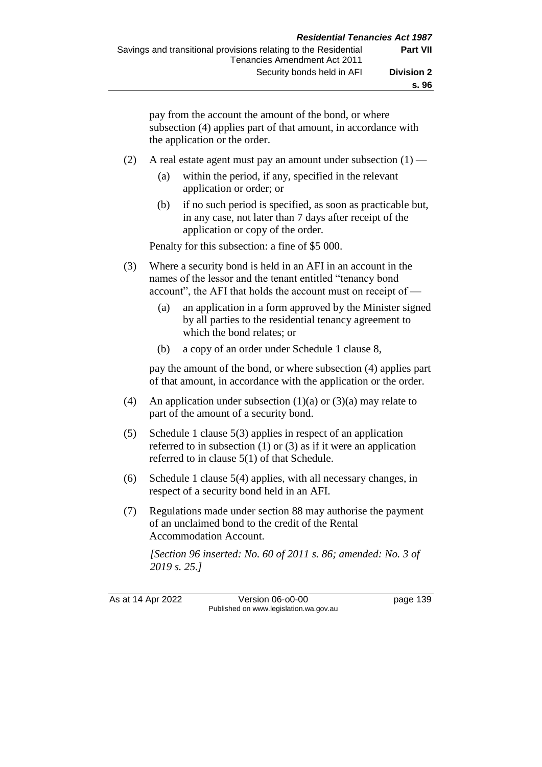pay from the account the amount of the bond, or where subsection (4) applies part of that amount, in accordance with the application or the order.

(2) A real estate agent must pay an amount under subsection (1) —

(a) within the period, if any, specified in the relevant application or order; or

(b) if no such period is specified, as soon as practicable but, in any case, not later than 7 days after receipt of the application or copy of the order.

Penalty for this subsection: a fine of $5 000.

(3) Where a security bond is held in an AFI in an account in the names of the lessor and the tenant entitled "tenancy bond account", the AFI that holds the account must on receipt of —

(a) an application in a form approved by the Minister signed by all parties to the residential tenancy agreement to which the bond relates; or

(b) a copy of an order under Schedule 1 clause 8,

pay the amount of the bond, or where subsection (4) applies part of that amount, in accordance with the application or the order.

(4) An application under subsection (1)(a) or (3)(a) may relate to part of the amount of a security bond.

(5) Schedule 1 clause 5(3) applies in respect of an application referred to in subsection (1) or (3) as if it were an application referred to in clause 5(1) of that Schedule.

(6) Schedule 1 clause 5(4) applies, with all necessary changes, in respect of a security bond held in an AFI.

(7) Regulations made under section 88 may authorise the payment of an unclaimed bond to the credit of the Rental Accommodation Account.

*[Section 96 inserted: No. 60 of 2011 s. 86; amended: No. 3 of 2019 s. 25.]*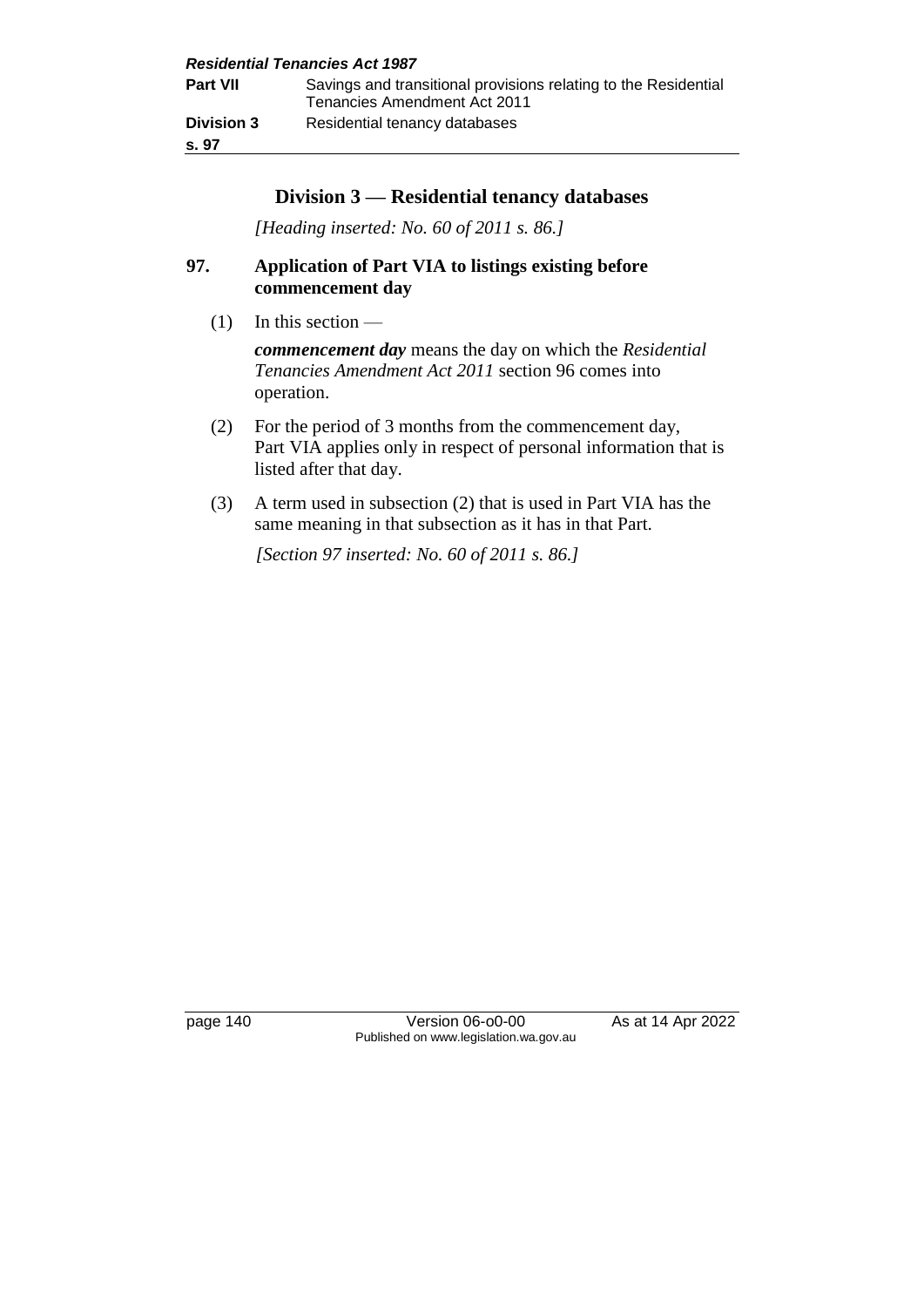## Division 3 — Residential tenancy databases

*[Heading inserted: No. 60 of 2011 s. 86.]*

### 97. Application of Part VIA to listings existing before commencement day

(1) In this section —

***commencement day*** means the day on which the *Residential Tenancies Amendment Act 2011* section 96 comes into operation.

(2) For the period of 3 months from the commencement day, Part VIA applies only in respect of personal information that is listed after that day.

(3) A term used in subsection (2) that is used in Part VIA has the same meaning in that subsection as it has in that Part.

*[Section 97 inserted: No. 60 of 2011 s. 86.]*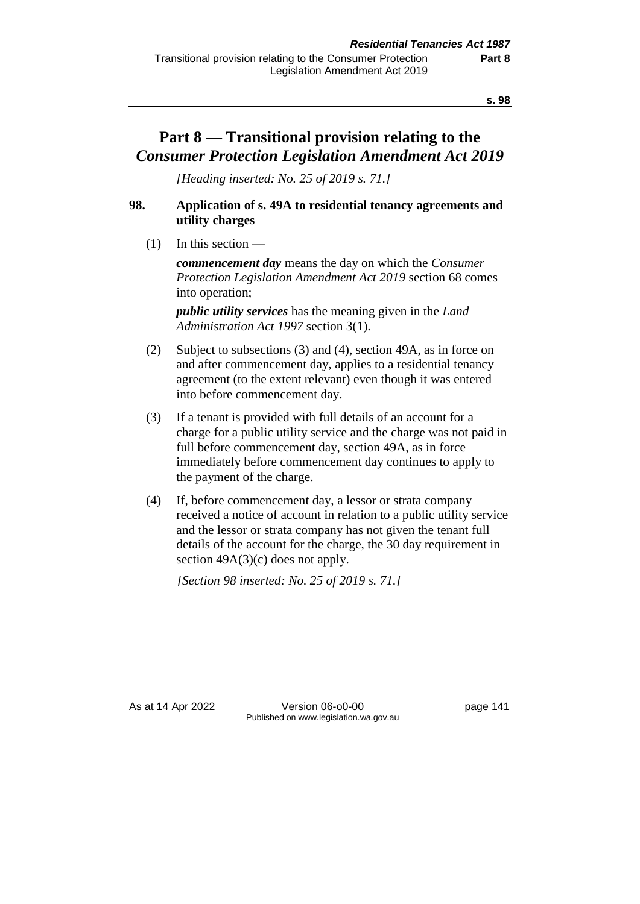# Part 8 — Transitional provision relating to the *Consumer Protection Legislation Amendment Act 2019*

*[Heading inserted: No. 25 of 2019 s. 71.]*

### 98. Application of s. 49A to residential tenancy agreements and utility charges

(1) In this section —

***commencement day*** means the day on which the *Consumer Protection Legislation Amendment Act 2019* section 68 comes into operation;

***public utility services*** has the meaning given in the *Land Administration Act 1997* section 3(1).

(2) Subject to subsections (3) and (4), section 49A, as in force on and after commencement day, applies to a residential tenancy agreement (to the extent relevant) even though it was entered into before commencement day.

(3) If a tenant is provided with full details of an account for a charge for a public utility service and the charge was not paid in full before commencement day, section 49A, as in force immediately before commencement day continues to apply to the payment of the charge.

(4) If, before commencement day, a lessor or strata company received a notice of account in relation to a public utility service and the lessor or strata company has not given the tenant full details of the account for the charge, the 30 day requirement in section 49A(3)(c) does not apply.

*[Section 98 inserted: No. 25 of 2019 s. 71.]*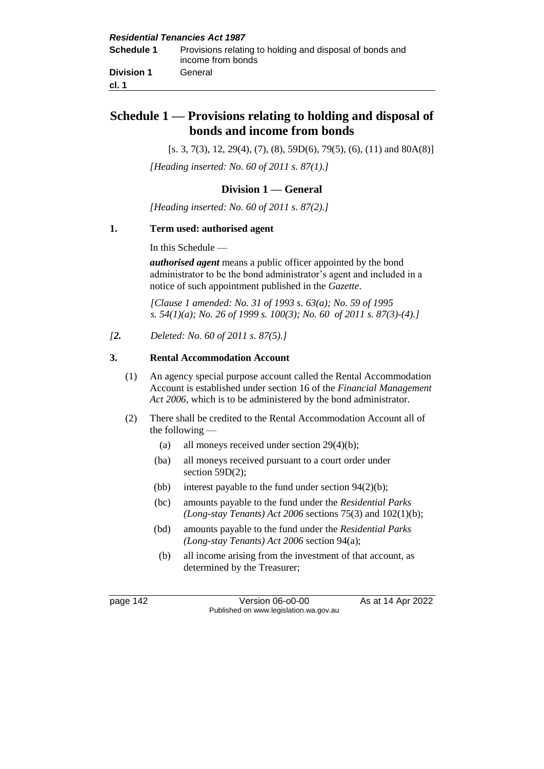# Schedule 1 — Provisions relating to holding and disposal of bonds and income from bonds

[s. 3, 7(3), 12, 29(4), (7), (8), 59D(6), 79(5), (6), (11) and 80A(8)]

*[Heading inserted: No. 60 of 2011 s. 87(1).]*

## Division 1 — General

*[Heading inserted: No. 60 of 2011 s. 87(2).]*

### 1. Term used: authorised agent

In this Schedule —

***authorised agent*** means a public officer appointed by the bond administrator to be the bond administrator's agent and included in a notice of such appointment published in the *Gazette*.

*[Clause 1 amended: No. 31 of 1993 s. 63(a); No. 59 of 1995 s. 54(1)(a); No. 26 of 1999 s. 100(3); No. 60 of 2011 s. 87(3)-(4).]*

*[**2.** Deleted: No. 60 of 2011 s. 87(5).]*

### 3. Rental Accommodation Account

(1) An agency special purpose account called the Rental Accommodation Account is established under section 16 of the *Financial Management Act 2006*, which is to be administered by the bond administrator.

(2) There shall be credited to the Rental Accommodation Account all of the following —

- (a) all moneys received under section 29(4)(b);
- (ba) all moneys received pursuant to a court order under section 59D(2);
- (bb) interest payable to the fund under section 94(2)(b);
- (bc) amounts payable to the fund under the *Residential Parks (Long-stay Tenants) Act 2006* sections 75(3) and 102(1)(b);
- (bd) amounts payable to the fund under the *Residential Parks (Long-stay Tenants) Act 2006* section 94(a);
- (b) all income arising from the investment of that account, as determined by the Treasurer;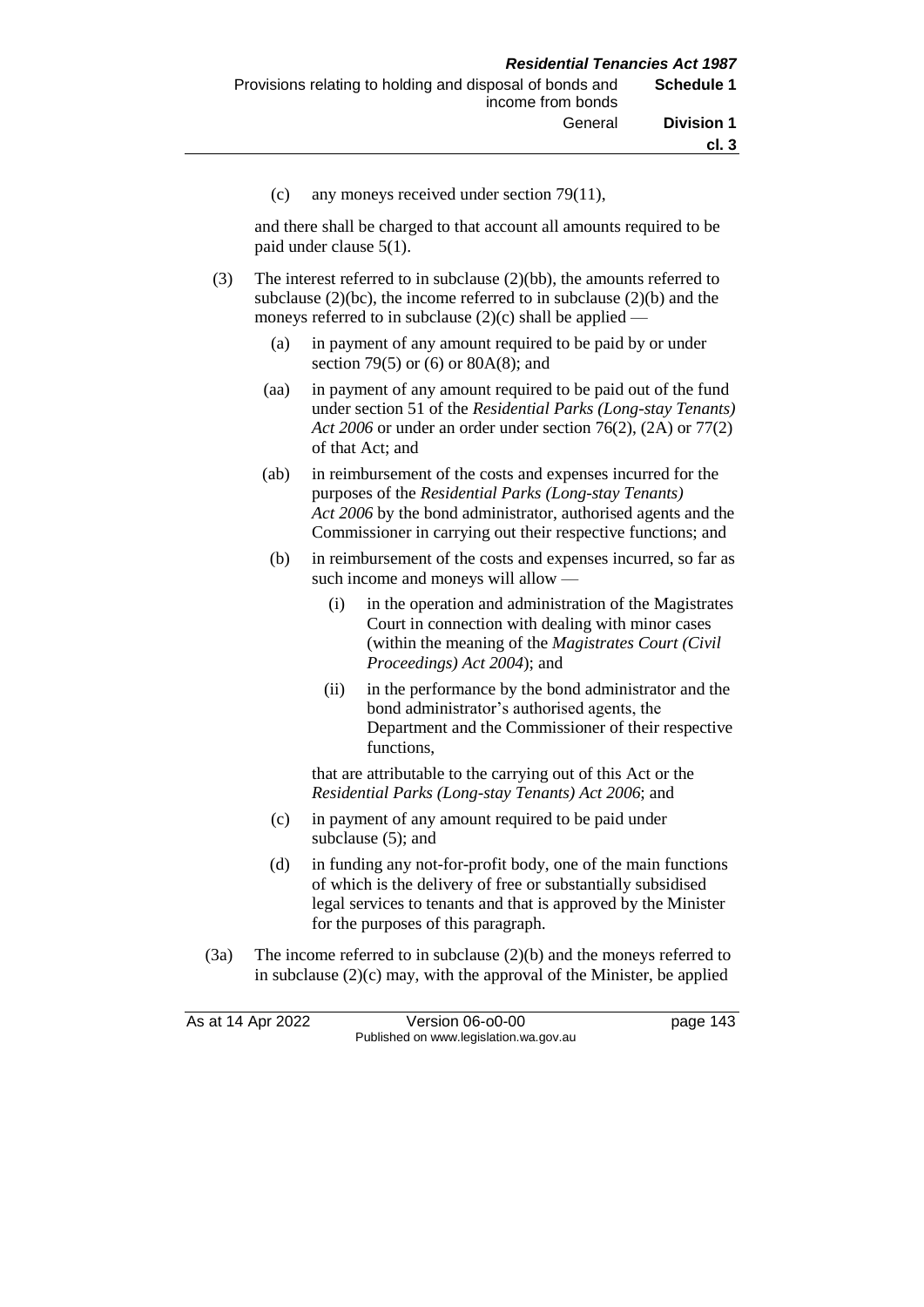(c) any moneys received under section 79(11),

and there shall be charged to that account all amounts required to be paid under clause 5(1).

(3) The interest referred to in subclause (2)(bb), the amounts referred to subclause (2)(bc), the income referred to in subclause (2)(b) and the moneys referred to in subclause (2)(c) shall be applied —

(a) in payment of any amount required to be paid by or under section 79(5) or (6) or 80A(8); and

(aa) in payment of any amount required to be paid out of the fund under section 51 of the *Residential Parks (Long-stay Tenants) Act 2006* or under an order under section 76(2), (2A) or 77(2) of that Act; and

(ab) in reimbursement of the costs and expenses incurred for the purposes of the *Residential Parks (Long-stay Tenants) Act 2006* by the bond administrator, authorised agents and the Commissioner in carrying out their respective functions; and

(b) in reimbursement of the costs and expenses incurred, so far as such income and moneys will allow —

(i) in the operation and administration of the Magistrates Court in connection with dealing with minor cases (within the meaning of the *Magistrates Court (Civil Proceedings) Act 2004*); and

(ii) in the performance by the bond administrator and the bond administrator's authorised agents, the Department and the Commissioner of their respective functions,

that are attributable to the carrying out of this Act or the *Residential Parks (Long-stay Tenants) Act 2006*; and

(c) in payment of any amount required to be paid under subclause (5); and

(d) in funding any not-for-profit body, one of the main functions of which is the delivery of free or substantially subsidised legal services to tenants and that is approved by the Minister for the purposes of this paragraph.

(3a) The income referred to in subclause (2)(b) and the moneys referred to in subclause (2)(c) may, with the approval of the Minister, be applied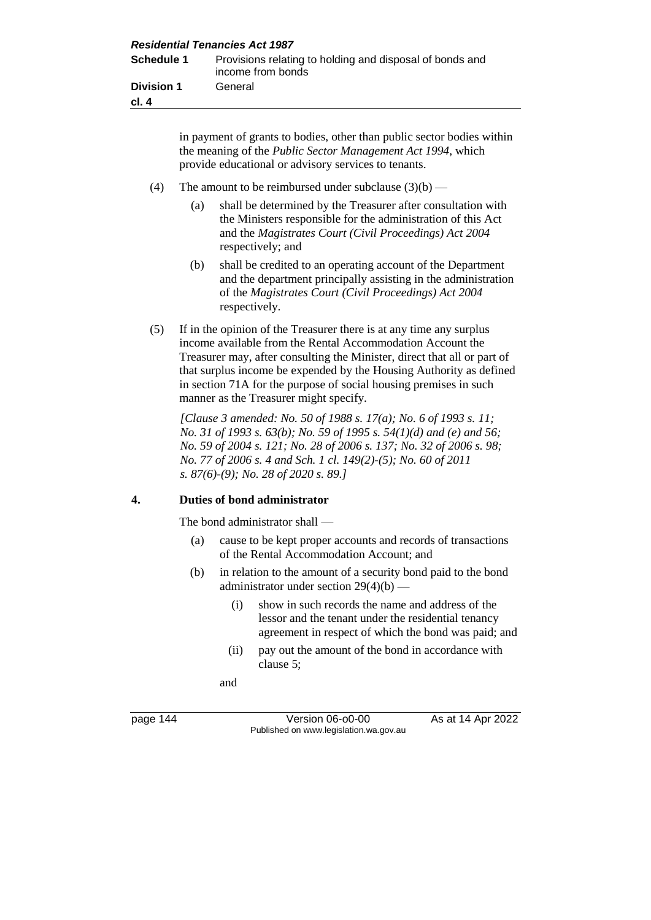in payment of grants to bodies, other than public sector bodies within the meaning of the *Public Sector Management Act 1994*, which provide educational or advisory services to tenants.

(4) The amount to be reimbursed under subclause (3)(b) —

  (a) shall be determined by the Treasurer after consultation with the Ministers responsible for the administration of this Act and the *Magistrates Court (Civil Proceedings) Act 2004* respectively; and

  (b) shall be credited to an operating account of the Department and the department principally assisting in the administration of the *Magistrates Court (Civil Proceedings) Act 2004* respectively.

(5) If in the opinion of the Treasurer there is at any time any surplus income available from the Rental Accommodation Account the Treasurer may, after consulting the Minister, direct that all or part of that surplus income be expended by the Housing Authority as defined in section 71A for the purpose of social housing premises in such manner as the Treasurer might specify.

*[Clause 3 amended: No. 50 of 1988 s. 17(a); No. 6 of 1993 s. 11; No. 31 of 1993 s. 63(b); No. 59 of 1995 s. 54(1)(d) and (e) and 56; No. 59 of 2004 s. 121; No. 28 of 2006 s. 137; No. 32 of 2006 s. 98; No. 77 of 2006 s. 4 and Sch. 1 cl. 149(2)-(5); No. 60 of 2011 s. 87(6)-(9); No. 28 of 2020 s. 89.]*

## 4. Duties of bond administrator

The bond administrator shall —

  (a) cause to be kept proper accounts and records of transactions of the Rental Accommodation Account; and

  (b) in relation to the amount of a security bond paid to the bond administrator under section 29(4)(b) —

    (i) show in such records the name and address of the lessor and the tenant under the residential tenancy agreement in respect of which the bond was paid; and

    (ii) pay out the amount of the bond in accordance with clause 5;

  and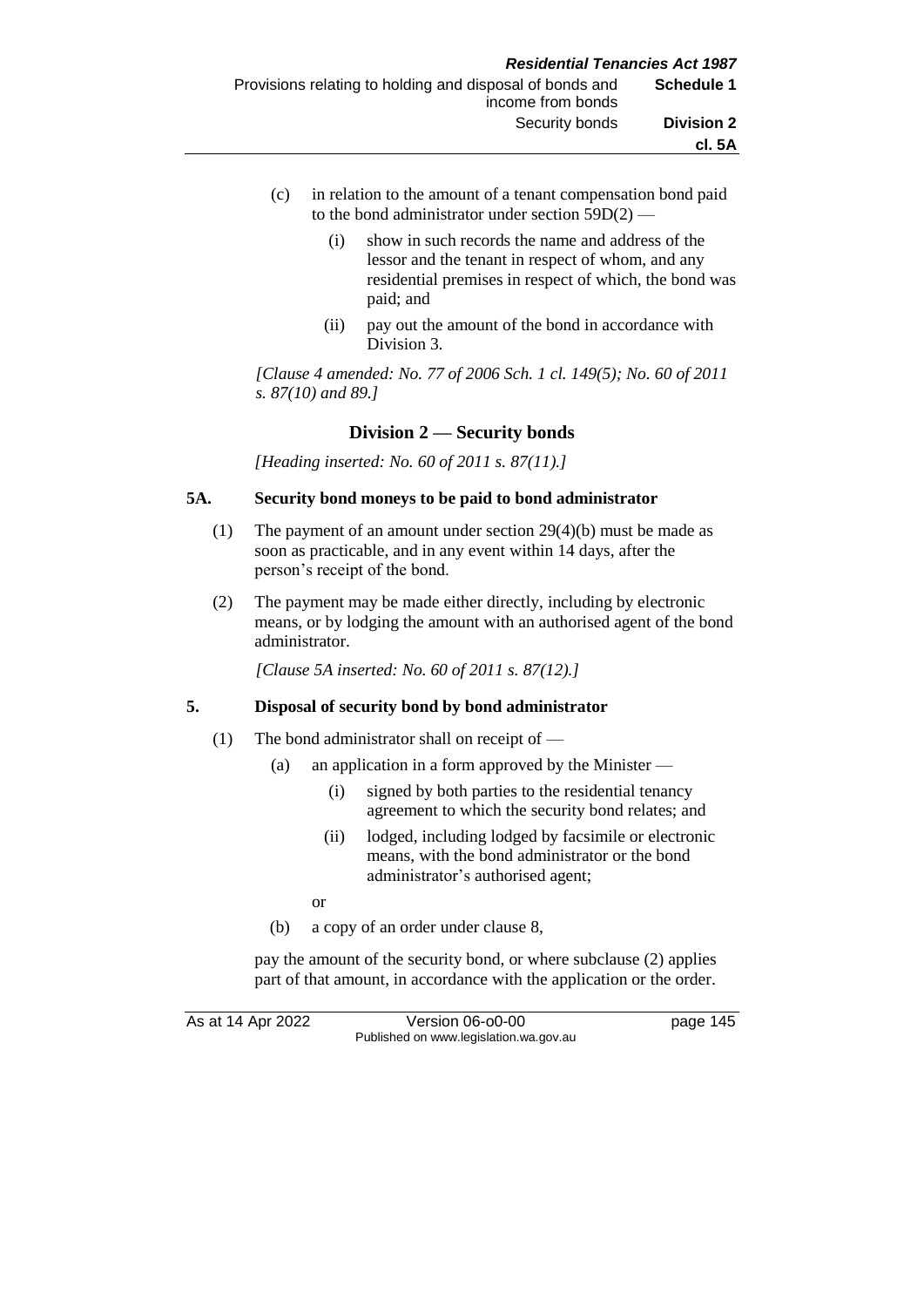(c) in relation to the amount of a tenant compensation bond paid to the bond administrator under section 59D(2) —

  (i) show in such records the name and address of the lessor and the tenant in respect of whom, and any residential premises in respect of which, the bond was paid; and

  (ii) pay out the amount of the bond in accordance with Division 3.

*[Clause 4 amended: No. 77 of 2006 Sch. 1 cl. 149(5); No. 60 of 2011 s. 87(10) and 89.]*

## Division 2 — Security bonds

*[Heading inserted: No. 60 of 2011 s. 87(11).]*

### 5A. Security bond moneys to be paid to bond administrator

(1) The payment of an amount under section 29(4)(b) must be made as soon as practicable, and in any event within 14 days, after the person's receipt of the bond.

(2) The payment may be made either directly, including by electronic means, or by lodging the amount with an authorised agent of the bond administrator.

*[Clause 5A inserted: No. 60 of 2011 s. 87(12).]*

### 5. Disposal of security bond by bond administrator

(1) The bond administrator shall on receipt of —

  (a) an application in a form approved by the Minister —

    (i) signed by both parties to the residential tenancy agreement to which the security bond relates; and

    (ii) lodged, including lodged by facsimile or electronic means, with the bond administrator or the bond administrator's authorised agent;

  or

  (b) a copy of an order under clause 8,

pay the amount of the security bond, or where subclause (2) applies part of that amount, in accordance with the application or the order.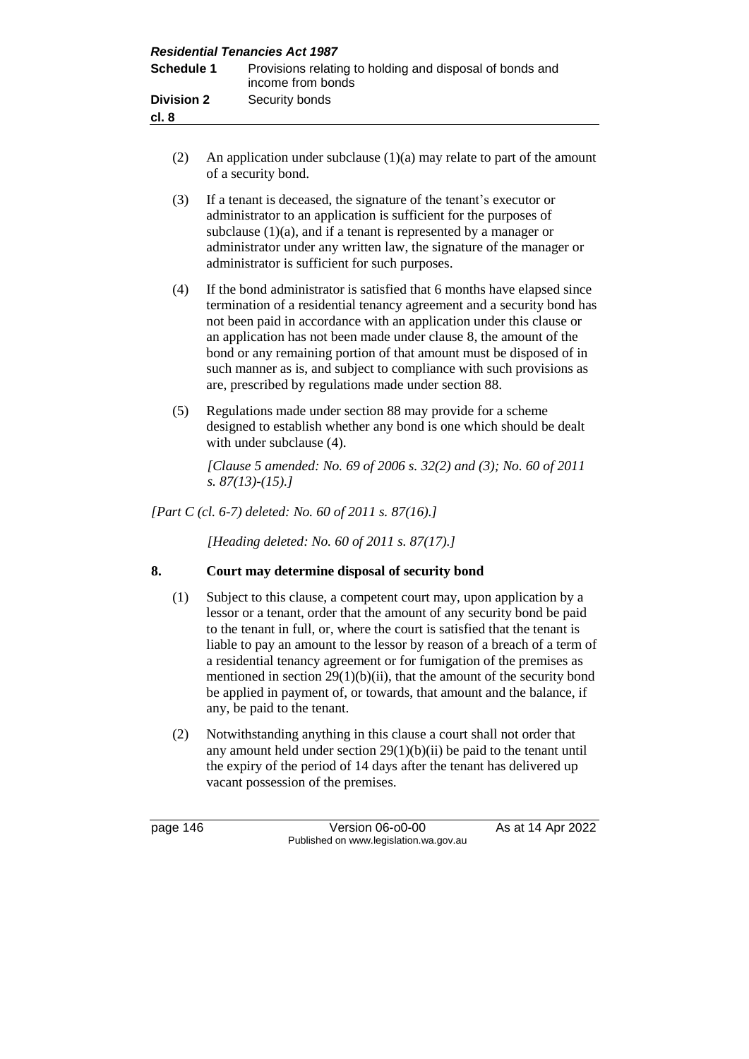(2) An application under subclause (1)(a) may relate to part of the amount of a security bond.

(3) If a tenant is deceased, the signature of the tenant's executor or administrator to an application is sufficient for the purposes of subclause (1)(a), and if a tenant is represented by a manager or administrator under any written law, the signature of the manager or administrator is sufficient for such purposes.

(4) If the bond administrator is satisfied that 6 months have elapsed since termination of a residential tenancy agreement and a security bond has not been paid in accordance with an application under this clause or an application has not been made under clause 8, the amount of the bond or any remaining portion of that amount must be disposed of in such manner as is, and subject to compliance with such provisions as are, prescribed by regulations made under section 88.

(5) Regulations made under section 88 may provide for a scheme designed to establish whether any bond is one which should be dealt with under subclause (4).

*[Clause 5 amended: No. 69 of 2006 s. 32(2) and (3); No. 60 of 2011 s. 87(13)-(15).]*

*[Part C (cl. 6-7) deleted: No. 60 of 2011 s. 87(16).]*

*[Heading deleted: No. 60 of 2011 s. 87(17).]*

## 8. Court may determine disposal of security bond

(1) Subject to this clause, a competent court may, upon application by a lessor or a tenant, order that the amount of any security bond be paid to the tenant in full, or, where the court is satisfied that the tenant is liable to pay an amount to the lessor by reason of a breach of a term of a residential tenancy agreement or for fumigation of the premises as mentioned in section 29(1)(b)(ii), that the amount of the security bond be applied in payment of, or towards, that amount and the balance, if any, be paid to the tenant.

(2) Notwithstanding anything in this clause a court shall not order that any amount held under section 29(1)(b)(ii) be paid to the tenant until the expiry of the period of 14 days after the tenant has delivered up vacant possession of the premises.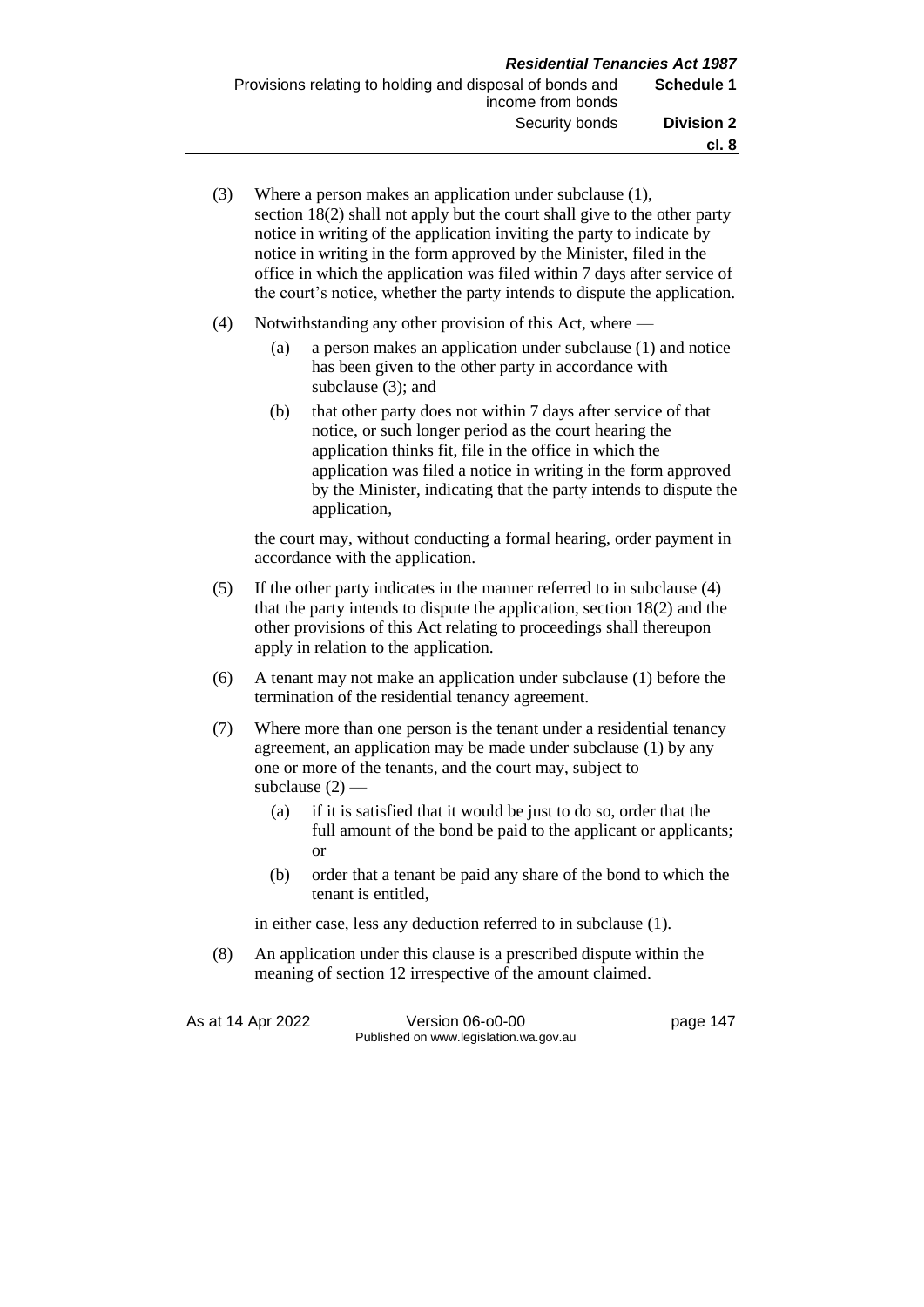(3) Where a person makes an application under subclause (1), section 18(2) shall not apply but the court shall give to the other party notice in writing of the application inviting the party to indicate by notice in writing in the form approved by the Minister, filed in the office in which the application was filed within 7 days after service of the court's notice, whether the party intends to dispute the application.

(4) Notwithstanding any other provision of this Act, where —

  (a) a person makes an application under subclause (1) and notice has been given to the other party in accordance with subclause (3); and

  (b) that other party does not within 7 days after service of that notice, or such longer period as the court hearing the application thinks fit, file in the office in which the application was filed a notice in writing in the form approved by the Minister, indicating that the party intends to dispute the application,

the court may, without conducting a formal hearing, order payment in accordance with the application.

(5) If the other party indicates in the manner referred to in subclause (4) that the party intends to dispute the application, section 18(2) and the other provisions of this Act relating to proceedings shall thereupon apply in relation to the application.

(6) A tenant may not make an application under subclause (1) before the termination of the residential tenancy agreement.

(7) Where more than one person is the tenant under a residential tenancy agreement, an application may be made under subclause (1) by any one or more of the tenants, and the court may, subject to subclause (2) —

  (a) if it is satisfied that it would be just to do so, order that the full amount of the bond be paid to the applicant or applicants; or

  (b) order that a tenant be paid any share of the bond to which the tenant is entitled,

in either case, less any deduction referred to in subclause (1).

(8) An application under this clause is a prescribed dispute within the meaning of section 12 irrespective of the amount claimed.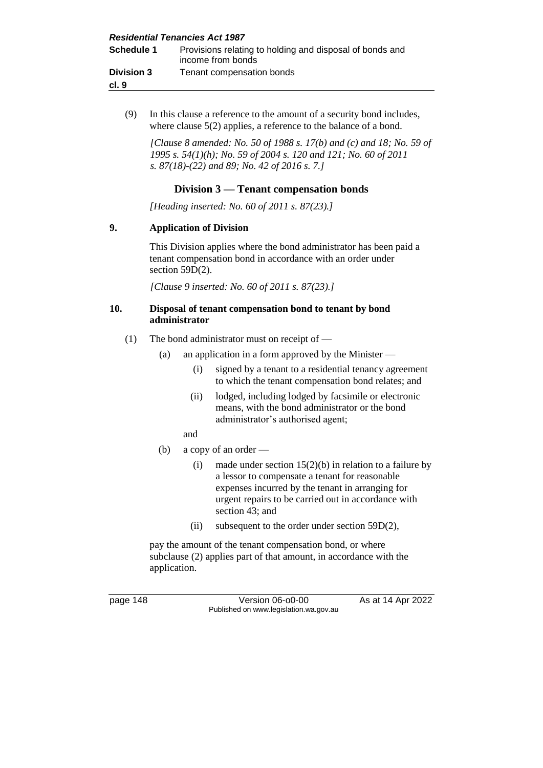(9) In this clause a reference to the amount of a security bond includes, where clause 5(2) applies, a reference to the balance of a bond.

*[Clause 8 amended: No. 50 of 1988 s. 17(b) and (c) and 18; No. 59 of 1995 s. 54(1)(h); No. 59 of 2004 s. 120 and 121; No. 60 of 2011 s. 87(18)-(22) and 89; No. 42 of 2016 s. 7.]*

## Division 3 — Tenant compensation bonds

*[Heading inserted: No. 60 of 2011 s. 87(23).]*

### 9. Application of Division

This Division applies where the bond administrator has been paid a tenant compensation bond in accordance with an order under section 59D(2).

*[Clause 9 inserted: No. 60 of 2011 s. 87(23).]*

### 10. Disposal of tenant compensation bond to tenant by bond administrator

(1) The bond administrator must on receipt of —

- (a) an application in a form approved by the Minister —
  - (i) signed by a tenant to a residential tenancy agreement to which the tenant compensation bond relates; and
  - (ii) lodged, including lodged by facsimile or electronic means, with the bond administrator or the bond administrator's authorised agent;

  and

- (b) a copy of an order —
  - (i) made under section 15(2)(b) in relation to a failure by a lessor to compensate a tenant for reasonable expenses incurred by the tenant in arranging for urgent repairs to be carried out in accordance with section 43; and
  - (ii) subsequent to the order under section 59D(2),

pay the amount of the tenant compensation bond, or where subclause (2) applies part of that amount, in accordance with the application.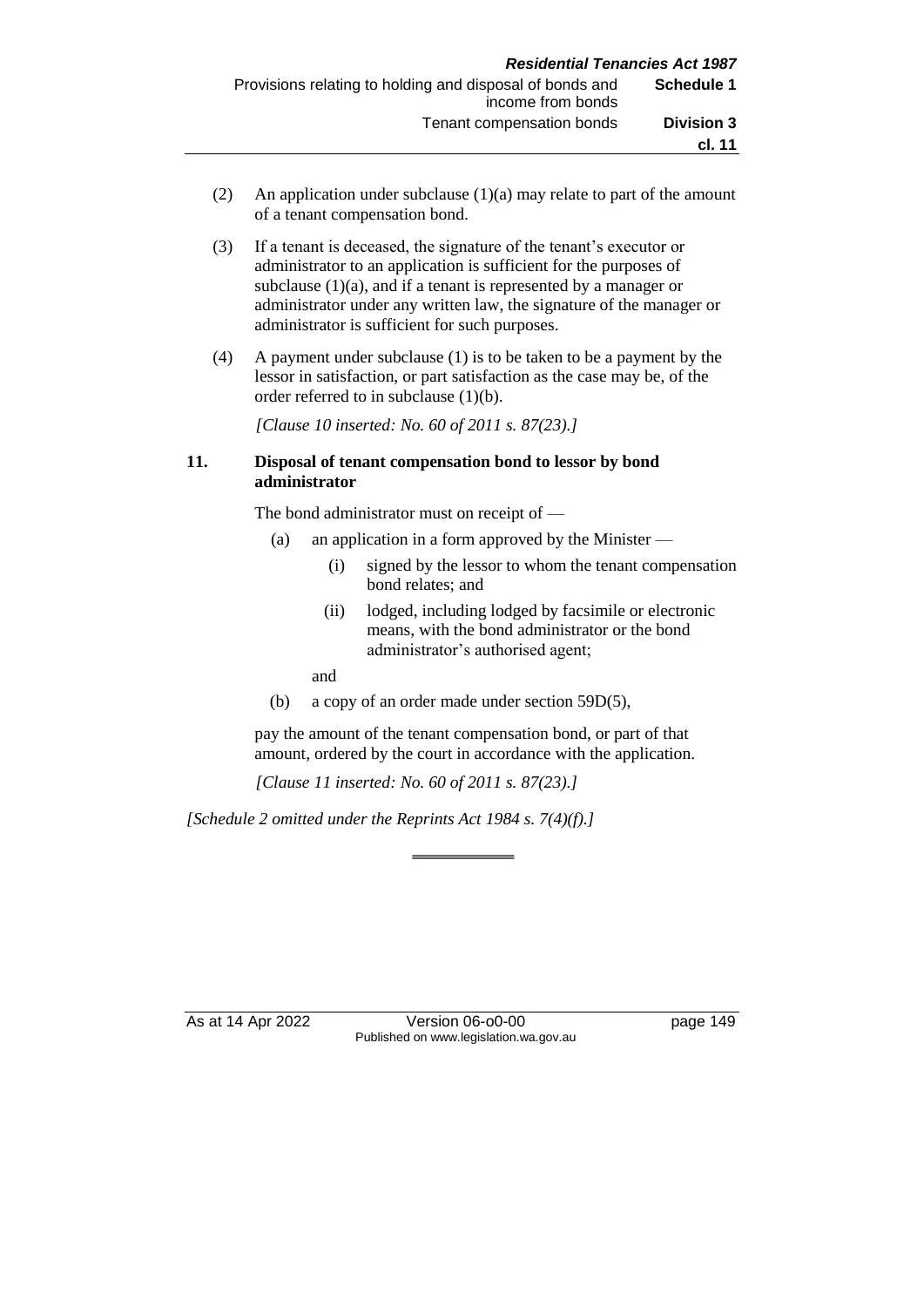(2) An application under subclause (1)(a) may relate to part of the amount of a tenant compensation bond.

(3) If a tenant is deceased, the signature of the tenant's executor or administrator to an application is sufficient for the purposes of subclause (1)(a), and if a tenant is represented by a manager or administrator under any written law, the signature of the manager or administrator is sufficient for such purposes.

(4) A payment under subclause (1) is to be taken to be a payment by the lessor in satisfaction, or part satisfaction as the case may be, of the order referred to in subclause (1)(b).

*[Clause 10 inserted: No. 60 of 2011 s. 87(23).]*

### 11. Disposal of tenant compensation bond to lessor by bond administrator

The bond administrator must on receipt of —

(a) an application in a form approved by the Minister —

(i) signed by the lessor to whom the tenant compensation bond relates; and

(ii) lodged, including lodged by facsimile or electronic means, with the bond administrator or the bond administrator's authorised agent;

and

(b) a copy of an order made under section 59D(5),

pay the amount of the tenant compensation bond, or part of that amount, ordered by the court in accordance with the application.

*[Clause 11 inserted: No. 60 of 2011 s. 87(23).]*

*[Schedule 2 omitted under the Reprints Act 1984 s. 7(4)(f).]*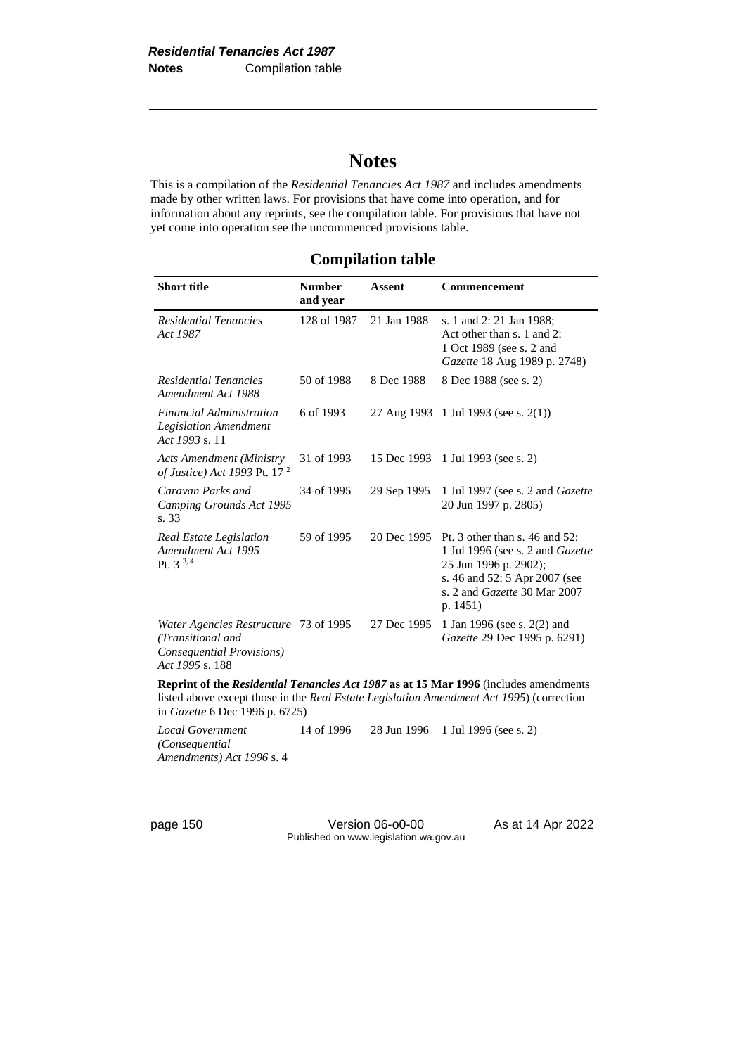# Notes

This is a compilation of the *Residential Tenancies Act 1987* and includes amendments made by other written laws. For provisions that have come into operation, and for information about any reprints, see the compilation table. For provisions that have not yet come into operation see the uncommenced provisions table.

## Compilation table

| Short title | Number and year | Assent | Commencement |
|---|---|---|---|
| *Residential Tenancies Act 1987* | 128 of 1987 | 21 Jan 1988 | s. 1 and 2: 21 Jan 1988; Act other than s. 1 and 2: 1 Oct 1989 (see s. 2 and *Gazette* 18 Aug 1989 p. 2748) |
| *Residential Tenancies Amendment Act 1988* | 50 of 1988 | 8 Dec 1988 | 8 Dec 1988 (see s. 2) |
| *Financial Administration Legislation Amendment Act 1993* s. 11 | 6 of 1993 | 27 Aug 1993 | 1 Jul 1993 (see s. 2(1)) |
| *Acts Amendment (Ministry of Justice) Act 1993* Pt. 17 [2] | 31 of 1993 | 15 Dec 1993 | 1 Jul 1993 (see s. 2) |
| *Caravan Parks and Camping Grounds Act 1995* s. 33 | 34 of 1995 | 29 Sep 1995 | 1 Jul 1997 (see s. 2 and *Gazette* 20 Jun 1997 p. 2805) |
| *Real Estate Legislation Amendment Act 1995* Pt. 3 [3, 4] | 59 of 1995 | 20 Dec 1995 | Pt. 3 other than s. 46 and 52: 1 Jul 1996 (see s. 2 and *Gazette* 25 Jun 1996 p. 2902); s. 46 and 52: 5 Apr 2007 (see s. 2 and *Gazette* 30 Mar 2007 p. 1451) |
| *Water Agencies Restructure (Transitional and Consequential Provisions) Act 1995* s. 188 | 73 of 1995 | 27 Dec 1995 | 1 Jan 1996 (see s. 2(2) and *Gazette* 29 Dec 1995 p. 6291) |
| **Reprint of the *Residential Tenancies Act 1987* as at 15 Mar 1996** (includes amendments listed above except those in the *Real Estate Legislation Amendment Act 1995*) (correction in *Gazette* 6 Dec 1996 p. 6725) | | | |
| *Local Government (Consequential Amendments) Act 1996* s. 4 | 14 of 1996 | 28 Jun 1996 | 1 Jul 1996 (see s. 2) |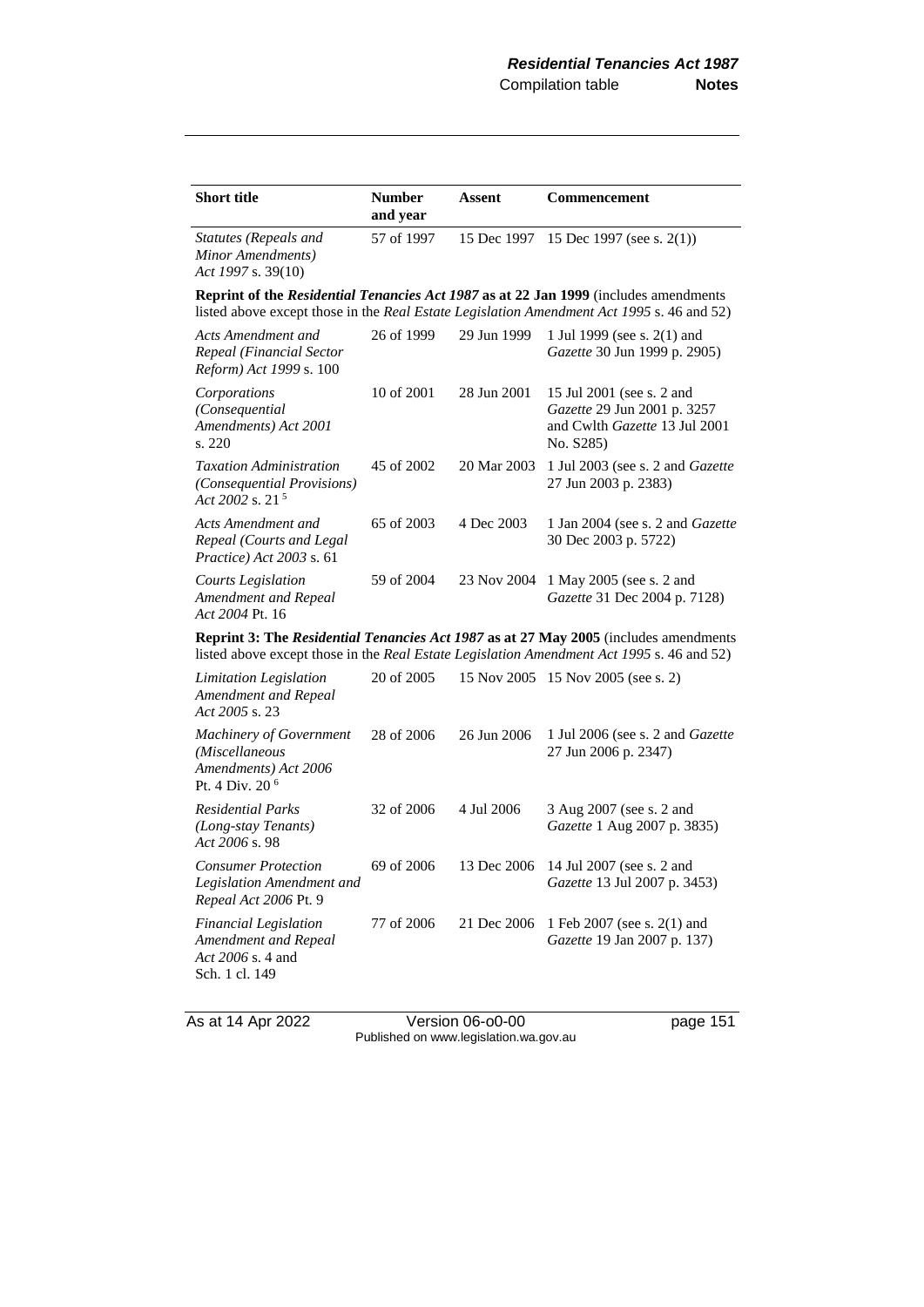| Short title | Number and year | Assent | Commencement |
|---|---|---|---|
| *Statutes (Repeals and Minor Amendments) Act 1997* s. 39(10) | 57 of 1997 | 15 Dec 1997 | 15 Dec 1997 (see s. 2(1)) |
| **Reprint of the *Residential Tenancies Act 1987* as at 22 Jan 1999** (includes amendments listed above except those in the *Real Estate Legislation Amendment Act 1995* s. 46 and 52) | | | |
| *Acts Amendment and Repeal (Financial Sector Reform) Act 1999* s. 100 | 26 of 1999 | 29 Jun 1999 | 1 Jul 1999 (see s. 2(1) and *Gazette* 30 Jun 1999 p. 2905) |
| *Corporations (Consequential Amendments) Act 2001* s. 220 | 10 of 2001 | 28 Jun 2001 | 15 Jul 2001 (see s. 2 and *Gazette* 29 Jun 2001 p. 3257 and Cwlth *Gazette* 13 Jul 2001 No. S285) |
| *Taxation Administration (Consequential Provisions) Act 2002* s. 21 [5] | 45 of 2002 | 20 Mar 2003 | 1 Jul 2003 (see s. 2 and *Gazette* 27 Jun 2003 p. 2383) |
| *Acts Amendment and Repeal (Courts and Legal Practice) Act 2003* s. 61 | 65 of 2003 | 4 Dec 2003 | 1 Jan 2004 (see s. 2 and *Gazette* 30 Dec 2003 p. 5722) |
| *Courts Legislation Amendment and Repeal Act 2004* Pt. 16 | 59 of 2004 | 23 Nov 2004 | 1 May 2005 (see s. 2 and *Gazette* 31 Dec 2004 p. 7128) |
| **Reprint 3: The *Residential Tenancies Act 1987* as at 27 May 2005** (includes amendments listed above except those in the *Real Estate Legislation Amendment Act 1995* s. 46 and 52) | | | |
| *Limitation Legislation Amendment and Repeal Act 2005* s. 23 | 20 of 2005 | 15 Nov 2005 | 15 Nov 2005 (see s. 2) |
| *Machinery of Government (Miscellaneous Amendments) Act 2006* Pt. 4 Div. 20 [6] | 28 of 2006 | 26 Jun 2006 | 1 Jul 2006 (see s. 2 and *Gazette* 27 Jun 2006 p. 2347) |
| *Residential Parks (Long-stay Tenants) Act 2006* s. 98 | 32 of 2006 | 4 Jul 2006 | 3 Aug 2007 (see s. 2 and *Gazette* 1 Aug 2007 p. 3835) |
| *Consumer Protection Legislation Amendment and Repeal Act 2006* Pt. 9 | 69 of 2006 | 13 Dec 2006 | 14 Jul 2007 (see s. 2 and *Gazette* 13 Jul 2007 p. 3453) |
| *Financial Legislation Amendment and Repeal Act 2006* s. 4 and Sch. 1 cl. 149 | 77 of 2006 | 21 Dec 2006 | 1 Feb 2007 (see s. 2(1) and *Gazette* 19 Jan 2007 p. 137) |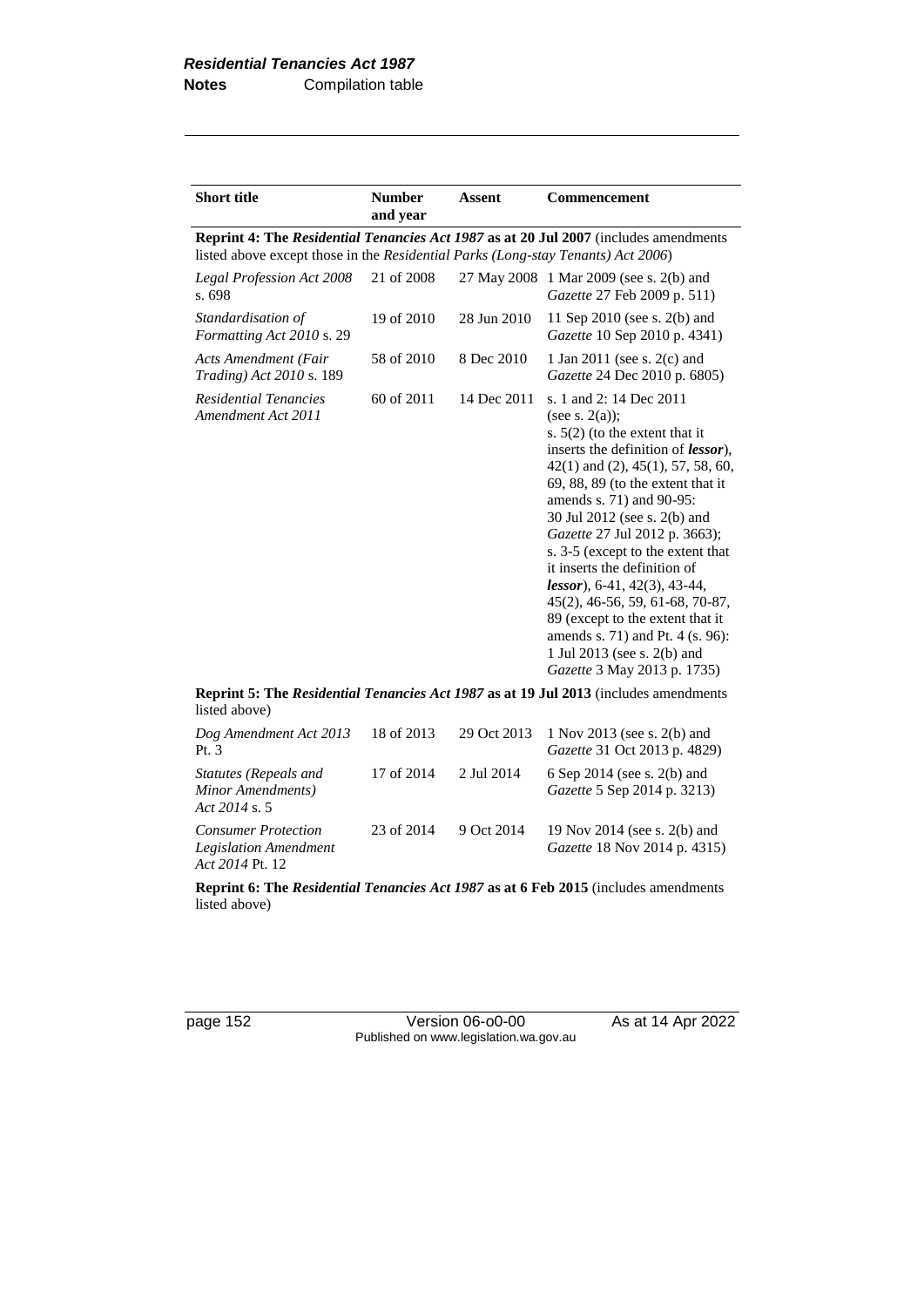| Short title | Number and year | Assent | Commencement |
|---|---|---|---|
| **Reprint 4: The *Residential Tenancies Act 1987* as at 20 Jul 2007** (includes amendments listed above except those in the *Residential Parks (Long-stay Tenants) Act 2006*) | | | |
| *Legal Profession Act 2008* s. 698 | 21 of 2008 | 27 May 2008 | 1 Mar 2009 (see s. 2(b) and *Gazette* 27 Feb 2009 p. 511) |
| *Standardisation of Formatting Act 2010* s. 29 | 19 of 2010 | 28 Jun 2010 | 11 Sep 2010 (see s. 2(b) and *Gazette* 10 Sep 2010 p. 4341) |
| *Acts Amendment (Fair Trading) Act 2010* s. 189 | 58 of 2010 | 8 Dec 2010 | 1 Jan 2011 (see s. 2(c) and *Gazette* 24 Dec 2010 p. 6805) |
| *Residential Tenancies Amendment Act 2011* | 60 of 2011 | 14 Dec 2011 | s. 1 and 2: 14 Dec 2011 (see s. 2(a)); s. 5(2) (to the extent that it inserts the definition of ***lessor***), 42(1) and (2), 45(1), 57, 58, 60, 69, 88, 89 (to the extent that it amends s. 71) and 90-95: 30 Jul 2012 (see s. 2(b) and *Gazette* 27 Jul 2012 p. 3663); s. 3-5 (except to the extent that it inserts the definition of ***lessor***), 6-41, 42(3), 43-44, 45(2), 46-56, 59, 61-68, 70-87, 89 (except to the extent that it amends s. 71) and Pt. 4 (s. 96): 1 Jul 2013 (see s. 2(b) and *Gazette* 3 May 2013 p. 1735) |
| **Reprint 5: The *Residential Tenancies Act 1987* as at 19 Jul 2013** (includes amendments listed above) | | | |
| *Dog Amendment Act 2013* Pt. 3 | 18 of 2013 | 29 Oct 2013 | 1 Nov 2013 (see s. 2(b) and *Gazette* 31 Oct 2013 p. 4829) |
| *Statutes (Repeals and Minor Amendments) Act 2014* s. 5 | 17 of 2014 | 2 Jul 2014 | 6 Sep 2014 (see s. 2(b) and *Gazette* 5 Sep 2014 p. 3213) |
| *Consumer Protection Legislation Amendment Act 2014* Pt. 12 | 23 of 2014 | 9 Oct 2014 | 19 Nov 2014 (see s. 2(b) and *Gazette* 18 Nov 2014 p. 4315) |
| **Reprint 6: The *Residential Tenancies Act 1987* as at 6 Feb 2015** (includes amendments listed above) | | | |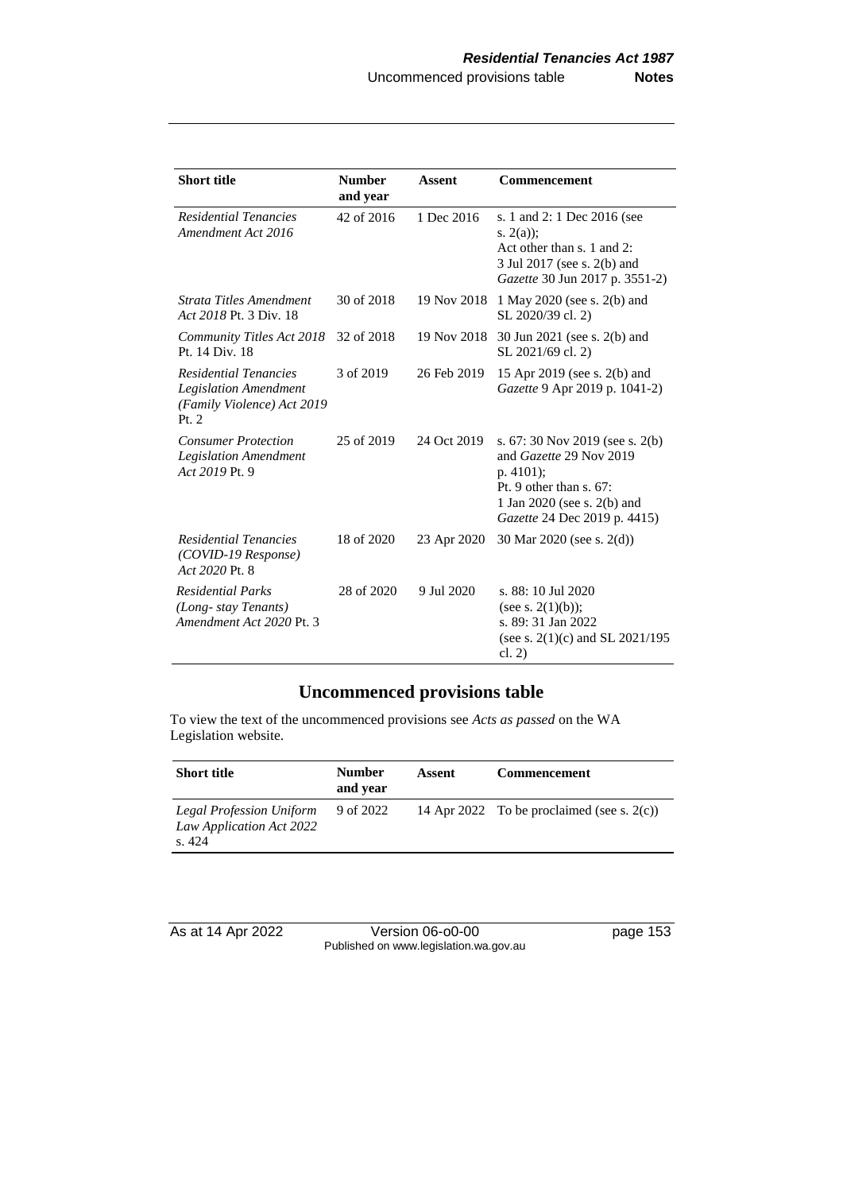| Short title | Number and year | Assent | Commencement |
|---|---|---|---|
| *Residential Tenancies Amendment Act 2016* | 42 of 2016 | 1 Dec 2016 | s. 1 and 2: 1 Dec 2016 (see s. 2(a)); Act other than s. 1 and 2: 3 Jul 2017 (see s. 2(b) and *Gazette* 30 Jun 2017 p. 3551-2) |
| *Strata Titles Amendment Act 2018* Pt. 3 Div. 18 | 30 of 2018 | 19 Nov 2018 | 1 May 2020 (see s. 2(b) and SL 2020/39 cl. 2) |
| *Community Titles Act 2018* Pt. 14 Div. 18 | 32 of 2018 | 19 Nov 2018 | 30 Jun 2021 (see s. 2(b) and SL 2021/69 cl. 2) |
| *Residential Tenancies Legislation Amendment (Family Violence) Act 2019* Pt. 2 | 3 of 2019 | 26 Feb 2019 | 15 Apr 2019 (see s. 2(b) and *Gazette* 9 Apr 2019 p. 1041-2) |
| *Consumer Protection Legislation Amendment Act 2019* Pt. 9 | 25 of 2019 | 24 Oct 2019 | s. 67: 30 Nov 2019 (see s. 2(b) and *Gazette* 29 Nov 2019 p. 4101); Pt. 9 other than s. 67: 1 Jan 2020 (see s. 2(b) and *Gazette* 24 Dec 2019 p. 4415) |
| *Residential Tenancies (COVID-19 Response) Act 2020* Pt. 8 | 18 of 2020 | 23 Apr 2020 | 30 Mar 2020 (see s. 2(d)) |
| *Residential Parks (Long- stay Tenants) Amendment Act 2020* Pt. 3 | 28 of 2020 | 9 Jul 2020 | s. 88: 10 Jul 2020 (see s. 2(1)(b)); s. 89: 31 Jan 2022 (see s. 2(1)(c) and SL 2021/195 cl. 2) |

## Uncommenced provisions table

To view the text of the uncommenced provisions see *Acts as passed* on the WA Legislation website.

| Short title | Number and year | Assent | Commencement |
|---|---|---|---|
| *Legal Profession Uniform Law Application Act 2022* s. 424 | 9 of 2022 | 14 Apr 2022 | To be proclaimed (see s. 2(c)) |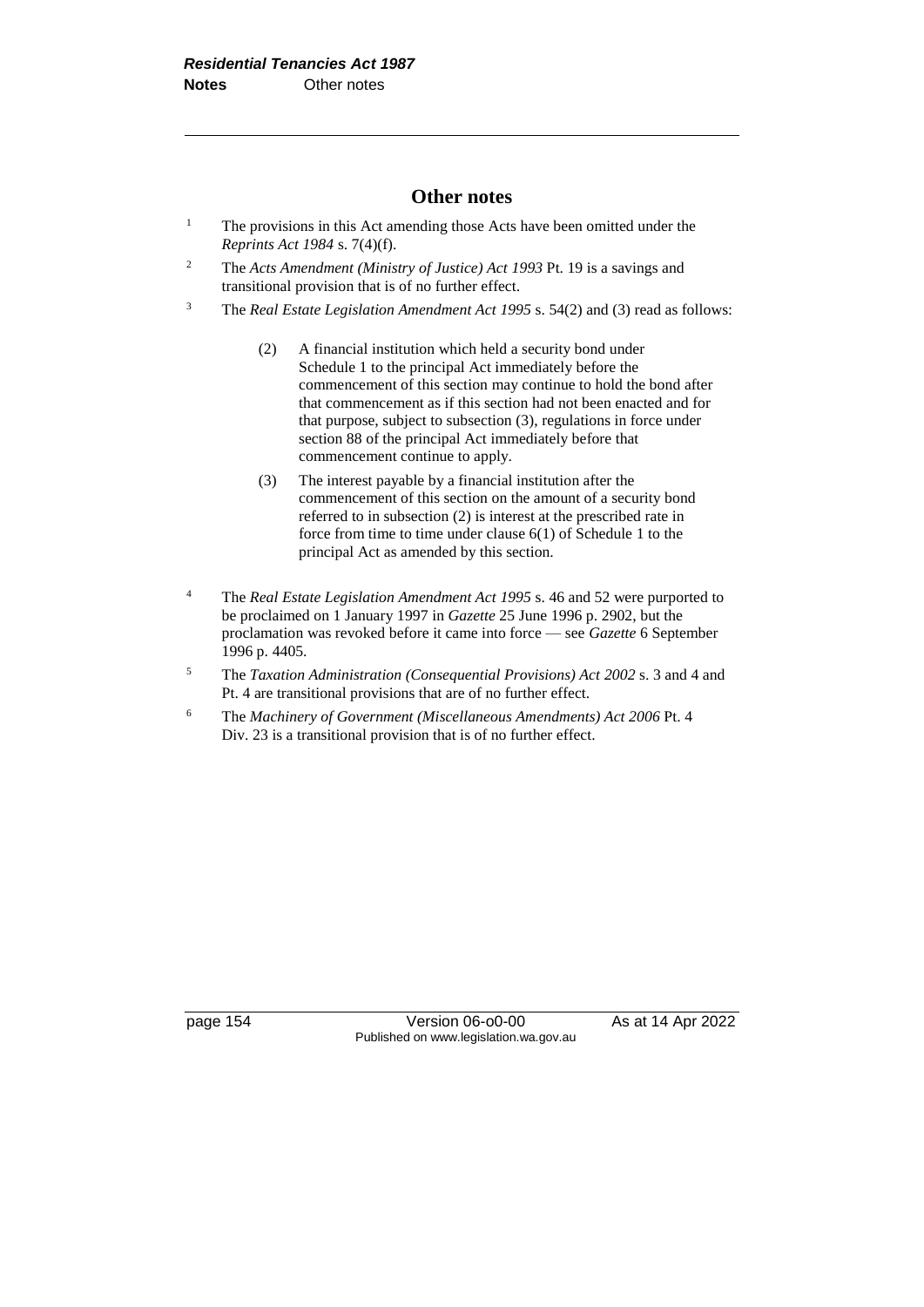## Other notes

[1] The provisions in this Act amending those Acts have been omitted under the *Reprints Act 1984* s. 7(4)(f).

[2] The *Acts Amendment (Ministry of Justice) Act 1993* Pt. 19 is a savings and transitional provision that is of no further effect.

[3] The *Real Estate Legislation Amendment Act 1995* s. 54(2) and (3) read as follows:

> (2) A financial institution which held a security bond under Schedule 1 to the principal Act immediately before the commencement of this section may continue to hold the bond after that commencement as if this section had not been enacted and for that purpose, subject to subsection (3), regulations in force under section 88 of the principal Act immediately before that commencement continue to apply.
>
> (3) The interest payable by a financial institution after the commencement of this section on the amount of a security bond referred to in subsection (2) is interest at the prescribed rate in force from time to time under clause 6(1) of Schedule 1 to the principal Act as amended by this section.

[4] The *Real Estate Legislation Amendment Act 1995* s. 46 and 52 were purported to be proclaimed on 1 January 1997 in *Gazette* 25 June 1996 p. 2902, but the proclamation was revoked before it came into force — see *Gazette* 6 September 1996 p. 4405.

[5] The *Taxation Administration (Consequential Provisions) Act 2002* s. 3 and 4 and Pt. 4 are transitional provisions that are of no further effect.

[6] The *Machinery of Government (Miscellaneous Amendments) Act 2006* Pt. 4 Div. 23 is a transitional provision that is of no further effect.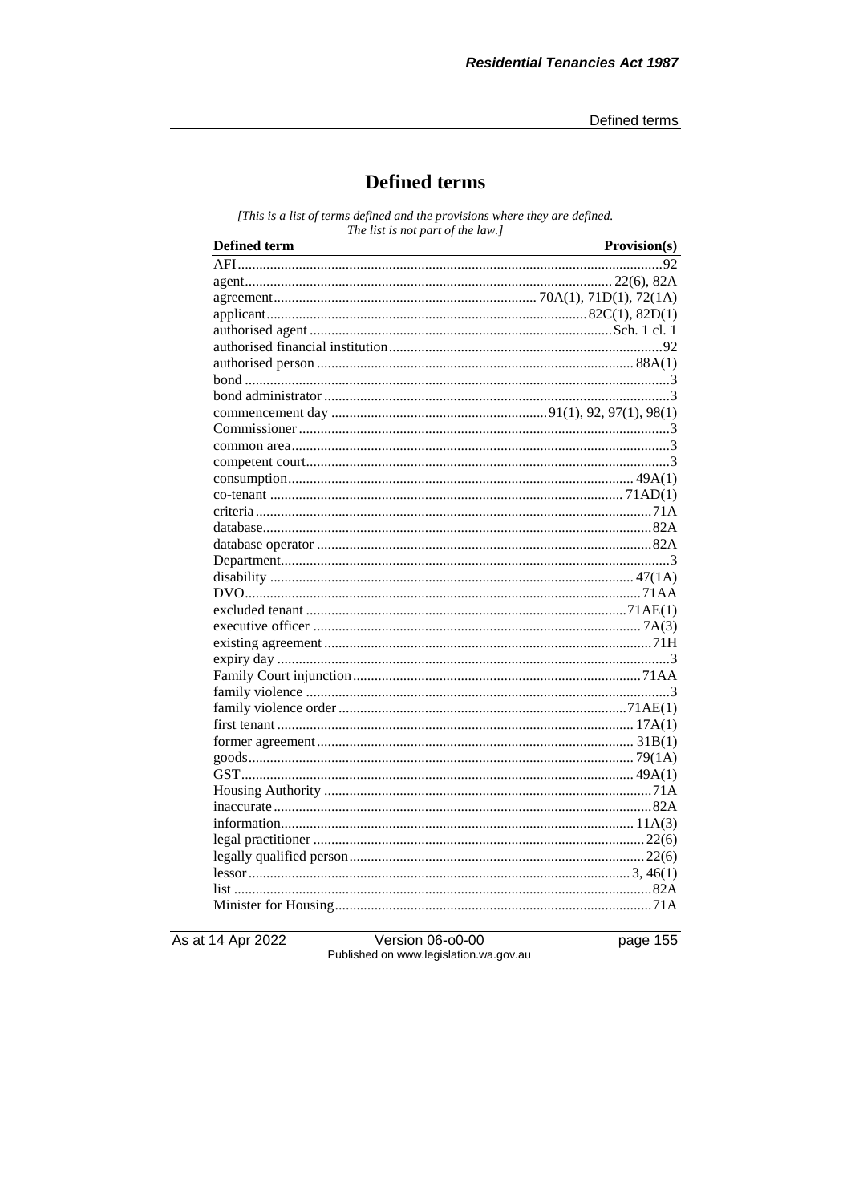# Defined terms

*[This is a list of terms defined and the provisions where they are defined. The list is not part of the law.]*

| Defined term | Provision(s) |
|---|---|
| AFI | 92 |
| agent | 22(6), 82A |
| agreement | 70A(1), 71D(1), 72(1A) |
| applicant | 82C(1), 82D(1) |
| authorised agent | Sch. 1 cl. 1 |
| authorised financial institution | 92 |
| authorised person | 88A(1) |
| bond | 3 |
| bond administrator | 3 |
| commencement day | 91(1), 92, 97(1), 98(1) |
| Commissioner | 3 |
| common area | 3 |
| competent court | 3 |
| consumption | 49A(1) |
| co-tenant | 71AD(1) |
| criteria | 71A |
| database | 82A |
| database operator | 82A |
| Department | 3 |
| disability | 47(1A) |
| DVO | 71AA |
| excluded tenant | 71AE(1) |
| executive officer | 7A(3) |
| existing agreement | 71H |
| expiry day | 3 |
| Family Court injunction | 71AA |
| family violence | 3 |
| family violence order | 71AE(1) |
| first tenant | 17A(1) |
| former agreement | 31B(1) |
| goods | 79(1A) |
| GST | 49A(1) |
| Housing Authority | 71A |
| inaccurate | 82A |
| information | 11A(3) |
| legal practitioner | 22(6) |
| legally qualified person | 22(6) |
| lessor | 3, 46(1) |
| list | 82A |
| Minister for Housing | 71A |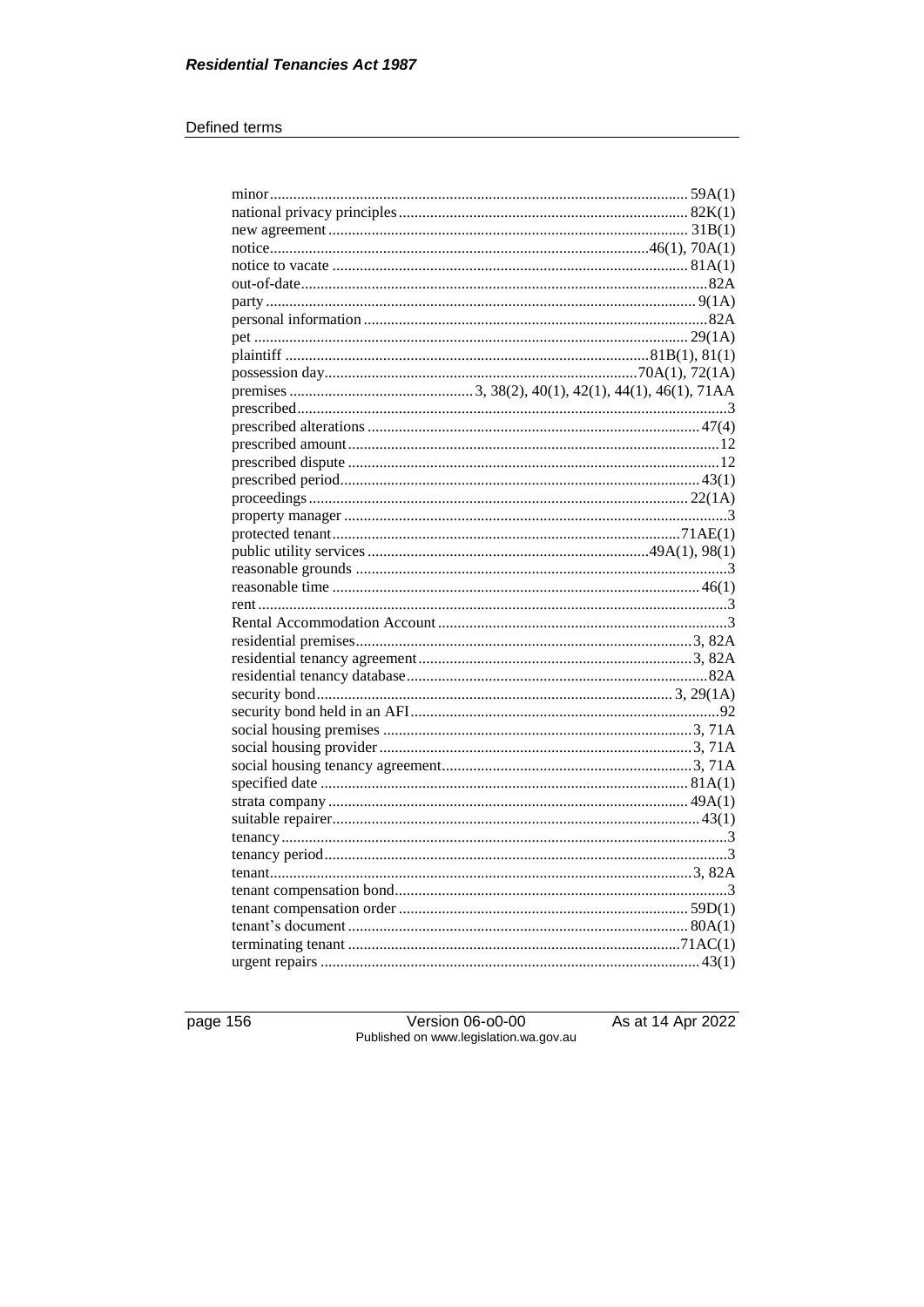## Defined terms

| | |
|---|---|
| minor | 59A(1) |
| national privacy principles | 82K(1) |
| new agreement | 31B(1) |
| notice | 46(1), 70A(1) |
| notice to vacate | 81A(1) |
| out-of-date | 82A |
| party | 9(1A) |
| personal information | 82A |
| pet | 29(1A) |
| plaintiff | 81B(1), 81(1) |
| possession day | 70A(1), 72(1A) |
| premises | 3, 38(2), 40(1), 42(1), 44(1), 46(1), 71AA |
| prescribed | 3 |
| prescribed alterations | 47(4) |
| prescribed amount | 12 |
| prescribed dispute | 12 |
| prescribed period | 43(1) |
| proceedings | 22(1A) |
| property manager | 3 |
| protected tenant | 71AE(1) |
| public utility services | 49A(1), 98(1) |
| reasonable grounds | 3 |
| reasonable time | 46(1) |
| rent | 3 |
| Rental Accommodation Account | 3 |
| residential premises | 3, 82A |
| residential tenancy agreement | 3, 82A |
| residential tenancy database | 82A |
| security bond | 3, 29(1A) |
| security bond held in an AFI | 92 |
| social housing premises | 3, 71A |
| social housing provider | 3, 71A |
| social housing tenancy agreement | 3, 71A |
| specified date | 81A(1) |
| strata company | 49A(1) |
| suitable repairer | 43(1) |
| tenancy | 3 |
| tenancy period | 3 |
| tenant | 3, 82A |
| tenant compensation bond | 3 |
| tenant compensation order | 59D(1) |
| tenant's document | 80A(1) |
| terminating tenant | 71AC(1) |
| urgent repairs | 43(1) |